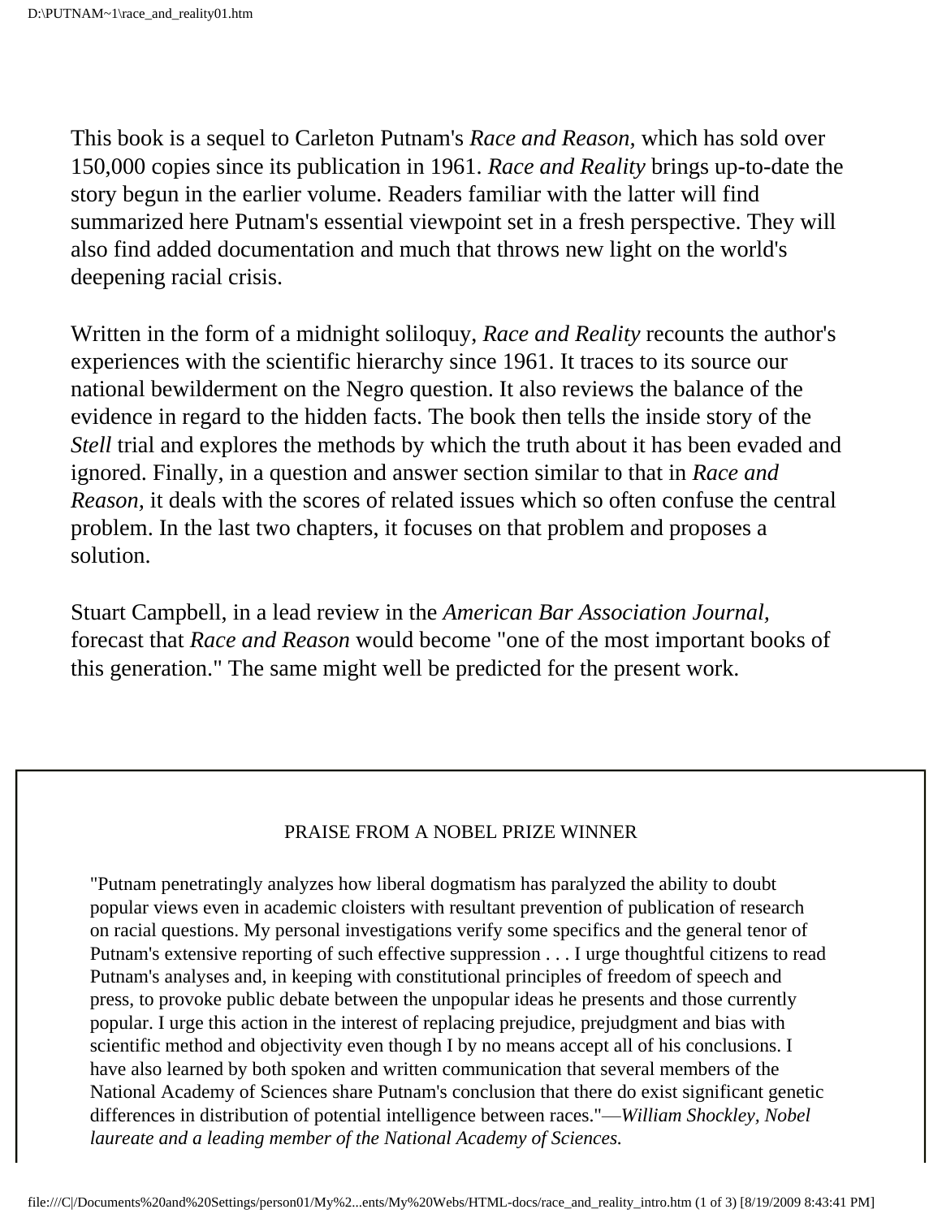This book is a sequel to Carleton Putnam's *Race and Reason,* which has sold over 150,000 copies since its publication in 1961. *Race and Reality* brings up-to-date the story begun in the earlier volume. Readers familiar with the latter will find summarized here Putnam's essential viewpoint set in a fresh perspective. They will also find added documentation and much that throws new light on the world's deepening racial crisis.

Written in the form of a midnight soliloquy, *Race and Reality* recounts the author's experiences with the scientific hierarchy since 1961. It traces to its source our national bewilderment on the Negro question. It also reviews the balance of the evidence in regard to the hidden facts. The book then tells the inside story of the *Stell* trial and explores the methods by which the truth about it has been evaded and ignored. Finally, in a question and answer section similar to that in *Race and Reason,* it deals with the scores of related issues which so often confuse the central problem. In the last two chapters, it focuses on that problem and proposes a solution.

Stuart Campbell, in a lead review in the *American Bar Association Journal,* forecast that *Race and Reason* would become "one of the most important books of this generation." The same might well be predicted for the present work.

PRAISE FROM A NOBEL PRIZE WINNER

"Putnam penetratingly analyzes how liberal dogmatism has paralyzed the ability to doubt popular views even in academic cloisters with resultant prevention of publication of research on racial questions. My personal investigations verify some specifics and the general tenor of Putnam's extensive reporting of such effective suppression . . . I urge thoughtful citizens to read Putnam's analyses and, in keeping with constitutional principles of freedom of speech and press, to provoke public debate between the unpopular ideas he presents and those currently popular. I urge this action in the interest of replacing prejudice, prejudgment and bias with scientific method and objectivity even though I by no means accept all of his conclusions. I have also learned by both spoken and written communication that several members of the National Academy of Sciences share Putnam's conclusion that there do exist significant genetic differences in distribution of potential intelligence between races."—*William Shockley, Nobel laureate and a leading member of the National Academy of Sciences.*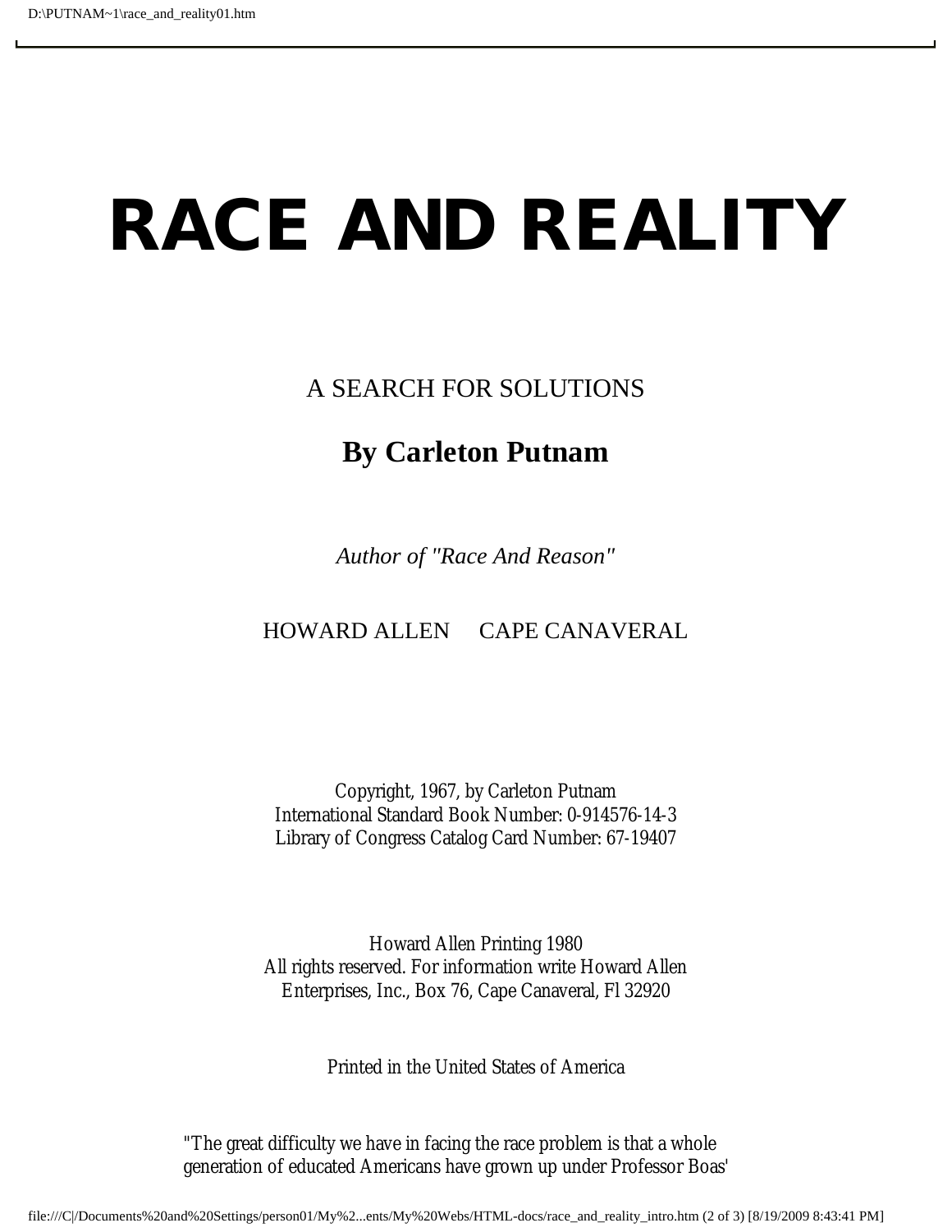# RACE AND REALITY

A SEARCH FOR SOLUTIONS

## By Carleton Putnam

*Author of "Race And Reason"*

HOWARD ALLEN CAPE CANAVERAL

Copyright, 1967, by Carleton Putnam
International Standard Book Number: 0-914576-14-3
Library of Congress Catalog Card Number: 67-19407

Howard Allen Printing 1980
All rights reserved. For information write Howard Allen Enterprises, Inc., Box 76, Cape Canaveral, Fl 32920

Printed in the United States of America

"The great difficulty we have in facing the race problem is that a whole generation of educated Americans have grown up under Professor Boas'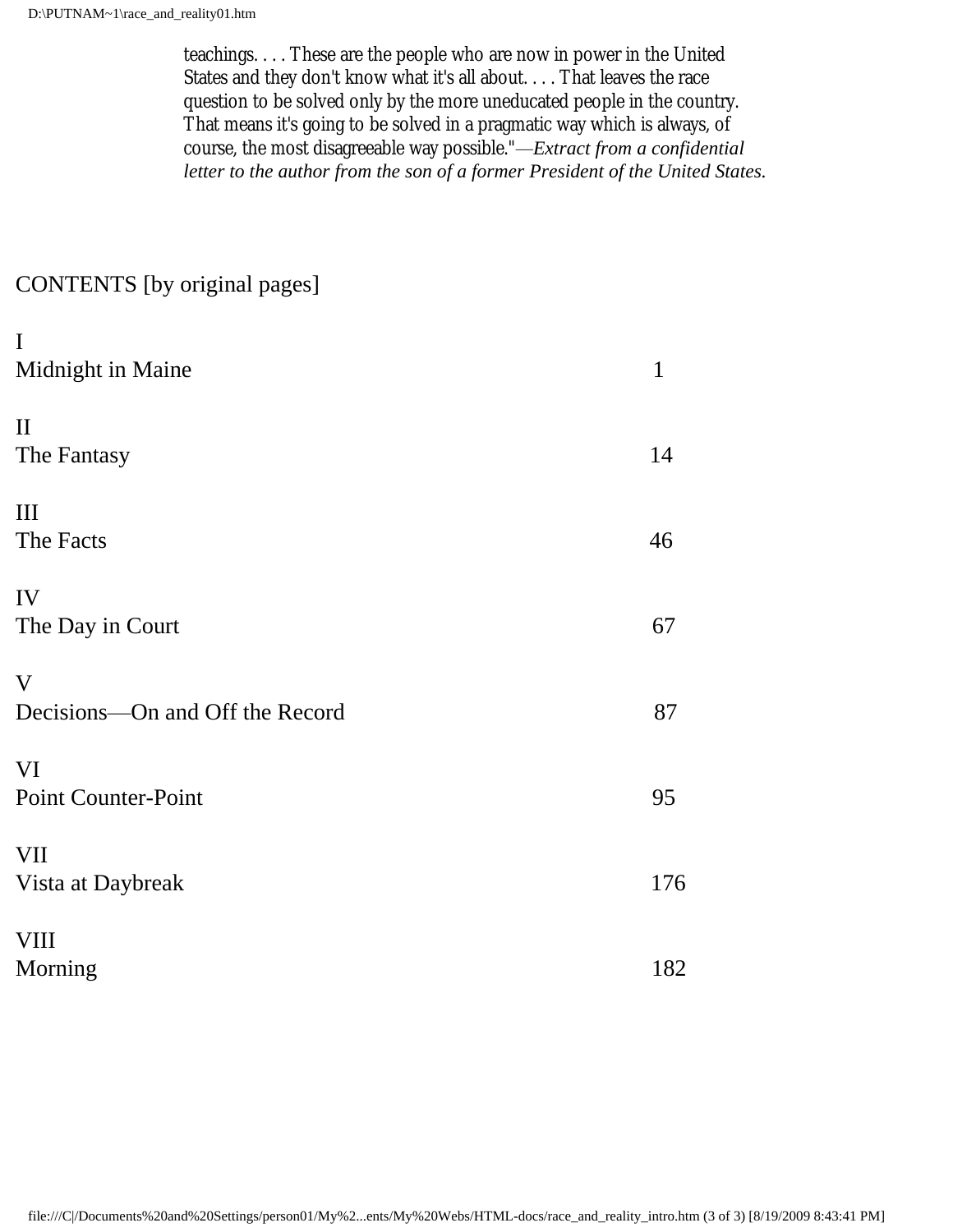teachings. . . . These are the people who are now in power in the United States and they don't know what it's all about. . . . That leaves the race question to be solved only by the more uneducated people in the country. That means it's going to be solved in a pragmatic way which is always, of course, the most disagreeable way possible."—*Extract from a confidential letter to the author from the son of a former President of the United States.*

## CONTENTS [by original pages]

| | | |
|---|---|---|
| I | Midnight in Maine | 1 |
| II | The Fantasy | 14 |
| III | The Facts | 46 |
| IV | The Day in Court | 67 |
| V | Decisions—On and Off the Record | 87 |
| VI | Point Counter-Point | 95 |
| VII | Vista at Daybreak | 176 |
| VIII | Morning | 182 |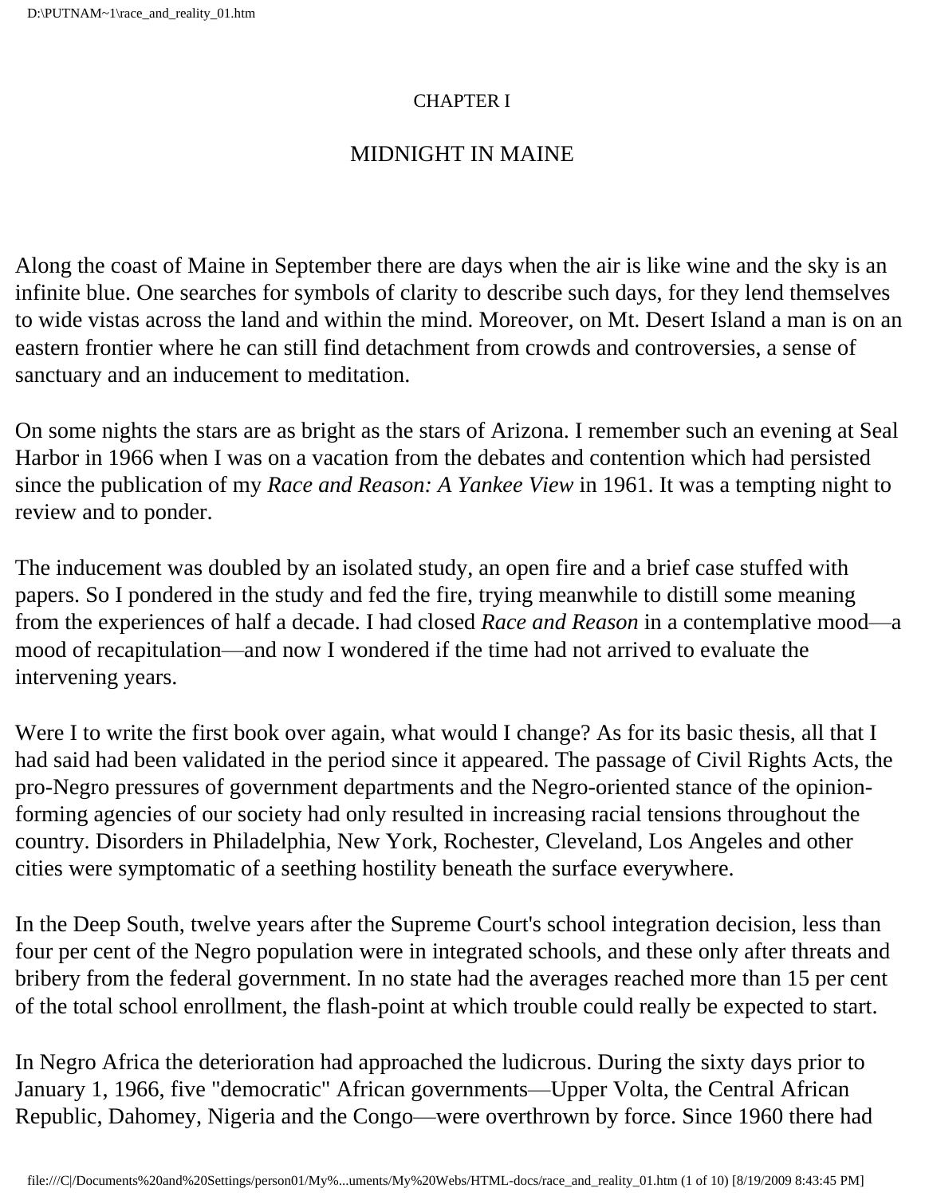CHAPTER I

# MIDNIGHT IN MAINE

Along the coast of Maine in September there are days when the air is like wine and the sky is an infinite blue. One searches for symbols of clarity to describe such days, for they lend themselves to wide vistas across the land and within the mind. Moreover, on Mt. Desert Island a man is on an eastern frontier where he can still find detachment from crowds and controversies, a sense of sanctuary and an inducement to meditation.

On some nights the stars are as bright as the stars of Arizona. I remember such an evening at Seal Harbor in 1966 when I was on a vacation from the debates and contention which had persisted since the publication of my *Race and Reason: A Yankee View* in 1961. It was a tempting night to review and to ponder.

The inducement was doubled by an isolated study, an open fire and a brief case stuffed with papers. So I pondered in the study and fed the fire, trying meanwhile to distill some meaning from the experiences of half a decade. I had closed *Race and Reason* in a contemplative mood—a mood of recapitulation—and now I wondered if the time had not arrived to evaluate the intervening years.

Were I to write the first book over again, what would I change? As for its basic thesis, all that I had said had been validated in the period since it appeared. The passage of Civil Rights Acts, the pro-Negro pressures of government departments and the Negro-oriented stance of the opinion-forming agencies of our society had only resulted in increasing racial tensions throughout the country. Disorders in Philadelphia, New York, Rochester, Cleveland, Los Angeles and other cities were symptomatic of a seething hostility beneath the surface everywhere.

In the Deep South, twelve years after the Supreme Court's school integration decision, less than four per cent of the Negro population were in integrated schools, and these only after threats and bribery from the federal government. In no state had the averages reached more than 15 per cent of the total school enrollment, the flash-point at which trouble could really be expected to start.

In Negro Africa the deterioration had approached the ludicrous. During the sixty days prior to January 1, 1966, five "democratic" African governments—Upper Volta, the Central African Republic, Dahomey, Nigeria and the Congo—were overthrown by force. Since 1960 there had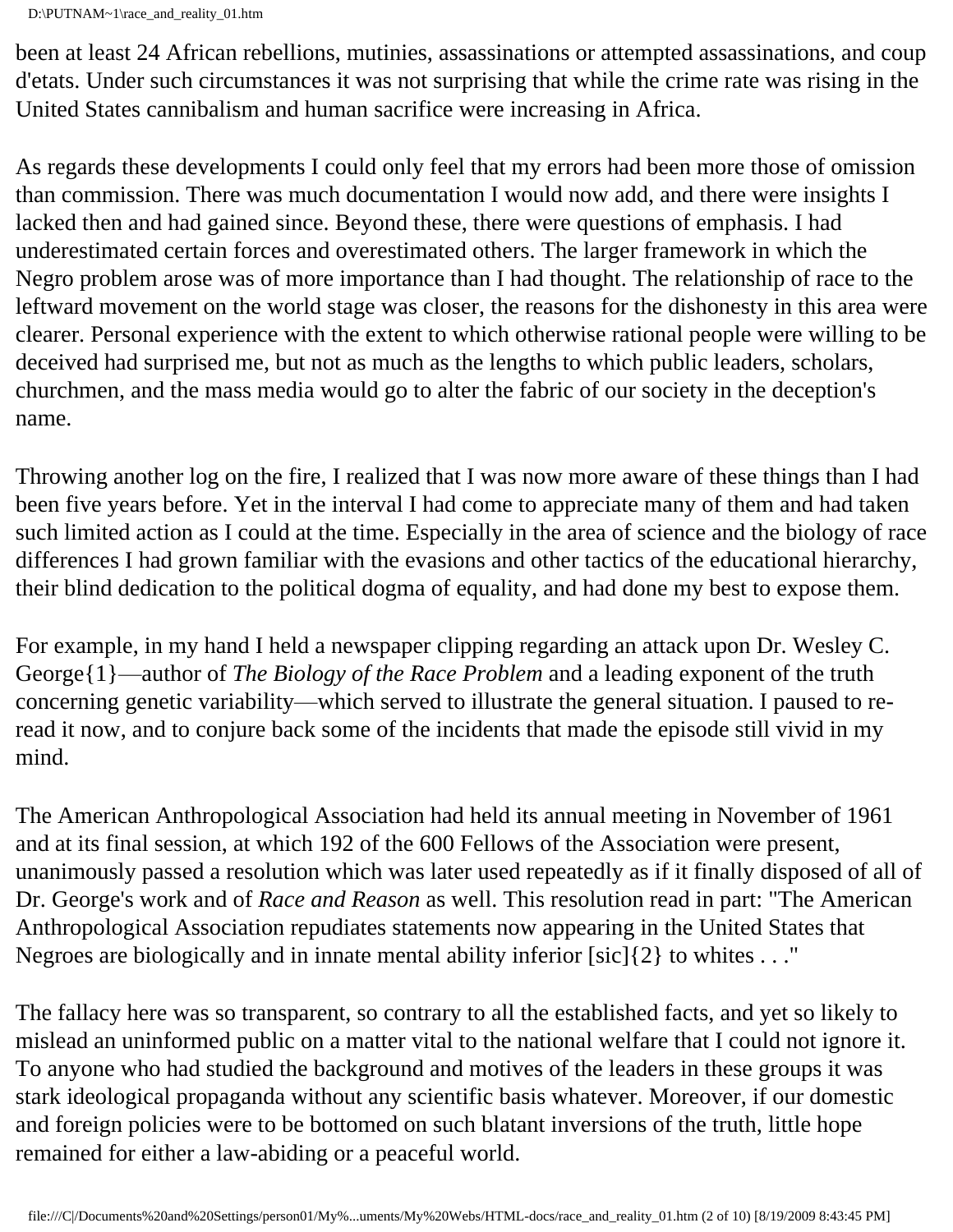been at least 24 African rebellions, mutinies, assassinations or attempted assassinations, and coup d'etats. Under such circumstances it was not surprising that while the crime rate was rising in the United States cannibalism and human sacrifice were increasing in Africa.

As regards these developments I could only feel that my errors had been more those of omission than commission. There was much documentation I would now add, and there were insights I lacked then and had gained since. Beyond these, there were questions of emphasis. I had underestimated certain forces and overestimated others. The larger framework in which the Negro problem arose was of more importance than I had thought. The relationship of race to the leftward movement on the world stage was closer, the reasons for the dishonesty in this area were clearer. Personal experience with the extent to which otherwise rational people were willing to be deceived had surprised me, but not as much as the lengths to which public leaders, scholars, churchmen, and the mass media would go to alter the fabric of our society in the deception's name.

Throwing another log on the fire, I realized that I was now more aware of these things than I had been five years before. Yet in the interval I had come to appreciate many of them and had taken such limited action as I could at the time. Especially in the area of science and the biology of race differences I had grown familiar with the evasions and other tactics of the educational hierarchy, their blind dedication to the political dogma of equality, and had done my best to expose them.

For example, in my hand I held a newspaper clipping regarding an attack upon Dr. Wesley C. George{1}—author of *The Biology of the Race Problem* and a leading exponent of the truth concerning genetic variability—which served to illustrate the general situation. I paused to re-read it now, and to conjure back some of the incidents that made the episode still vivid in my mind.

The American Anthropological Association had held its annual meeting in November of 1961 and at its final session, at which 192 of the 600 Fellows of the Association were present, unanimously passed a resolution which was later used repeatedly as if it finally disposed of all of Dr. George's work and of *Race and Reason* as well. This resolution read in part: "The American Anthropological Association repudiates statements now appearing in the United States that Negroes are biologically and in innate mental ability inferior [sic]{2} to whites . . ."

The fallacy here was so transparent, so contrary to all the established facts, and yet so likely to mislead an uninformed public on a matter vital to the national welfare that I could not ignore it. To anyone who had studied the background and motives of the leaders in these groups it was stark ideological propaganda without any scientific basis whatever. Moreover, if our domestic and foreign policies were to be bottomed on such blatant inversions of the truth, little hope remained for either a law-abiding or a peaceful world.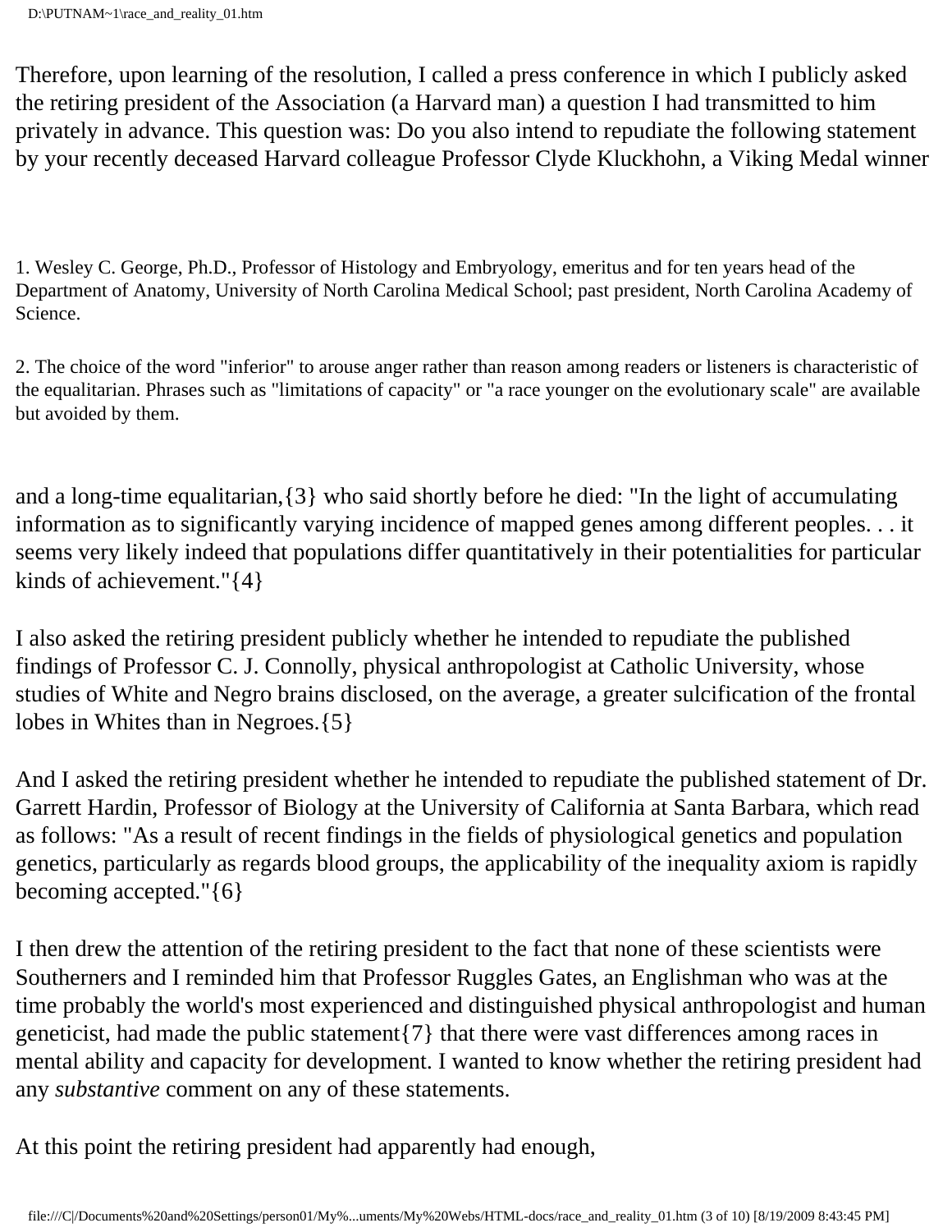Therefore, upon learning of the resolution, I called a press conference in which I publicly asked the retiring president of the Association (a Harvard man) a question I had transmitted to him privately in advance. This question was: Do you also intend to repudiate the following statement by your recently deceased Harvard colleague Professor Clyde Kluckhohn, a Viking Medal winner

1. Wesley C. George, Ph.D., Professor of Histology and Embryology, emeritus and for ten years head of the Department of Anatomy, University of North Carolina Medical School; past president, North Carolina Academy of Science.

2. The choice of the word "inferior" to arouse anger rather than reason among readers or listeners is characteristic of the equalitarian. Phrases such as "limitations of capacity" or "a race younger on the evolutionary scale" are available but avoided by them.

and a long-time equalitarian,{3} who said shortly before he died: "In the light of accumulating information as to significantly varying incidence of mapped genes among different peoples. . . it seems very likely indeed that populations differ quantitatively in their potentialities for particular kinds of achievement."{4}

I also asked the retiring president publicly whether he intended to repudiate the published findings of Professor C. J. Connolly, physical anthropologist at Catholic University, whose studies of White and Negro brains disclosed, on the average, a greater sulcification of the frontal lobes in Whites than in Negroes.{5}

And I asked the retiring president whether he intended to repudiate the published statement of Dr. Garrett Hardin, Professor of Biology at the University of California at Santa Barbara, which read as follows: "As a result of recent findings in the fields of physiological genetics and population genetics, particularly as regards blood groups, the applicability of the inequality axiom is rapidly becoming accepted."{6}

I then drew the attention of the retiring president to the fact that none of these scientists were Southerners and I reminded him that Professor Ruggles Gates, an Englishman who was at the time probably the world's most experienced and distinguished physical anthropologist and human geneticist, had made the public statement{7} that there were vast differences among races in mental ability and capacity for development. I wanted to know whether the retiring president had any *substantive* comment on any of these statements.

At this point the retiring president had apparently had enough,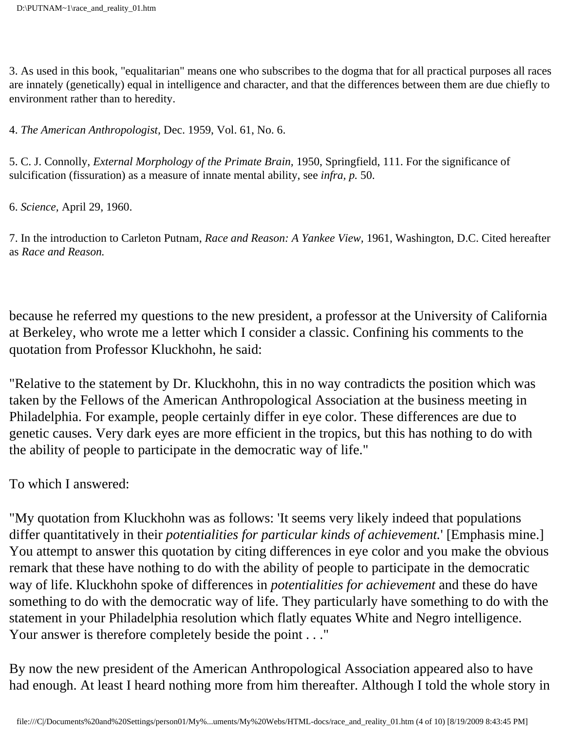3. As used in this book, "equalitarian" means one who subscribes to the dogma that for all practical purposes all races are innately (genetically) equal in intelligence and character, and that the differences between them are due chiefly to environment rather than to heredity.

4. *The American Anthropologist,* Dec. 1959, Vol. 61, No. 6.

5. C. J. Connolly, *External Morphology of the Primate Brain,* 1950, Springfield, 111. For the significance of sulcification (fissuration) as a measure of innate mental ability, see *infra, p.* 50.

6. *Science,* April 29, 1960.

7. In the introduction to Carleton Putnam, *Race and Reason: A Yankee View,* 1961, Washington, D.C. Cited hereafter as *Race and Reason.*

because he referred my questions to the new president, a professor at the University of California at Berkeley, who wrote me a letter which I consider a classic. Confining his comments to the quotation from Professor Kluckhohn, he said:

"Relative to the statement by Dr. Kluckhohn, this in no way contradicts the position which was taken by the Fellows of the American Anthropological Association at the business meeting in Philadelphia. For example, people certainly differ in eye color. These differences are due to genetic causes. Very dark eyes are more efficient in the tropics, but this has nothing to do with the ability of people to participate in the democratic way of life."

To which I answered:

"My quotation from Kluckhohn was as follows: 'It seems very likely indeed that populations differ quantitatively in their *potentialities for particular kinds of achievement.*' [Emphasis mine.] You attempt to answer this quotation by citing differences in eye color and you make the obvious remark that these have nothing to do with the ability of people to participate in the democratic way of life. Kluckhohn spoke of differences in *potentialities for achievement* and these do have something to do with the democratic way of life. They particularly have something to do with the statement in your Philadelphia resolution which flatly equates White and Negro intelligence. Your answer is therefore completely beside the point . . ."

By now the new president of the American Anthropological Association appeared also to have had enough. At least I heard nothing more from him thereafter. Although I told the whole story in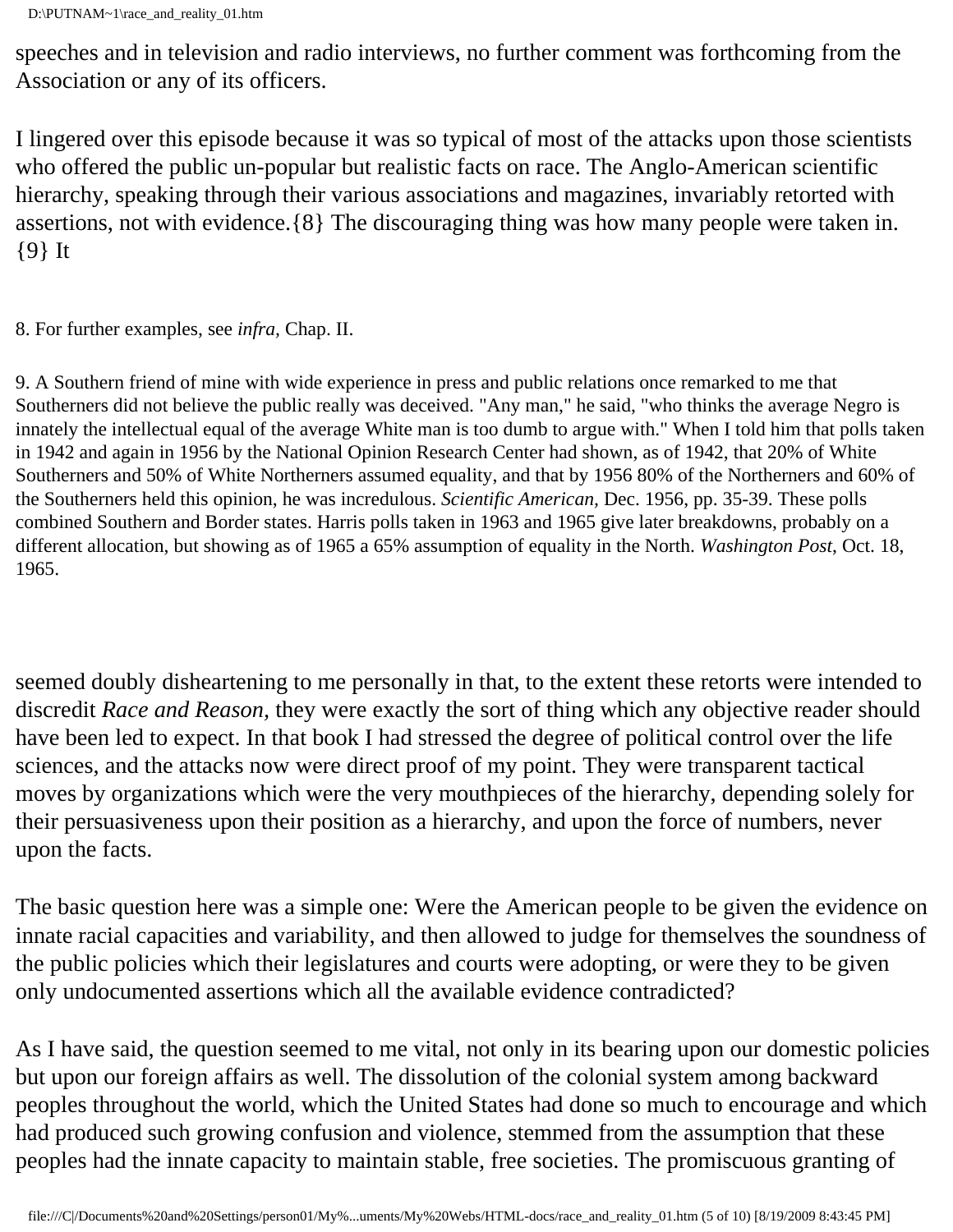speeches and in television and radio interviews, no further comment was forthcoming from the Association or any of its officers.

I lingered over this episode because it was so typical of most of the attacks upon those scientists who offered the public un-popular but realistic facts on race. The Anglo-American scientific hierarchy, speaking through their various associations and magazines, invariably retorted with assertions, not with evidence.{8} The discouraging thing was how many people were taken in.{9} It

8. For further examples, see *infra,* Chap. II.

9. A Southern friend of mine with wide experience in press and public relations once remarked to me that Southerners did not believe the public really was deceived. "Any man," he said, "who thinks the average Negro is innately the intellectual equal of the average White man is too dumb to argue with." When I told him that polls taken in 1942 and again in 1956 by the National Opinion Research Center had shown, as of 1942, that 20% of White Southerners and 50% of White Northerners assumed equality, and that by 1956 80% of the Northerners and 60% of the Southerners held this opinion, he was incredulous. *Scientific American*, Dec. 1956, pp. 35-39. These polls combined Southern and Border states. Harris polls taken in 1963 and 1965 give later breakdowns, probably on a different allocation, but showing as of 1965 a 65% assumption of equality in the North. *Washington Post*, Oct. 18, 1965.

seemed doubly disheartening to me personally in that, to the extent these retorts were intended to discredit *Race and Reason*, they were exactly the sort of thing which any objective reader should have been led to expect. In that book I had stressed the degree of political control over the life sciences, and the attacks now were direct proof of my point. They were transparent tactical moves by organizations which were the very mouthpieces of the hierarchy, depending solely for their persuasiveness upon their position as a hierarchy, and upon the force of numbers, never upon the facts.

The basic question here was a simple one: Were the American people to be given the evidence on innate racial capacities and variability, and then allowed to judge for themselves the soundness of the public policies which their legislatures and courts were adopting, or were they to be given only undocumented assertions which all the available evidence contradicted?

As I have said, the question seemed to me vital, not only in its bearing upon our domestic policies but upon our foreign affairs as well. The dissolution of the colonial system among backward peoples throughout the world, which the United States had done so much to encourage and which had produced such growing confusion and violence, stemmed from the assumption that these peoples had the innate capacity to maintain stable, free societies. The promiscuous granting of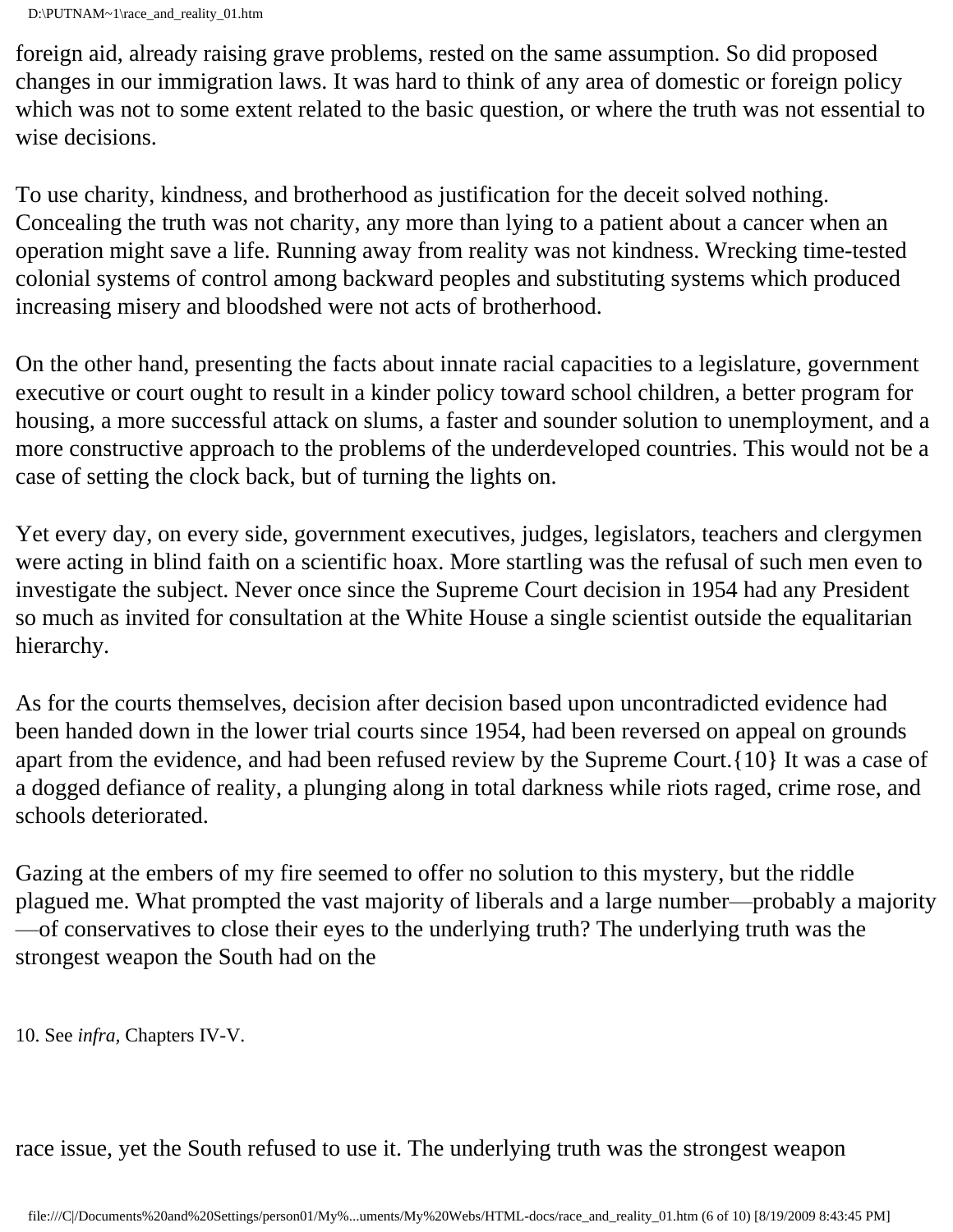foreign aid, already raising grave problems, rested on the same assumption. So did proposed changes in our immigration laws. It was hard to think of any area of domestic or foreign policy which was not to some extent related to the basic question, or where the truth was not essential to wise decisions.

To use charity, kindness, and brotherhood as justification for the deceit solved nothing. Concealing the truth was not charity, any more than lying to a patient about a cancer when an operation might save a life. Running away from reality was not kindness. Wrecking time-tested colonial systems of control among backward peoples and substituting systems which produced increasing misery and bloodshed were not acts of brotherhood.

On the other hand, presenting the facts about innate racial capacities to a legislature, government executive or court ought to result in a kinder policy toward school children, a better program for housing, a more successful attack on slums, a faster and sounder solution to unemployment, and a more constructive approach to the problems of the underdeveloped countries. This would not be a case of setting the clock back, but of turning the lights on.

Yet every day, on every side, government executives, judges, legislators, teachers and clergymen were acting in blind faith on a scientific hoax. More startling was the refusal of such men even to investigate the subject. Never once since the Supreme Court decision in 1954 had any President so much as invited for consultation at the White House a single scientist outside the equalitarian hierarchy.

As for the courts themselves, decision after decision based upon uncontradicted evidence had been handed down in the lower trial courts since 1954, had been reversed on appeal on grounds apart from the evidence, and had been refused review by the Supreme Court.{10} It was a case of a dogged defiance of reality, a plunging along in total darkness while riots raged, crime rose, and schools deteriorated.

Gazing at the embers of my fire seemed to offer no solution to this mystery, but the riddle plagued me. What prompted the vast majority of liberals and a large number—probably a majority—of conservatives to close their eyes to the underlying truth? The underlying truth was the strongest weapon the South had on the race issue, yet the South refused to use it. The underlying truth was the strongest weapon

10. See *infra*, Chapters IV-V.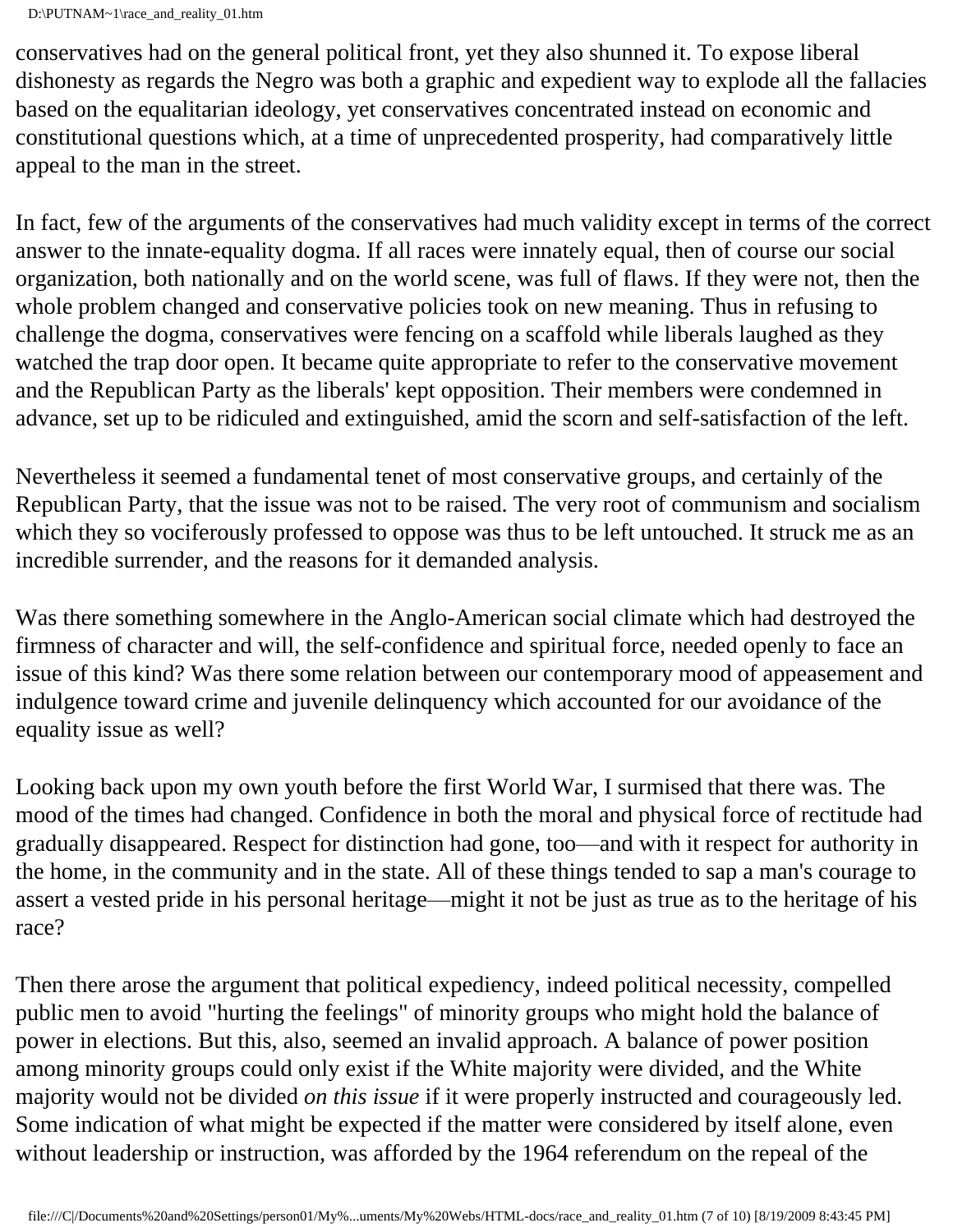conservatives had on the general political front, yet they also shunned it. To expose liberal dishonesty as regards the Negro was both a graphic and expedient way to explode all the fallacies based on the equalitarian ideology, yet conservatives concentrated instead on economic and constitutional questions which, at a time of unprecedented prosperity, had comparatively little appeal to the man in the street.

In fact, few of the arguments of the conservatives had much validity except in terms of the correct answer to the innate-equality dogma. If all races were innately equal, then of course our social organization, both nationally and on the world scene, was full of flaws. If they were not, then the whole problem changed and conservative policies took on new meaning. Thus in refusing to challenge the dogma, conservatives were fencing on a scaffold while liberals laughed as they watched the trap door open. It became quite appropriate to refer to the conservative movement and the Republican Party as the liberals' kept opposition. Their members were condemned in advance, set up to be ridiculed and extinguished, amid the scorn and self-satisfaction of the left.

Nevertheless it seemed a fundamental tenet of most conservative groups, and certainly of the Republican Party, that the issue was not to be raised. The very root of communism and socialism which they so vociferously professed to oppose was thus to be left untouched. It struck me as an incredible surrender, and the reasons for it demanded analysis.

Was there something somewhere in the Anglo-American social climate which had destroyed the firmness of character and will, the self-confidence and spiritual force, needed openly to face an issue of this kind? Was there some relation between our contemporary mood of appeasement and indulgence toward crime and juvenile delinquency which accounted for our avoidance of the equality issue as well?

Looking back upon my own youth before the first World War, I surmised that there was. The mood of the times had changed. Confidence in both the moral and physical force of rectitude had gradually disappeared. Respect for distinction had gone, too—and with it respect for authority in the home, in the community and in the state. All of these things tended to sap a man's courage to assert a vested pride in his personal heritage—might it not be just as true as to the heritage of his race?

Then there arose the argument that political expediency, indeed political necessity, compelled public men to avoid "hurting the feelings" of minority groups who might hold the balance of power in elections. But this, also, seemed an invalid approach. A balance of power position among minority groups could only exist if the White majority were divided, and the White majority would not be divided *on this issue* if it were properly instructed and courageously led. Some indication of what might be expected if the matter were considered by itself alone, even without leadership or instruction, was afforded by the 1964 referendum on the repeal of the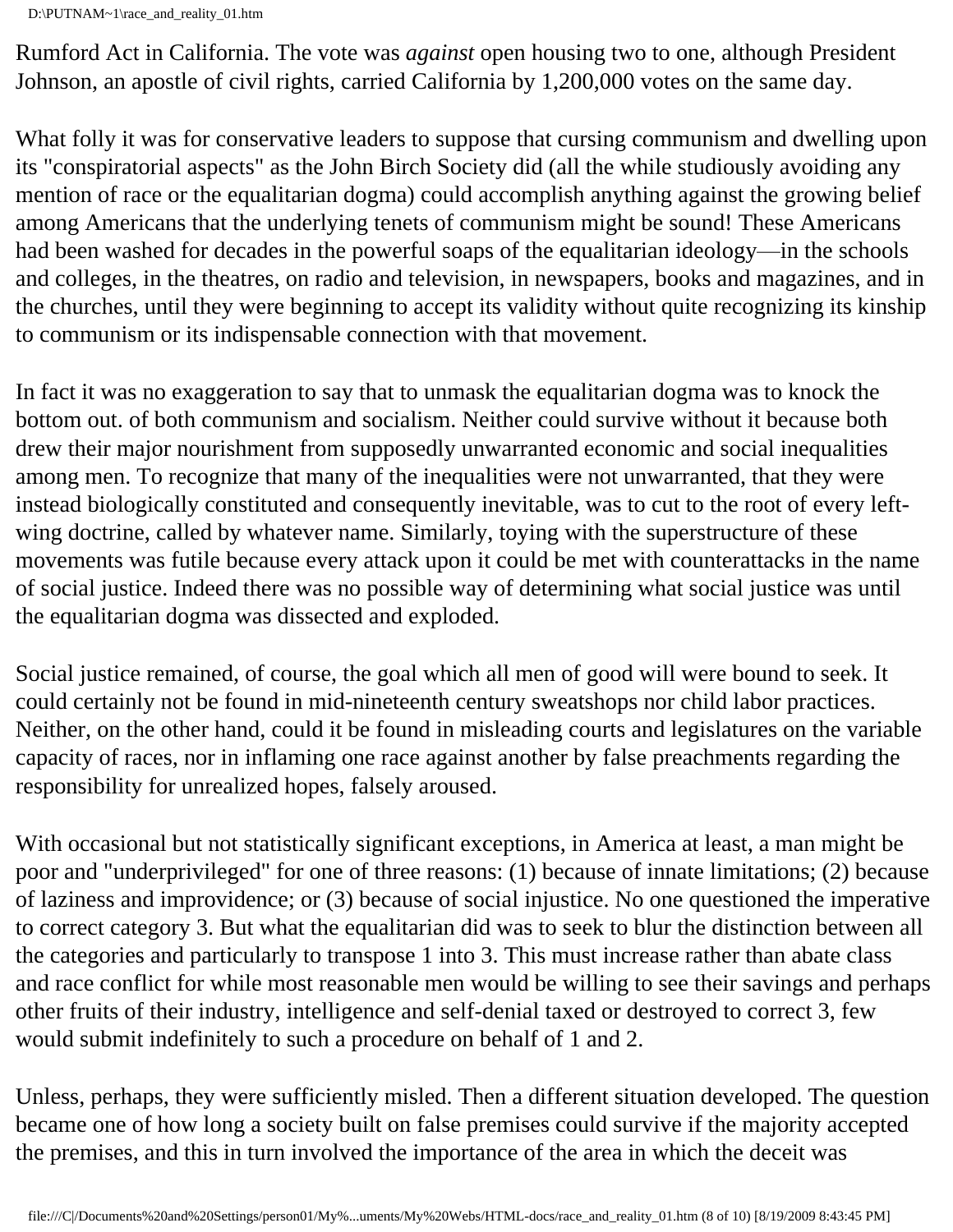Rumford Act in California. The vote was *against* open housing two to one, although President Johnson, an apostle of civil rights, carried California by 1,200,000 votes on the same day.

What folly it was for conservative leaders to suppose that cursing communism and dwelling upon its "conspiratorial aspects" as the John Birch Society did (all the while studiously avoiding any mention of race or the equalitarian dogma) could accomplish anything against the growing belief among Americans that the underlying tenets of communism might be sound! These Americans had been washed for decades in the powerful soaps of the equalitarian ideology—in the schools and colleges, in the theatres, on radio and television, in newspapers, books and magazines, and in the churches, until they were beginning to accept its validity without quite recognizing its kinship to communism or its indispensable connection with that movement.

In fact it was no exaggeration to say that to unmask the equalitarian dogma was to knock the bottom out. of both communism and socialism. Neither could survive without it because both drew their major nourishment from supposedly unwarranted economic and social inequalities among men. To recognize that many of the inequalities were not unwarranted, that they were instead biologically constituted and consequently inevitable, was to cut to the root of every left-wing doctrine, called by whatever name. Similarly, toying with the superstructure of these movements was futile because every attack upon it could be met with counterattacks in the name of social justice. Indeed there was no possible way of determining what social justice was until the equalitarian dogma was dissected and exploded.

Social justice remained, of course, the goal which all men of good will were bound to seek. It could certainly not be found in mid-nineteenth century sweatshops nor child labor practices. Neither, on the other hand, could it be found in misleading courts and legislatures on the variable capacity of races, nor in inflaming one race against another by false preachments regarding the responsibility for unrealized hopes, falsely aroused.

With occasional but not statistically significant exceptions, in America at least, a man might be poor and "underprivileged" for one of three reasons: (1) because of innate limitations; (2) because of laziness and improvidence; or (3) because of social injustice. No one questioned the imperative to correct category 3. But what the equalitarian did was to seek to blur the distinction between all the categories and particularly to transpose 1 into 3. This must increase rather than abate class and race conflict for while most reasonable men would be willing to see their savings and perhaps other fruits of their industry, intelligence and self-denial taxed or destroyed to correct 3, few would submit indefinitely to such a procedure on behalf of 1 and 2.

Unless, perhaps, they were sufficiently misled. Then a different situation developed. The question became one of how long a society built on false premises could survive if the majority accepted the premises, and this in turn involved the importance of the area in which the deceit was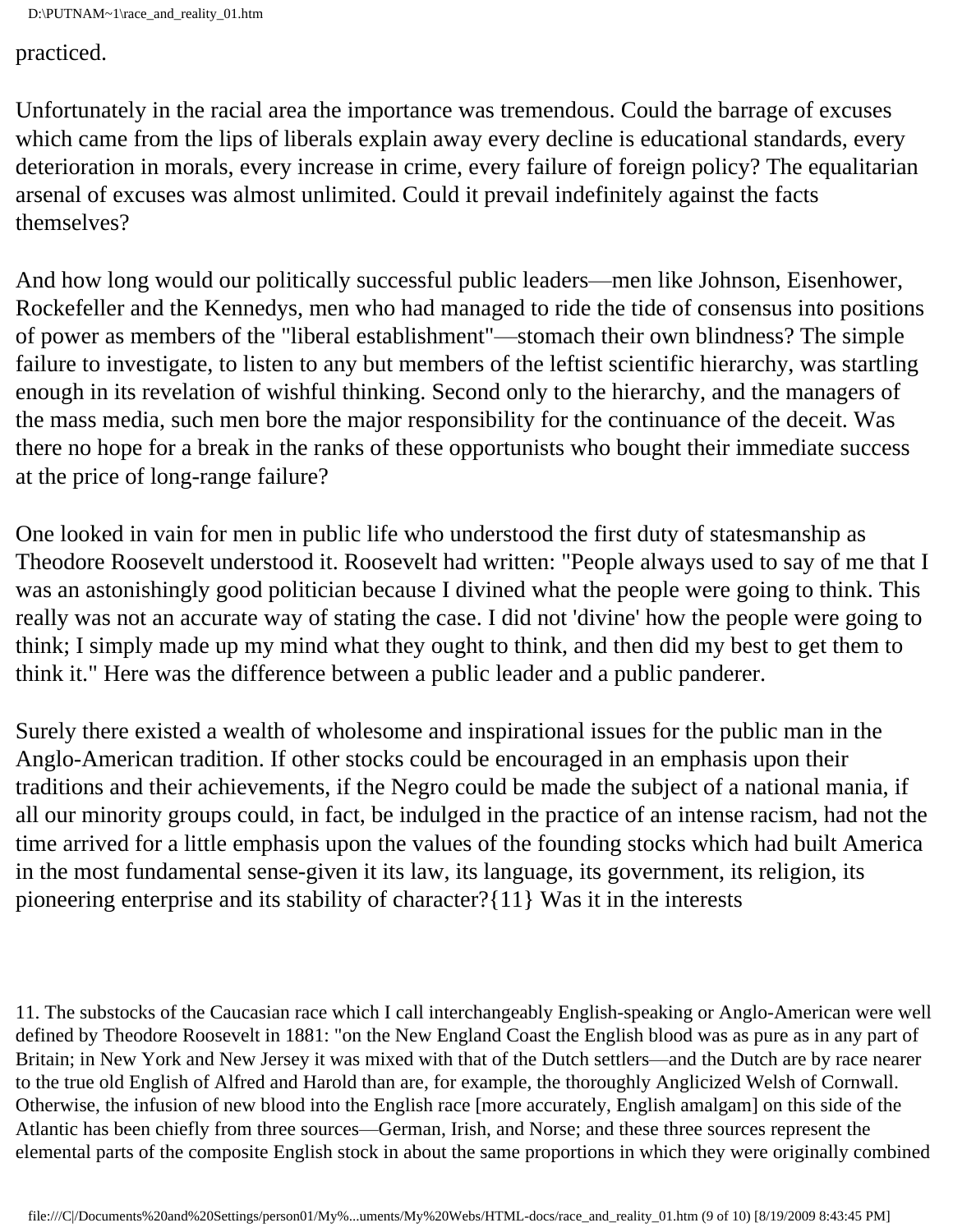practiced.

Unfortunately in the racial area the importance was tremendous. Could the barrage of excuses which came from the lips of liberals explain away every decline is educational standards, every deterioration in morals, every increase in crime, every failure of foreign policy? The equalitarian arsenal of excuses was almost unlimited. Could it prevail indefinitely against the facts themselves?

And how long would our politically successful public leaders—men like Johnson, Eisenhower, Rockefeller and the Kennedys, men who had managed to ride the tide of consensus into positions of power as members of the "liberal establishment"—stomach their own blindness? The simple failure to investigate, to listen to any but members of the leftist scientific hierarchy, was startling enough in its revelation of wishful thinking. Second only to the hierarchy, and the managers of the mass media, such men bore the major responsibility for the continuance of the deceit. Was there no hope for a break in the ranks of these opportunists who bought their immediate success at the price of long-range failure?

One looked in vain for men in public life who understood the first duty of statesmanship as Theodore Roosevelt understood it. Roosevelt had written: "People always used to say of me that I was an astonishingly good politician because I divined what the people were going to think. This really was not an accurate way of stating the case. I did not 'divine' how the people were going to think; I simply made up my mind what they ought to think, and then did my best to get them to think it." Here was the difference between a public leader and a public panderer.

Surely there existed a wealth of wholesome and inspirational issues for the public man in the Anglo-American tradition. If other stocks could be encouraged in an emphasis upon their traditions and their achievements, if the Negro could be made the subject of a national mania, if all our minority groups could, in fact, be indulged in the practice of an intense racism, had not the time arrived for a little emphasis upon the values of the founding stocks which had built America in the most fundamental sense-given it its law, its language, its government, its religion, its pioneering enterprise and its stability of character?{11} Was it in the interests

11. The substocks of the Caucasian race which I call interchangeably English-speaking or Anglo-American were well defined by Theodore Roosevelt in 1881: "on the New England Coast the English blood was as pure as in any part of Britain; in New York and New Jersey it was mixed with that of the Dutch settlers—and the Dutch are by race nearer to the true old English of Alfred and Harold than are, for example, the thoroughly Anglicized Welsh of Cornwall. Otherwise, the infusion of new blood into the English race [more accurately, English amalgam] on this side of the Atlantic has been chiefly from three sources—German, Irish, and Norse; and these three sources represent the elemental parts of the composite English stock in about the same proportions in which they were originally combined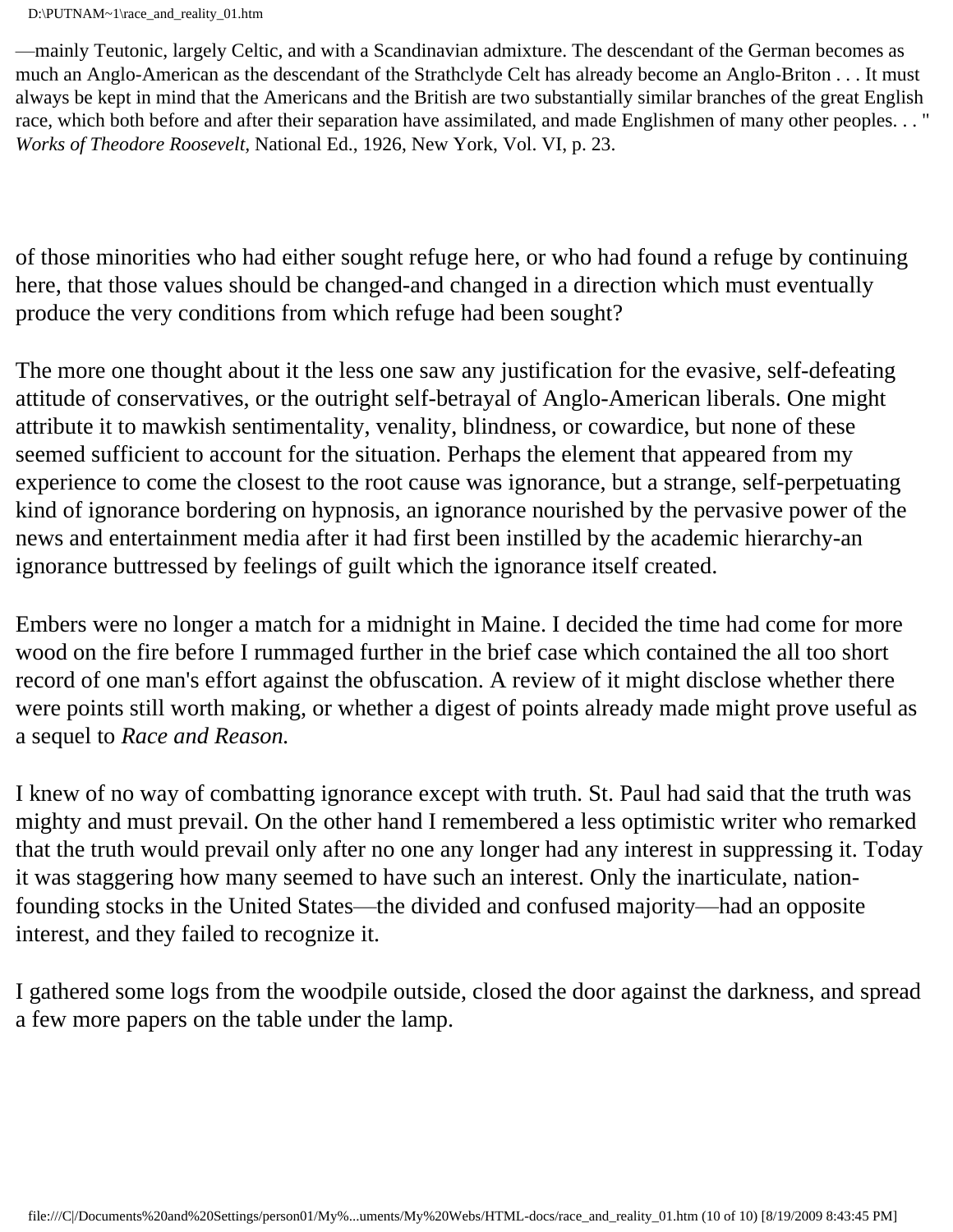—mainly Teutonic, largely Celtic, and with a Scandinavian admixture. The descendant of the German becomes as much an Anglo-American as the descendant of the Strathclyde Celt has already become an Anglo-Briton . . . It must always be kept in mind that the Americans and the British are two substantially similar branches of the great English race, which both before and after their separation have assimilated, and made Englishmen of many other peoples. . . " *Works of Theodore Roosevelt,* National Ed., 1926, New York, Vol. VI, p. 23.

of those minorities who had either sought refuge here, or who had found a refuge by continuing here, that those values should be changed-and changed in a direction which must eventually produce the very conditions from which refuge had been sought?

The more one thought about it the less one saw any justification for the evasive, self-defeating attitude of conservatives, or the outright self-betrayal of Anglo-American liberals. One might attribute it to mawkish sentimentality, venality, blindness, or cowardice, but none of these seemed sufficient to account for the situation. Perhaps the element that appeared from my experience to come the closest to the root cause was ignorance, but a strange, self-perpetuating kind of ignorance bordering on hypnosis, an ignorance nourished by the pervasive power of the news and entertainment media after it had first been instilled by the academic hierarchy-an ignorance buttressed by feelings of guilt which the ignorance itself created.

Embers were no longer a match for a midnight in Maine. I decided the time had come for more wood on the fire before I rummaged further in the brief case which contained the all too short record of one man's effort against the obfuscation. A review of it might disclose whether there were points still worth making, or whether a digest of points already made might prove useful as a sequel to *Race and Reason.*

I knew of no way of combatting ignorance except with truth. St. Paul had said that the truth was mighty and must prevail. On the other hand I remembered a less optimistic writer who remarked that the truth would prevail only after no one any longer had any interest in suppressing it. Today it was staggering how many seemed to have such an interest. Only the inarticulate, nation-founding stocks in the United States—the divided and confused majority—had an opposite interest, and they failed to recognize it.

I gathered some logs from the woodpile outside, closed the door against the darkness, and spread a few more papers on the table under the lamp.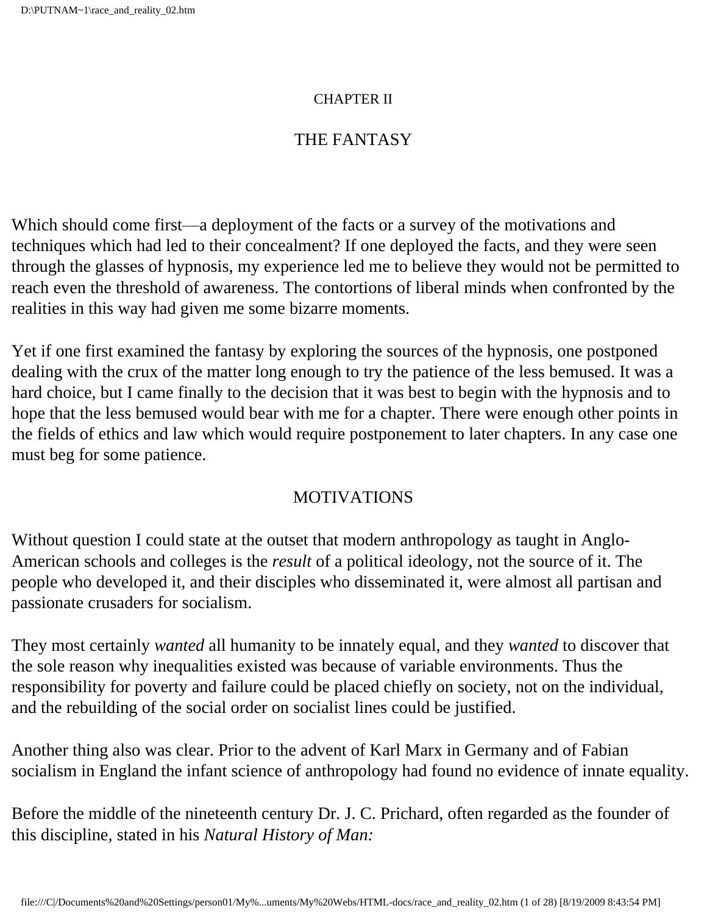CHAPTER II

# THE FANTASY

Which should come first—a deployment of the facts or a survey of the motivations and techniques which had led to their concealment? If one deployed the facts, and they were seen through the glasses of hypnosis, my experience led me to believe they would not be permitted to reach even the threshold of awareness. The contortions of liberal minds when confronted by the realities in this way had given me some bizarre moments.

Yet if one first examined the fantasy by exploring the sources of the hypnosis, one postponed dealing with the crux of the matter long enough to try the patience of the less bemused. It was a hard choice, but I came finally to the decision that it was best to begin with the hypnosis and to hope that the less bemused would bear with me for a chapter. There were enough other points in the fields of ethics and law which would require postponement to later chapters. In any case one must beg for some patience.

## MOTIVATIONS

Without question I could state at the outset that modern anthropology as taught in Anglo-American schools and colleges is the *result* of a political ideology, not the source of it. The people who developed it, and their disciples who disseminated it, were almost all partisan and passionate crusaders for socialism.

They most certainly *wanted* all humanity to be innately equal, and they *wanted* to discover that the sole reason why inequalities existed was because of variable environments. Thus the responsibility for poverty and failure could be placed chiefly on society, not on the individual, and the rebuilding of the social order on socialist lines could be justified.

Another thing also was clear. Prior to the advent of Karl Marx in Germany and of Fabian socialism in England the infant science of anthropology had found no evidence of innate equality.

Before the middle of the nineteenth century Dr. J. C. Prichard, often regarded as the founder of this discipline, stated in his *Natural History of Man:*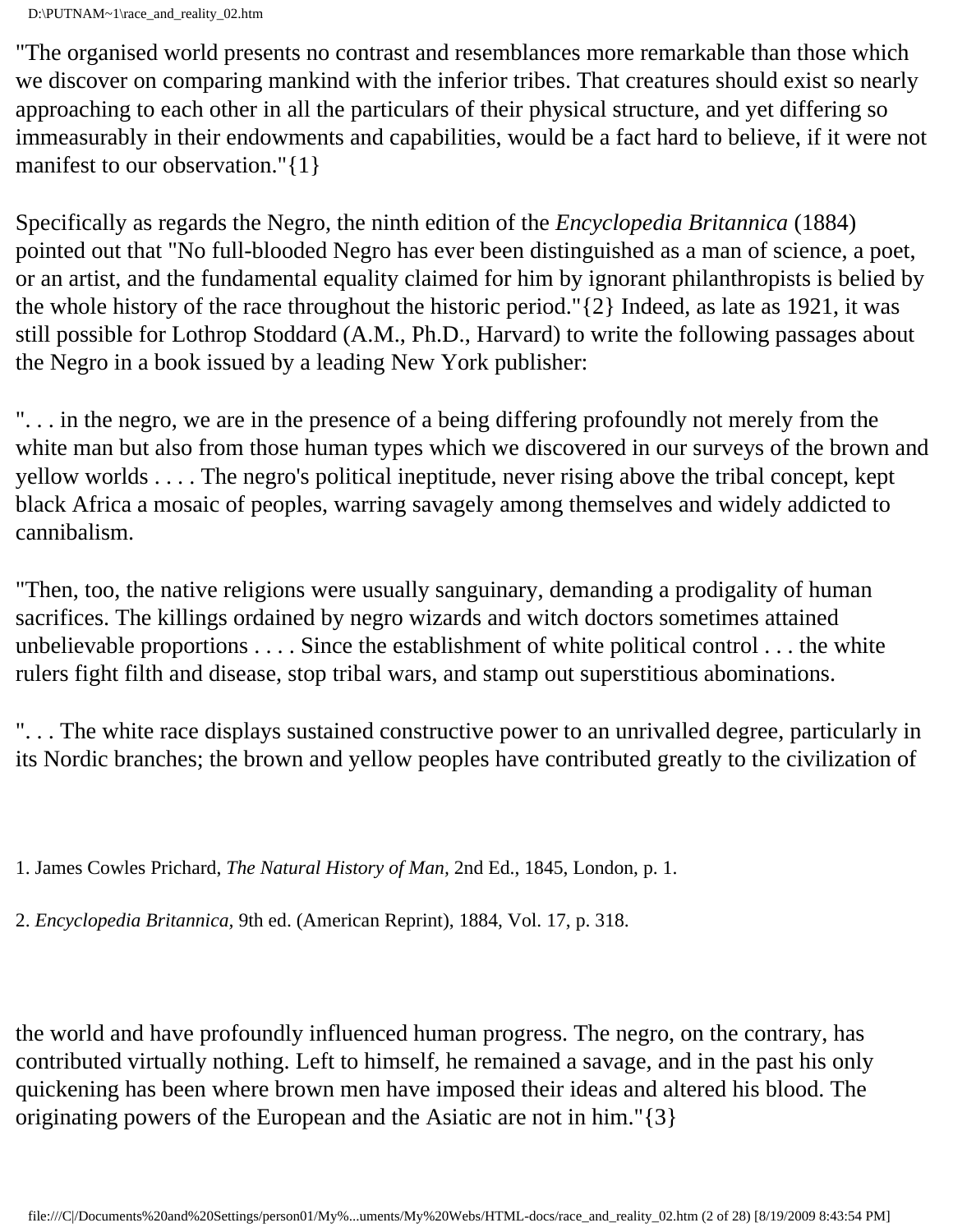"The organised world presents no contrast and resemblances more remarkable than those which we discover on comparing mankind with the inferior tribes. That creatures should exist so nearly approaching to each other in all the particulars of their physical structure, and yet differing so immeasurably in their endowments and capabilities, would be a fact hard to believe, if it were not manifest to our observation."{1}

Specifically as regards the Negro, the ninth edition of the *Encyclopedia Britannica* (1884) pointed out that "No full-blooded Negro has ever been distinguished as a man of science, a poet, or an artist, and the fundamental equality claimed for him by ignorant philanthropists is belied by the whole history of the race throughout the historic period."{2} Indeed, as late as 1921, it was still possible for Lothrop Stoddard (A.M., Ph.D., Harvard) to write the following passages about the Negro in a book issued by a leading New York publisher:

". . . in the negro, we are in the presence of a being differing profoundly not merely from the white man but also from those human types which we discovered in our surveys of the brown and yellow worlds . . . . The negro's political ineptitude, never rising above the tribal concept, kept black Africa a mosaic of peoples, warring savagely among themselves and widely addicted to cannibalism.

"Then, too, the native religions were usually sanguinary, demanding a prodigality of human sacrifices. The killings ordained by negro wizards and witch doctors sometimes attained unbelievable proportions . . . . Since the establishment of white political control . . . the white rulers fight filth and disease, stop tribal wars, and stamp out superstitious abominations.

". . . The white race displays sustained constructive power to an unrivalled degree, particularly in its Nordic branches; the brown and yellow peoples have contributed greatly to the civilization of the world and have profoundly influenced human progress. The negro, on the contrary, has contributed virtually nothing. Left to himself, he remained a savage, and in the past his only quickening has been where brown men have imposed their ideas and altered his blood. The originating powers of the European and the Asiatic are not in him."{3}

1. James Cowles Prichard, *The Natural History of Man*, 2nd Ed., 1845, London, p. 1.

2. *Encyclopedia Britannica*, 9th ed. (American Reprint), 1884, Vol. 17, p. 318.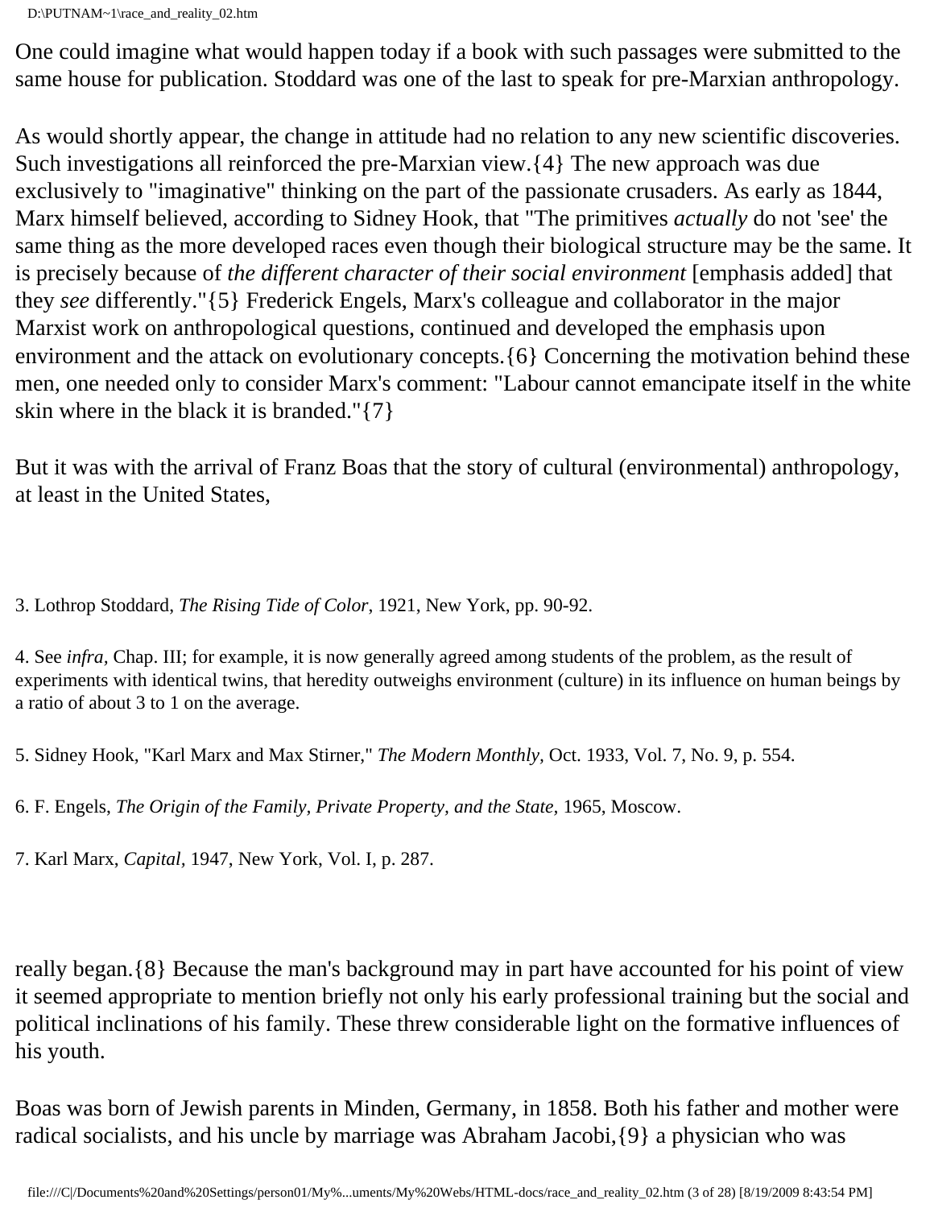One could imagine what would happen today if a book with such passages were submitted to the same house for publication. Stoddard was one of the last to speak for pre-Marxian anthropology.

As would shortly appear, the change in attitude had no relation to any new scientific discoveries. Such investigations all reinforced the pre-Marxian view.{4} The new approach was due exclusively to "imaginative" thinking on the part of the passionate crusaders. As early as 1844, Marx himself believed, according to Sidney Hook, that "The primitives *actually* do not 'see' the same thing as the more developed races even though their biological structure may be the same. It is precisely because of *the different character of their social environment* [emphasis added] that they *see* differently."{5} Frederick Engels, Marx's colleague and collaborator in the major Marxist work on anthropological questions, continued and developed the emphasis upon environment and the attack on evolutionary concepts.{6} Concerning the motivation behind these men, one needed only to consider Marx's comment: "Labour cannot emancipate itself in the white skin where in the black it is branded."{7}

But it was with the arrival of Franz Boas that the story of cultural (environmental) anthropology, at least in the United States, really began.{8} Because the man's background may in part have accounted for his point of view it seemed appropriate to mention briefly not only his early professional training but the social and political inclinations of his family. These threw considerable light on the formative influences of his youth.

Boas was born of Jewish parents in Minden, Germany, in 1858. Both his father and mother were radical socialists, and his uncle by marriage was Abraham Jacobi,{9} a physician who was

3. Lothrop Stoddard, *The Rising Tide of Color*, 1921, New York, pp. 90-92.

4. See *infra*, Chap. III; for example, it is now generally agreed among students of the problem, as the result of experiments with identical twins, that heredity outweighs environment (culture) in its influence on human beings by a ratio of about 3 to 1 on the average.

5. Sidney Hook, "Karl Marx and Max Stirner," *The Modern Monthly*, Oct. 1933, Vol. 7, No. 9, p. 554.

6. F. Engels, *The Origin of the Family, Private Property, and the State*, 1965, Moscow.

7. Karl Marx, *Capital*, 1947, New York, Vol. I, p. 287.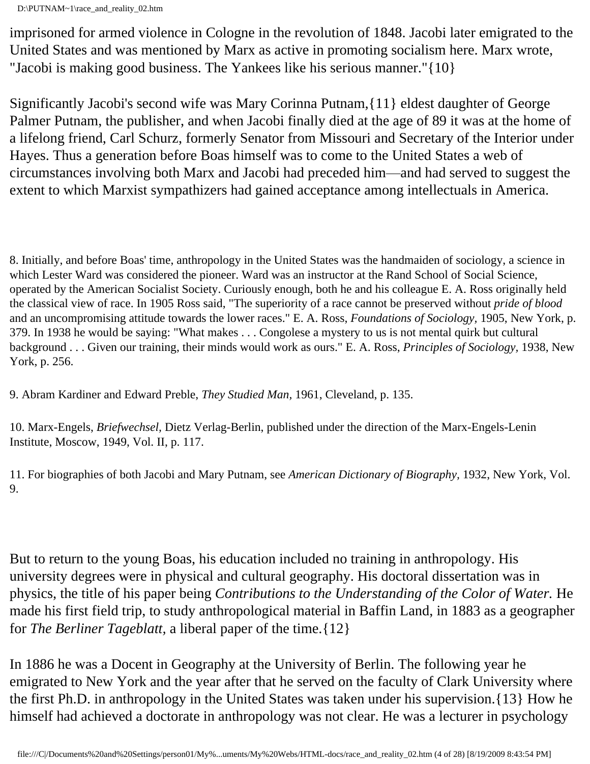imprisoned for armed violence in Cologne in the revolution of 1848. Jacobi later emigrated to the United States and was mentioned by Marx as active in promoting socialism here. Marx wrote, "Jacobi is making good business. The Yankees like his serious manner."{10}

Significantly Jacobi's second wife was Mary Corinna Putnam,{11} eldest daughter of George Palmer Putnam, the publisher, and when Jacobi finally died at the age of 89 it was at the home of a lifelong friend, Carl Schurz, formerly Senator from Missouri and Secretary of the Interior under Hayes. Thus a generation before Boas himself was to come to the United States a web of circumstances involving both Marx and Jacobi had preceded him—and had served to suggest the extent to which Marxist sympathizers had gained acceptance among intellectuals in America.

8. Initially, and before Boas' time, anthropology in the United States was the handmaiden of sociology, a science in which Lester Ward was considered the pioneer. Ward was an instructor at the Rand School of Social Science, operated by the American Socialist Society. Curiously enough, both he and his colleague E. A. Ross originally held the classical view of race. In 1905 Ross said, "The superiority of a race cannot be preserved without *pride of blood* and an uncompromising attitude towards the lower races." E. A. Ross, *Foundations of Sociology,* 1905, New York, p. 379. In 1938 he would be saying: "What makes . . . Congolese a mystery to us is not mental quirk but cultural background . . . Given our training, their minds would work as ours." E. A. Ross, *Principles of Sociology,* 1938, New York, p. 256.

9. Abram Kardiner and Edward Preble, *They Studied Man,* 1961, Cleveland, p. 135.

10. Marx-Engels, *Briefwechsel,* Dietz Verlag-Berlin, published under the direction of the Marx-Engels-Lenin Institute, Moscow, 1949, Vol. II, p. 117.

11. For biographies of both Jacobi and Mary Putnam, see *American Dictionary of Biography,* 1932, New York, Vol. 9.

But to return to the young Boas, his education included no training in anthropology. His university degrees were in physical and cultural geography. His doctoral dissertation was in physics, the title of his paper being *Contributions to the Understanding of the Color of Water.* He made his first field trip, to study anthropological material in Baffin Land, in 1883 as a geographer for *The Berliner Tageblatt*, a liberal paper of the time.{12}

In 1886 he was a Docent in Geography at the University of Berlin. The following year he emigrated to New York and the year after that he served on the faculty of Clark University where the first Ph.D. in anthropology in the United States was taken under his supervision.{13} How he himself had achieved a doctorate in anthropology was not clear. He was a lecturer in psychology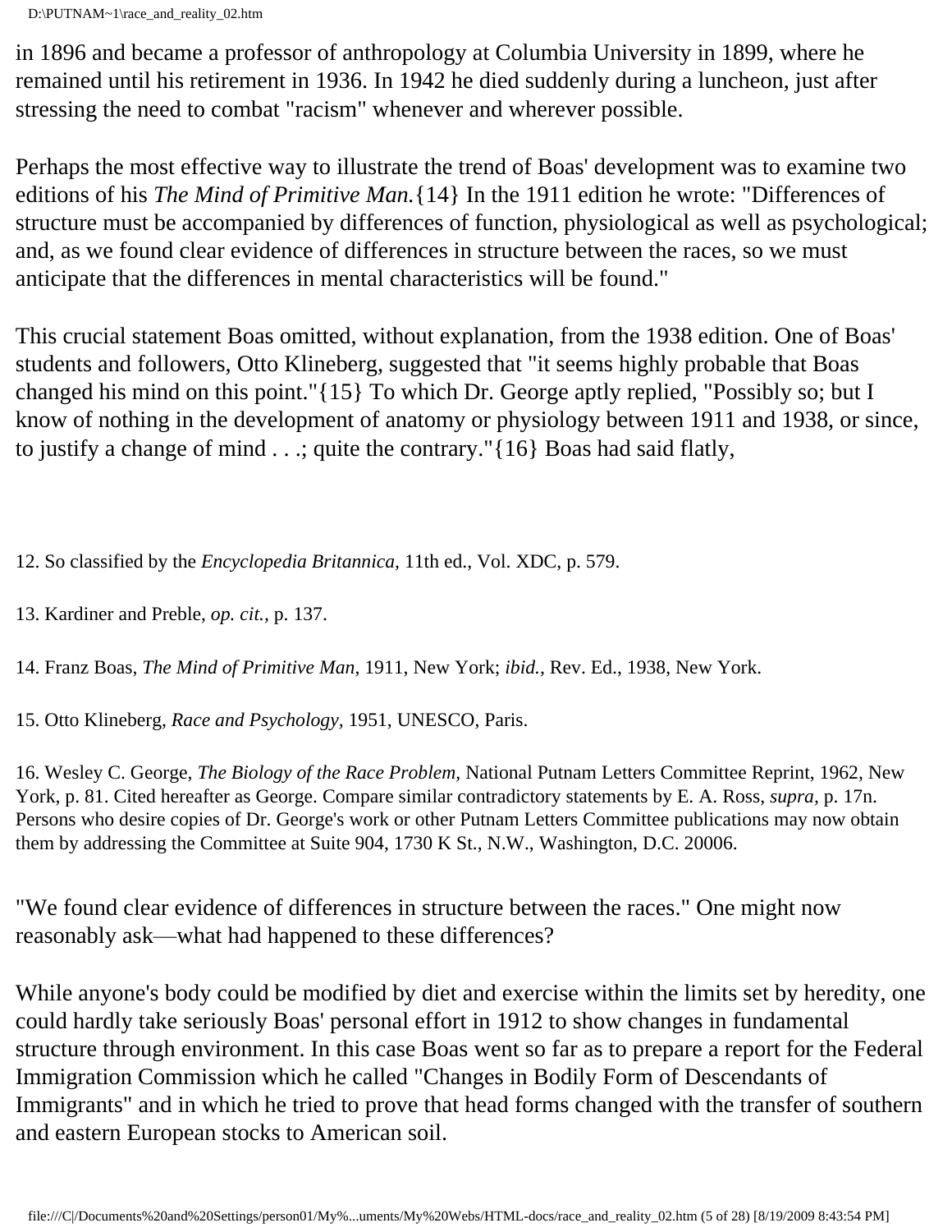in 1896 and became a professor of anthropology at Columbia University in 1899, where he remained until his retirement in 1936. In 1942 he died suddenly during a luncheon, just after stressing the need to combat "racism" whenever and wherever possible.

Perhaps the most effective way to illustrate the trend of Boas' development was to examine two editions of his *The Mind of Primitive Man.*{14} In the 1911 edition he wrote: "Differences of structure must be accompanied by differences of function, physiological as well as psychological; and, as we found clear evidence of differences in structure between the races, so we must anticipate that the differences in mental characteristics will be found."

This crucial statement Boas omitted, without explanation, from the 1938 edition. One of Boas' students and followers, Otto Klineberg, suggested that "it seems highly probable that Boas changed his mind on this point."{15} To which Dr. George aptly replied, "Possibly so; but I know of nothing in the development of anatomy or physiology between 1911 and 1938, or since, to justify a change of mind . . .; quite the contrary."{16} Boas had said flatly,

12. So classified by the *Encyclopedia Britannica,* 11th ed., Vol. XDC, p. 579.

13. Kardiner and Preble, *op. cit.,* p. 137.

14. Franz Boas, *The Mind of Primitive Man,* 1911, New York; *ibid.,* Rev. Ed., 1938, New York.

15. Otto Klineberg, *Race and Psychology,* 1951, UNESCO, Paris.

16. Wesley C. George, *The Biology of the Race Problem,* National Putnam Letters Committee Reprint, 1962, New York, p. 81. Cited hereafter as George. Compare similar contradictory statements by E. A. Ross, *supra,* p. 17n. Persons who desire copies of Dr. George's work or other Putnam Letters Committee publications may now obtain them by addressing the Committee at Suite 904, 1730 K St., N.W., Washington, D.C. 20006.

"We found clear evidence of differences in structure between the races." One might now reasonably ask—what had happened to these differences?

While anyone's body could be modified by diet and exercise within the limits set by heredity, one could hardly take seriously Boas' personal effort in 1912 to show changes in fundamental structure through environment. In this case Boas went so far as to prepare a report for the Federal Immigration Commission which he called "Changes in Bodily Form of Descendants of Immigrants" and in which he tried to prove that head forms changed with the transfer of southern and eastern European stocks to American soil.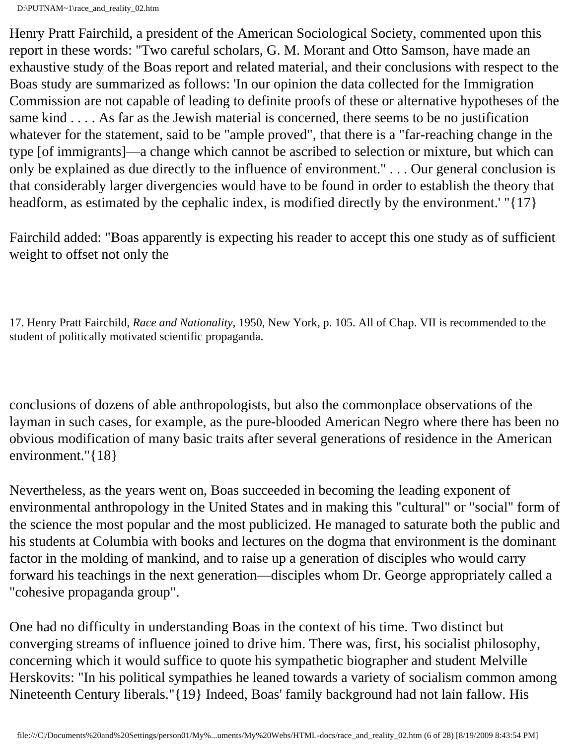Henry Pratt Fairchild, a president of the American Sociological Society, commented upon this report in these words: "Two careful scholars, G. M. Morant and Otto Samson, have made an exhaustive study of the Boas report and related material, and their conclusions with respect to the Boas study are summarized as follows: 'In our opinion the data collected for the Immigration Commission are not capable of leading to definite proofs of these or alternative hypotheses of the same kind . . . . As far as the Jewish material is concerned, there seems to be no justification whatever for the statement, said to be "ample proved", that there is a "far-reaching change in the type [of immigrants]—a change which cannot be ascribed to selection or mixture, but which can only be explained as due directly to the influence of environment." . . . Our general conclusion is that considerably larger divergencies would have to be found in order to establish the theory that headform, as estimated by the cephalic index, is modified directly by the environment.' "{17}

Fairchild added: "Boas apparently is expecting his reader to accept this one study as of sufficient weight to offset not only the conclusions of dozens of able anthropologists, but also the commonplace observations of the layman in such cases, for example, as the pure-blooded American Negro where there has been no obvious modification of many basic traits after several generations of residence in the American environment."{18}

Nevertheless, as the years went on, Boas succeeded in becoming the leading exponent of environmental anthropology in the United States and in making this "cultural" or "social" form of the science the most popular and the most publicized. He managed to saturate both the public and his students at Columbia with books and lectures on the dogma that environment is the dominant factor in the molding of mankind, and to raise up a generation of disciples who would carry forward his teachings in the next generation—disciples whom Dr. George appropriately called a "cohesive propaganda group".

One had no difficulty in understanding Boas in the context of his time. Two distinct but converging streams of influence joined to drive him. There was, first, his socialist philosophy, concerning which it would suffice to quote his sympathetic biographer and student Melville Herskovits: "In his political sympathies he leaned towards a variety of socialism common among Nineteenth Century liberals."{19} Indeed, Boas' family background had not lain fallow. His

---

17. Henry Pratt Fairchild, *Race and Nationality,* 1950, New York, p. 105. All of Chap. VII is recommended to the student of politically motivated scientific propaganda.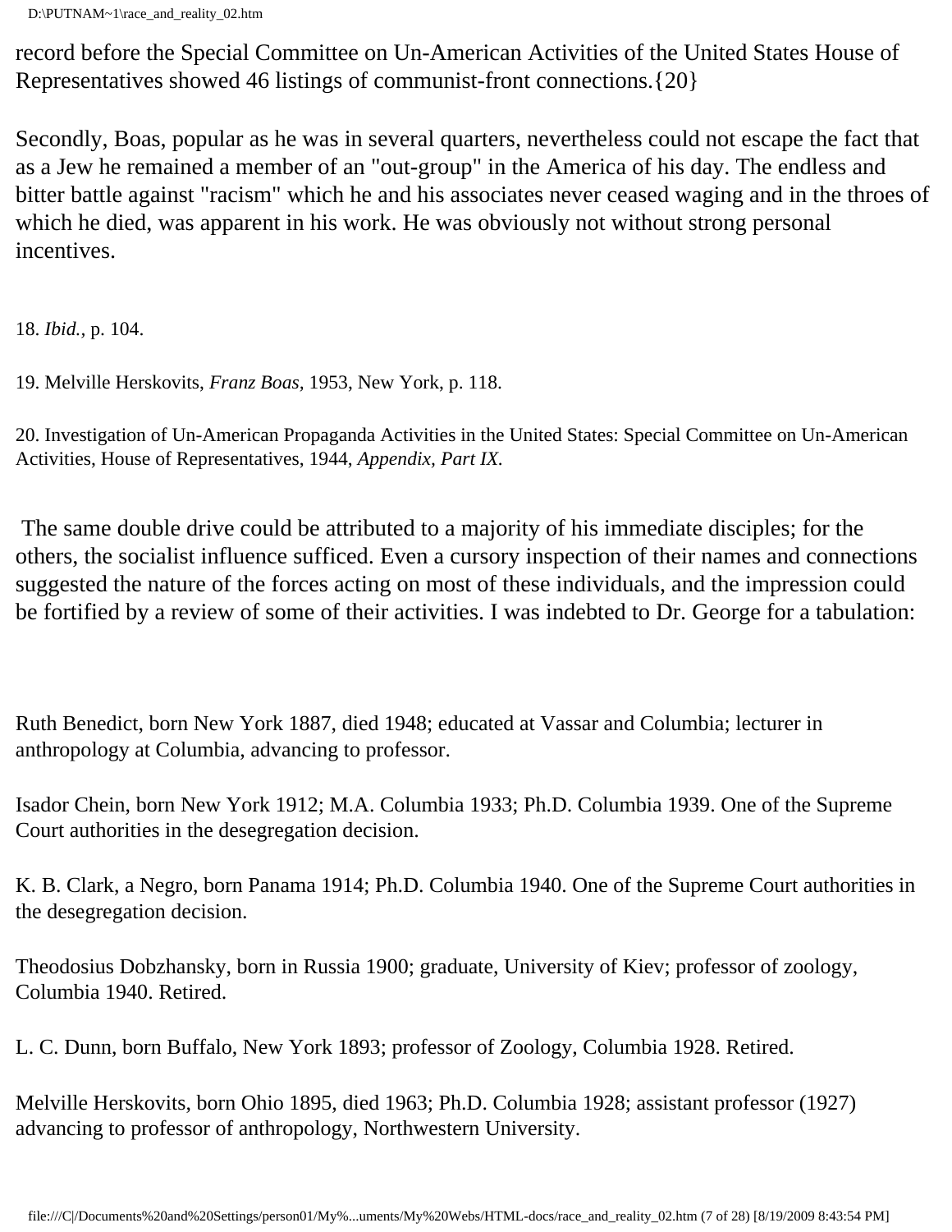record before the Special Committee on Un-American Activities of the United States House of Representatives showed 46 listings of communist-front connections.{20}

Secondly, Boas, popular as he was in several quarters, nevertheless could not escape the fact that as a Jew he remained a member of an "out-group" in the America of his day. The endless and bitter battle against "racism" which he and his associates never ceased waging and in the throes of which he died, was apparent in his work. He was obviously not without strong personal incentives.

18. *Ibid.,* p. 104.

19. Melville Herskovits, *Franz Boas,* 1953, New York, p. 118.

20. Investigation of Un-American Propaganda Activities in the United States: Special Committee on Un-American Activities, House of Representatives, 1944, *Appendix, Part IX.*

The same double drive could be attributed to a majority of his immediate disciples; for the others, the socialist influence sufficed. Even a cursory inspection of their names and connections suggested the nature of the forces acting on most of these individuals, and the impression could be fortified by a review of some of their activities. I was indebted to Dr. George for a tabulation:

Ruth Benedict, born New York 1887, died 1948; educated at Vassar and Columbia; lecturer in anthropology at Columbia, advancing to professor.

Isador Chein, born New York 1912; M.A. Columbia 1933; Ph.D. Columbia 1939. One of the Supreme Court authorities in the desegregation decision.

K. B. Clark, a Negro, born Panama 1914; Ph.D. Columbia 1940. One of the Supreme Court authorities in the desegregation decision.

Theodosius Dobzhansky, born in Russia 1900; graduate, University of Kiev; professor of zoology, Columbia 1940. Retired.

L. C. Dunn, born Buffalo, New York 1893; professor of Zoology, Columbia 1928. Retired.

Melville Herskovits, born Ohio 1895, died 1963; Ph.D. Columbia 1928; assistant professor (1927) advancing to professor of anthropology, Northwestern University.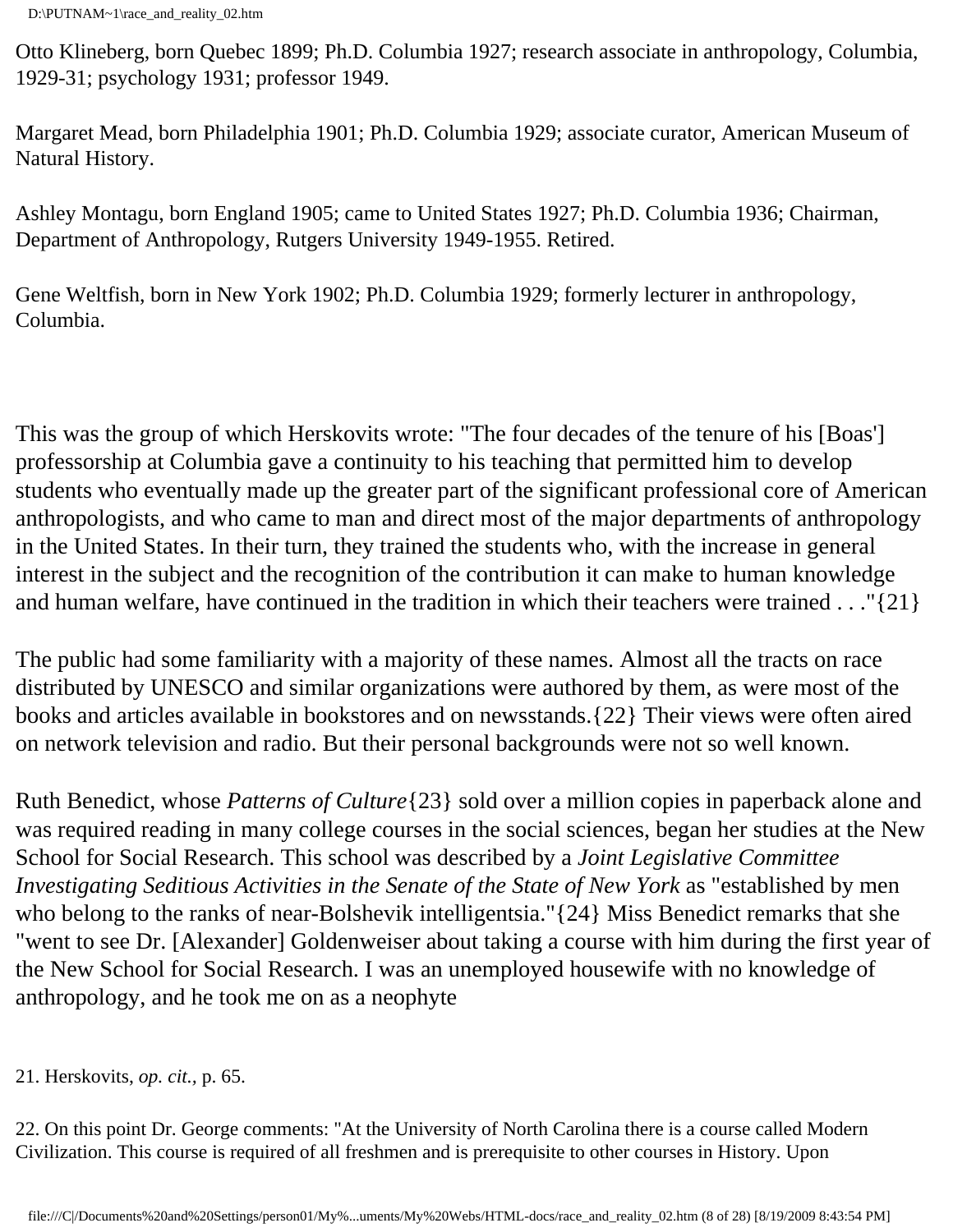Otto Klineberg, born Quebec 1899; Ph.D. Columbia 1927; research associate in anthropology, Columbia, 1929-31; psychology 1931; professor 1949.

Margaret Mead, born Philadelphia 1901; Ph.D. Columbia 1929; associate curator, American Museum of Natural History.

Ashley Montagu, born England 1905; came to United States 1927; Ph.D. Columbia 1936; Chairman, Department of Anthropology, Rutgers University 1949-1955. Retired.

Gene Weltfish, born in New York 1902; Ph.D. Columbia 1929; formerly lecturer in anthropology, Columbia.

This was the group of which Herskovits wrote: "The four decades of the tenure of his [Boas'] professorship at Columbia gave a continuity to his teaching that permitted him to develop students who eventually made up the greater part of the significant professional core of American anthropologists, and who came to man and direct most of the major departments of anthropology in the United States. In their turn, they trained the students who, with the increase in general interest in the subject and the recognition of the contribution it can make to human knowledge and human welfare, have continued in the tradition in which their teachers were trained . . ."{21}

The public had some familiarity with a majority of these names. Almost all the tracts on race distributed by UNESCO and similar organizations were authored by them, as were most of the books and articles available in bookstores and on newsstands.{22} Their views were often aired on network television and radio. But their personal backgrounds were not so well known.

Ruth Benedict, whose *Patterns of Culture*{23} sold over a million copies in paperback alone and was required reading in many college courses in the social sciences, began her studies at the New School for Social Research. This school was described by a *Joint Legislative Committee Investigating Seditious Activities in the Senate of the State of New York* as "established by men who belong to the ranks of near-Bolshevik intelligentsia."{24} Miss Benedict remarks that she "went to see Dr. [Alexander] Goldenweiser about taking a course with him during the first year of the New School for Social Research. I was an unemployed housewife with no knowledge of anthropology, and he took me on as a neophyte

21. Herskovits, *op. cit.,* p. 65.

22. On this point Dr. George comments: "At the University of North Carolina there is a course called Modern Civilization. This course is required of all freshmen and is prerequisite to other courses in History. Upon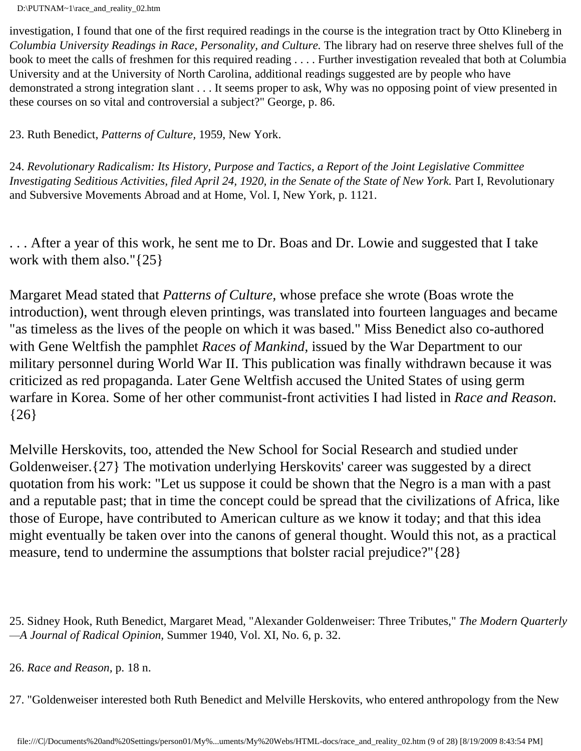investigation, I found that one of the first required readings in the course is the integration tract by Otto Klineberg in *Columbia University Readings in Race, Personality, and Culture.* The library had on reserve three shelves full of the book to meet the calls of freshmen for this required reading . . . . Further investigation revealed that both at Columbia University and at the University of North Carolina, additional readings suggested are by people who have demonstrated a strong integration slant . . . It seems proper to ask, Why was no opposing point of view presented in these courses on so vital and controversial a subject?" George, p. 86.

23. Ruth Benedict, *Patterns of Culture,* 1959, New York.

24. *Revolutionary Radicalism: Its History, Purpose and Tactics, a Report of the Joint Legislative Committee Investigating Seditious Activities, filed April 24, 1920, in the Senate of the State of New York.* Part I, Revolutionary and Subversive Movements Abroad and at Home, Vol. I, New York, p. 1121.

. . . After a year of this work, he sent me to Dr. Boas and Dr. Lowie and suggested that I take work with them also."{25}

Margaret Mead stated that *Patterns of Culture*, whose preface she wrote (Boas wrote the introduction), went through eleven printings, was translated into fourteen languages and became "as timeless as the lives of the people on which it was based." Miss Benedict also co-authored with Gene Weltfish the pamphlet *Races of Mankind,* issued by the War Department to our military personnel during World War II. This publication was finally withdrawn because it was criticized as red propaganda. Later Gene Weltfish accused the United States of using germ warfare in Korea. Some of her other communist-front activities I had listed in *Race and Reason.* {26}

Melville Herskovits, too, attended the New School for Social Research and studied under Goldenweiser.{27} The motivation underlying Herskovits' career was suggested by a direct quotation from his work: "Let us suppose it could be shown that the Negro is a man with a past and a reputable past; that in time the concept could be spread that the civilizations of Africa, like those of Europe, have contributed to American culture as we know it today; and that this idea might eventually be taken over into the canons of general thought. Would this not, as a practical measure, tend to undermine the assumptions that bolster racial prejudice?"{28}

25. Sidney Hook, Ruth Benedict, Margaret Mead, "Alexander Goldenweiser: Three Tributes," *The Modern Quarterly —A Journal of Radical Opinion,* Summer 1940, Vol. XI, No. 6, p. 32.

26. *Race and Reason,* p. 18 n.

27. "Goldenweiser interested both Ruth Benedict and Melville Herskovits, who entered anthropology from the New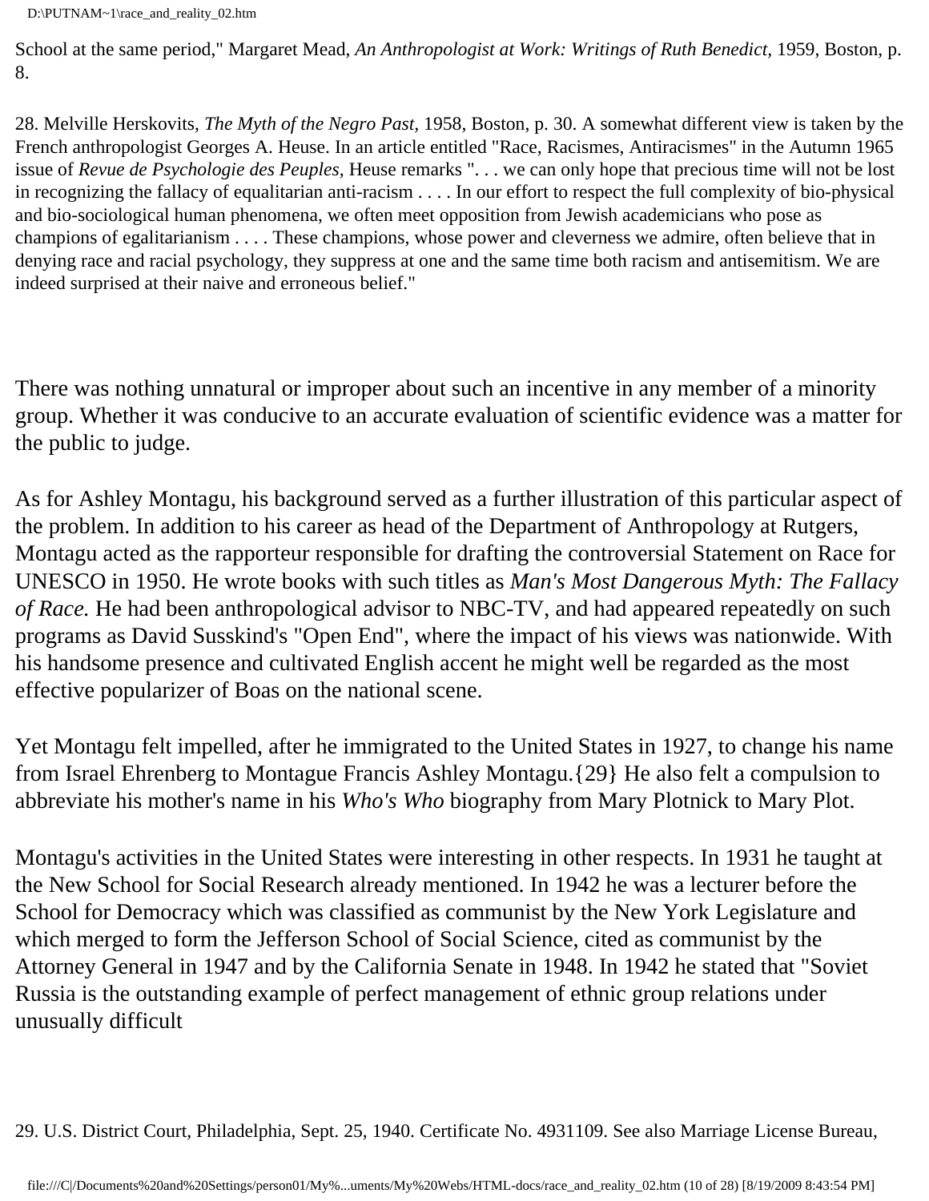School at the same period," Margaret Mead, *An Anthropologist at Work: Writings of Ruth Benedict,* 1959, Boston, p. 8.

28. Melville Herskovits, *The Myth of the Negro Past,* 1958, Boston, p. 30. A somewhat different view is taken by the French anthropologist Georges A. Heuse. In an article entitled "Race, Racismes, Antiracismes" in the Autumn 1965 issue of *Revue de Psychologie des Peuples,* Heuse remarks ". . . we can only hope that precious time will not be lost in recognizing the fallacy of equalitarian anti-racism . . . . In our effort to respect the full complexity of bio-physical and bio-sociological human phenomena, we often meet opposition from Jewish academicians who pose as champions of egalitarianism . . . . These champions, whose power and cleverness we admire, often believe that in denying race and racial psychology, they suppress at one and the same time both racism and antisemitism. We are indeed surprised at their naive and erroneous belief."

There was nothing unnatural or improper about such an incentive in any member of a minority group. Whether it was conducive to an accurate evaluation of scientific evidence was a matter for the public to judge.

As for Ashley Montagu, his background served as a further illustration of this particular aspect of the problem. In addition to his career as head of the Department of Anthropology at Rutgers, Montagu acted as the rapporteur responsible for drafting the controversial Statement on Race for UNESCO in 1950. He wrote books with such titles as *Man's Most Dangerous Myth: The Fallacy of Race.* He had been anthropological advisor to NBC-TV, and had appeared repeatedly on such programs as David Susskind's "Open End", where the impact of his views was nationwide. With his handsome presence and cultivated English accent he might well be regarded as the most effective popularizer of Boas on the national scene.

Yet Montagu felt impelled, after he immigrated to the United States in 1927, to change his name from Israel Ehrenberg to Montague Francis Ashley Montagu.{29} He also felt a compulsion to abbreviate his mother's name in his *Who's Who* biography from Mary Plotnick to Mary Plot.

Montagu's activities in the United States were interesting in other respects. In 1931 he taught at the New School for Social Research already mentioned. In 1942 he was a lecturer before the School for Democracy which was classified as communist by the New York Legislature and which merged to form the Jefferson School of Social Science, cited as communist by the Attorney General in 1947 and by the California Senate in 1948. In 1942 he stated that "Soviet Russia is the outstanding example of perfect management of ethnic group relations under unusually difficult

29. U.S. District Court, Philadelphia, Sept. 25, 1940. Certificate No. 4931109. See also Marriage License Bureau,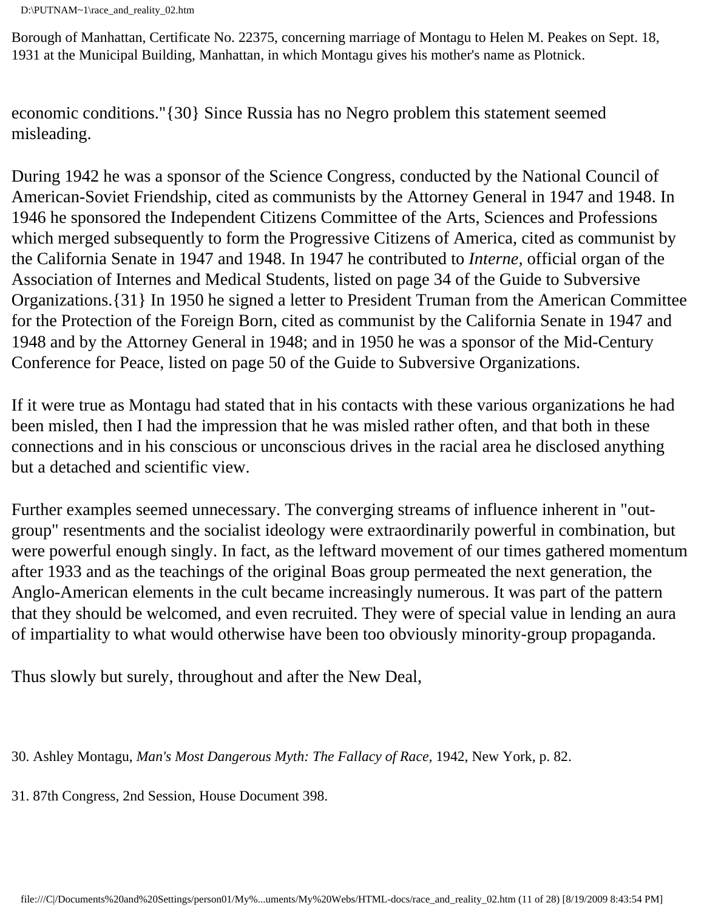Borough of Manhattan, Certificate No. 22375, concerning marriage of Montagu to Helen M. Peakes on Sept. 18, 1931 at the Municipal Building, Manhattan, in which Montagu gives his mother's name as Plotnick.

economic conditions."{30} Since Russia has no Negro problem this statement seemed misleading.

During 1942 he was a sponsor of the Science Congress, conducted by the National Council of American-Soviet Friendship, cited as communists by the Attorney General in 1947 and 1948. In 1946 he sponsored the Independent Citizens Committee of the Arts, Sciences and Professions which merged subsequently to form the Progressive Citizens of America, cited as communist by the California Senate in 1947 and 1948. In 1947 he contributed to *Interne,* official organ of the Association of Internes and Medical Students, listed on page 34 of the Guide to Subversive Organizations.{31} In 1950 he signed a letter to President Truman from the American Committee for the Protection of the Foreign Born, cited as communist by the California Senate in 1947 and 1948 and by the Attorney General in 1948; and in 1950 he was a sponsor of the Mid-Century Conference for Peace, listed on page 50 of the Guide to Subversive Organizations.

If it were true as Montagu had stated that in his contacts with these various organizations he had been misled, then I had the impression that he was misled rather often, and that both in these connections and in his conscious or unconscious drives in the racial area he disclosed anything but a detached and scientific view.

Further examples seemed unnecessary. The converging streams of influence inherent in "out-group" resentments and the socialist ideology were extraordinarily powerful in combination, but were powerful enough singly. In fact, as the leftward movement of our times gathered momentum after 1933 and as the teachings of the original Boas group permeated the next generation, the Anglo-American elements in the cult became increasingly numerous. It was part of the pattern that they should be welcomed, and even recruited. They were of special value in lending an aura of impartiality to what would otherwise have been too obviously minority-group propaganda.

Thus slowly but surely, throughout and after the New Deal,

30. Ashley Montagu, *Man's Most Dangerous Myth: The Fallacy of Race,* 1942, New York, p. 82.

31. 87th Congress, 2nd Session, House Document 398.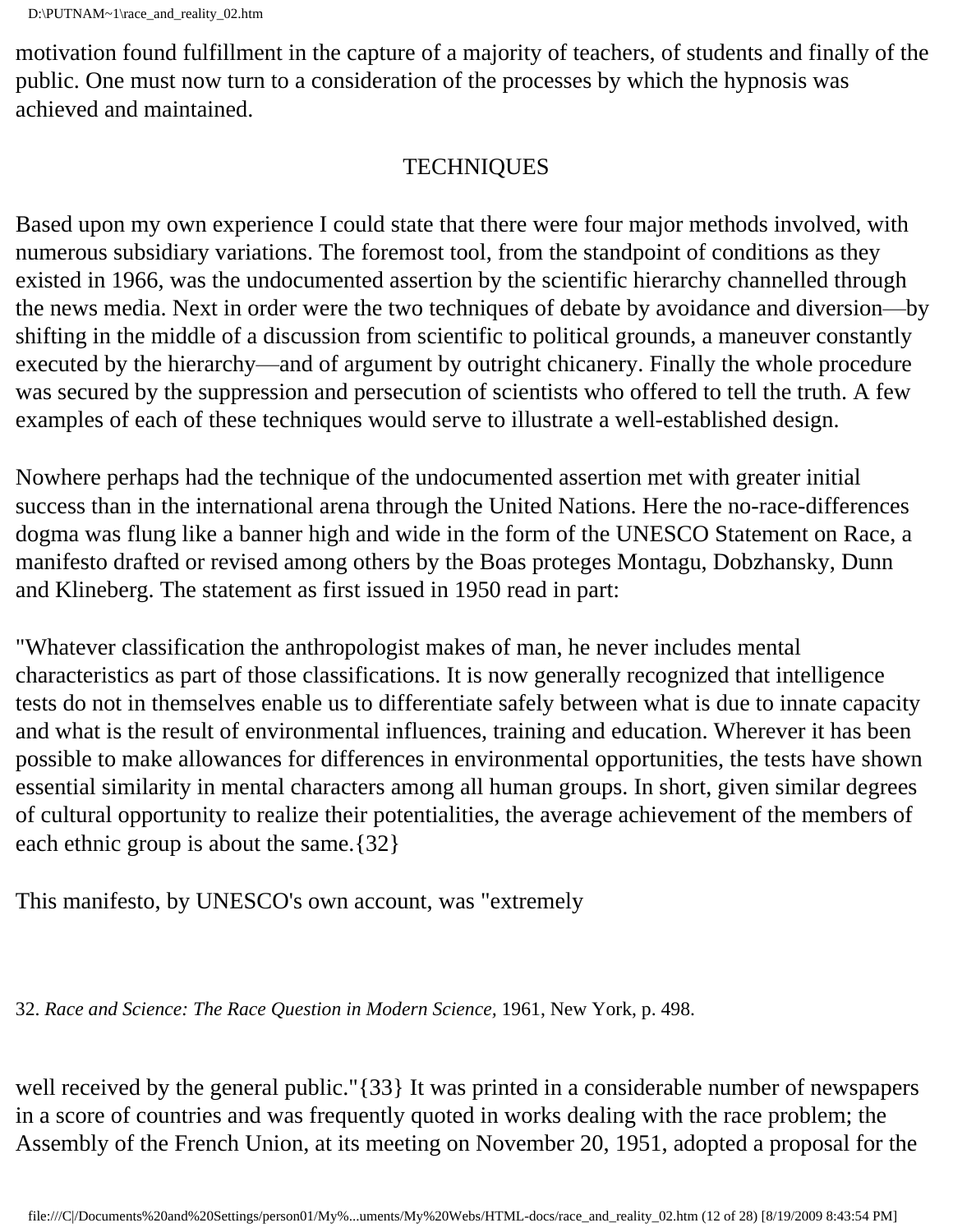motivation found fulfillment in the capture of a majority of teachers, of students and finally of the public. One must now turn to a consideration of the processes by which the hypnosis was achieved and maintained.

## TECHNIQUES

Based upon my own experience I could state that there were four major methods involved, with numerous subsidiary variations. The foremost tool, from the standpoint of conditions as they existed in 1966, was the undocumented assertion by the scientific hierarchy channelled through the news media. Next in order were the two techniques of debate by avoidance and diversion—by shifting in the middle of a discussion from scientific to political grounds, a maneuver constantly executed by the hierarchy—and of argument by outright chicanery. Finally the whole procedure was secured by the suppression and persecution of scientists who offered to tell the truth. A few examples of each of these techniques would serve to illustrate a well-established design.

Nowhere perhaps had the technique of the undocumented assertion met with greater initial success than in the international arena through the United Nations. Here the no-race-differences dogma was flung like a banner high and wide in the form of the UNESCO Statement on Race, a manifesto drafted or revised among others by the Boas proteges Montagu, Dobzhansky, Dunn and Klineberg. The statement as first issued in 1950 read in part:

"Whatever classification the anthropologist makes of man, he never includes mental characteristics as part of those classifications. It is now generally recognized that intelligence tests do not in themselves enable us to differentiate safely between what is due to innate capacity and what is the result of environmental influences, training and education. Wherever it has been possible to make allowances for differences in environmental opportunities, the tests have shown essential similarity in mental characters among all human groups. In short, given similar degrees of cultural opportunity to realize their potentialities, the average achievement of the members of each ethnic group is about the same.{32}

This manifesto, by UNESCO's own account, was "extremely well received by the general public."{33} It was printed in a considerable number of newspapers in a score of countries and was frequently quoted in works dealing with the race problem; the Assembly of the French Union, at its meeting on November 20, 1951, adopted a proposal for the

32. *Race and Science: The Race Question in Modern Science*, 1961, New York, p. 498.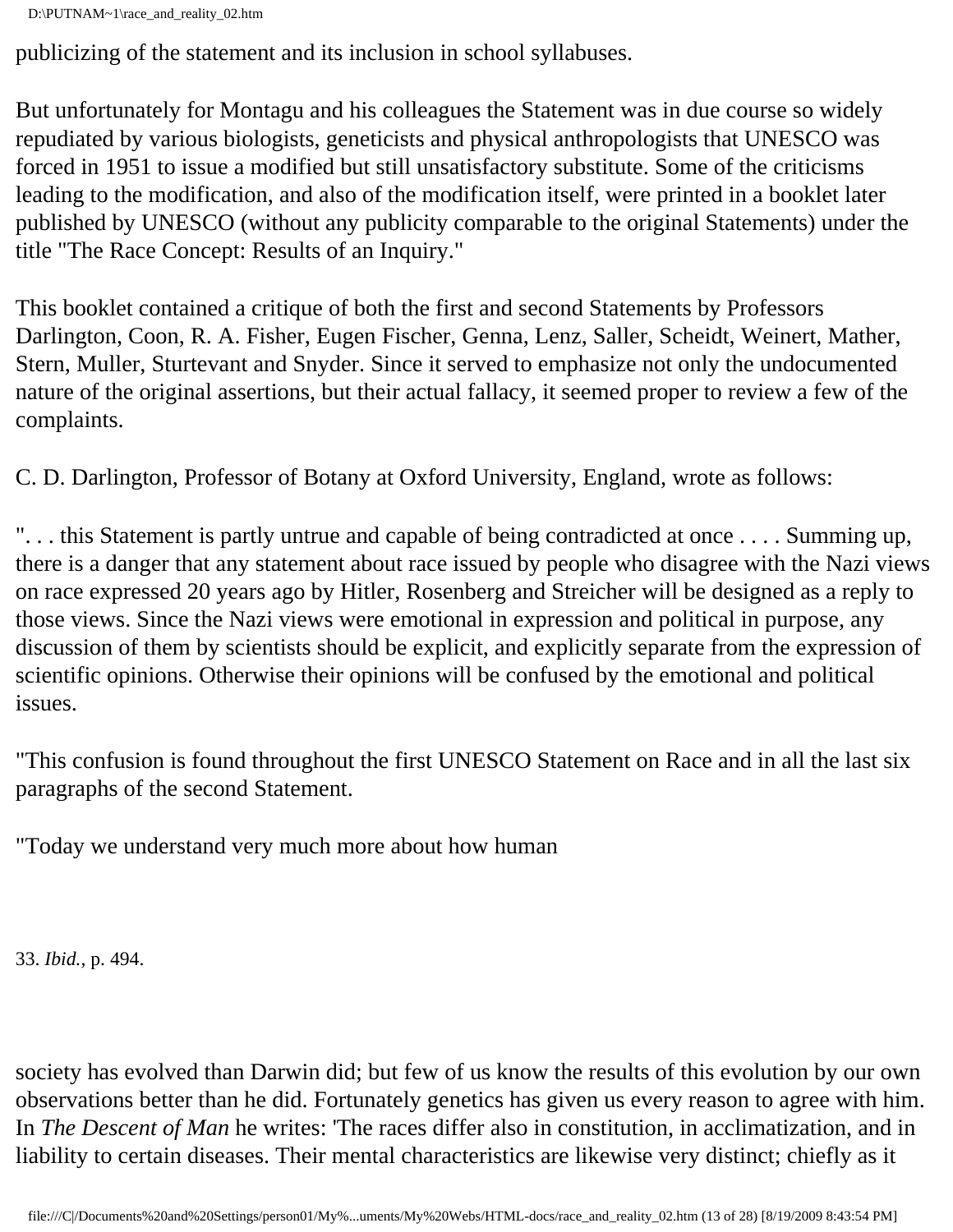publicizing of the statement and its inclusion in school syllabuses.

But unfortunately for Montagu and his colleagues the Statement was in due course so widely repudiated by various biologists, geneticists and physical anthropologists that UNESCO was forced in 1951 to issue a modified but still unsatisfactory substitute. Some of the criticisms leading to the modification, and also of the modification itself, were printed in a booklet later published by UNESCO (without any publicity comparable to the original Statements) under the title "The Race Concept: Results of an Inquiry."

This booklet contained a critique of both the first and second Statements by Professors Darlington, Coon, R. A. Fisher, Eugen Fischer, Genna, Lenz, Saller, Scheidt, Weinert, Mather, Stern, Muller, Sturtevant and Snyder. Since it served to emphasize not only the undocumented nature of the original assertions, but their actual fallacy, it seemed proper to review a few of the complaints.

C. D. Darlington, Professor of Botany at Oxford University, England, wrote as follows:

". . . this Statement is partly untrue and capable of being contradicted at once . . . . Summing up, there is a danger that any statement about race issued by people who disagree with the Nazi views on race expressed 20 years ago by Hitler, Rosenberg and Streicher will be designed as a reply to those views. Since the Nazi views were emotional in expression and political in purpose, any discussion of them by scientists should be explicit, and explicitly separate from the expression of scientific opinions. Otherwise their opinions will be confused by the emotional and political issues.

"This confusion is found throughout the first UNESCO Statement on Race and in all the last six paragraphs of the second Statement.

"Today we understand very much more about how human society has evolved than Darwin did; but few of us know the results of this evolution by our own observations better than he did. Fortunately genetics has given us every reason to agree with him. In *The Descent of Man* he writes: 'The races differ also in constitution, in acclimatization, and in liability to certain diseases. Their mental characteristics are likewise very distinct; chiefly as it

33. *Ibid.*, p. 494.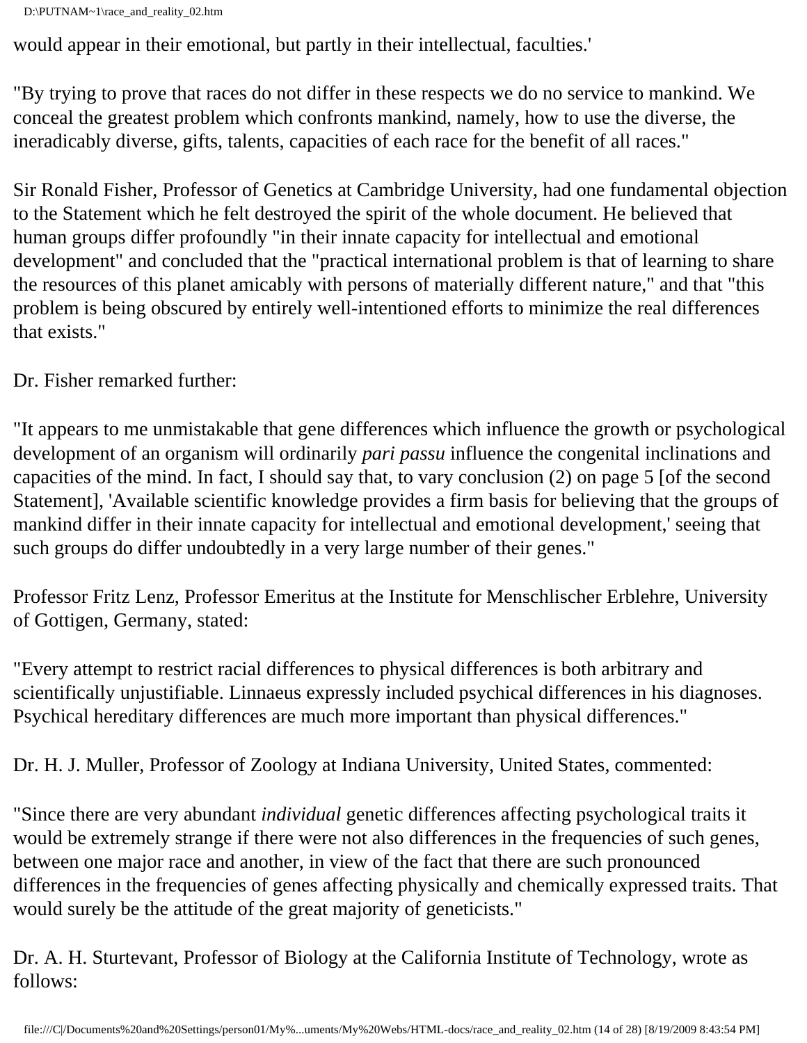would appear in their emotional, but partly in their intellectual, faculties.'

"By trying to prove that races do not differ in these respects we do no service to mankind. We conceal the greatest problem which confronts mankind, namely, how to use the diverse, the ineradicably diverse, gifts, talents, capacities of each race for the benefit of all races."

Sir Ronald Fisher, Professor of Genetics at Cambridge University, had one fundamental objection to the Statement which he felt destroyed the spirit of the whole document. He believed that human groups differ profoundly "in their innate capacity for intellectual and emotional development" and concluded that the "practical international problem is that of learning to share the resources of this planet amicably with persons of materially different nature," and that "this problem is being obscured by entirely well-intentioned efforts to minimize the real differences that exists."

Dr. Fisher remarked further:

"It appears to me unmistakable that gene differences which influence the growth or psychological development of an organism will ordinarily *pari passu* influence the congenital inclinations and capacities of the mind. In fact, I should say that, to vary conclusion (2) on page 5 [of the second Statement], 'Available scientific knowledge provides a firm basis for believing that the groups of mankind differ in their innate capacity for intellectual and emotional development,' seeing that such groups do differ undoubtedly in a very large number of their genes."

Professor Fritz Lenz, Professor Emeritus at the Institute for Menschlischer Erblehre, University of Gottigen, Germany, stated:

"Every attempt to restrict racial differences to physical differences is both arbitrary and scientifically unjustifiable. Linnaeus expressly included psychical differences in his diagnoses. Psychical hereditary differences are much more important than physical differences."

Dr. H. J. Muller, Professor of Zoology at Indiana University, United States, commented:

"Since there are very abundant *individual* genetic differences affecting psychological traits it would be extremely strange if there were not also differences in the frequencies of such genes, between one major race and another, in view of the fact that there are such pronounced differences in the frequencies of genes affecting physically and chemically expressed traits. That would surely be the attitude of the great majority of geneticists."

Dr. A. H. Sturtevant, Professor of Biology at the California Institute of Technology, wrote as follows: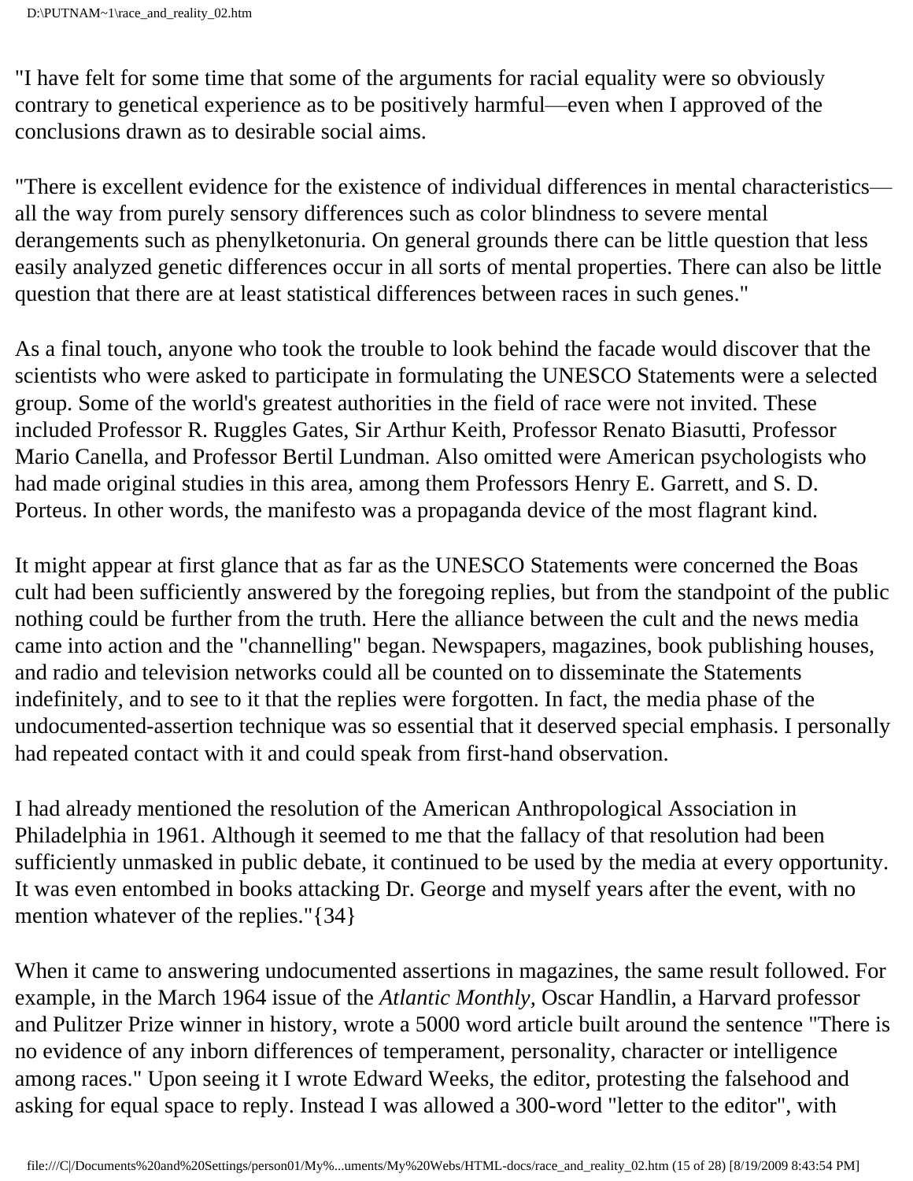"I have felt for some time that some of the arguments for racial equality were so obviously contrary to genetical experience as to be positively harmful—even when I approved of the conclusions drawn as to desirable social aims.

"There is excellent evidence for the existence of individual differences in mental characteristics—all the way from purely sensory differences such as color blindness to severe mental derangements such as phenylketonuria. On general grounds there can be little question that less easily analyzed genetic differences occur in all sorts of mental properties. There can also be little question that there are at least statistical differences between races in such genes."

As a final touch, anyone who took the trouble to look behind the facade would discover that the scientists who were asked to participate in formulating the UNESCO Statements were a selected group. Some of the world's greatest authorities in the field of race were not invited. These included Professor R. Ruggles Gates, Sir Arthur Keith, Professor Renato Biasutti, Professor Mario Canella, and Professor Bertil Lundman. Also omitted were American psychologists who had made original studies in this area, among them Professors Henry E. Garrett, and S. D. Porteus. In other words, the manifesto was a propaganda device of the most flagrant kind.

It might appear at first glance that as far as the UNESCO Statements were concerned the Boas cult had been sufficiently answered by the foregoing replies, but from the standpoint of the public nothing could be further from the truth. Here the alliance between the cult and the news media came into action and the "channelling" began. Newspapers, magazines, book publishing houses, and radio and television networks could all be counted on to disseminate the Statements indefinitely, and to see to it that the replies were forgotten. In fact, the media phase of the undocumented-assertion technique was so essential that it deserved special emphasis. I personally had repeated contact with it and could speak from first-hand observation.

I had already mentioned the resolution of the American Anthropological Association in Philadelphia in 1961. Although it seemed to me that the fallacy of that resolution had been sufficiently unmasked in public debate, it continued to be used by the media at every opportunity. It was even entombed in books attacking Dr. George and myself years after the event, with no mention whatever of the replies."{34}

When it came to answering undocumented assertions in magazines, the same result followed. For example, in the March 1964 issue of the *Atlantic Monthly*, Oscar Handlin, a Harvard professor and Pulitzer Prize winner in history, wrote a 5000 word article built around the sentence "There is no evidence of any inborn differences of temperament, personality, character or intelligence among races." Upon seeing it I wrote Edward Weeks, the editor, protesting the falsehood and asking for equal space to reply. Instead I was allowed a 300-word "letter to the editor", with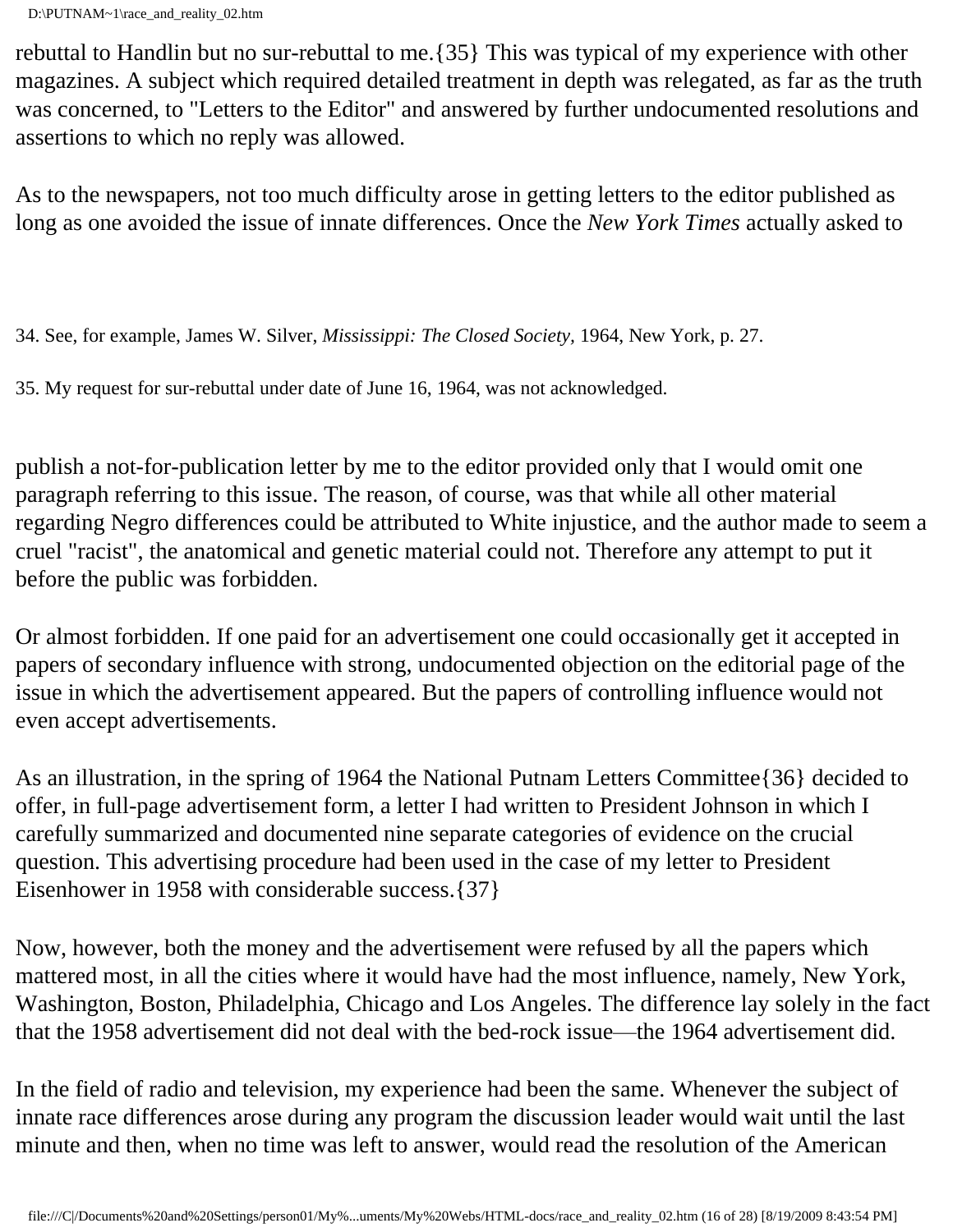rebuttal to Handlin but no sur-rebuttal to me.{35} This was typical of my experience with other magazines. A subject which required detailed treatment in depth was relegated, as far as the truth was concerned, to "Letters to the Editor" and answered by further undocumented resolutions and assertions to which no reply was allowed.

As to the newspapers, not too much difficulty arose in getting letters to the editor published as long as one avoided the issue of innate differences. Once the *New York Times* actually asked to publish a not-for-publication letter by me to the editor provided only that I would omit one paragraph referring to this issue. The reason, of course, was that while all other material regarding Negro differences could be attributed to White injustice, and the author made to seem a cruel "racist", the anatomical and genetic material could not. Therefore any attempt to put it before the public was forbidden.

Or almost forbidden. If one paid for an advertisement one could occasionally get it accepted in papers of secondary influence with strong, undocumented objection on the editorial page of the issue in which the advertisement appeared. But the papers of controlling influence would not even accept advertisements.

As an illustration, in the spring of 1964 the National Putnam Letters Committee{36} decided to offer, in full-page advertisement form, a letter I had written to President Johnson in which I carefully summarized and documented nine separate categories of evidence on the crucial question. This advertising procedure had been used in the case of my letter to President Eisenhower in 1958 with considerable success.{37}

Now, however, both the money and the advertisement were refused by all the papers which mattered most, in all the cities where it would have had the most influence, namely, New York, Washington, Boston, Philadelphia, Chicago and Los Angeles. The difference lay solely in the fact that the 1958 advertisement did not deal with the bed-rock issue—the 1964 advertisement did.

In the field of radio and television, my experience had been the same. Whenever the subject of innate race differences arose during any program the discussion leader would wait until the last minute and then, when no time was left to answer, would read the resolution of the American

34. See, for example, James W. Silver, *Mississippi: The Closed Society,* 1964, New York, p. 27.

35. My request for sur-rebuttal under date of June 16, 1964, was not acknowledged.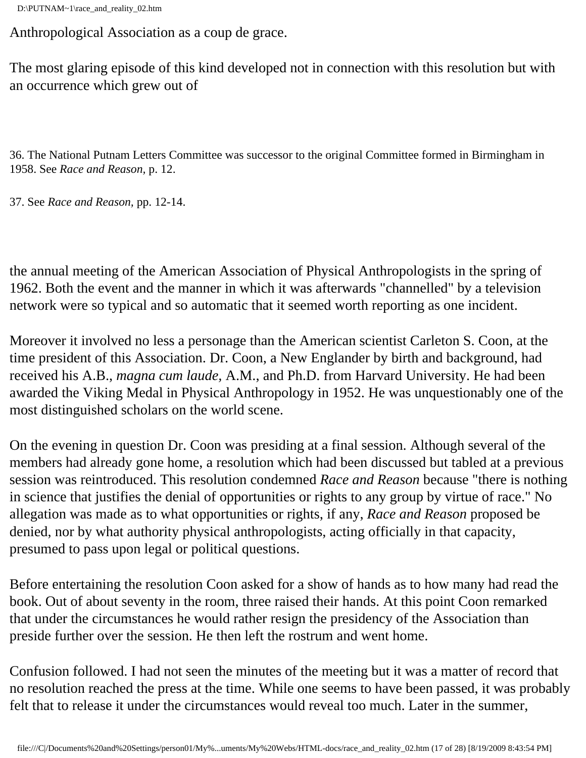Anthropological Association as a coup de grace.

The most glaring episode of this kind developed not in connection with this resolution but with an occurrence which grew out of

36. The National Putnam Letters Committee was successor to the original Committee formed in Birmingham in 1958. See *Race and Reason,* p. 12.

37. See *Race and Reason,* pp. 12-14.

the annual meeting of the American Association of Physical Anthropologists in the spring of 1962. Both the event and the manner in which it was afterwards "channelled" by a television network were so typical and so automatic that it seemed worth reporting as one incident.

Moreover it involved no less a personage than the American scientist Carleton S. Coon, at the time president of this Association. Dr. Coon, a New Englander by birth and background, had received his A.B., *magna cum laude,* A.M., and Ph.D. from Harvard University. He had been awarded the Viking Medal in Physical Anthropology in 1952. He was unquestionably one of the most distinguished scholars on the world scene.

On the evening in question Dr. Coon was presiding at a final session. Although several of the members had already gone home, a resolution which had been discussed but tabled at a previous session was reintroduced. This resolution condemned *Race and Reason* because "there is nothing in science that justifies the denial of opportunities or rights to any group by virtue of race." No allegation was made as to what opportunities or rights, if any, *Race and Reason* proposed be denied, nor by what authority physical anthropologists, acting officially in that capacity, presumed to pass upon legal or political questions.

Before entertaining the resolution Coon asked for a show of hands as to how many had read the book. Out of about seventy in the room, three raised their hands. At this point Coon remarked that under the circumstances he would rather resign the presidency of the Association than preside further over the session. He then left the rostrum and went home.

Confusion followed. I had not seen the minutes of the meeting but it was a matter of record that no resolution reached the press at the time. While one seems to have been passed, it was probably felt that to release it under the circumstances would reveal too much. Later in the summer,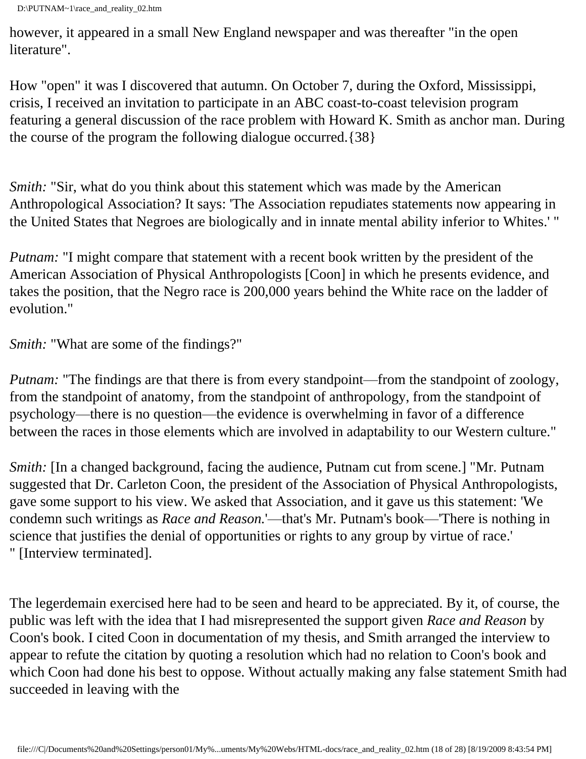however, it appeared in a small New England newspaper and was thereafter "in the open literature".

How "open" it was I discovered that autumn. On October 7, during the Oxford, Mississippi, crisis, I received an invitation to participate in an ABC coast-to-coast television program featuring a general discussion of the race problem with Howard K. Smith as anchor man. During the course of the program the following dialogue occurred.{38}

*Smith:* "Sir, what do you think about this statement which was made by the American Anthropological Association? It says: 'The Association repudiates statements now appearing in the United States that Negroes are biologically and in innate mental ability inferior to Whites.' "

*Putnam:* "I might compare that statement with a recent book written by the president of the American Association of Physical Anthropologists [Coon] in which he presents evidence, and takes the position, that the Negro race is 200,000 years behind the White race on the ladder of evolution."

*Smith:* "What are some of the findings?"

*Putnam:* "The findings are that there is from every standpoint—from the standpoint of zoology, from the standpoint of anatomy, from the standpoint of anthropology, from the standpoint of psychology—there is no question—the evidence is overwhelming in favor of a difference between the races in those elements which are involved in adaptability to our Western culture."

*Smith:* [In a changed background, facing the audience, Putnam cut from scene.] "Mr. Putnam suggested that Dr. Carleton Coon, the president of the Association of Physical Anthropologists, gave some support to his view. We asked that Association, and it gave us this statement: 'We condemn such writings as *Race and Reason.*'—that's Mr. Putnam's book—'There is nothing in science that justifies the denial of opportunities or rights to any group by virtue of race.' " [Interview terminated].

The legerdemain exercised here had to be seen and heard to be appreciated. By it, of course, the public was left with the idea that I had misrepresented the support given *Race and Reason* by Coon's book. I cited Coon in documentation of my thesis, and Smith arranged the interview to appear to refute the citation by quoting a resolution which had no relation to Coon's book and which Coon had done his best to oppose. Without actually making any false statement Smith had succeeded in leaving with the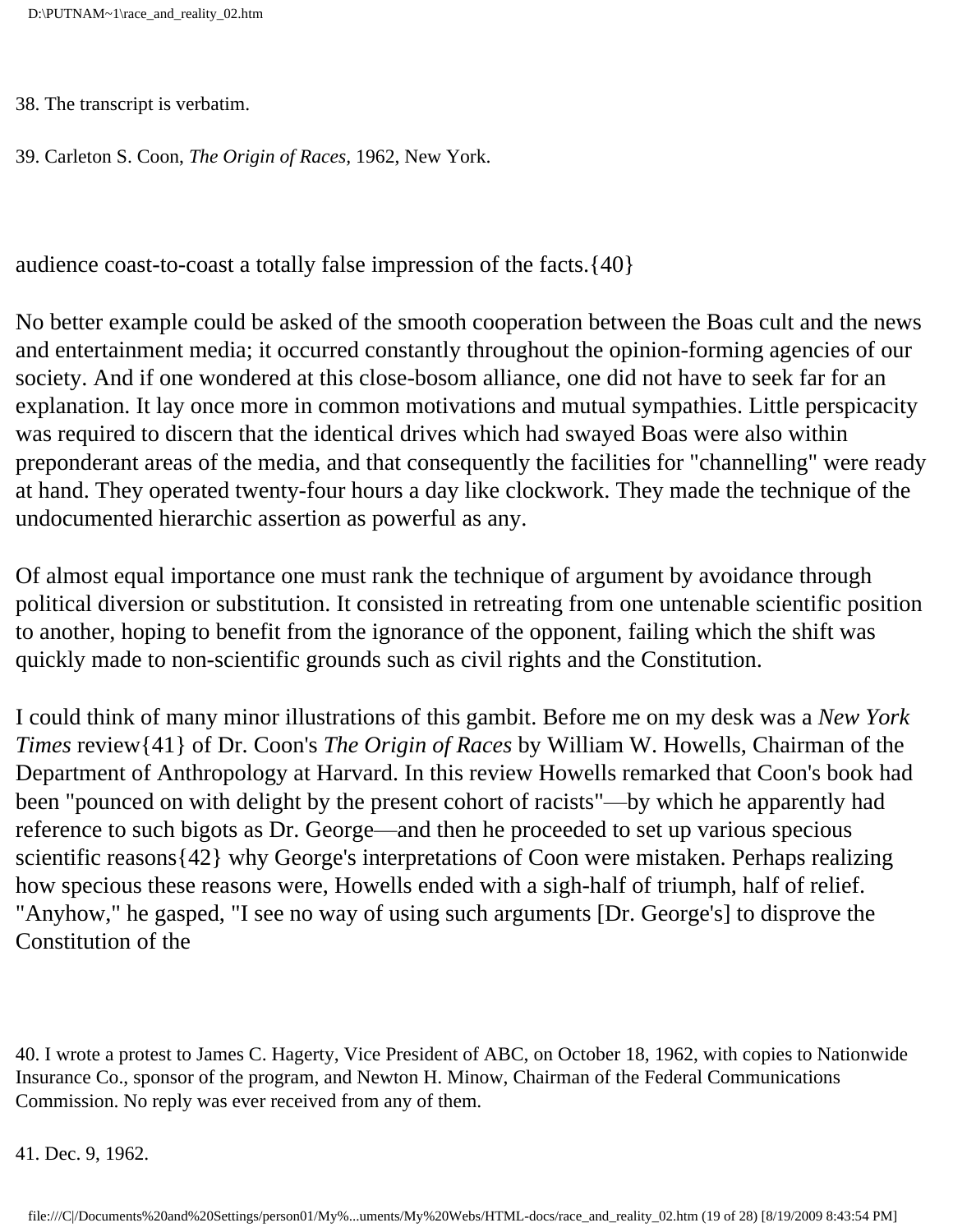38. The transcript is verbatim.

39. Carleton S. Coon, *The Origin of Races,* 1962, New York.

audience coast-to-coast a totally false impression of the facts.{40}

No better example could be asked of the smooth cooperation between the Boas cult and the news and entertainment media; it occurred constantly throughout the opinion-forming agencies of our society. And if one wondered at this close-bosom alliance, one did not have to seek far for an explanation. It lay once more in common motivations and mutual sympathies. Little perspicacity was required to discern that the identical drives which had swayed Boas were also within preponderant areas of the media, and that consequently the facilities for "channelling" were ready at hand. They operated twenty-four hours a day like clockwork. They made the technique of the undocumented hierarchic assertion as powerful as any.

Of almost equal importance one must rank the technique of argument by avoidance through political diversion or substitution. It consisted in retreating from one untenable scientific position to another, hoping to benefit from the ignorance of the opponent, failing which the shift was quickly made to non-scientific grounds such as civil rights and the Constitution.

I could think of many minor illustrations of this gambit. Before me on my desk was a *New York Times* review{41} of Dr. Coon's *The Origin of Races* by William W. Howells, Chairman of the Department of Anthropology at Harvard. In this review Howells remarked that Coon's book had been "pounced on with delight by the present cohort of racists"—by which he apparently had reference to such bigots as Dr. George—and then he proceeded to set up various specious scientific reasons{42} why George's interpretations of Coon were mistaken. Perhaps realizing how specious these reasons were, Howells ended with a sigh-half of triumph, half of relief. "Anyhow," he gasped, "I see no way of using such arguments [Dr. George's] to disprove the Constitution of the

40. I wrote a protest to James C. Hagerty, Vice President of ABC, on October 18, 1962, with copies to Nationwide Insurance Co., sponsor of the program, and Newton H. Minow, Chairman of the Federal Communications Commission. No reply was ever received from any of them.

41. Dec. 9, 1962.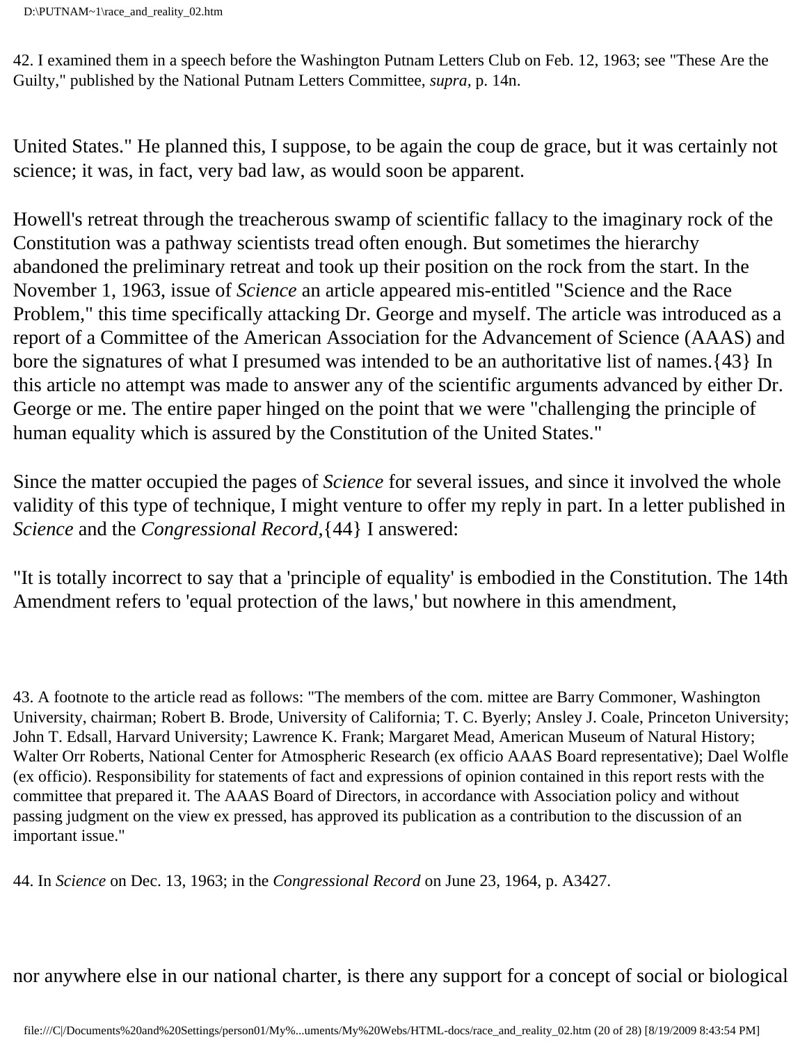42. I examined them in a speech before the Washington Putnam Letters Club on Feb. 12, 1963; see "These Are the Guilty," published by the National Putnam Letters Committee, *supra*, p. 14n.

United States." He planned this, I suppose, to be again the coup de grace, but it was certainly not science; it was, in fact, very bad law, as would soon be apparent.

Howell's retreat through the treacherous swamp of scientific fallacy to the imaginary rock of the Constitution was a pathway scientists tread often enough. But sometimes the hierarchy abandoned the preliminary retreat and took up their position on the rock from the start. In the November 1, 1963, issue of *Science* an article appeared mis-entitled "Science and the Race Problem," this time specifically attacking Dr. George and myself. The article was introduced as a report of a Committee of the American Association for the Advancement of Science (AAAS) and bore the signatures of what I presumed was intended to be an authoritative list of names.{43} In this article no attempt was made to answer any of the scientific arguments advanced by either Dr. George or me. The entire paper hinged on the point that we were "challenging the principle of human equality which is assured by the Constitution of the United States."

Since the matter occupied the pages of *Science* for several issues, and since it involved the whole validity of this type of technique, I might venture to offer my reply in part. In a letter published in *Science* and the *Congressional Record*,{44} I answered:

"It is totally incorrect to say that a 'principle of equality' is embodied in the Constitution. The 14th Amendment refers to 'equal protection of the laws,' but nowhere in this amendment,

43. A footnote to the article read as follows: "The members of the com. mittee are Barry Commoner, Washington University, chairman; Robert B. Brode, University of California; T. C. Byerly; Ansley J. Coale, Princeton University; John T. Edsall, Harvard University; Lawrence K. Frank; Margaret Mead, American Museum of Natural History; Walter Orr Roberts, National Center for Atmospheric Research (ex officio AAAS Board representative); Dael Wolfle (ex officio). Responsibility for statements of fact and expressions of opinion contained in this report rests with the committee that prepared it. The AAAS Board of Directors, in accordance with Association policy and without passing judgment on the view ex pressed, has approved its publication as a contribution to the discussion of an important issue."

44. In *Science* on Dec. 13, 1963; in the *Congressional Record* on June 23, 1964, p. A3427.

nor anywhere else in our national charter, is there any support for a concept of social or biological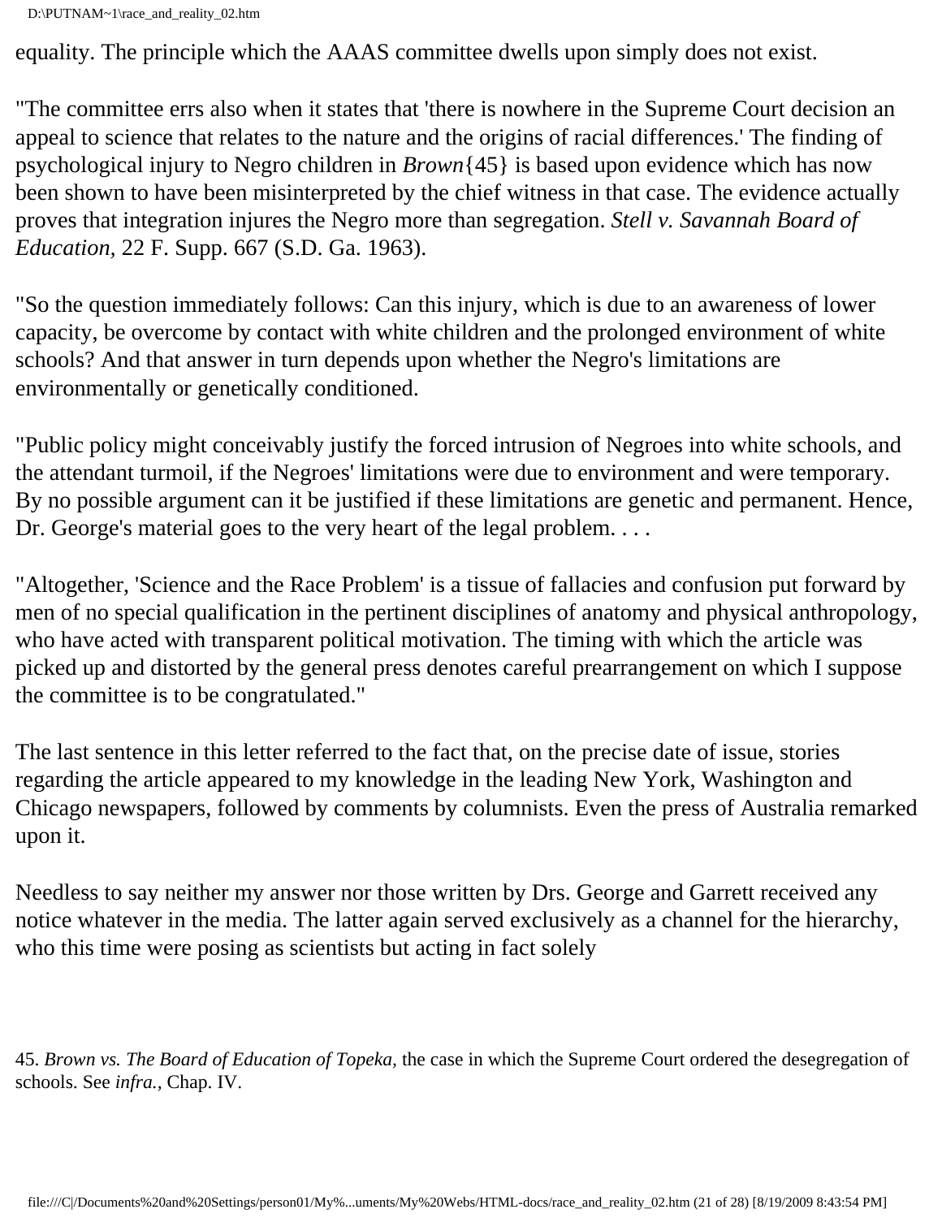equality. The principle which the AAAS committee dwells upon simply does not exist.

"The committee errs also when it states that 'there is nowhere in the Supreme Court decision an appeal to science that relates to the nature and the origins of racial differences.' The finding of psychological injury to Negro children in *Brown*{45} is based upon evidence which has now been shown to have been misinterpreted by the chief witness in that case. The evidence actually proves that integration injures the Negro more than segregation. *Stell v. Savannah Board of Education,* 22 F. Supp. 667 (S.D. Ga. 1963).

"So the question immediately follows: Can this injury, which is due to an awareness of lower capacity, be overcome by contact with white children and the prolonged environment of white schools? And that answer in turn depends upon whether the Negro's limitations are environmentally or genetically conditioned.

"Public policy might conceivably justify the forced intrusion of Negroes into white schools, and the attendant turmoil, if the Negroes' limitations were due to environment and were temporary. By no possible argument can it be justified if these limitations are genetic and permanent. Hence, Dr. George's material goes to the very heart of the legal problem. . . .

"Altogether, 'Science and the Race Problem' is a tissue of fallacies and confusion put forward by men of no special qualification in the pertinent disciplines of anatomy and physical anthropology, who have acted with transparent political motivation. The timing with which the article was picked up and distorted by the general press denotes careful prearrangement on which I suppose the committee is to be congratulated."

The last sentence in this letter referred to the fact that, on the precise date of issue, stories regarding the article appeared to my knowledge in the leading New York, Washington and Chicago newspapers, followed by comments by columnists. Even the press of Australia remarked upon it.

Needless to say neither my answer nor those written by Drs. George and Garrett received any notice whatever in the media. The latter again served exclusively as a channel for the hierarchy, who this time were posing as scientists but acting in fact solely

45. *Brown vs. The Board of Education of Topeka,* the case in which the Supreme Court ordered the desegregation of schools. See *infra.,* Chap. IV.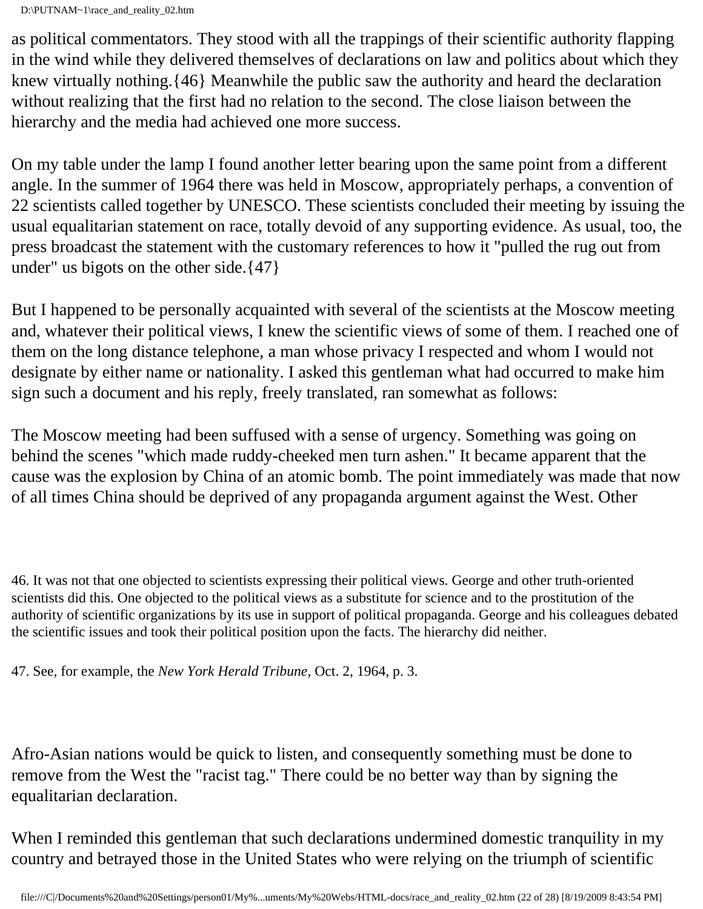as political commentators. They stood with all the trappings of their scientific authority flapping in the wind while they delivered themselves of declarations on law and politics about which they knew virtually nothing.{46} Meanwhile the public saw the authority and heard the declaration without realizing that the first had no relation to the second. The close liaison between the hierarchy and the media had achieved one more success.

On my table under the lamp I found another letter bearing upon the same point from a different angle. In the summer of 1964 there was held in Moscow, appropriately perhaps, a convention of 22 scientists called together by UNESCO. These scientists concluded their meeting by issuing the usual equalitarian statement on race, totally devoid of any supporting evidence. As usual, too, the press broadcast the statement with the customary references to how it "pulled the rug out from under" us bigots on the other side.{47}

But I happened to be personally acquainted with several of the scientists at the Moscow meeting and, whatever their political views, I knew the scientific views of some of them. I reached one of them on the long distance telephone, a man whose privacy I respected and whom I would not designate by either name or nationality. I asked this gentleman what had occurred to make him sign such a document and his reply, freely translated, ran somewhat as follows:

The Moscow meeting had been suffused with a sense of urgency. Something was going on behind the scenes "which made ruddy-cheeked men turn ashen." It became apparent that the cause was the explosion by China of an atomic bomb. The point immediately was made that now of all times China should be deprived of any propaganda argument against the West. Other Afro-Asian nations would be quick to listen, and consequently something must be done to remove from the West the "racist tag." There could be no better way than by signing the equalitarian declaration.

When I reminded this gentleman that such declarations undermined domestic tranquility in my country and betrayed those in the United States who were relying on the triumph of scientific

46. It was not that one objected to scientists expressing their political views. George and other truth-oriented scientists did this. One objected to the political views as a substitute for science and to the prostitution of the authority of scientific organizations by its use in support of political propaganda. George and his colleagues debated the scientific issues and took their political position upon the facts. The hierarchy did neither.

47. See, for example, the *New York Herald Tribune,* Oct. 2, 1964, p. 3.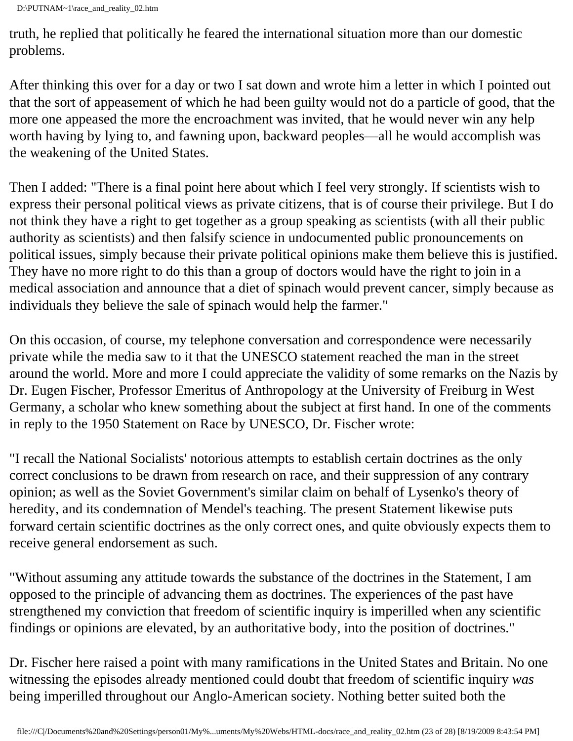truth, he replied that politically he feared the international situation more than our domestic problems.

After thinking this over for a day or two I sat down and wrote him a letter in which I pointed out that the sort of appeasement of which he had been guilty would not do a particle of good, that the more one appeased the more the encroachment was invited, that he would never win any help worth having by lying to, and fawning upon, backward peoples—all he would accomplish was the weakening of the United States.

Then I added: "There is a final point here about which I feel very strongly. If scientists wish to express their personal political views as private citizens, that is of course their privilege. But I do not think they have a right to get together as a group speaking as scientists (with all their public authority as scientists) and then falsify science in undocumented public pronouncements on political issues, simply because their private political opinions make them believe this is justified. They have no more right to do this than a group of doctors would have the right to join in a medical association and announce that a diet of spinach would prevent cancer, simply because as individuals they believe the sale of spinach would help the farmer."

On this occasion, of course, my telephone conversation and correspondence were necessarily private while the media saw to it that the UNESCO statement reached the man in the street around the world. More and more I could appreciate the validity of some remarks on the Nazis by Dr. Eugen Fischer, Professor Emeritus of Anthropology at the University of Freiburg in West Germany, a scholar who knew something about the subject at first hand. In one of the comments in reply to the 1950 Statement on Race by UNESCO, Dr. Fischer wrote:

"I recall the National Socialists' notorious attempts to establish certain doctrines as the only correct conclusions to be drawn from research on race, and their suppression of any contrary opinion; as well as the Soviet Government's similar claim on behalf of Lysenko's theory of heredity, and its condemnation of Mendel's teaching. The present Statement likewise puts forward certain scientific doctrines as the only correct ones, and quite obviously expects them to receive general endorsement as such.

"Without assuming any attitude towards the substance of the doctrines in the Statement, I am opposed to the principle of advancing them as doctrines. The experiences of the past have strengthened my conviction that freedom of scientific inquiry is imperilled when any scientific findings or opinions are elevated, by an authoritative body, into the position of doctrines."

Dr. Fischer here raised a point with many ramifications in the United States and Britain. No one witnessing the episodes already mentioned could doubt that freedom of scientific inquiry *was* being imperilled throughout our Anglo-American society. Nothing better suited both the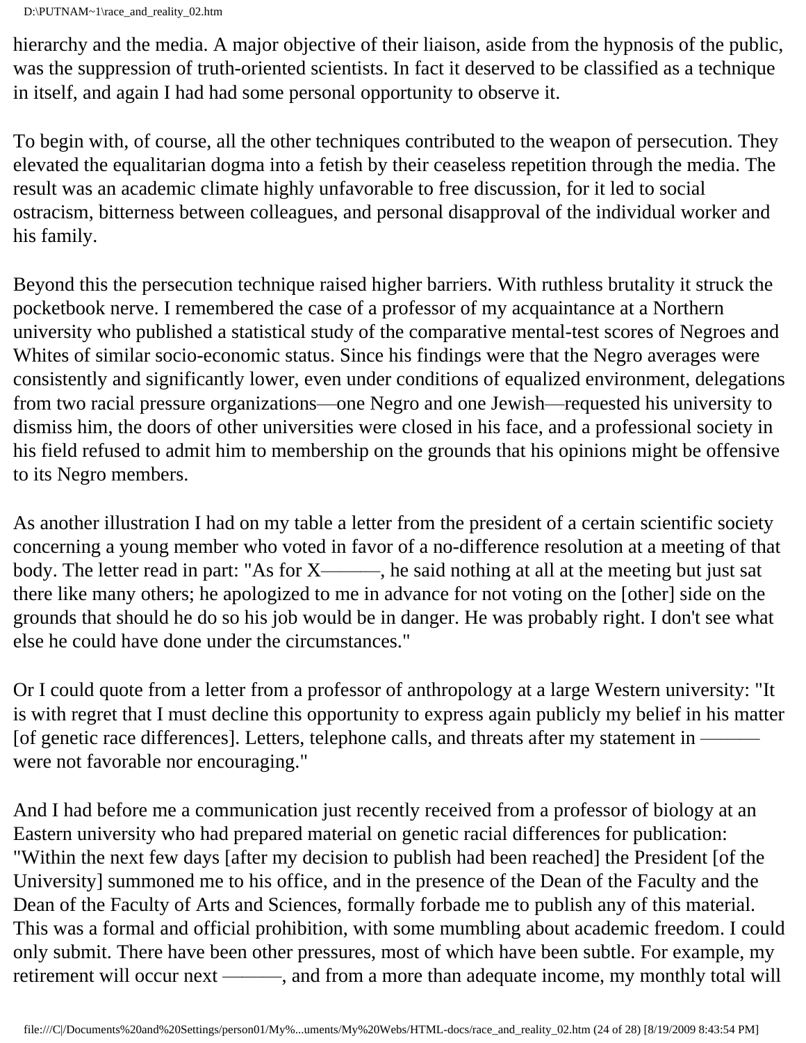hierarchy and the media. A major objective of their liaison, aside from the hypnosis of the public, was the suppression of truth-oriented scientists. In fact it deserved to be classified as a technique in itself, and again I had had some personal opportunity to observe it.

To begin with, of course, all the other techniques contributed to the weapon of persecution. They elevated the equalitarian dogma into a fetish by their ceaseless repetition through the media. The result was an academic climate highly unfavorable to free discussion, for it led to social ostracism, bitterness between colleagues, and personal disapproval of the individual worker and his family.

Beyond this the persecution technique raised higher barriers. With ruthless brutality it struck the pocketbook nerve. I remembered the case of a professor of my acquaintance at a Northern university who published a statistical study of the comparative mental-test scores of Negroes and Whites of similar socio-economic status. Since his findings were that the Negro averages were consistently and significantly lower, even under conditions of equalized environment, delegations from two racial pressure organizations—one Negro and one Jewish—requested his university to dismiss him, the doors of other universities were closed in his face, and a professional society in his field refused to admit him to membership on the grounds that his opinions might be offensive to its Negro members.

As another illustration I had on my table a letter from the president of a certain scientific society concerning a young member who voted in favor of a no-difference resolution at a meeting of that body. The letter read in part: "As for X———, he said nothing at all at the meeting but just sat there like many others; he apologized to me in advance for not voting on the [other] side on the grounds that should he do so his job would be in danger. He was probably right. I don't see what else he could have done under the circumstances."

Or I could quote from a letter from a professor of anthropology at a large Western university: "It is with regret that I must decline this opportunity to express again publicly my belief in his matter [of genetic race differences]. Letters, telephone calls, and threats after my statement in ——— were not favorable nor encouraging."

And I had before me a communication just recently received from a professor of biology at an Eastern university who had prepared material on genetic racial differences for publication: "Within the next few days [after my decision to publish had been reached] the President [of the University] summoned me to his office, and in the presence of the Dean of the Faculty and the Dean of the Faculty of Arts and Sciences, formally forbade me to publish any of this material. This was a formal and official prohibition, with some mumbling about academic freedom. I could only submit. There have been other pressures, most of which have been subtle. For example, my retirement will occur next ———, and from a more than adequate income, my monthly total will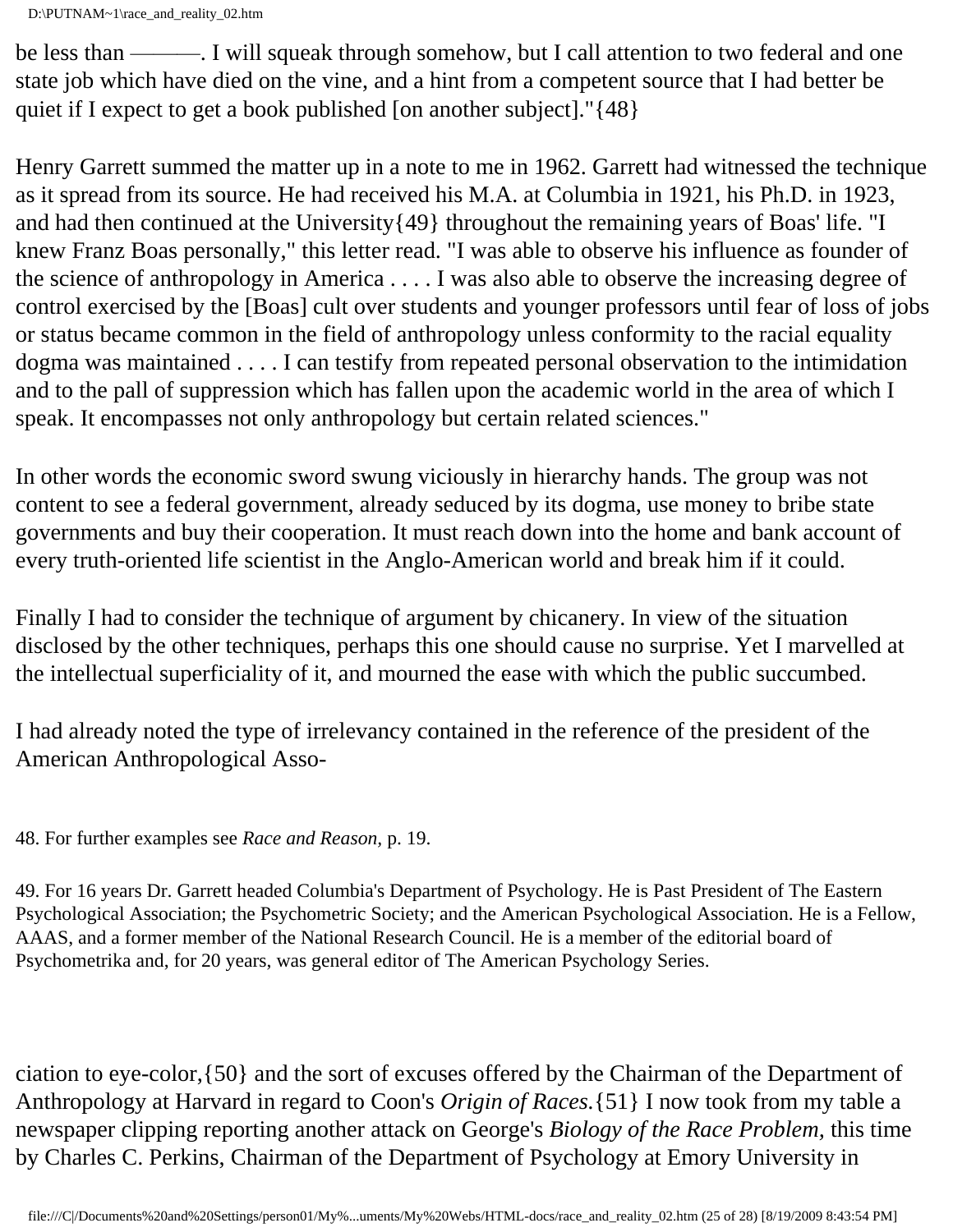be less than ———. I will squeak through somehow, but I call attention to two federal and one state job which have died on the vine, and a hint from a competent source that I had better be quiet if I expect to get a book published [on another subject]."{48}

Henry Garrett summed the matter up in a note to me in 1962. Garrett had witnessed the technique as it spread from its source. He had received his M.A. at Columbia in 1921, his Ph.D. in 1923, and had then continued at the University{49} throughout the remaining years of Boas' life. "I knew Franz Boas personally," this letter read. "I was able to observe his influence as founder of the science of anthropology in America . . . . I was also able to observe the increasing degree of control exercised by the [Boas] cult over students and younger professors until fear of loss of jobs or status became common in the field of anthropology unless conformity to the racial equality dogma was maintained . . . . I can testify from repeated personal observation to the intimidation and to the pall of suppression which has fallen upon the academic world in the area of which I speak. It encompasses not only anthropology but certain related sciences."

In other words the economic sword swung viciously in hierarchy hands. The group was not content to see a federal government, already seduced by its dogma, use money to bribe state governments and buy their cooperation. It must reach down into the home and bank account of every truth-oriented life scientist in the Anglo-American world and break him if it could.

Finally I had to consider the technique of argument by chicanery. In view of the situation disclosed by the other techniques, perhaps this one should cause no surprise. Yet I marvelled at the intellectual superficiality of it, and mourned the ease with which the public succumbed.

I had already noted the type of irrelevancy contained in the reference of the president of the American Anthropological Association to eye-color,{50} and the sort of excuses offered by the Chairman of the Department of Anthropology at Harvard in regard to Coon's *Origin of Races.*{51} I now took from my table a newspaper clipping reporting another attack on George's *Biology of the Race Problem,* this time by Charles C. Perkins, Chairman of the Department of Psychology at Emory University in

48. For further examples see *Race and Reason,* p. 19.

49. For 16 years Dr. Garrett headed Columbia's Department of Psychology. He is Past President of The Eastern Psychological Association; the Psychometric Society; and the American Psychological Association. He is a Fellow, AAAS, and a former member of the National Research Council. He is a member of the editorial board of Psychometrika and, for 20 years, was general editor of The American Psychology Series.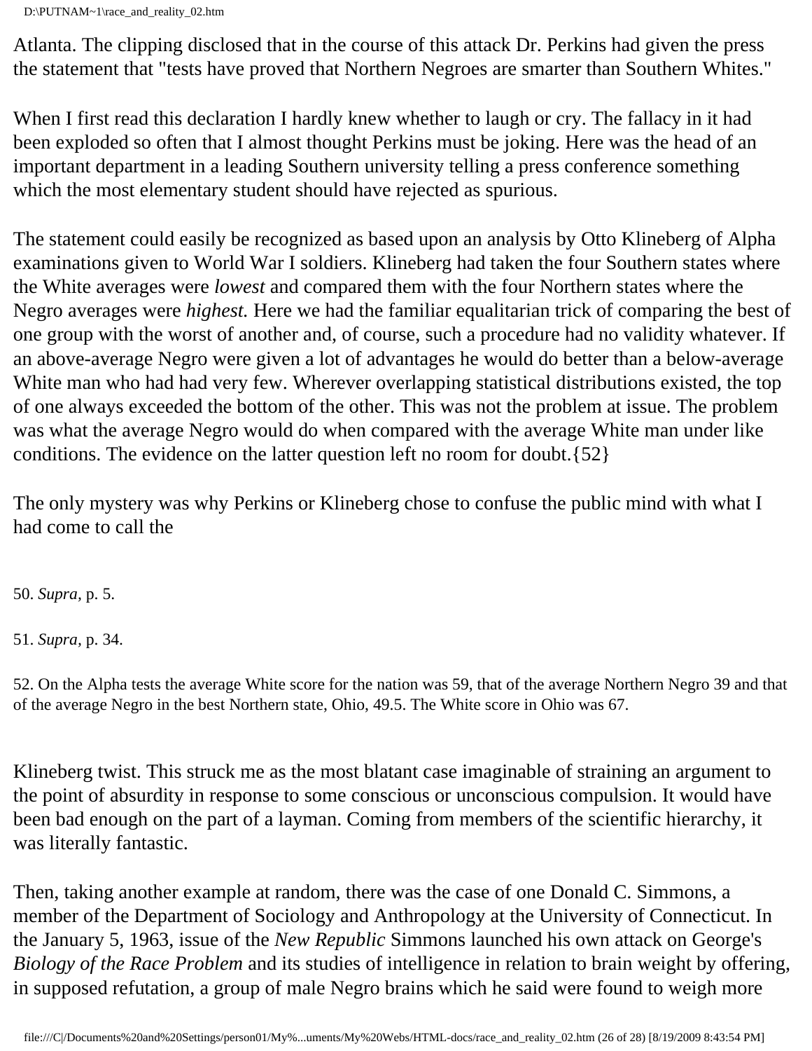Atlanta. The clipping disclosed that in the course of this attack Dr. Perkins had given the press the statement that "tests have proved that Northern Negroes are smarter than Southern Whites."

When I first read this declaration I hardly knew whether to laugh or cry. The fallacy in it had been exploded so often that I almost thought Perkins must be joking. Here was the head of an important department in a leading Southern university telling a press conference something which the most elementary student should have rejected as spurious.

The statement could easily be recognized as based upon an analysis by Otto Klineberg of Alpha examinations given to World War I soldiers. Klineberg had taken the four Southern states where the White averages were *lowest* and compared them with the four Northern states where the Negro averages were *highest.* Here we had the familiar equalitarian trick of comparing the best of one group with the worst of another and, of course, such a procedure had no validity whatever. If an above-average Negro were given a lot of advantages he would do better than a below-average White man who had had very few. Wherever overlapping statistical distributions existed, the top of one always exceeded the bottom of the other. This was not the problem at issue. The problem was what the average Negro would do when compared with the average White man under like conditions. The evidence on the latter question left no room for doubt.{52}

The only mystery was why Perkins or Klineberg chose to confuse the public mind with what I had come to call the

50. *Supra,* p. 5.

51. *Supra*, p. 34.

52. On the Alpha tests the average White score for the nation was 59, that of the average Northern Negro 39 and that of the average Negro in the best Northern state, Ohio, 49.5. The White score in Ohio was 67.

Klineberg twist. This struck me as the most blatant case imaginable of straining an argument to the point of absurdity in response to some conscious or unconscious compulsion. It would have been bad enough on the part of a layman. Coming from members of the scientific hierarchy, it was literally fantastic.

Then, taking another example at random, there was the case of one Donald C. Simmons, a member of the Department of Sociology and Anthropology at the University of Connecticut. In the January 5, 1963, issue of the *New Republic* Simmons launched his own attack on George's *Biology of the Race Problem* and its studies of intelligence in relation to brain weight by offering, in supposed refutation, a group of male Negro brains which he said were found to weigh more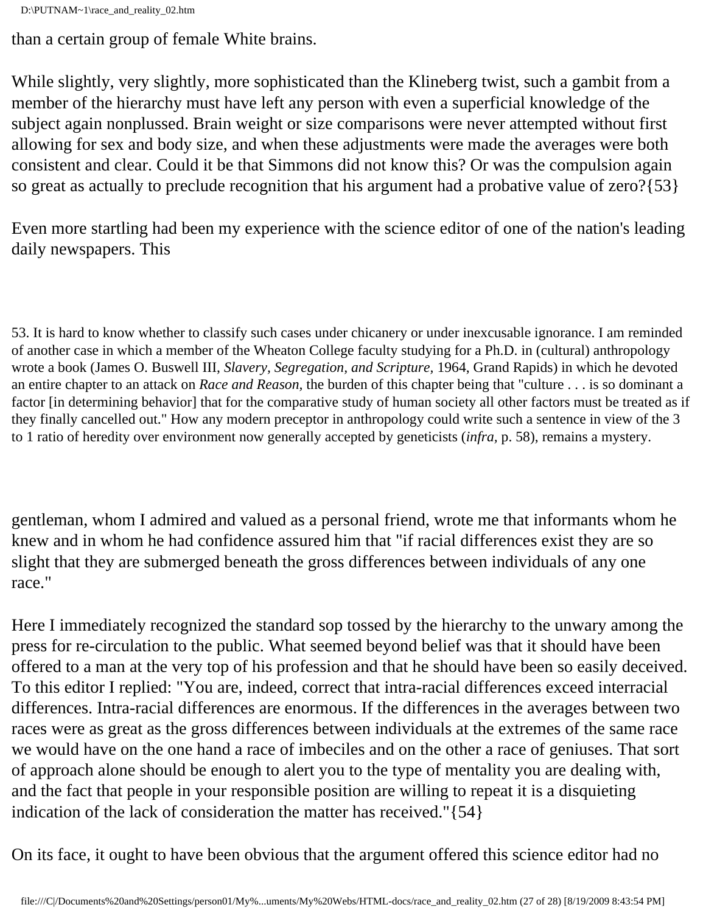than a certain group of female White brains.

While slightly, very slightly, more sophisticated than the Klineberg twist, such a gambit from a member of the hierarchy must have left any person with even a superficial knowledge of the subject again nonplussed. Brain weight or size comparisons were never attempted without first allowing for sex and body size, and when these adjustments were made the averages were both consistent and clear. Could it be that Simmons did not know this? Or was the compulsion again so great as actually to preclude recognition that his argument had a probative value of zero?{53}

Even more startling had been my experience with the science editor of one of the nation's leading daily newspapers. This gentleman, whom I admired and valued as a personal friend, wrote me that informants whom he knew and in whom he had confidence assured him that "if racial differences exist they are so slight that they are submerged beneath the gross differences between individuals of any one race."

Here I immediately recognized the standard sop tossed by the hierarchy to the unwary among the press for re-circulation to the public. What seemed beyond belief was that it should have been offered to a man at the very top of his profession and that he should have been so easily deceived. To this editor I replied: "You are, indeed, correct that intra-racial differences exceed interracial differences. Intra-racial differences are enormous. If the differences in the averages between two races were as great as the gross differences between individuals at the extremes of the same race we would have on the one hand a race of imbeciles and on the other a race of geniuses. That sort of approach alone should be enough to alert you to the type of mentality you are dealing with, and the fact that people in your responsible position are willing to repeat it is a disquieting indication of the lack of consideration the matter has received."{54}

On its face, it ought to have been obvious that the argument offered this science editor had no

53. It is hard to know whether to classify such cases under chicanery or under inexcusable ignorance. I am reminded of another case in which a member of the Wheaton College faculty studying for a Ph.D. in (cultural) anthropology wrote a book (James O. Buswell III, *Slavery, Segregation, and Scripture*, 1964, Grand Rapids) in which he devoted an entire chapter to an attack on *Race and Reason*, the burden of this chapter being that "culture . . . is so dominant a factor [in determining behavior] that for the comparative study of human society all other factors must be treated as if they finally cancelled out." How any modern preceptor in anthropology could write such a sentence in view of the 3 to 1 ratio of heredity over environment now generally accepted by geneticists (*infra*, p. 58), remains a mystery.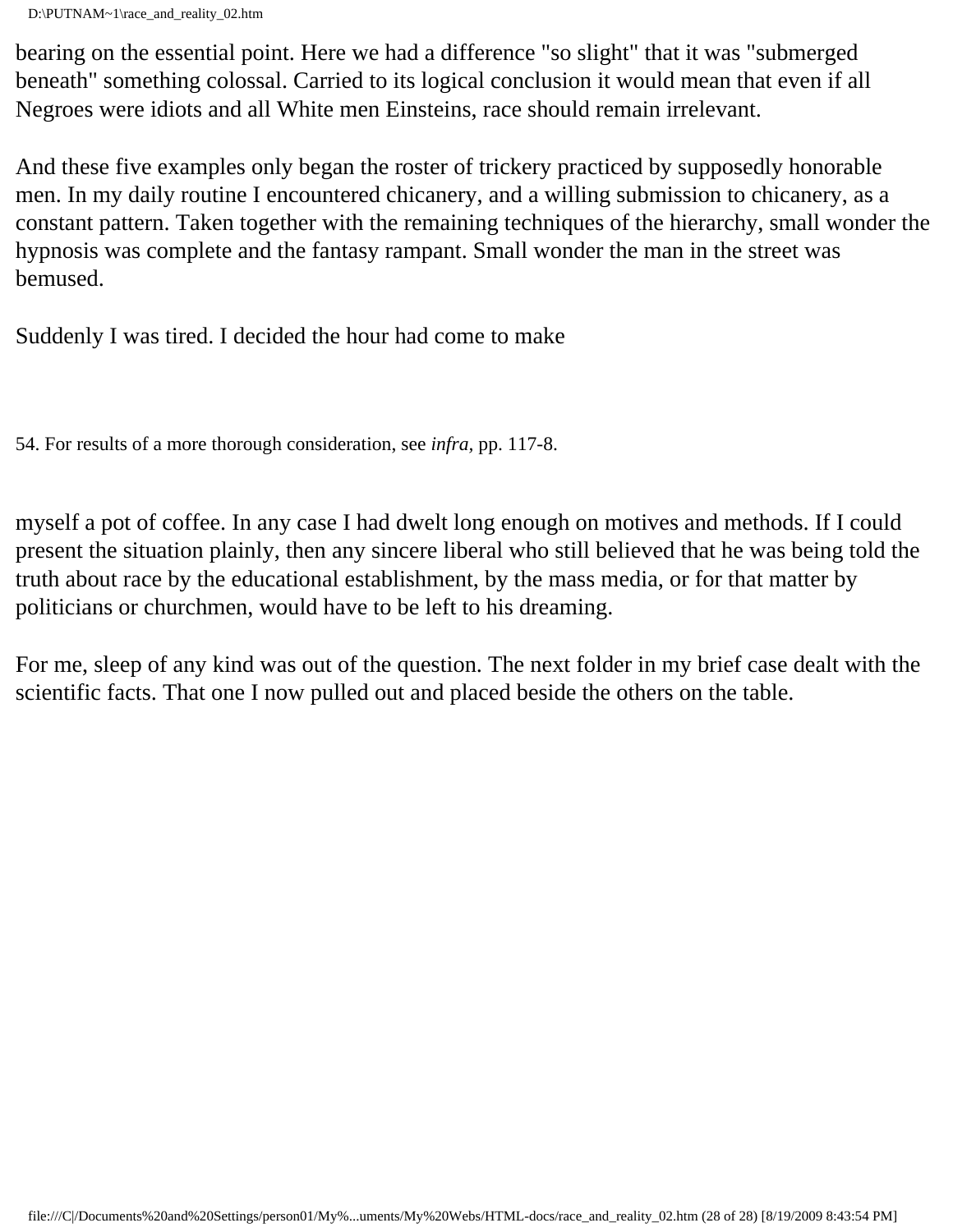bearing on the essential point. Here we had a difference "so slight" that it was "submerged beneath" something colossal. Carried to its logical conclusion it would mean that even if all Negroes were idiots and all White men Einsteins, race should remain irrelevant.

And these five examples only began the roster of trickery practiced by supposedly honorable men. In my daily routine I encountered chicanery, and a willing submission to chicanery, as a constant pattern. Taken together with the remaining techniques of the hierarchy, small wonder the hypnosis was complete and the fantasy rampant. Small wonder the man in the street was bemused.

Suddenly I was tired. I decided the hour had come to make myself a pot of coffee. In any case I had dwelt long enough on motives and methods. If I could present the situation plainly, then any sincere liberal who still believed that he was being told the truth about race by the educational establishment, by the mass media, or for that matter by politicians or churchmen, would have to be left to his dreaming.

For me, sleep of any kind was out of the question. The next folder in my brief case dealt with the scientific facts. That one I now pulled out and placed beside the others on the table.

54. For results of a more thorough consideration, see *infra*, pp. 117-8.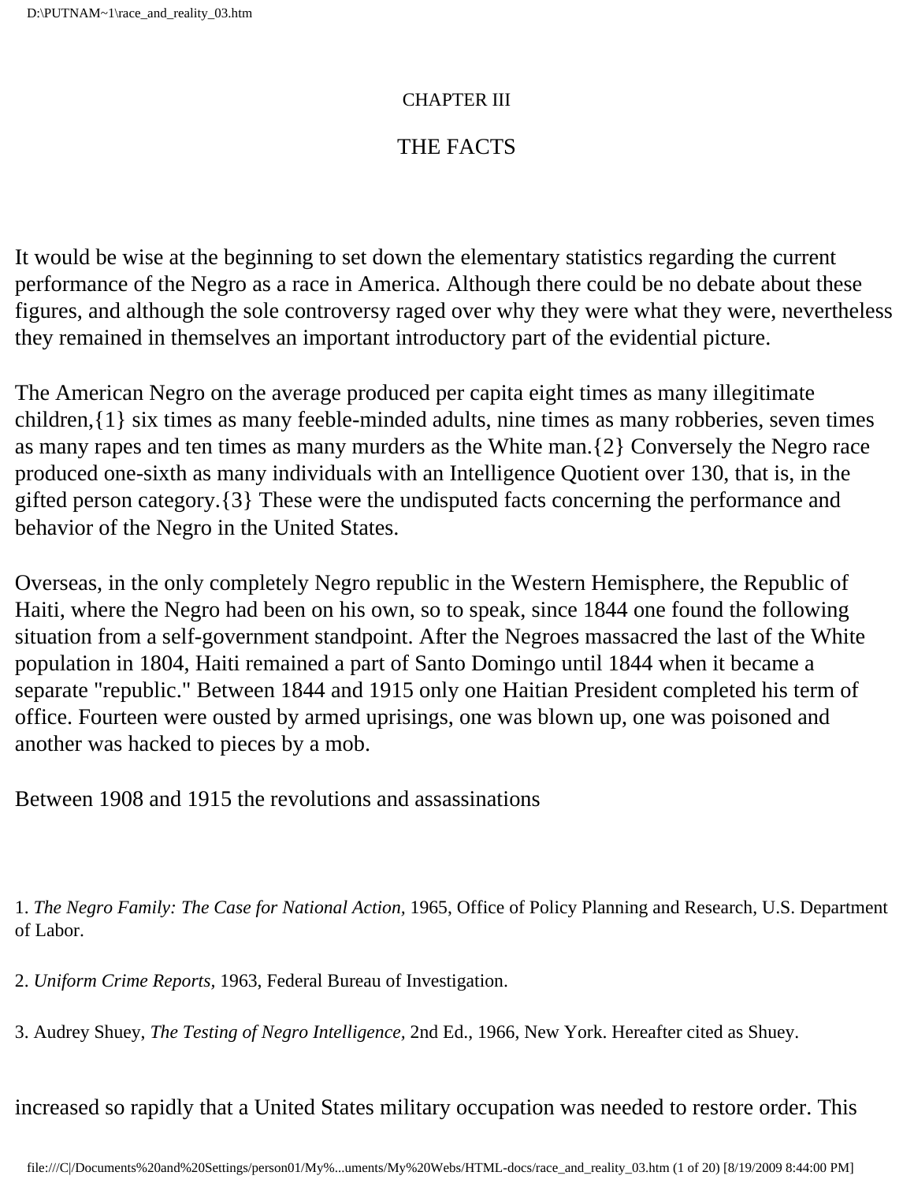CHAPTER III

## THE FACTS

It would be wise at the beginning to set down the elementary statistics regarding the current performance of the Negro as a race in America. Although there could be no debate about these figures, and although the sole controversy raged over why they were what they were, nevertheless they remained in themselves an important introductory part of the evidential picture.

The American Negro on the average produced per capita eight times as many illegitimate children,{1} six times as many feeble-minded adults, nine times as many robberies, seven times as many rapes and ten times as many murders as the White man.{2} Conversely the Negro race produced one-sixth as many individuals with an Intelligence Quotient over 130, that is, in the gifted person category.{3} These were the undisputed facts concerning the performance and behavior of the Negro in the United States.

Overseas, in the only completely Negro republic in the Western Hemisphere, the Republic of Haiti, where the Negro had been on his own, so to speak, since 1844 one found the following situation from a self-government standpoint. After the Negroes massacred the last of the White population in 1804, Haiti remained a part of Santo Domingo until 1844 when it became a separate "republic." Between 1844 and 1915 only one Haitian President completed his term of office. Fourteen were ousted by armed uprisings, one was blown up, one was poisoned and another was hacked to pieces by a mob.

Between 1908 and 1915 the revolutions and assassinations increased so rapidly that a United States military occupation was needed to restore order. This

1. *The Negro Family: The Case for National Action,* 1965, Office of Policy Planning and Research, U.S. Department of Labor.

2. *Uniform Crime Reports,* 1963, Federal Bureau of Investigation.

3. Audrey Shuey, *The Testing of Negro Intelligence,* 2nd Ed., 1966, New York. Hereafter cited as Shuey.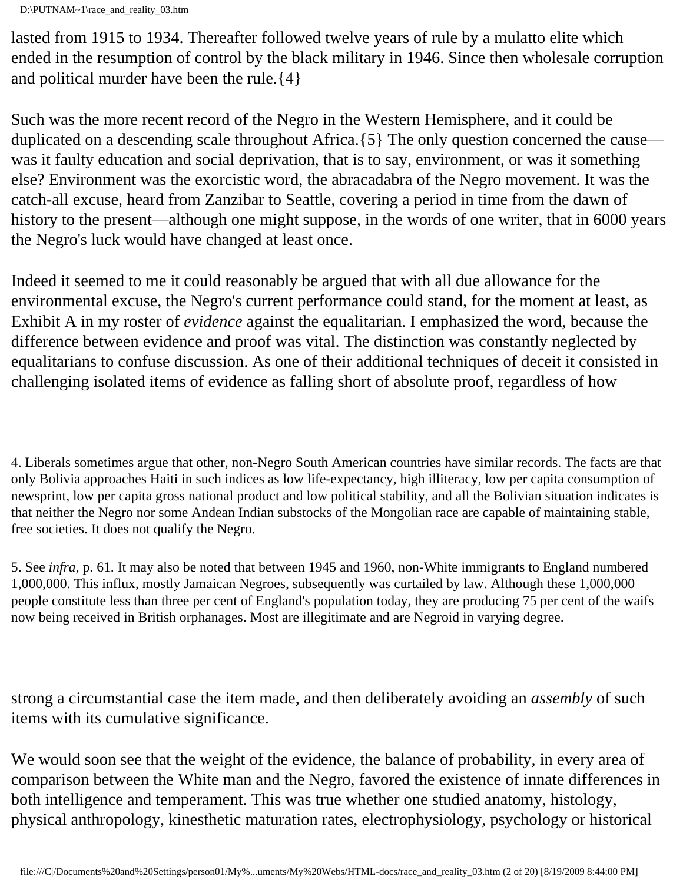lasted from 1915 to 1934. Thereafter followed twelve years of rule by a mulatto elite which ended in the resumption of control by the black military in 1946. Since then wholesale corruption and political murder have been the rule.{4}

Such was the more recent record of the Negro in the Western Hemisphere, and it could be duplicated on a descending scale throughout Africa.{5} The only question concerned the cause—was it faulty education and social deprivation, that is to say, environment, or was it something else? Environment was the exorcistic word, the abracadabra of the Negro movement. It was the catch-all excuse, heard from Zanzibar to Seattle, covering a period in time from the dawn of history to the present—although one might suppose, in the words of one writer, that in 6000 years the Negro's luck would have changed at least once.

Indeed it seemed to me it could reasonably be argued that with all due allowance for the environmental excuse, the Negro's current performance could stand, for the moment at least, as Exhibit A in my roster of *evidence* against the equalitarian. I emphasized the word, because the difference between evidence and proof was vital. The distinction was constantly neglected by equalitarians to confuse discussion. As one of their additional techniques of deceit it consisted in challenging isolated items of evidence as falling short of absolute proof, regardless of how strong a circumstantial case the item made, and then deliberately avoiding an *assembly* of such items with its cumulative significance.

We would soon see that the weight of the evidence, the balance of probability, in every area of comparison between the White man and the Negro, favored the existence of innate differences in both intelligence and temperament. This was true whether one studied anatomy, histology, physical anthropology, kinesthetic maturation rates, electrophysiology, psychology or historical

4. Liberals sometimes argue that other, non-Negro South American countries have similar records. The facts are that only Bolivia approaches Haiti in such indices as low life-expectancy, high illiteracy, low per capita consumption of newsprint, low per capita gross national product and low political stability, and all the Bolivian situation indicates is that neither the Negro nor some Andean Indian substocks of the Mongolian race are capable of maintaining stable, free societies. It does not qualify the Negro.

5. See *infra,* p. 61. It may also be noted that between 1945 and 1960, non-White immigrants to England numbered 1,000,000. This influx, mostly Jamaican Negroes, subsequently was curtailed by law. Although these 1,000,000 people constitute less than three per cent of England's population today, they are producing 75 per cent of the waifs now being received in British orphanages. Most are illegitimate and are Negroid in varying degree.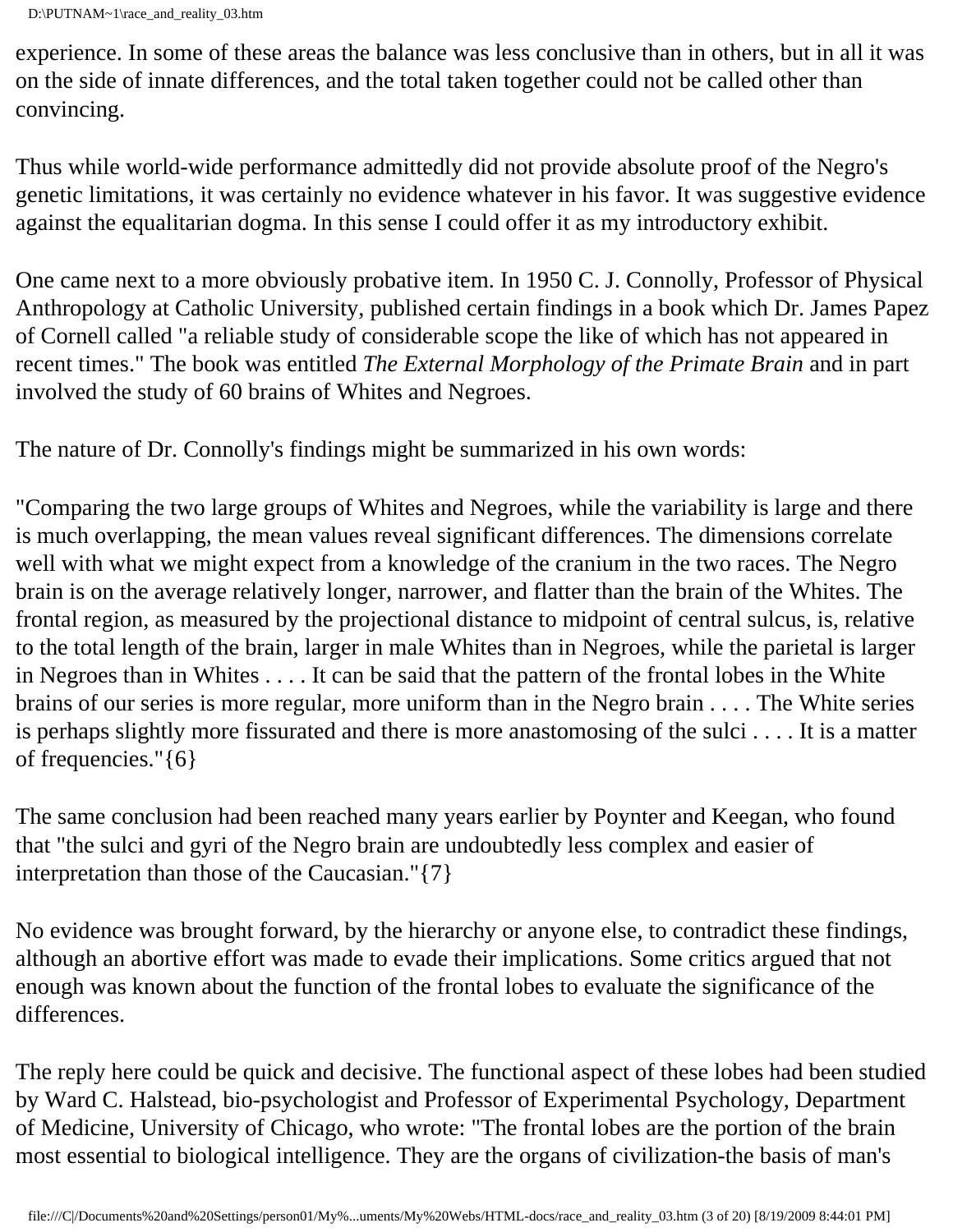experience. In some of these areas the balance was less conclusive than in others, but in all it was on the side of innate differences, and the total taken together could not be called other than convincing.

Thus while world-wide performance admittedly did not provide absolute proof of the Negro's genetic limitations, it was certainly no evidence whatever in his favor. It was suggestive evidence against the equalitarian dogma. In this sense I could offer it as my introductory exhibit.

One came next to a more obviously probative item. In 1950 C. J. Connolly, Professor of Physical Anthropology at Catholic University, published certain findings in a book which Dr. James Papez of Cornell called "a reliable study of considerable scope the like of which has not appeared in recent times." The book was entitled *The External Morphology of the Primate Brain* and in part involved the study of 60 brains of Whites and Negroes.

The nature of Dr. Connolly's findings might be summarized in his own words:

"Comparing the two large groups of Whites and Negroes, while the variability is large and there is much overlapping, the mean values reveal significant differences. The dimensions correlate well with what we might expect from a knowledge of the cranium in the two races. The Negro brain is on the average relatively longer, narrower, and flatter than the brain of the Whites. The frontal region, as measured by the projectional distance to midpoint of central sulcus, is, relative to the total length of the brain, larger in male Whites than in Negroes, while the parietal is larger in Negroes than in Whites . . . . It can be said that the pattern of the frontal lobes in the White brains of our series is more regular, more uniform than in the Negro brain . . . . The White series is perhaps slightly more fissurated and there is more anastomosing of the sulci . . . . It is a matter of frequencies."{6}

The same conclusion had been reached many years earlier by Poynter and Keegan, who found that "the sulci and gyri of the Negro brain are undoubtedly less complex and easier of interpretation than those of the Caucasian."{7}

No evidence was brought forward, by the hierarchy or anyone else, to contradict these findings, although an abortive effort was made to evade their implications. Some critics argued that not enough was known about the function of the frontal lobes to evaluate the significance of the differences.

The reply here could be quick and decisive. The functional aspect of these lobes had been studied by Ward C. Halstead, bio-psychologist and Professor of Experimental Psychology, Department of Medicine, University of Chicago, who wrote: "The frontal lobes are the portion of the brain most essential to biological intelligence. They are the organs of civilization-the basis of man's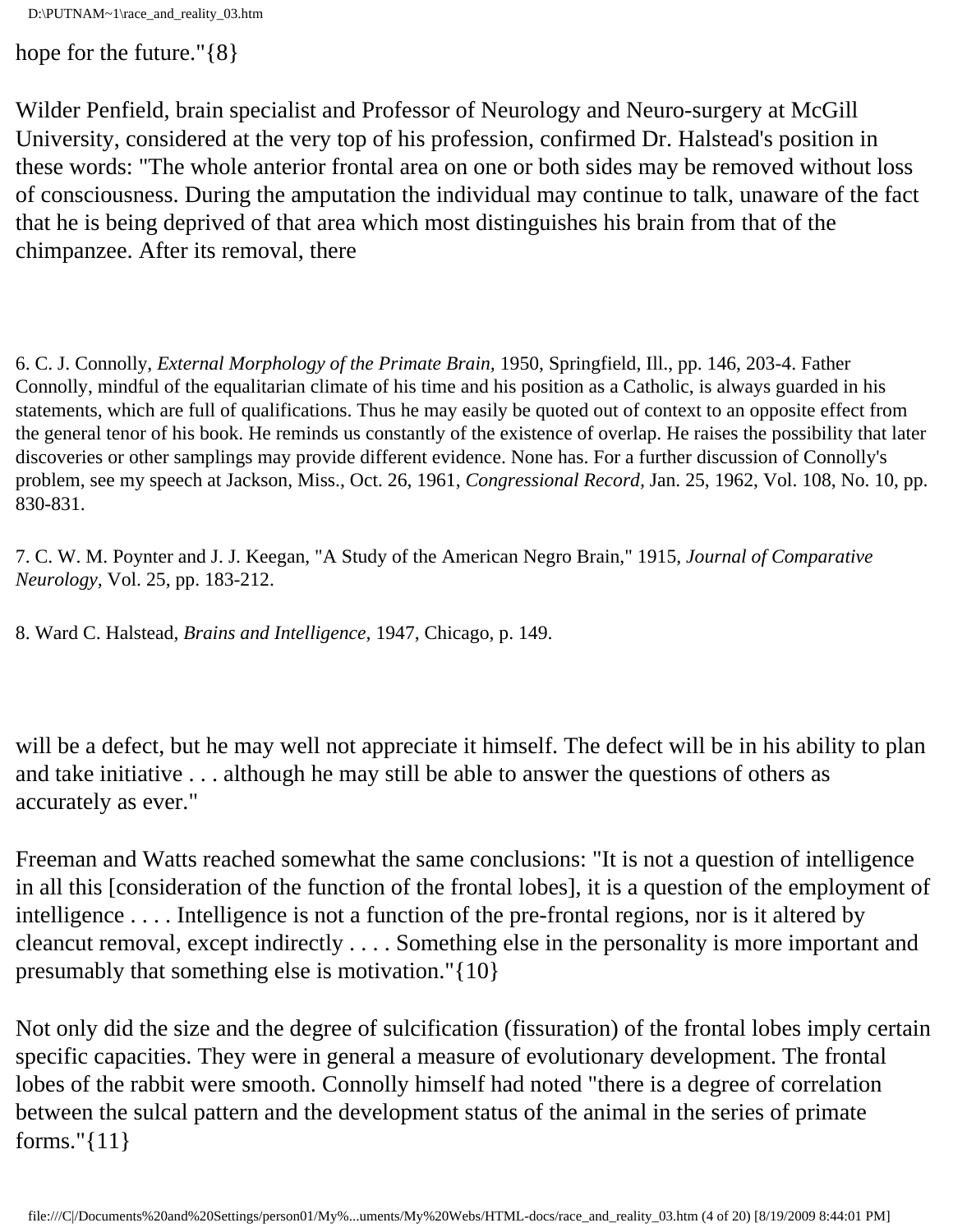hope for the future."{8}

Wilder Penfield, brain specialist and Professor of Neurology and Neuro-surgery at McGill University, considered at the very top of his profession, confirmed Dr. Halstead's position in these words: "The whole anterior frontal area on one or both sides may be removed without loss of consciousness. During the amputation the individual may continue to talk, unaware of the fact that he is being deprived of that area which most distinguishes his brain from that of the chimpanzee. After its removal, there

6. C. J. Connolly, *External Morphology of the Primate Brain*, 1950, Springfield, Ill., pp. 146, 203-4. Father Connolly, mindful of the equalitarian climate of his time and his position as a Catholic, is always guarded in his statements, which are full of qualifications. Thus he may easily be quoted out of context to an opposite effect from the general tenor of his book. He reminds us constantly of the existence of overlap. He raises the possibility that later discoveries or other samplings may provide different evidence. None has. For a further discussion of Connolly's problem, see my speech at Jackson, Miss., Oct. 26, 1961, *Congressional Record,* Jan. 25, 1962, Vol. 108, No. 10, pp. 830-831.

7. C. W. M. Poynter and J. J. Keegan, "A Study of the American Negro Brain," 1915, *Journal of Comparative Neurology,* Vol. 25, pp. 183-212.

8. Ward C. Halstead, *Brains and Intelligence,* 1947, Chicago, p. 149.

will be a defect, but he may well not appreciate it himself. The defect will be in his ability to plan and take initiative . . . although he may still be able to answer the questions of others as accurately as ever."

Freeman and Watts reached somewhat the same conclusions: "It is not a question of intelligence in all this [consideration of the function of the frontal lobes], it is a question of the employment of intelligence . . . . Intelligence is not a function of the pre-frontal regions, nor is it altered by cleancut removal, except indirectly . . . . Something else in the personality is more important and presumably that something else is motivation."{10}

Not only did the size and the degree of sulcification (fissuration) of the frontal lobes imply certain specific capacities. They were in general a measure of evolutionary development. The frontal lobes of the rabbit were smooth. Connolly himself had noted "there is a degree of correlation between the sulcal pattern and the development status of the animal in the series of primate forms."{11}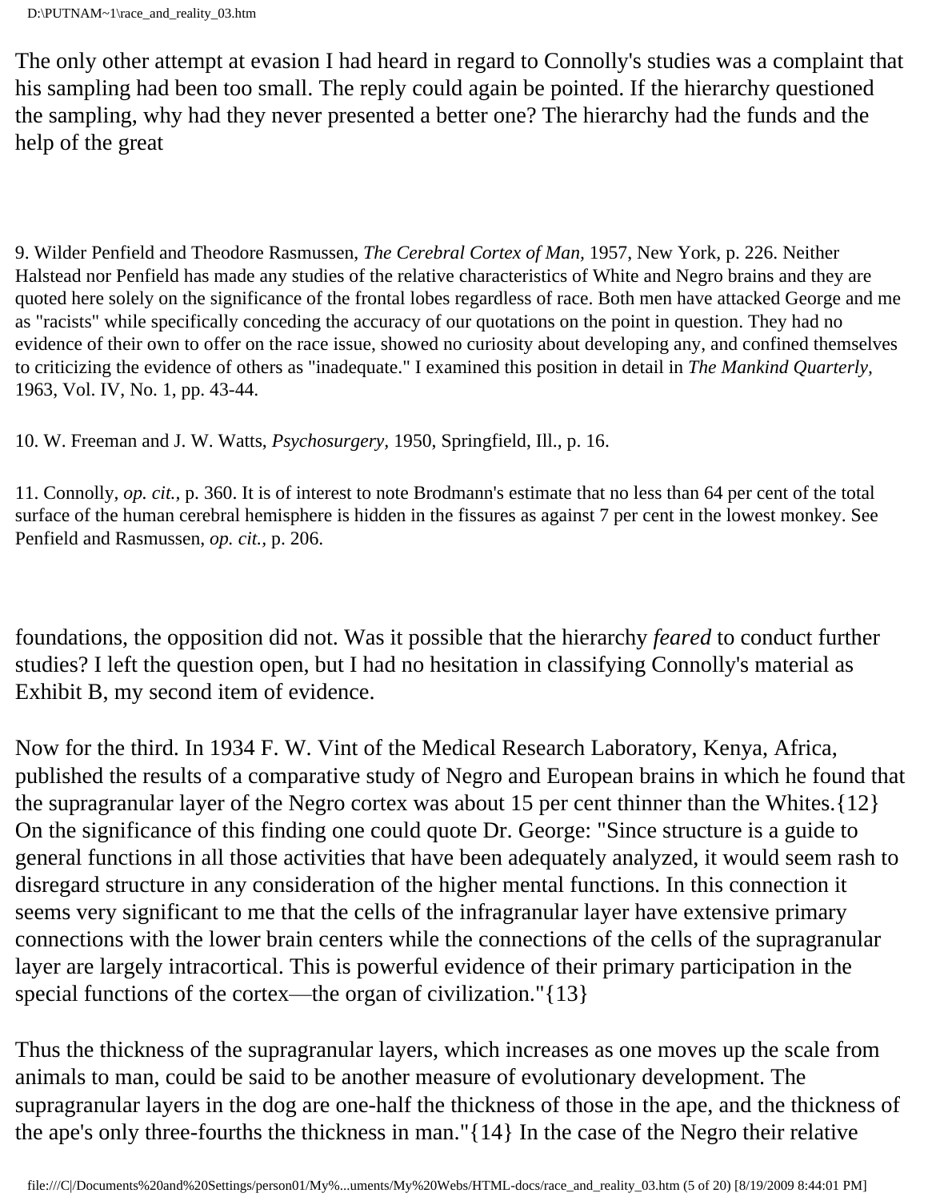The only other attempt at evasion I had heard in regard to Connolly's studies was a complaint that his sampling had been too small. The reply could again be pointed. If the hierarchy questioned the sampling, why had they never presented a better one? The hierarchy had the funds and the help of the great

9. Wilder Penfield and Theodore Rasmussen, *The Cerebral Cortex of Man,* 1957, New York, p. 226. Neither Halstead nor Penfield has made any studies of the relative characteristics of White and Negro brains and they are quoted here solely on the significance of the frontal lobes regardless of race. Both men have attacked George and me as "racists" while specifically conceding the accuracy of our quotations on the point in question. They had no evidence of their own to offer on the race issue, showed no curiosity about developing any, and confined themselves to criticizing the evidence of others as "inadequate." I examined this position in detail in *The Mankind Quarterly,* 1963, Vol. IV, No. 1, pp. 43-44.

10. W. Freeman and J. W. Watts, *Psychosurgery,* 1950, Springfield, Ill., p. 16.

11. Connolly, *op. cit.,* p. 360. It is of interest to note Brodmann's estimate that no less than 64 per cent of the total surface of the human cerebral hemisphere is hidden in the fissures as against 7 per cent in the lowest monkey. See Penfield and Rasmussen, *op. cit.,* p. 206.

foundations, the opposition did not. Was it possible that the hierarchy *feared* to conduct further studies? I left the question open, but I had no hesitation in classifying Connolly's material as Exhibit B, my second item of evidence.

Now for the third. In 1934 F. W. Vint of the Medical Research Laboratory, Kenya, Africa, published the results of a comparative study of Negro and European brains in which he found that the supragranular layer of the Negro cortex was about 15 per cent thinner than the Whites.{12} On the significance of this finding one could quote Dr. George: "Since structure is a guide to general functions in all those activities that have been adequately analyzed, it would seem rash to disregard structure in any consideration of the higher mental functions. In this connection it seems very significant to me that the cells of the infragranular layer have extensive primary connections with the lower brain centers while the connections of the cells of the supragranular layer are largely intracortical. This is powerful evidence of their primary participation in the special functions of the cortex—the organ of civilization."{13}

Thus the thickness of the supragranular layers, which increases as one moves up the scale from animals to man, could be said to be another measure of evolutionary development. The supragranular layers in the dog are one-half the thickness of those in the ape, and the thickness of the ape's only three-fourths the thickness in man."{14} In the case of the Negro their relative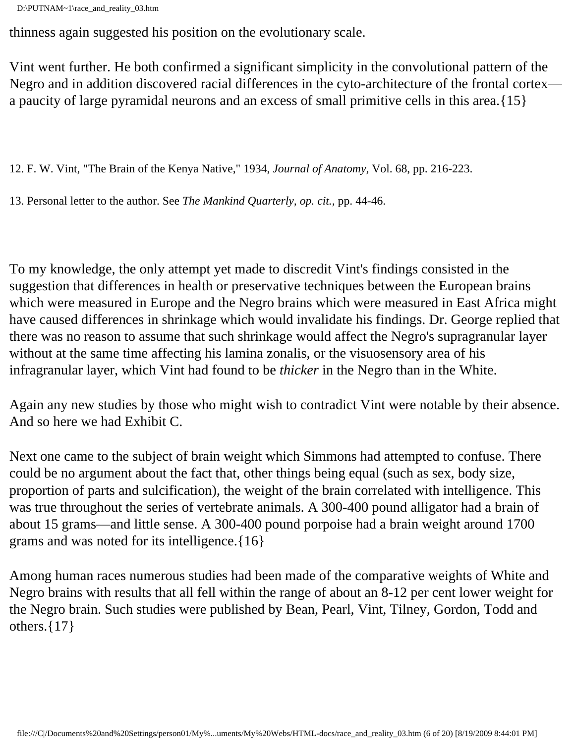thinness again suggested his position on the evolutionary scale.

Vint went further. He both confirmed a significant simplicity in the convolutional pattern of the Negro and in addition discovered racial differences in the cyto-architecture of the frontal cortex—a paucity of large pyramidal neurons and an excess of small primitive cells in this area.{15}

12. F. W. Vint, "The Brain of the Kenya Native," 1934, *Journal of Anatomy*, Vol. 68, pp. 216-223.

13. Personal letter to the author. See *The Mankind Quarterly, op. cit.*, pp. 44-46.

To my knowledge, the only attempt yet made to discredit Vint's findings consisted in the suggestion that differences in health or preservative techniques between the European brains which were measured in Europe and the Negro brains which were measured in East Africa might have caused differences in shrinkage which would invalidate his findings. Dr. George replied that there was no reason to assume that such shrinkage would affect the Negro's supragranular layer without at the same time affecting his lamina zonalis, or the visuosensory area of his infragranular layer, which Vint had found to be *thicker* in the Negro than in the White.

Again any new studies by those who might wish to contradict Vint were notable by their absence. And so here we had Exhibit C.

Next one came to the subject of brain weight which Simmons had attempted to confuse. There could be no argument about the fact that, other things being equal (such as sex, body size, proportion of parts and sulcification), the weight of the brain correlated with intelligence. This was true throughout the series of vertebrate animals. A 300-400 pound alligator had a brain of about 15 grams—and little sense. A 300-400 pound porpoise had a brain weight around 1700 grams and was noted for its intelligence.{16}

Among human races numerous studies had been made of the comparative weights of White and Negro brains with results that all fell within the range of about an 8-12 per cent lower weight for the Negro brain. Such studies were published by Bean, Pearl, Vint, Tilney, Gordon, Todd and others.{17}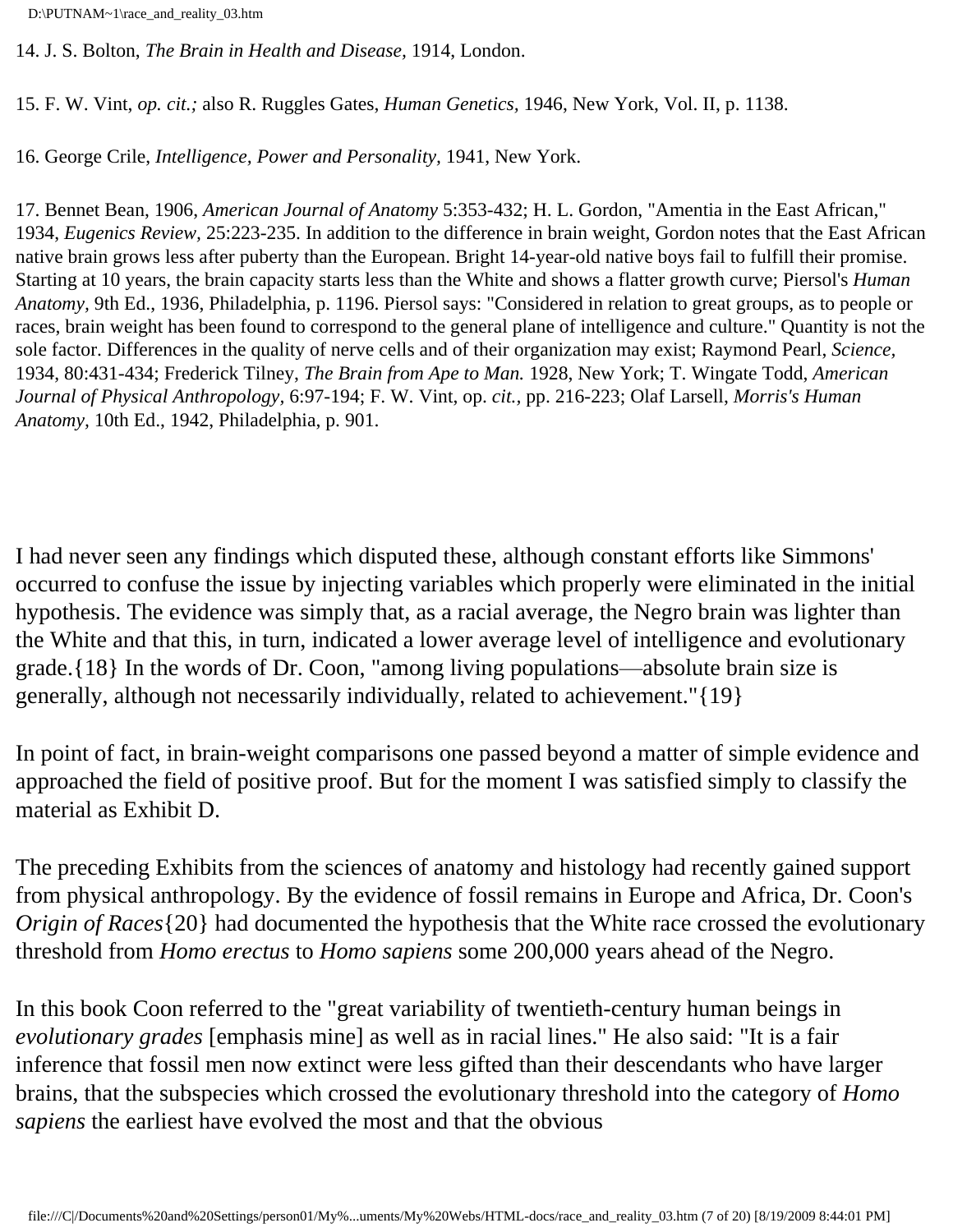14. J. S. Bolton, *The Brain in Health and Disease,* 1914, London.

15. F. W. Vint, *op. cit.;* also R. Ruggles Gates, *Human Genetics,* 1946, New York, Vol. II, p. 1138.

16. George Crile, *Intelligence, Power and Personality,* 1941, New York.

17. Bennet Bean, 1906, *American Journal of Anatomy* 5:353-432; H. L. Gordon, "Amentia in the East African," 1934, *Eugenics Review,* 25:223-235. In addition to the difference in brain weight, Gordon notes that the East African native brain grows less after puberty than the European. Bright 14-year-old native boys fail to fulfill their promise. Starting at 10 years, the brain capacity starts less than the White and shows a flatter growth curve; Piersol's *Human Anatomy,* 9th Ed., 1936, Philadelphia, p. 1196. Piersol says: "Considered in relation to great groups, as to people or races, brain weight has been found to correspond to the general plane of intelligence and culture." Quantity is not the sole factor. Differences in the quality of nerve cells and of their organization may exist; Raymond Pearl, *Science,* 1934, 80:431-434; Frederick Tilney, *The Brain from Ape to Man.* 1928, New York; T. Wingate Todd, *American Journal of Physical Anthropology,* 6:97-194; F. W. Vint, op. *cit.,* pp. 216-223; Olaf Larsell, *Morris's Human Anatomy,* 10th Ed., 1942, Philadelphia, p. 901.

I had never seen any findings which disputed these, although constant efforts like Simmons' occurred to confuse the issue by injecting variables which properly were eliminated in the initial hypothesis. The evidence was simply that, as a racial average, the Negro brain was lighter than the White and that this, in turn, indicated a lower average level of intelligence and evolutionary grade.{18} In the words of Dr. Coon, "among living populations—absolute brain size is generally, although not necessarily individually, related to achievement."{19}

In point of fact, in brain-weight comparisons one passed beyond a matter of simple evidence and approached the field of positive proof. But for the moment I was satisfied simply to classify the material as Exhibit D.

The preceding Exhibits from the sciences of anatomy and histology had recently gained support from physical anthropology. By the evidence of fossil remains in Europe and Africa, Dr. Coon's *Origin of Races*{20} had documented the hypothesis that the White race crossed the evolutionary threshold from *Homo erectus* to *Homo sapiens* some 200,000 years ahead of the Negro.

In this book Coon referred to the "great variability of twentieth-century human beings in *evolutionary grades* [emphasis mine] as well as in racial lines." He also said: "It is a fair inference that fossil men now extinct were less gifted than their descendants who have larger brains, that the subspecies which crossed the evolutionary threshold into the category of *Homo sapiens* the earliest have evolved the most and that the obvious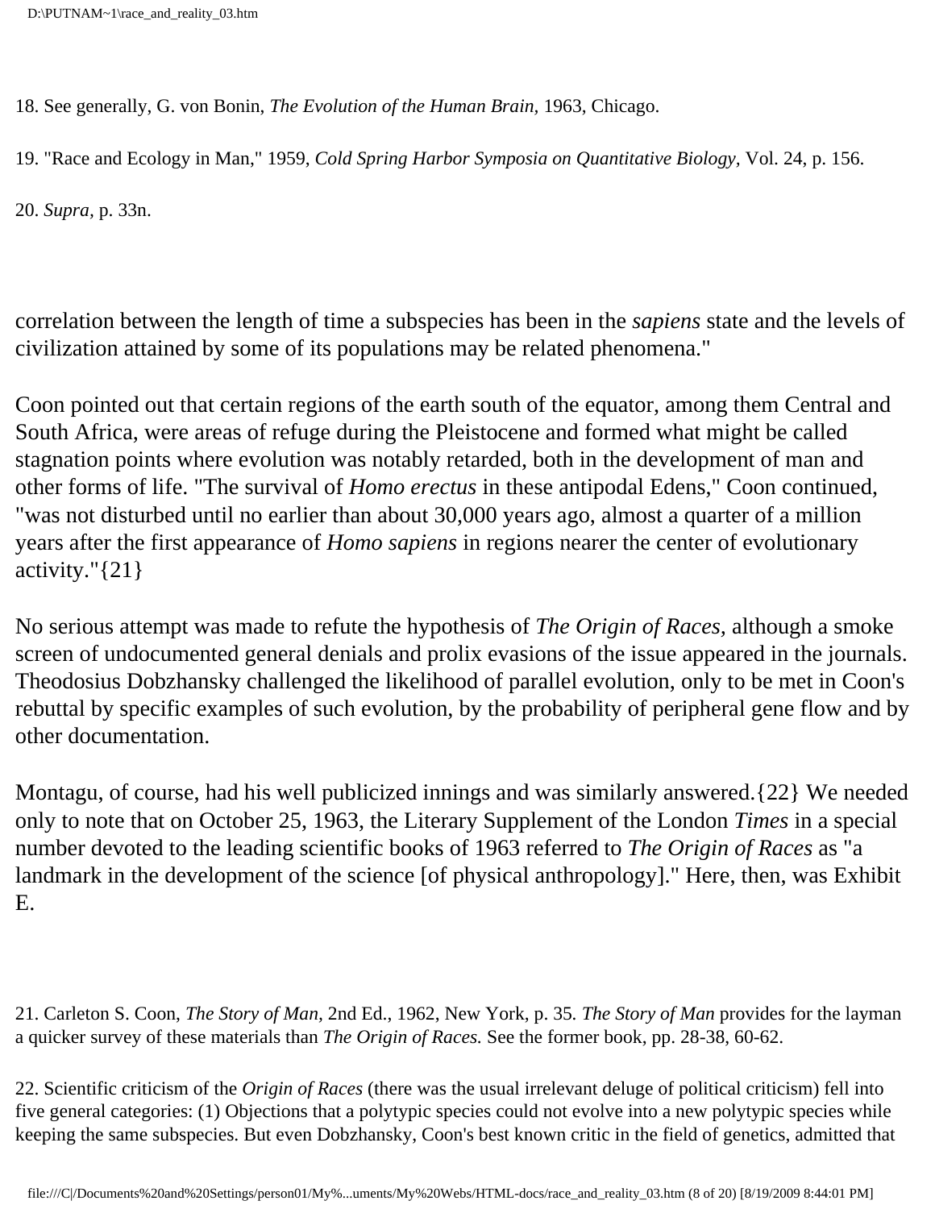18. See generally, G. von Bonin, *The Evolution of the Human Brain,* 1963, Chicago.

19. "Race and Ecology in Man," 1959, *Cold Spring Harbor Symposia on Quantitative Biology,* Vol. 24, p. 156.

20. *Supra,* p. 33n.

correlation between the length of time a subspecies has been in the *sapiens* state and the levels of civilization attained by some of its populations may be related phenomena."

Coon pointed out that certain regions of the earth south of the equator, among them Central and South Africa, were areas of refuge during the Pleistocene and formed what might be called stagnation points where evolution was notably retarded, both in the development of man and other forms of life. "The survival of *Homo erectus* in these antipodal Edens," Coon continued, "was not disturbed until no earlier than about 30,000 years ago, almost a quarter of a million years after the first appearance of *Homo sapiens* in regions nearer the center of evolutionary activity."{21}

No serious attempt was made to refute the hypothesis of *The Origin of Races,* although a smoke screen of undocumented general denials and prolix evasions of the issue appeared in the journals. Theodosius Dobzhansky challenged the likelihood of parallel evolution, only to be met in Coon's rebuttal by specific examples of such evolution, by the probability of peripheral gene flow and by other documentation.

Montagu, of course, had his well publicized innings and was similarly answered.{22} We needed only to note that on October 25, 1963, the Literary Supplement of the London *Times* in a special number devoted to the leading scientific books of 1963 referred to *The Origin of Races* as "a landmark in the development of the science [of physical anthropology]." Here, then, was Exhibit E.

21. Carleton S. Coon, *The Story of Man,* 2nd Ed., 1962, New York, p. 35. *The Story of Man* provides for the layman a quicker survey of these materials than *The Origin of Races.* See the former book, pp. 28-38, 60-62.

22. Scientific criticism of the *Origin of Races* (there was the usual irrelevant deluge of political criticism) fell into five general categories: (1) Objections that a polytypic species could not evolve into a new polytypic species while keeping the same subspecies. But even Dobzhansky, Coon's best known critic in the field of genetics, admitted that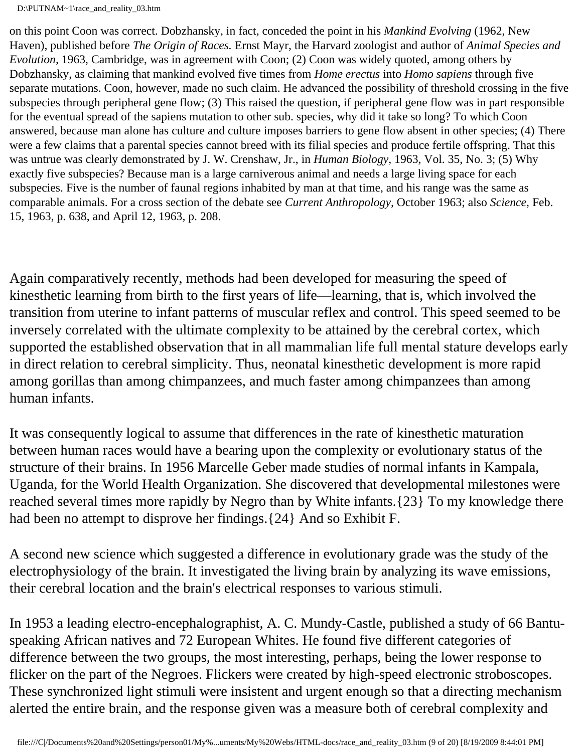on this point Coon was correct. Dobzhansky, in fact, conceded the point in his *Mankind Evolving* (1962, New Haven), published before *The Origin of Races.* Ernst Mayr, the Harvard zoologist and author of *Animal Species and Evolution*, 1963, Cambridge, was in agreement with Coon; (2) Coon was widely quoted, among others by Dobzhansky, as claiming that mankind evolved five times from *Home erectus* into *Homo sapiens* through five separate mutations. Coon, however, made no such claim. He advanced the possibility of threshold crossing in the five subspecies through peripheral gene flow; (3) This raised the question, if peripheral gene flow was in part responsible for the eventual spread of the sapiens mutation to other sub. species, why did it take so long? To which Coon answered, because man alone has culture and culture imposes barriers to gene flow absent in other species; (4) There were a few claims that a parental species cannot breed with its filial species and produce fertile offspring. That this was untrue was clearly demonstrated by J. W. Crenshaw, Jr., in *Human Biology,* 1963, Vol. 35, No. 3; (5) Why exactly five subspecies? Because man is a large carniverous animal and needs a large living space for each subspecies. Five is the number of faunal regions inhabited by man at that time, and his range was the same as comparable animals. For a cross section of the debate see *Current Anthropology,* October 1963; also *Science,* Feb. 15, 1963, p. 638, and April 12, 1963, p. 208.

Again comparatively recently, methods had been developed for measuring the speed of kinesthetic learning from birth to the first years of life—learning, that is, which involved the transition from uterine to infant patterns of muscular reflex and control. This speed seemed to be inversely correlated with the ultimate complexity to be attained by the cerebral cortex, which supported the established observation that in all mammalian life full mental stature develops early in direct relation to cerebral simplicity. Thus, neonatal kinesthetic development is more rapid among gorillas than among chimpanzees, and much faster among chimpanzees than among human infants.

It was consequently logical to assume that differences in the rate of kinesthetic maturation between human races would have a bearing upon the complexity or evolutionary status of the structure of their brains. In 1956 Marcelle Geber made studies of normal infants in Kampala, Uganda, for the World Health Organization. She discovered that developmental milestones were reached several times more rapidly by Negro than by White infants.{23} To my knowledge there had been no attempt to disprove her findings.{24} And so Exhibit F.

A second new science which suggested a difference in evolutionary grade was the study of the electrophysiology of the brain. It investigated the living brain by analyzing its wave emissions, their cerebral location and the brain's electrical responses to various stimuli.

In 1953 a leading electro-encephalographist, A. C. Mundy-Castle, published a study of 66 Bantu-speaking African natives and 72 European Whites. He found five different categories of difference between the two groups, the most interesting, perhaps, being the lower response to flicker on the part of the Negroes. Flickers were created by high-speed electronic stroboscopes. These synchronized light stimuli were insistent and urgent enough so that a directing mechanism alerted the entire brain, and the response given was a measure both of cerebral complexity and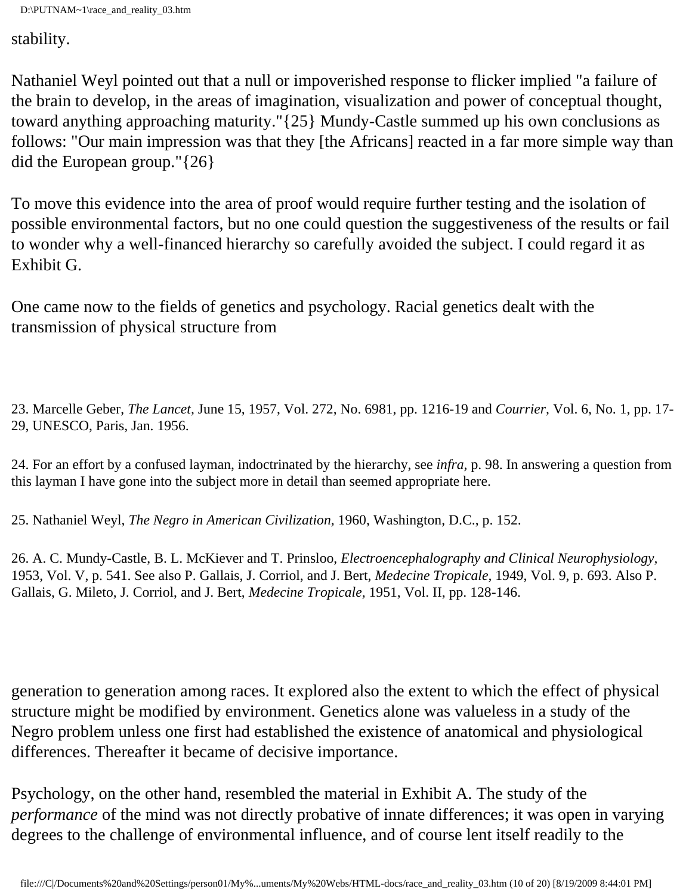stability.

Nathaniel Weyl pointed out that a null or impoverished response to flicker implied "a failure of the brain to develop, in the areas of imagination, visualization and power of conceptual thought, toward anything approaching maturity."{25} Mundy-Castle summed up his own conclusions as follows: "Our main impression was that they [the Africans] reacted in a far more simple way than did the European group."{26}

To move this evidence into the area of proof would require further testing and the isolation of possible environmental factors, but no one could question the suggestiveness of the results or fail to wonder why a well-financed hierarchy so carefully avoided the subject. I could regard it as Exhibit G.

One came now to the fields of genetics and psychology. Racial genetics dealt with the transmission of physical structure from generation to generation among races. It explored also the extent to which the effect of physical structure might be modified by environment. Genetics alone was valueless in a study of the Negro problem unless one first had established the existence of anatomical and physiological differences. Thereafter it became of decisive importance.

Psychology, on the other hand, resembled the material in Exhibit A. The study of the *performance* of the mind was not directly probative of innate differences; it was open in varying degrees to the challenge of environmental influence, and of course lent itself readily to the

23. Marcelle Geber, *The Lancet,* June 15, 1957, Vol. 272, No. 6981, pp. 1216-19 and *Courrier,* Vol. 6, No. 1, pp. 17-29, UNESCO, Paris, Jan. 1956.

24. For an effort by a confused layman, indoctrinated by the hierarchy, see *infra,* p. 98. In answering a question from this layman I have gone into the subject more in detail than seemed appropriate here.

25. Nathaniel Weyl, *The Negro in American Civilization,* 1960, Washington, D.C., p. 152.

26. A. C. Mundy-Castle, B. L. McKiever and T. Prinsloo, *Electroencephalography and Clinical Neurophysiology,* 1953, Vol. V, p. 541. See also P. Gallais, J. Corriol, and J. Bert, *Medecine Tropicale,* 1949, Vol. 9, p. 693. Also P. Gallais, G. Mileto, J. Corriol, and J. Bert, *Medecine Tropicale,* 1951, Vol. II, pp. 128-146.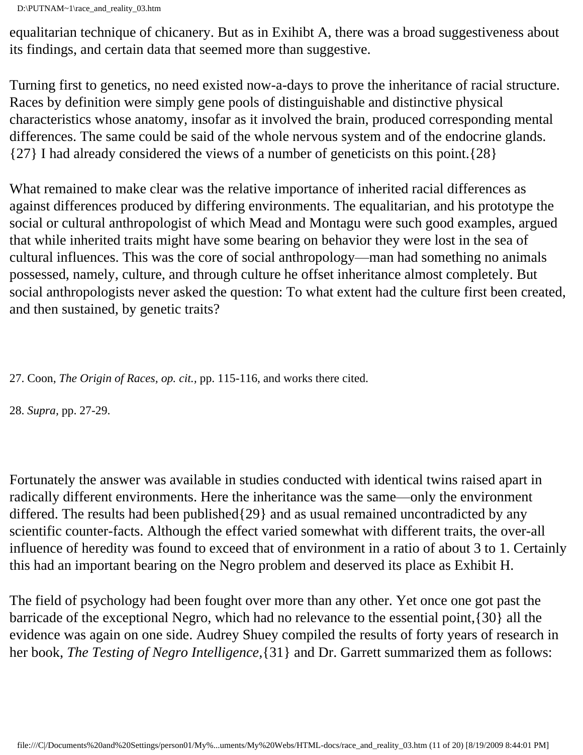equalitarian technique of chicanery. But as in Exihibt A, there was a broad suggestiveness about its findings, and certain data that seemed more than suggestive.

Turning first to genetics, no need existed now-a-days to prove the inheritance of racial structure. Races by definition were simply gene pools of distinguishable and distinctive physical characteristics whose anatomy, insofar as it involved the brain, produced corresponding mental differences. The same could be said of the whole nervous system and of the endocrine glands.{27} I had already considered the views of a number of geneticists on this point.{28}

What remained to make clear was the relative importance of inherited racial differences as against differences produced by differing environments. The equalitarian, and his prototype the social or cultural anthropologist of which Mead and Montagu were such good examples, argued that while inherited traits might have some bearing on behavior they were lost in the sea of cultural influences. This was the core of social anthropology—man had something no animals possessed, namely, culture, and through culture he offset inheritance almost completely. But social anthropologists never asked the question: To what extent had the culture first been created, and then sustained, by genetic traits?

27. Coon, *The Origin of Races, op. cit.,* pp. 115-116, and works there cited.

28. *Supra,* pp. 27-29.

Fortunately the answer was available in studies conducted with identical twins raised apart in radically different environments. Here the inheritance was the same—only the environment differed. The results had been published{29} and as usual remained uncontradicted by any scientific counter-facts. Although the effect varied somewhat with different traits, the over-all influence of heredity was found to exceed that of environment in a ratio of about 3 to 1. Certainly this had an important bearing on the Negro problem and deserved its place as Exhibit H.

The field of psychology had been fought over more than any other. Yet once one got past the barricade of the exceptional Negro, which had no relevance to the essential point,{30} all the evidence was again on one side. Audrey Shuey compiled the results of forty years of research in her book, *The Testing of Negro Intelligence,*{31} and Dr. Garrett summarized them as follows: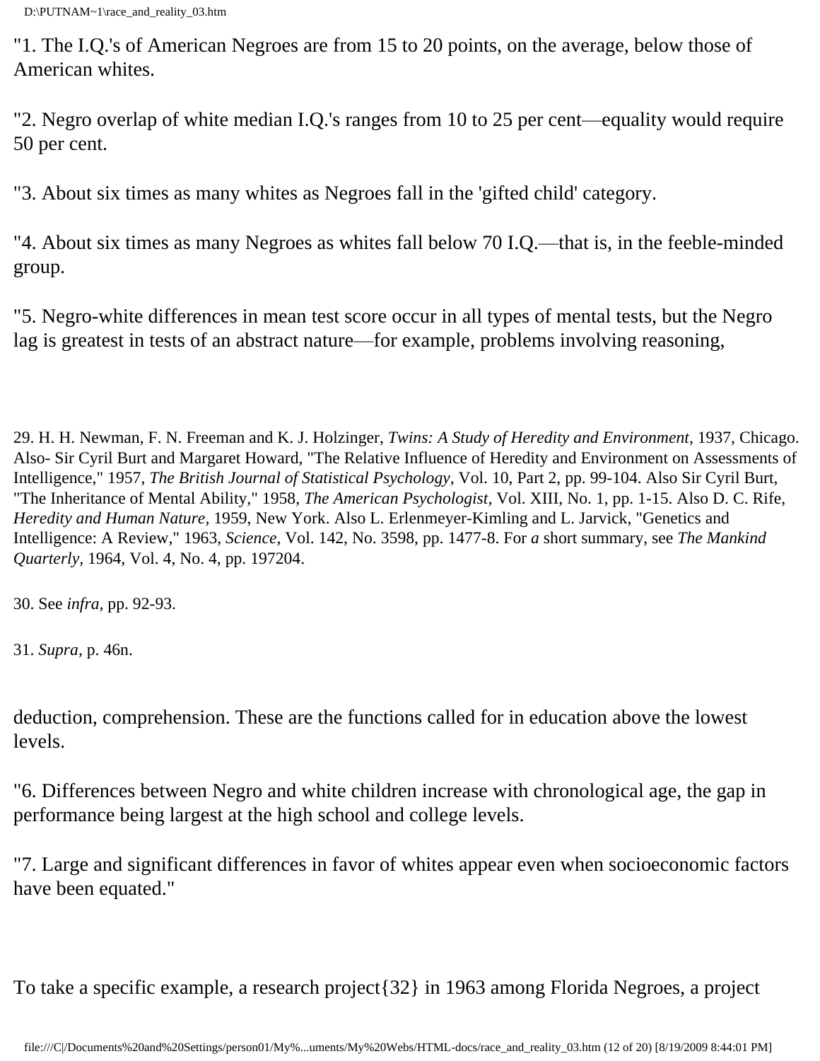"1. The I.Q.'s of American Negroes are from 15 to 20 points, on the average, below those of American whites.

"2. Negro overlap of white median I.Q.'s ranges from 10 to 25 per cent—equality would require 50 per cent.

"3. About six times as many whites as Negroes fall in the 'gifted child' category.

"4. About six times as many Negroes as whites fall below 70 I.Q.—that is, in the feeble-minded group.

"5. Negro-white differences in mean test score occur in all types of mental tests, but the Negro lag is greatest in tests of an abstract nature—for example, problems involving reasoning, deduction, comprehension. These are the functions called for in education above the lowest levels.

"6. Differences between Negro and white children increase with chronological age, the gap in performance being largest at the high school and college levels.

"7. Large and significant differences in favor of whites appear even when socioeconomic factors have been equated."

To take a specific example, a research project{32} in 1963 among Florida Negroes, a project

29. H. H. Newman, F. N. Freeman and K. J. Holzinger, *Twins: A Study of Heredity and Environment,* 1937, Chicago. Also- Sir Cyril Burt and Margaret Howard, "The Relative Influence of Heredity and Environment on Assessments of Intelligence," 1957, *The British Journal of Statistical Psychology,* Vol. 10, Part 2, pp. 99-104. Also Sir Cyril Burt, "The Inheritance of Mental Ability," 1958, *The American Psychologist,* Vol. XIII, No. 1, pp. 1-15. Also D. C. Rife, *Heredity and Human Nature,* 1959, New York. Also L. Erlenmeyer-Kimling and L. Jarvick, "Genetics and Intelligence: A Review," 1963, *Science,* Vol. 142, No. 3598, pp. 1477-8. For *a* short summary, see *The Mankind Quarterly,* 1964, Vol. 4, No. 4, pp. 197204.

30. See *infra,* pp. 92-93.

31. *Supra,* p. 46n.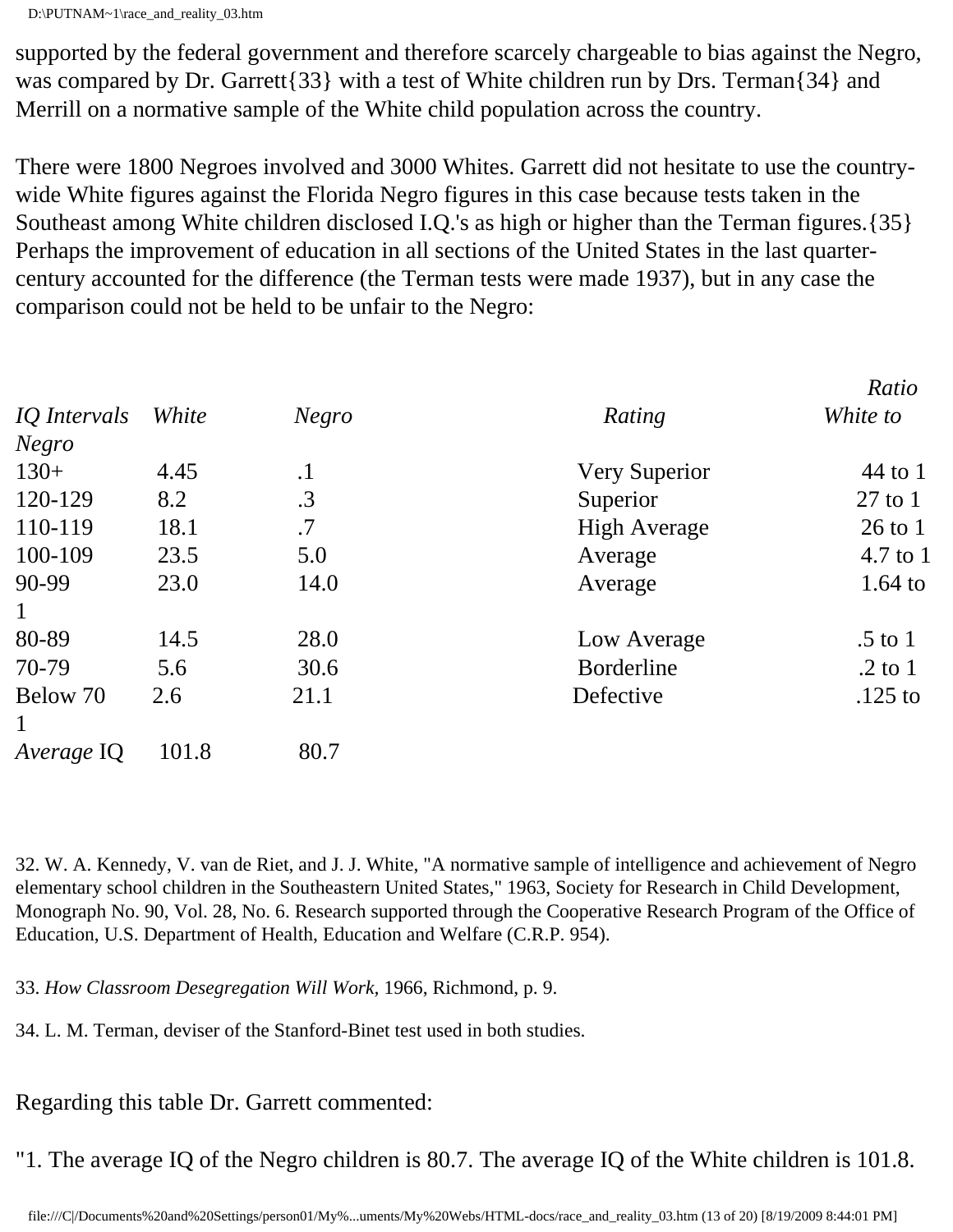supported by the federal government and therefore scarcely chargeable to bias against the Negro, was compared by Dr. Garrett{33} with a test of White children run by Drs. Terman{34} and Merrill on a normative sample of the White child population across the country.

There were 1800 Negroes involved and 3000 Whites. Garrett did not hesitate to use the country-wide White figures against the Florida Negro figures in this case because tests taken in the Southeast among White children disclosed I.Q.'s as high or higher than the Terman figures.{35} Perhaps the improvement of education in all sections of the United States in the last quarter-century accounted for the difference (the Terman tests were made 1937), but in any case the comparison could not be held to be unfair to the Negro:

| *IQ Intervals* | *White* | *Negro* | *Rating* | *Ratio White to Negro* |
|---|---|---|---|---|
| 130+ | 4.45 | .1 | Very Superior | 44 to 1 |
| 120-129 | 8.2 | .3 | Superior | 27 to 1 |
| 110-119 | 18.1 | .7 | High Average | 26 to 1 |
| 100-109 | 23.5 | 5.0 | Average | 4.7 to 1 |
| 90-99 | 23.0 | 14.0 | Average | 1.64 to 1 |
| 80-89 | 14.5 | 28.0 | Low Average | .5 to 1 |
| 70-79 | 5.6 | 30.6 | Borderline | .2 to 1 |
| Below 70 | 2.6 | 21.1 | Defective | .125 to 1 |
| *Average* IQ | 101.8 | 80.7 | | |

32. W. A. Kennedy, V. van de Riet, and J. J. White, "A normative sample of intelligence and achievement of Negro elementary school children in the Southeastern United States," 1963, Society for Research in Child Development, Monograph No. 90, Vol. 28, No. 6. Research supported through the Cooperative Research Program of the Office of Education, U.S. Department of Health, Education and Welfare (C.R.P. 954).

33. *How Classroom Desegregation Will Work*, 1966, Richmond, p. 9.

34. L. M. Terman, deviser of the Stanford-Binet test used in both studies.

Regarding this table Dr. Garrett commented:

"1. The average IQ of the Negro children is 80.7. The average IQ of the White children is 101.8.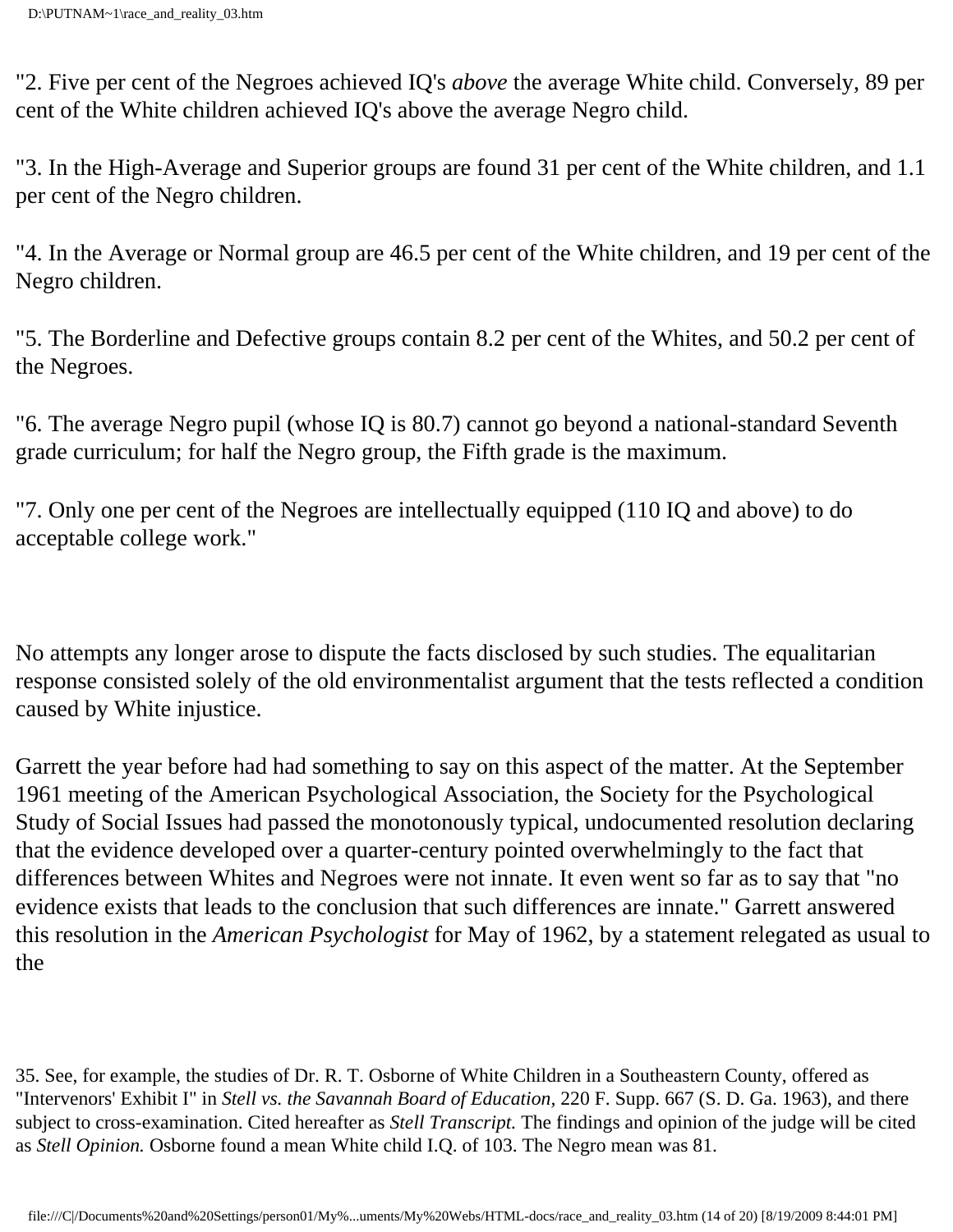"2. Five per cent of the Negroes achieved IQ's *above* the average White child. Conversely, 89 per cent of the White children achieved IQ's above the average Negro child.

"3. In the High-Average and Superior groups are found 31 per cent of the White children, and 1.1 per cent of the Negro children.

"4. In the Average or Normal group are 46.5 per cent of the White children, and 19 per cent of the Negro children.

"5. The Borderline and Defective groups contain 8.2 per cent of the Whites, and 50.2 per cent of the Negroes.

"6. The average Negro pupil (whose IQ is 80.7) cannot go beyond a national-standard Seventh grade curriculum; for half the Negro group, the Fifth grade is the maximum.

"7. Only one per cent of the Negroes are intellectually equipped (110 IQ and above) to do acceptable college work."

No attempts any longer arose to dispute the facts disclosed by such studies. The equalitarian response consisted solely of the old environmentalist argument that the tests reflected a condition caused by White injustice.

Garrett the year before had had something to say on this aspect of the matter. At the September 1961 meeting of the American Psychological Association, the Society for the Psychological Study of Social Issues had passed the monotonously typical, undocumented resolution declaring that the evidence developed over a quarter-century pointed overwhelmingly to the fact that differences between Whites and Negroes were not innate. It even went so far as to say that "no evidence exists that leads to the conclusion that such differences are innate." Garrett answered this resolution in the *American Psychologist* for May of 1962, by a statement relegated as usual to the

35. See, for example, the studies of Dr. R. T. Osborne of White Children in a Southeastern County, offered as "Intervenors' Exhibit I" in *Stell vs. the Savannah Board of Education*, 220 F. Supp. 667 (S. D. Ga. 1963), and there subject to cross-examination. Cited hereafter as *Stell Transcript.* The findings and opinion of the judge will be cited as *Stell Opinion.* Osborne found a mean White child I.Q. of 103. The Negro mean was 81.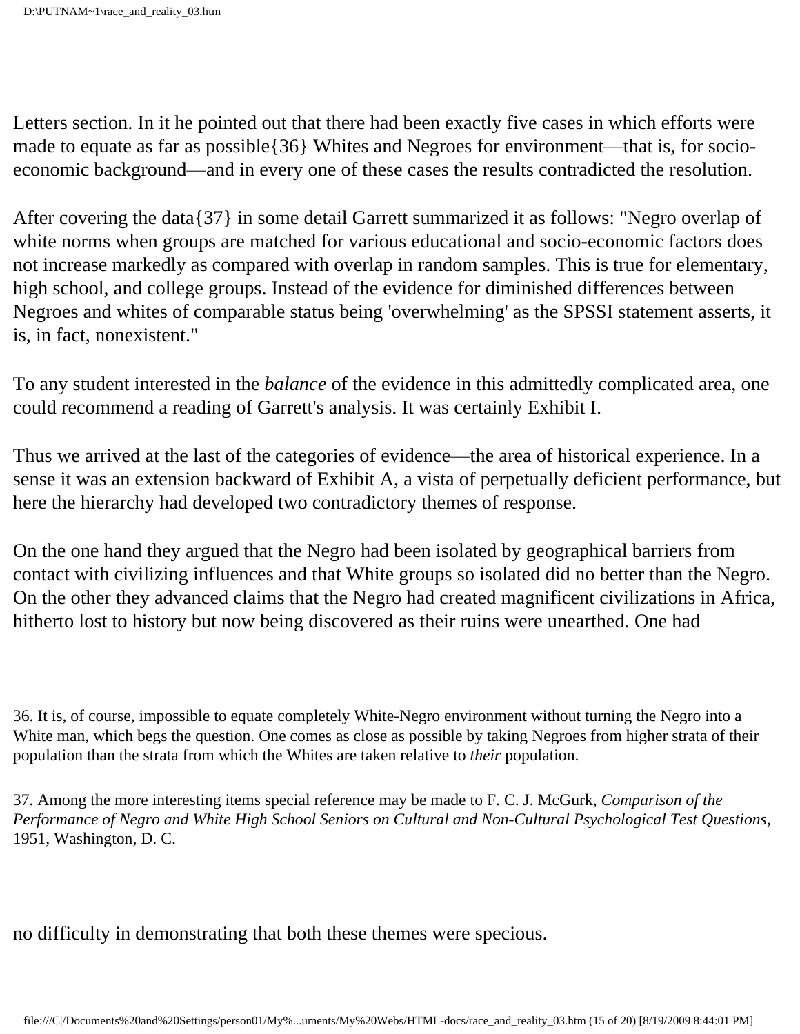Letters section. In it he pointed out that there had been exactly five cases in which efforts were made to equate as far as possible{36} Whites and Negroes for environment—that is, for socio-economic background—and in every one of these cases the results contradicted the resolution.

After covering the data{37} in some detail Garrett summarized it as follows: "Negro overlap of white norms when groups are matched for various educational and socio-economic factors does not increase markedly as compared with overlap in random samples. This is true for elementary, high school, and college groups. Instead of the evidence for diminished differences between Negroes and whites of comparable status being 'overwhelming' as the SPSSI statement asserts, it is, in fact, nonexistent."

To any student interested in the *balance* of the evidence in this admittedly complicated area, one could recommend a reading of Garrett's analysis. It was certainly Exhibit I.

Thus we arrived at the last of the categories of evidence—the area of historical experience. In a sense it was an extension backward of Exhibit A, a vista of perpetually deficient performance, but here the hierarchy had developed two contradictory themes of response.

On the one hand they argued that the Negro had been isolated by geographical barriers from contact with civilizing influences and that White groups so isolated did no better than the Negro. On the other they advanced claims that the Negro had created magnificent civilizations in Africa, hitherto lost to history but now being discovered as their ruins were unearthed. One had no difficulty in demonstrating that both these themes were specious.

36. It is, of course, impossible to equate completely White-Negro environment without turning the Negro into a White man, which begs the question. One comes as close as possible by taking Negroes from higher strata of their population than the strata from which the Whites are taken relative to *their* population.

37. Among the more interesting items special reference may be made to F. C. J. McGurk, *Comparison of the Performance of Negro and White High School Seniors on Cultural and Non-Cultural Psychological Test Questions,* 1951, Washington, D. C.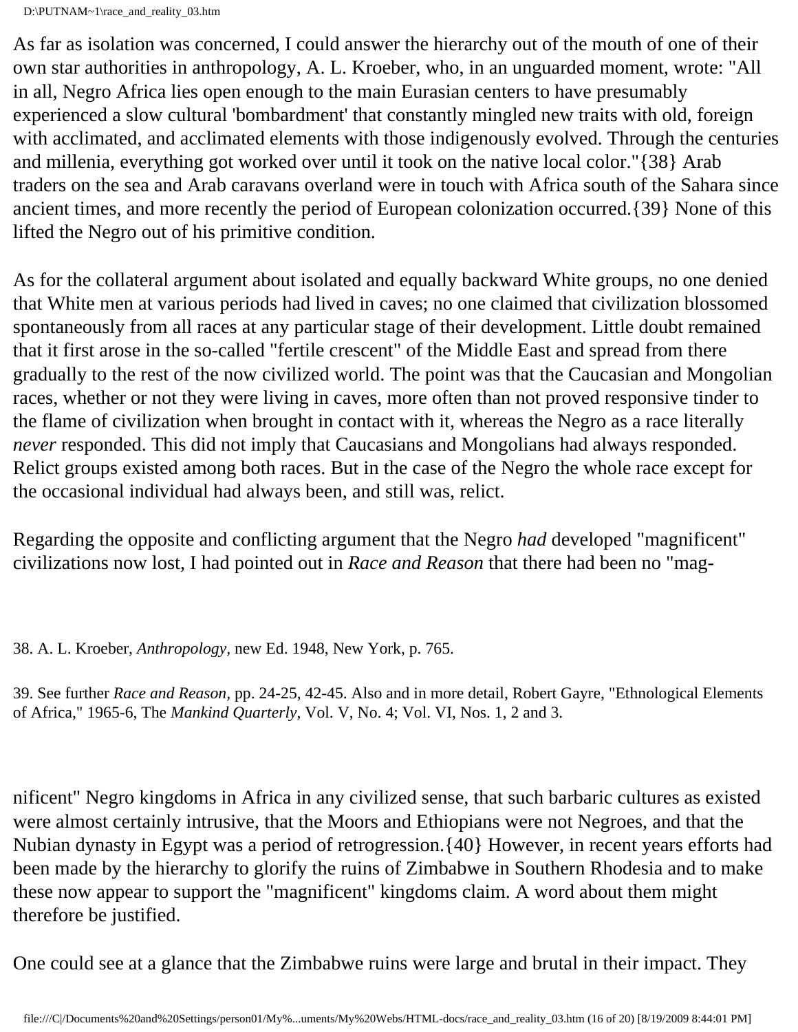As far as isolation was concerned, I could answer the hierarchy out of the mouth of one of their own star authorities in anthropology, A. L. Kroeber, who, in an unguarded moment, wrote: "All in all, Negro Africa lies open enough to the main Eurasian centers to have presumably experienced a slow cultural 'bombardment' that constantly mingled new traits with old, foreign with acclimated, and acclimated elements with those indigenously evolved. Through the centuries and millenia, everything got worked over until it took on the native local color."{38} Arab traders on the sea and Arab caravans overland were in touch with Africa south of the Sahara since ancient times, and more recently the period of European colonization occurred.{39} None of this lifted the Negro out of his primitive condition.

As for the collateral argument about isolated and equally backward White groups, no one denied that White men at various periods had lived in caves; no one claimed that civilization blossomed spontaneously from all races at any particular stage of their development. Little doubt remained that it first arose in the so-called "fertile crescent" of the Middle East and spread from there gradually to the rest of the now civilized world. The point was that the Caucasian and Mongolian races, whether or not they were living in caves, more often than not proved responsive tinder to the flame of civilization when brought in contact with it, whereas the Negro as a race literally *never* responded. This did not imply that Caucasians and Mongolians had always responded. Relict groups existed among both races. But in the case of the Negro the whole race except for the occasional individual had always been, and still was, relict.

Regarding the opposite and conflicting argument that the Negro *had* developed "magnificent" civilizations now lost, I had pointed out in *Race and Reason* that there had been no "magnificent" Negro kingdoms in Africa in any civilized sense, that such barbaric cultures as existed were almost certainly intrusive, that the Moors and Ethiopians were not Negroes, and that the Nubian dynasty in Egypt was a period of retrogression.{40} However, in recent years efforts had been made by the hierarchy to glorify the ruins of Zimbabwe in Southern Rhodesia and to make these now appear to support the "magnificent" kingdoms claim. A word about them might therefore be justified.

One could see at a glance that the Zimbabwe ruins were large and brutal in their impact. They

38. A. L. Kroeber, *Anthropology*, new Ed. 1948, New York, p. 765.

39. See further *Race and Reason*, pp. 24-25, 42-45. Also and in more detail, Robert Gayre, "Ethnological Elements of Africa," 1965-6, The *Mankind Quarterly*, Vol. V, No. 4; Vol. VI, Nos. 1, 2 and 3.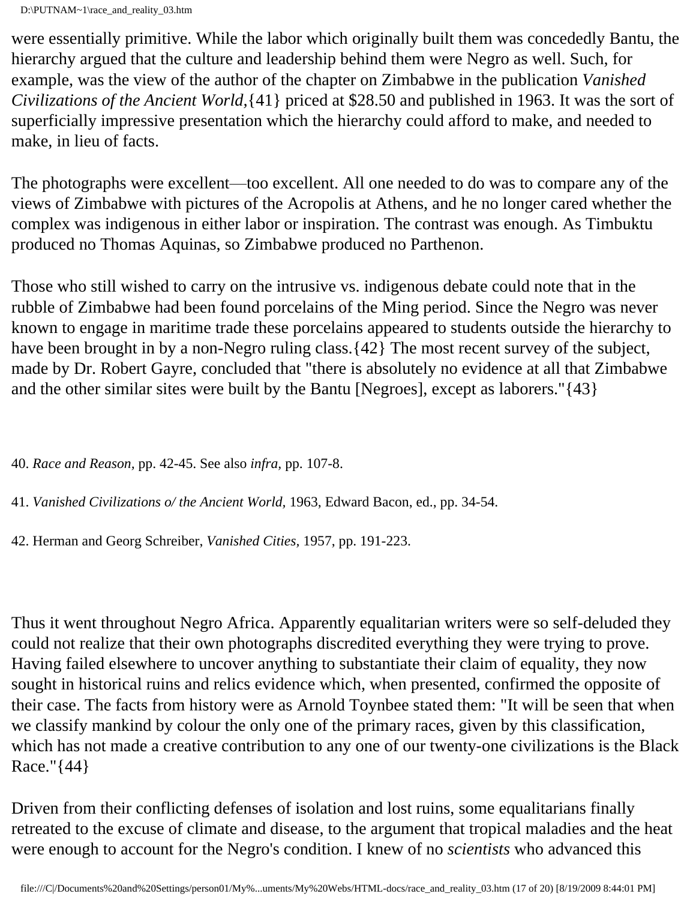were essentially primitive. While the labor which originally built them was concededly Bantu, the hierarchy argued that the culture and leadership behind them were Negro as well. Such, for example, was the view of the author of the chapter on Zimbabwe in the publication *Vanished Civilizations of the Ancient World*,{41} priced at $28.50 and published in 1963. It was the sort of superficially impressive presentation which the hierarchy could afford to make, and needed to make, in lieu of facts.

The photographs were excellent—too excellent. All one needed to do was to compare any of the views of Zimbabwe with pictures of the Acropolis at Athens, and he no longer cared whether the complex was indigenous in either labor or inspiration. The contrast was enough. As Timbuktu produced no Thomas Aquinas, so Zimbabwe produced no Parthenon.

Those who still wished to carry on the intrusive vs. indigenous debate could note that in the rubble of Zimbabwe had been found porcelains of the Ming period. Since the Negro was never known to engage in maritime trade these porcelains appeared to students outside the hierarchy to have been brought in by a non-Negro ruling class.{42} The most recent survey of the subject, made by Dr. Robert Gayre, concluded that "there is absolutely no evidence at all that Zimbabwe and the other similar sites were built by the Bantu [Negroes], except as laborers."{43}

40. *Race and Reason*, pp. 42-45. See also *infra*, pp. 107-8.

41. *Vanished Civilizations o/ the Ancient World*, 1963, Edward Bacon, ed., pp. 34-54.

42. Herman and Georg Schreiber, *Vanished Cities*, 1957, pp. 191-223.

Thus it went throughout Negro Africa. Apparently equalitarian writers were so self-deluded they could not realize that their own photographs discredited everything they were trying to prove. Having failed elsewhere to uncover anything to substantiate their claim of equality, they now sought in historical ruins and relics evidence which, when presented, confirmed the opposite of their case. The facts from history were as Arnold Toynbee stated them: "It will be seen that when we classify mankind by colour the only one of the primary races, given by this classification, which has not made a creative contribution to any one of our twenty-one civilizations is the Black Race."{44}

Driven from their conflicting defenses of isolation and lost ruins, some equalitarians finally retreated to the excuse of climate and disease, to the argument that tropical maladies and the heat were enough to account for the Negro's condition. I knew of no *scientists* who advanced this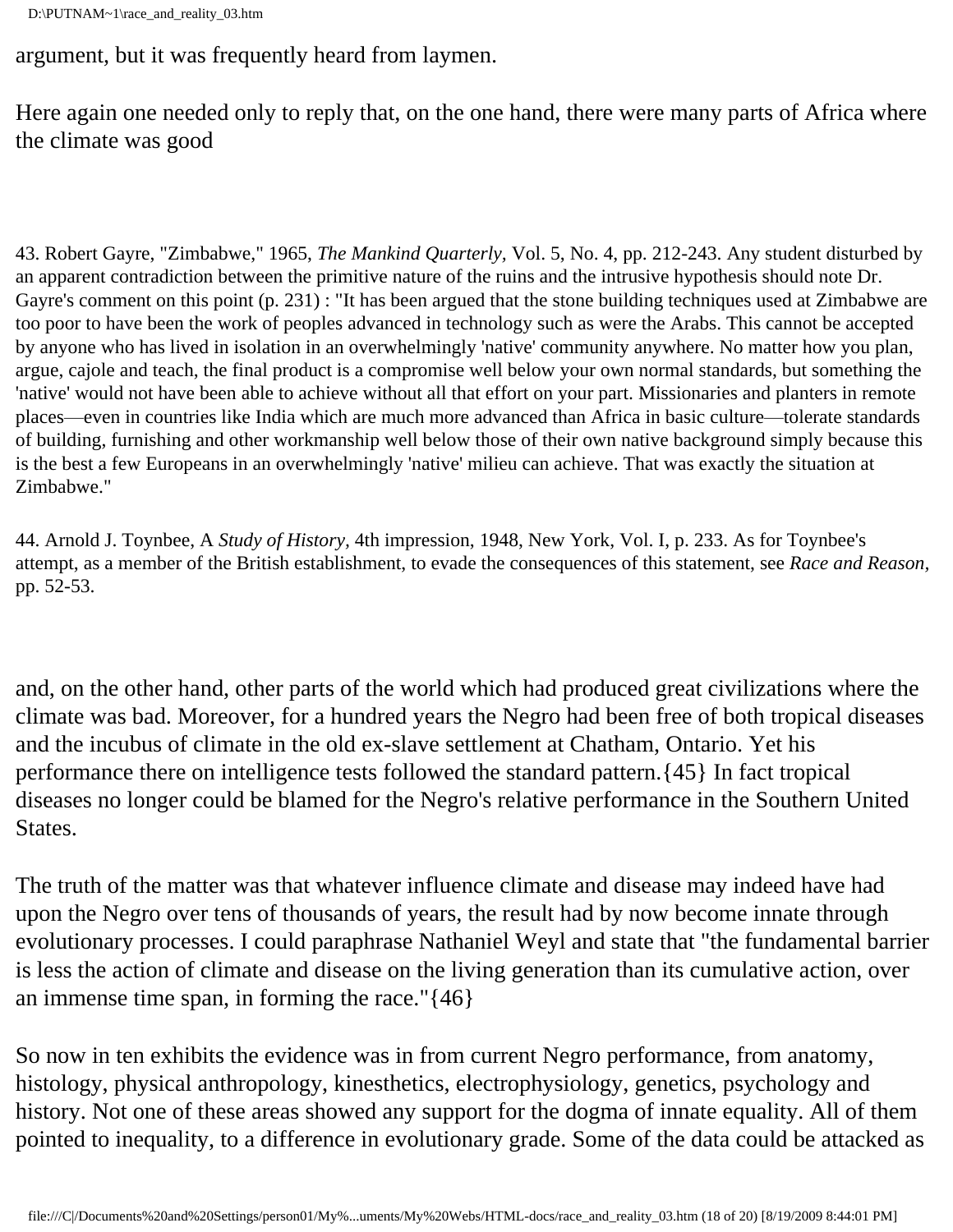argument, but it was frequently heard from laymen.

Here again one needed only to reply that, on the one hand, there were many parts of Africa where the climate was good

43. Robert Gayre, "Zimbabwe," 1965, *The Mankind Quarterly*, Vol. 5, No. 4, pp. 212-243. Any student disturbed by an apparent contradiction between the primitive nature of the ruins and the intrusive hypothesis should note Dr. Gayre's comment on this point (p. 231) : "It has been argued that the stone building techniques used at Zimbabwe are too poor to have been the work of peoples advanced in technology such as were the Arabs. This cannot be accepted by anyone who has lived in isolation in an overwhelmingly 'native' community anywhere. No matter how you plan, argue, cajole and teach, the final product is a compromise well below your own normal standards, but something the 'native' would not have been able to achieve without all that effort on your part. Missionaries and planters in remote places—even in countries like India which are much more advanced than Africa in basic culture—tolerate standards of building, furnishing and other workmanship well below those of their own native background simply because this is the best a few Europeans in an overwhelmingly 'native' milieu can achieve. That was exactly the situation at Zimbabwe."

44. Arnold J. Toynbee, A *Study of History*, 4th impression, 1948, New York, Vol. I, p. 233. As for Toynbee's attempt, as a member of the British establishment, to evade the consequences of this statement, see *Race and Reason*, pp. 52-53.

and, on the other hand, other parts of the world which had produced great civilizations where the climate was bad. Moreover, for a hundred years the Negro had been free of both tropical diseases and the incubus of climate in the old ex-slave settlement at Chatham, Ontario. Yet his performance there on intelligence tests followed the standard pattern.{45} In fact tropical diseases no longer could be blamed for the Negro's relative performance in the Southern United States.

The truth of the matter was that whatever influence climate and disease may indeed have had upon the Negro over tens of thousands of years, the result had by now become innate through evolutionary processes. I could paraphrase Nathaniel Weyl and state that "the fundamental barrier is less the action of climate and disease on the living generation than its cumulative action, over an immense time span, in forming the race."{46}

So now in ten exhibits the evidence was in from current Negro performance, from anatomy, histology, physical anthropology, kinesthetics, electrophysiology, genetics, psychology and history. Not one of these areas showed any support for the dogma of innate equality. All of them pointed to inequality, to a difference in evolutionary grade. Some of the data could be attacked as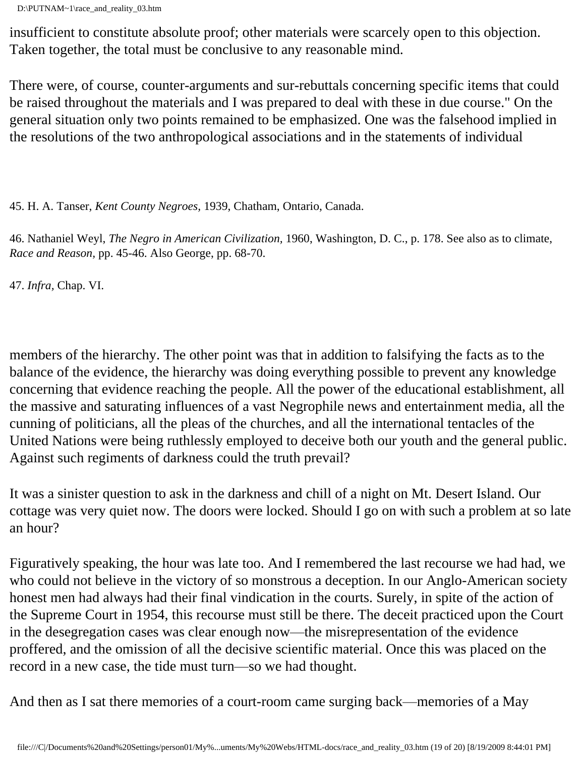insufficient to constitute absolute proof; other materials were scarcely open to this objection. Taken together, the total must be conclusive to any reasonable mind.

There were, of course, counter-arguments and sur-rebuttals concerning specific items that could be raised throughout the materials and I was prepared to deal with these in due course." On the general situation only two points remained to be emphasized. One was the falsehood implied in the resolutions of the two anthropological associations and in the statements of individual members of the hierarchy. The other point was that in addition to falsifying the facts as to the balance of the evidence, the hierarchy was doing everything possible to prevent any knowledge concerning that evidence reaching the people. All the power of the educational establishment, all the massive and saturating influences of a vast Negrophile news and entertainment media, all the cunning of politicians, all the pleas of the churches, and all the international tentacles of the United Nations were being ruthlessly employed to deceive both our youth and the general public. Against such regiments of darkness could the truth prevail?

It was a sinister question to ask in the darkness and chill of a night on Mt. Desert Island. Our cottage was very quiet now. The doors were locked. Should I go on with such a problem at so late an hour?

Figuratively speaking, the hour was late too. And I remembered the last recourse we had had, we who could not believe in the victory of so monstrous a deception. In our Anglo-American society honest men had always had their final vindication in the courts. Surely, in spite of the action of the Supreme Court in 1954, this recourse must still be there. The deceit practiced upon the Court in the desegregation cases was clear enough now—the misrepresentation of the evidence proffered, and the omission of all the decisive scientific material. Once this was placed on the record in a new case, the tide must turn—so we had thought.

And then as I sat there memories of a court-room came surging back—memories of a May

45. H. A. Tanser, *Kent County Negroes*, 1939, Chatham, Ontario, Canada.

46. Nathaniel Weyl, *The Negro in American Civilization*, 1960, Washington, D. C., p. 178. See also as to climate, *Race and Reason*, pp. 45-46. Also George, pp. 68-70.

47. *Infra*, Chap. VI.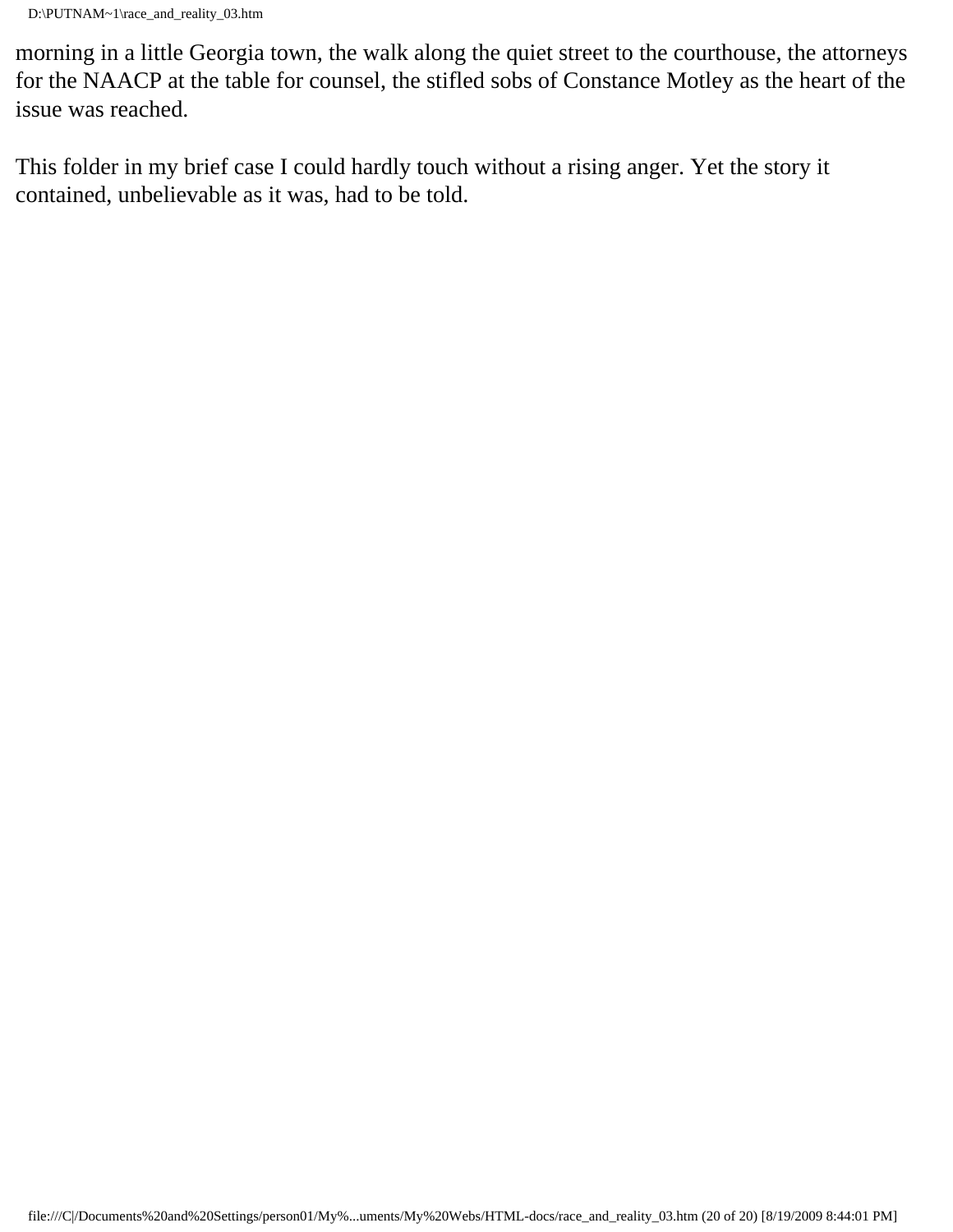morning in a little Georgia town, the walk along the quiet street to the courthouse, the attorneys for the NAACP at the table for counsel, the stifled sobs of Constance Motley as the heart of the issue was reached.

This folder in my brief case I could hardly touch without a rising anger. Yet the story it contained, unbelievable as it was, had to be told.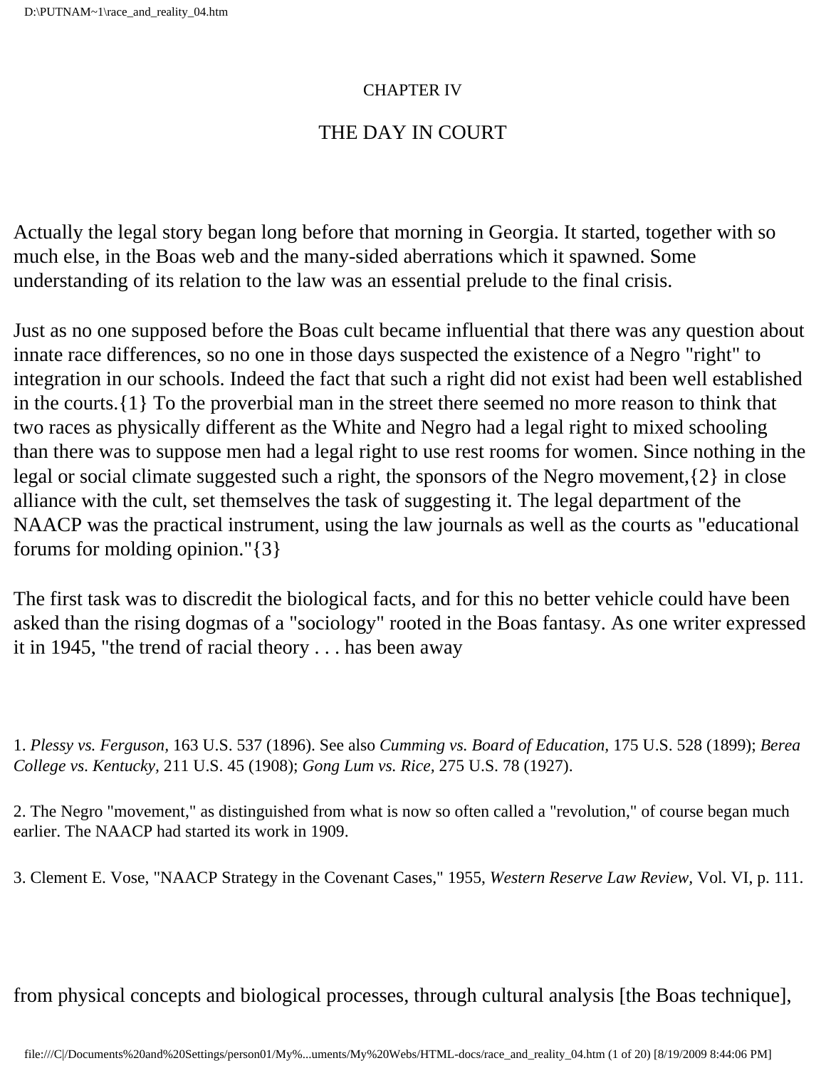CHAPTER IV

## THE DAY IN COURT

Actually the legal story began long before that morning in Georgia. It started, together with so much else, in the Boas web and the many-sided aberrations which it spawned. Some understanding of its relation to the law was an essential prelude to the final crisis.

Just as no one supposed before the Boas cult became influential that there was any question about innate race differences, so no one in those days suspected the existence of a Negro "right" to integration in our schools. Indeed the fact that such a right did not exist had been well established in the courts.{1} To the proverbial man in the street there seemed no more reason to think that two races as physically different as the White and Negro had a legal right to mixed schooling than there was to suppose men had a legal right to use rest rooms for women. Since nothing in the legal or social climate suggested such a right, the sponsors of the Negro movement,{2} in close alliance with the cult, set themselves the task of suggesting it. The legal department of the NAACP was the practical instrument, using the law journals as well as the courts as "educational forums for molding opinion."{3}

The first task was to discredit the biological facts, and for this no better vehicle could have been asked than the rising dogmas of a "sociology" rooted in the Boas fantasy. As one writer expressed it in 1945, "the trend of racial theory . . . has been away

1. *Plessy vs. Ferguson,* 163 U.S. 537 (1896). See also *Cumming vs. Board of Education,* 175 U.S. 528 (1899); *Berea College vs. Kentucky,* 211 U.S. 45 (1908); *Gong Lum vs. Rice,* 275 U.S. 78 (1927).

2. The Negro "movement," as distinguished from what is now so often called a "revolution," of course began much earlier. The NAACP had started its work in 1909.

3. Clement E. Vose, "NAACP Strategy in the Covenant Cases," 1955, *Western Reserve Law Review,* Vol. VI, p. 111.

from physical concepts and biological processes, through cultural analysis [the Boas technique],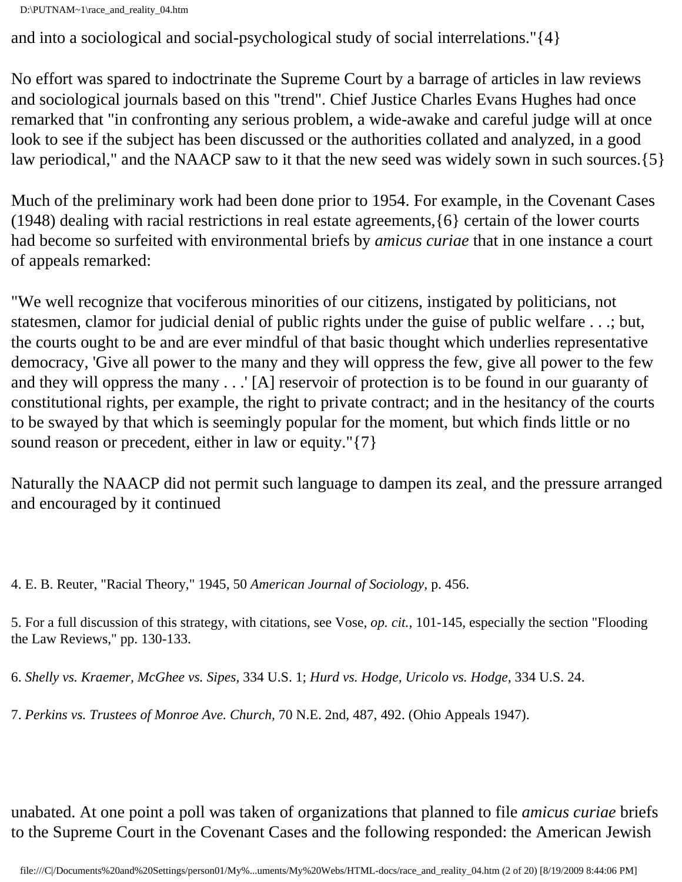and into a sociological and social-psychological study of social interrelations."{4}

No effort was spared to indoctrinate the Supreme Court by a barrage of articles in law reviews and sociological journals based on this "trend". Chief Justice Charles Evans Hughes had once remarked that "in confronting any serious problem, a wide-awake and careful judge will at once look to see if the subject has been discussed or the authorities collated and analyzed, in a good law periodical," and the NAACP saw to it that the new seed was widely sown in such sources.{5}

Much of the preliminary work had been done prior to 1954. For example, in the Covenant Cases (1948) dealing with racial restrictions in real estate agreements,{6} certain of the lower courts had become so surfeited with environmental briefs by *amicus curiae* that in one instance a court of appeals remarked:

"We well recognize that vociferous minorities of our citizens, instigated by politicians, not statesmen, clamor for judicial denial of public rights under the guise of public welfare . . .; but, the courts ought to be and are ever mindful of that basic thought which underlies representative democracy, 'Give all power to the many and they will oppress the few, give all power to the few and they will oppress the many . . .' [A] reservoir of protection is to be found in our guaranty of constitutional rights, per example, the right to private contract; and in the hesitancy of the courts to be swayed by that which is seemingly popular for the moment, but which finds little or no sound reason or precedent, either in law or equity."{7}

Naturally the NAACP did not permit such language to dampen its zeal, and the pressure arranged and encouraged by it continued

4. E. B. Reuter, "Racial Theory," 1945, 50 *American Journal of Sociology*, p. 456.

5. For a full discussion of this strategy, with citations, see Vose, *op. cit.*, 101-145, especially the section "Flooding the Law Reviews," pp. 130-133.

6. *Shelly vs. Kraemer, McGhee vs. Sipes*, 334 U.S. 1; *Hurd vs. Hodge, Uricolo vs. Hodge*, 334 U.S. 24.

7. *Perkins vs. Trustees of Monroe Ave. Church*, 70 N.E. 2nd, 487, 492. (Ohio Appeals 1947).

unabated. At one point a poll was taken of organizations that planned to file *amicus curiae* briefs to the Supreme Court in the Covenant Cases and the following responded: the American Jewish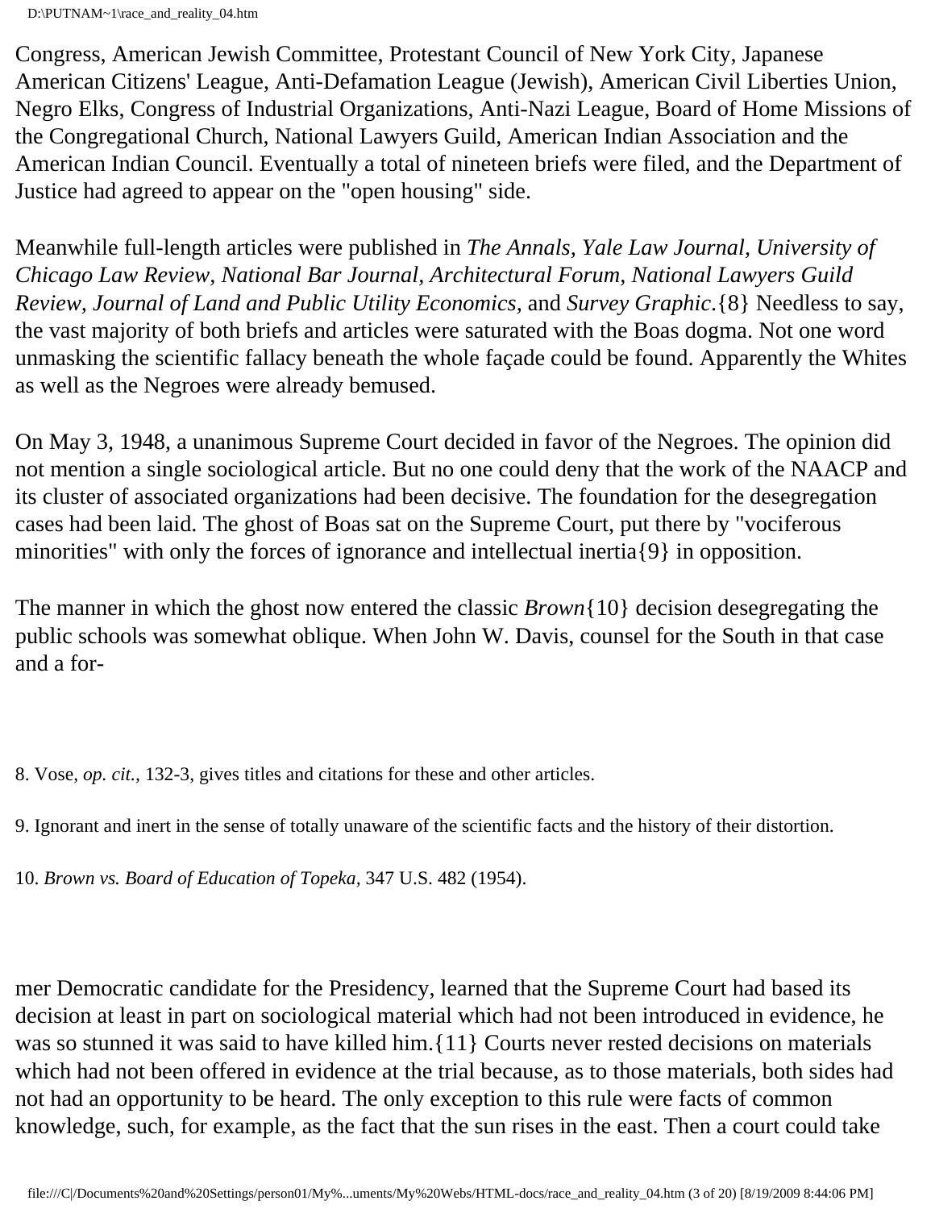Congress, American Jewish Committee, Protestant Council of New York City, Japanese American Citizens' League, Anti-Defamation League (Jewish), American Civil Liberties Union, Negro Elks, Congress of Industrial Organizations, Anti-Nazi League, Board of Home Missions of the Congregational Church, National Lawyers Guild, American Indian Association and the American Indian Council. Eventually a total of nineteen briefs were filed, and the Department of Justice had agreed to appear on the "open housing" side.

Meanwhile full-length articles were published in *The Annals, Yale Law Journal, University of Chicago Law Review, National Bar Journal, Architectural Forum, National Lawyers Guild Review, Journal of Land and Public Utility Economics,* and *Survey Graphic*.{8} Needless to say, the vast majority of both briefs and articles were saturated with the Boas dogma. Not one word unmasking the scientific fallacy beneath the whole façade could be found. Apparently the Whites as well as the Negroes were already bemused.

On May 3, 1948, a unanimous Supreme Court decided in favor of the Negroes. The opinion did not mention a single sociological article. But no one could deny that the work of the NAACP and its cluster of associated organizations had been decisive. The foundation for the desegregation cases had been laid. The ghost of Boas sat on the Supreme Court, put there by "vociferous minorities" with only the forces of ignorance and intellectual inertia{9} in opposition.

The manner in which the ghost now entered the classic *Brown*{10} decision desegregating the public schools was somewhat oblique. When John W. Davis, counsel for the South in that case and a former Democratic candidate for the Presidency, learned that the Supreme Court had based its decision at least in part on sociological material which had not been introduced in evidence, he was so stunned it was said to have killed him.{11} Courts never rested decisions on materials which had not been offered in evidence at the trial because, as to those materials, both sides had not had an opportunity to be heard. The only exception to this rule were facts of common knowledge, such, for example, as the fact that the sun rises in the east. Then a court could take

8. Vose, *op. cit.*, 132-3, gives titles and citations for these and other articles.

9. Ignorant and inert in the sense of totally unaware of the scientific facts and the history of their distortion.

10. *Brown vs. Board of Education of Topeka*, 347 U.S. 482 (1954).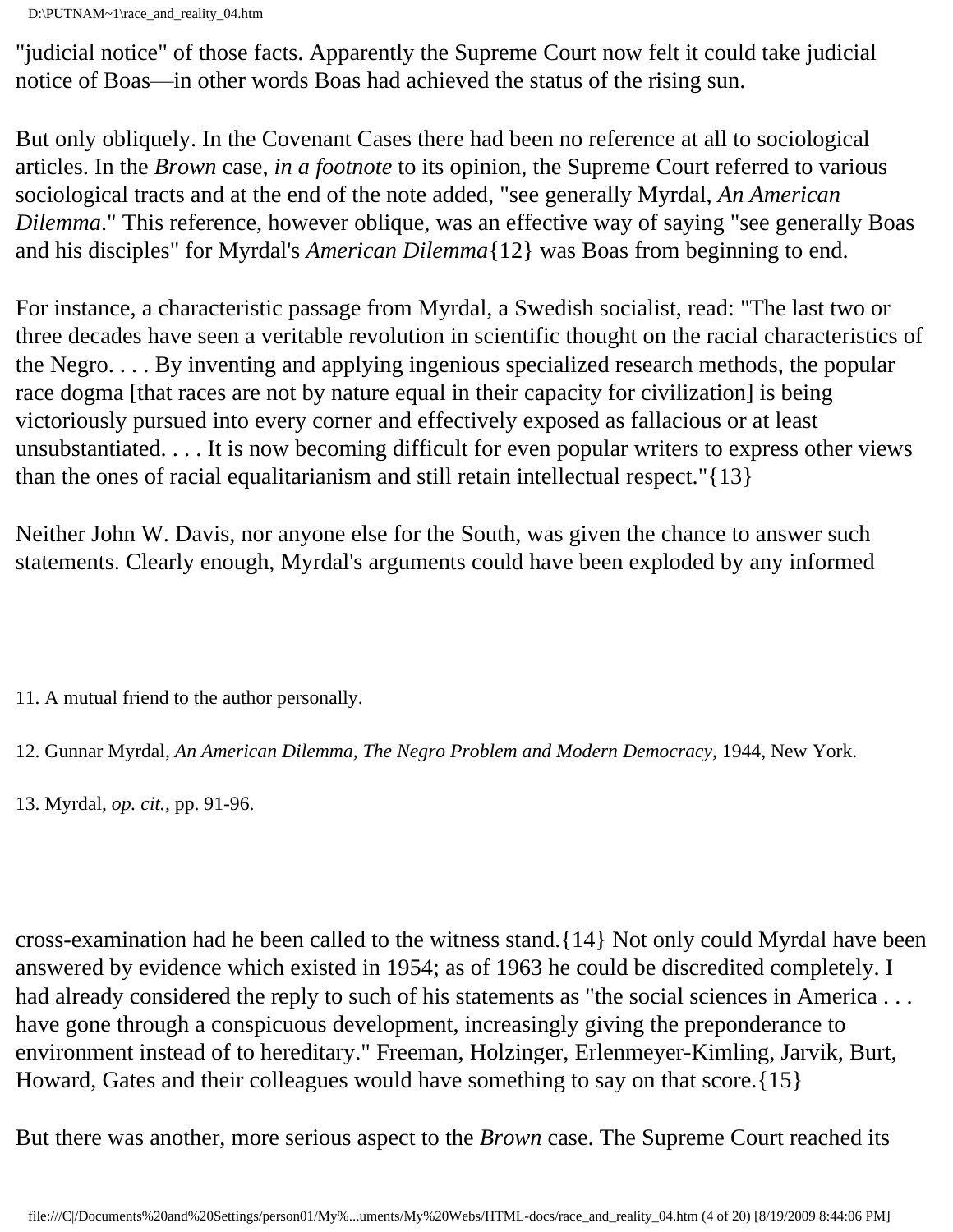"judicial notice" of those facts. Apparently the Supreme Court now felt it could take judicial notice of Boas—in other words Boas had achieved the status of the rising sun.

But only obliquely. In the Covenant Cases there had been no reference at all to sociological articles. In the *Brown* case, *in a footnote* to its opinion, the Supreme Court referred to various sociological tracts and at the end of the note added, "see generally Myrdal, *An American Dilemma*." This reference, however oblique, was an effective way of saying "see generally Boas and his disciples" for Myrdal's *American Dilemma*{12} was Boas from beginning to end.

For instance, a characteristic passage from Myrdal, a Swedish socialist, read: "The last two or three decades have seen a veritable revolution in scientific thought on the racial characteristics of the Negro. . . . By inventing and applying ingenious specialized research methods, the popular race dogma [that races are not by nature equal in their capacity for civilization] is being victoriously pursued into every corner and effectively exposed as fallacious or at least unsubstantiated. . . . It is now becoming difficult for even popular writers to express other views than the ones of racial equalitarianism and still retain intellectual respect."{13}

Neither John W. Davis, nor anyone else for the South, was given the chance to answer such statements. Clearly enough, Myrdal's arguments could have been exploded by any informed cross-examination had he been called to the witness stand.{14} Not only could Myrdal have been answered by evidence which existed in 1954; as of 1963 he could be discredited completely. I had already considered the reply to such of his statements as "the social sciences in America . . . have gone through a conspicuous development, increasingly giving the preponderance to environment instead of to hereditary." Freeman, Holzinger, Erlenmeyer-Kimling, Jarvik, Burt, Howard, Gates and their colleagues would have something to say on that score.{15}

But there was another, more serious aspect to the *Brown* case. The Supreme Court reached its

11. A mutual friend to the author personally.

12. Gunnar Myrdal, *An American Dilemma, The Negro Problem and Modern Democracy*, 1944, New York.

13. Myrdal, *op. cit.,* pp. 91-96.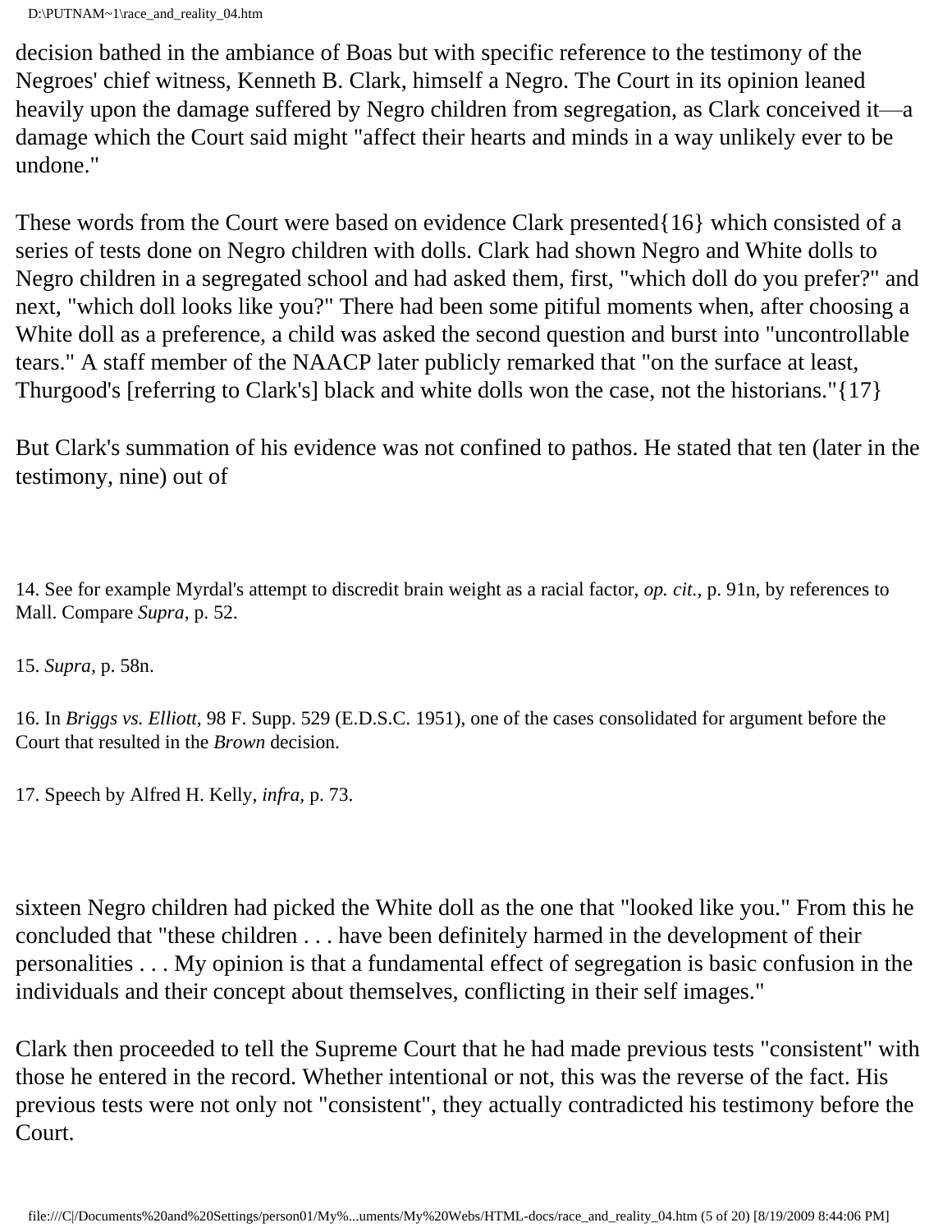decision bathed in the ambiance of Boas but with specific reference to the testimony of the Negroes' chief witness, Kenneth B. Clark, himself a Negro. The Court in its opinion leaned heavily upon the damage suffered by Negro children from segregation, as Clark conceived it—a damage which the Court said might "affect their hearts and minds in a way unlikely ever to be undone."

These words from the Court were based on evidence Clark presented{16} which consisted of a series of tests done on Negro children with dolls. Clark had shown Negro and White dolls to Negro children in a segregated school and had asked them, first, "which doll do you prefer?" and next, "which doll looks like you?" There had been some pitiful moments when, after choosing a White doll as a preference, a child was asked the second question and burst into "uncontrollable tears." A staff member of the NAACP later publicly remarked that "on the surface at least, Thurgood's [referring to Clark's] black and white dolls won the case, not the historians."{17}

But Clark's summation of his evidence was not confined to pathos. He stated that ten (later in the testimony, nine) out of

14. See for example Myrdal's attempt to discredit brain weight as a racial factor, *op. cit.*, p. 91n, by references to Mall. Compare *Supra*, p. 52.

15. *Supra*, p. 58n.

16. In *Briggs vs. Elliott*, 98 F. Supp. 529 (E.D.S.C. 1951), one of the cases consolidated for argument before the Court that resulted in the *Brown* decision.

17. Speech by Alfred H. Kelly, *infra*, p. 73.

sixteen Negro children had picked the White doll as the one that "looked like you." From this he concluded that "these children . . . have been definitely harmed in the development of their personalities . . . My opinion is that a fundamental effect of segregation is basic confusion in the individuals and their concept about themselves, conflicting in their self images."

Clark then proceeded to tell the Supreme Court that he had made previous tests "consistent" with those he entered in the record. Whether intentional or not, this was the reverse of the fact. His previous tests were not only not "consistent", they actually contradicted his testimony before the Court.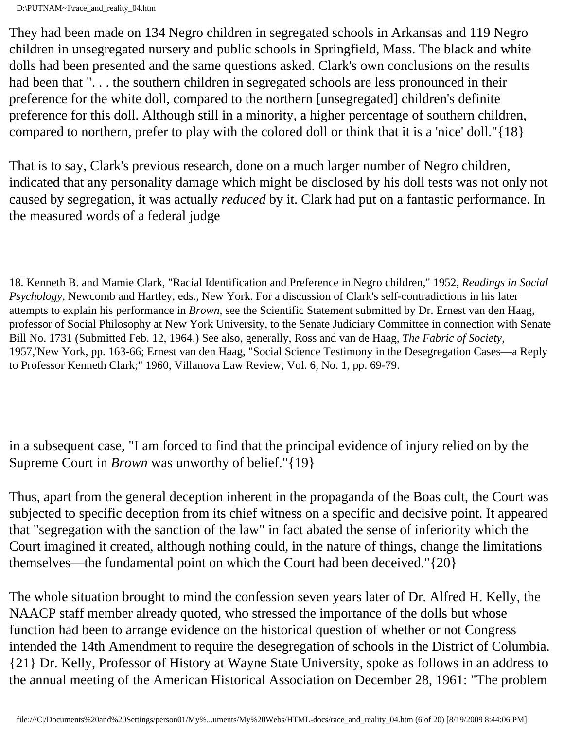They had been made on 134 Negro children in segregated schools in Arkansas and 119 Negro children in unsegregated nursery and public schools in Springfield, Mass. The black and white dolls had been presented and the same questions asked. Clark's own conclusions on the results had been that ". . . the southern children in segregated schools are less pronounced in their preference for the white doll, compared to the northern [unsegregated] children's definite preference for this doll. Although still in a minority, a higher percentage of southern children, compared to northern, prefer to play with the colored doll or think that it is a 'nice' doll."{18}

That is to say, Clark's previous research, done on a much larger number of Negro children, indicated that any personality damage which might be disclosed by his doll tests was not only not caused by segregation, it was actually *reduced* by it. Clark had put on a fantastic performance. In the measured words of a federal judge

18. Kenneth B. and Mamie Clark, "Racial Identification and Preference in Negro children," 1952, *Readings in Social Psychology*, Newcomb and Hartley, eds., New York. For a discussion of Clark's self-contradictions in his later attempts to explain his performance in *Brown*, see the Scientific Statement submitted by Dr. Ernest van den Haag, professor of Social Philosophy at New York University, to the Senate Judiciary Committee in connection with Senate Bill No. 1731 (Submitted Feb. 12, 1964.) See also, generally, Ross and van de Haag, *The Fabric of Society*, 1957,'New York, pp. 163-66; Ernest van den Haag, "Social Science Testimony in the Desegregation Cases—a Reply to Professor Kenneth Clark;" 1960, Villanova Law Review, Vol. 6, No. 1, pp. 69-79.

in a subsequent case, "I am forced to find that the principal evidence of injury relied on by the Supreme Court in *Brown* was unworthy of belief."{19}

Thus, apart from the general deception inherent in the propaganda of the Boas cult, the Court was subjected to specific deception from its chief witness on a specific and decisive point. It appeared that "segregation with the sanction of the law" in fact abated the sense of inferiority which the Court imagined it created, although nothing could, in the nature of things, change the limitations themselves—the fundamental point on which the Court had been deceived."{20}

The whole situation brought to mind the confession seven years later of Dr. Alfred H. Kelly, the NAACP staff member already quoted, who stressed the importance of the dolls but whose function had been to arrange evidence on the historical question of whether or not Congress intended the 14th Amendment to require the desegregation of schools in the District of Columbia. {21} Dr. Kelly, Professor of History at Wayne State University, spoke as follows in an address to the annual meeting of the American Historical Association on December 28, 1961: "The problem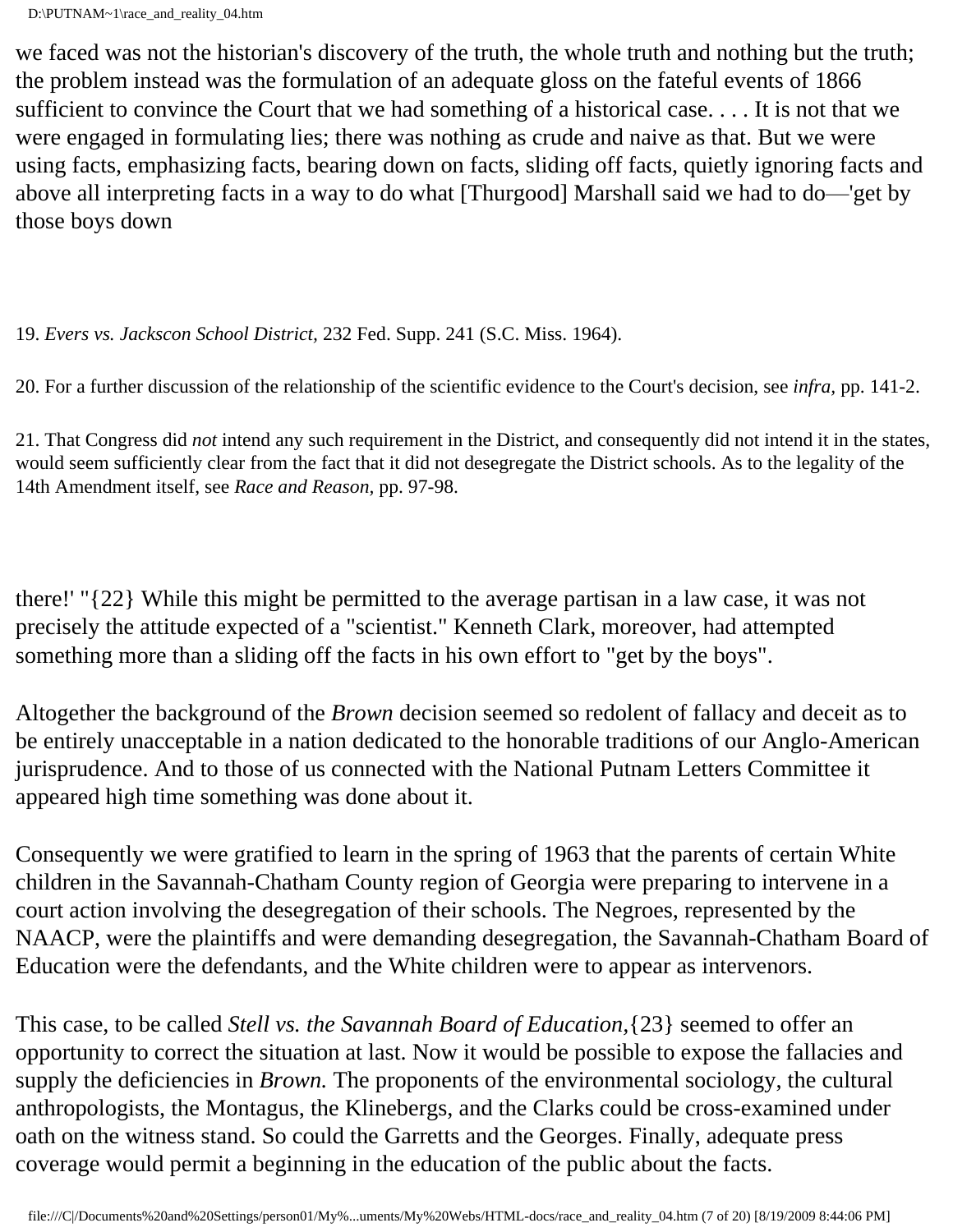we faced was not the historian's discovery of the truth, the whole truth and nothing but the truth; the problem instead was the formulation of an adequate gloss on the fateful events of 1866 sufficient to convince the Court that we had something of a historical case. . . . It is not that we were engaged in formulating lies; there was nothing as crude and naive as that. But we were using facts, emphasizing facts, bearing down on facts, sliding off facts, quietly ignoring facts and above all interpreting facts in a way to do what [Thurgood] Marshall said we had to do—'get by those boys down

19. *Evers vs. Jackscon School District,* 232 Fed. Supp. 241 (S.C. Miss. 1964).

20. For a further discussion of the relationship of the scientific evidence to the Court's decision, see *infra,* pp. 141-2.

21. That Congress did *not* intend any such requirement in the District, and consequently did not intend it in the states, would seem sufficiently clear from the fact that it did not desegregate the District schools. As to the legality of the 14th Amendment itself, see *Race and Reason,* pp. 97-98.

there!' "{22} While this might be permitted to the average partisan in a law case, it was not precisely the attitude expected of a "scientist." Kenneth Clark, moreover, had attempted something more than a sliding off the facts in his own effort to "get by the boys".

Altogether the background of the *Brown* decision seemed so redolent of fallacy and deceit as to be entirely unacceptable in a nation dedicated to the honorable traditions of our Anglo-American jurisprudence. And to those of us connected with the National Putnam Letters Committee it appeared high time something was done about it.

Consequently we were gratified to learn in the spring of 1963 that the parents of certain White children in the Savannah-Chatham County region of Georgia were preparing to intervene in a court action involving the desegregation of their schools. The Negroes, represented by the NAACP, were the plaintiffs and were demanding desegregation, the Savannah-Chatham Board of Education were the defendants, and the White children were to appear as intervenors.

This case, to be called *Stell vs. the Savannah Board of Education,*{23} seemed to offer an opportunity to correct the situation at last. Now it would be possible to expose the fallacies and supply the deficiencies in *Brown.* The proponents of the environmental sociology, the cultural anthropologists, the Montagus, the Klinebergs, and the Clarks could be cross-examined under oath on the witness stand. So could the Garretts and the Georges. Finally, adequate press coverage would permit a beginning in the education of the public about the facts.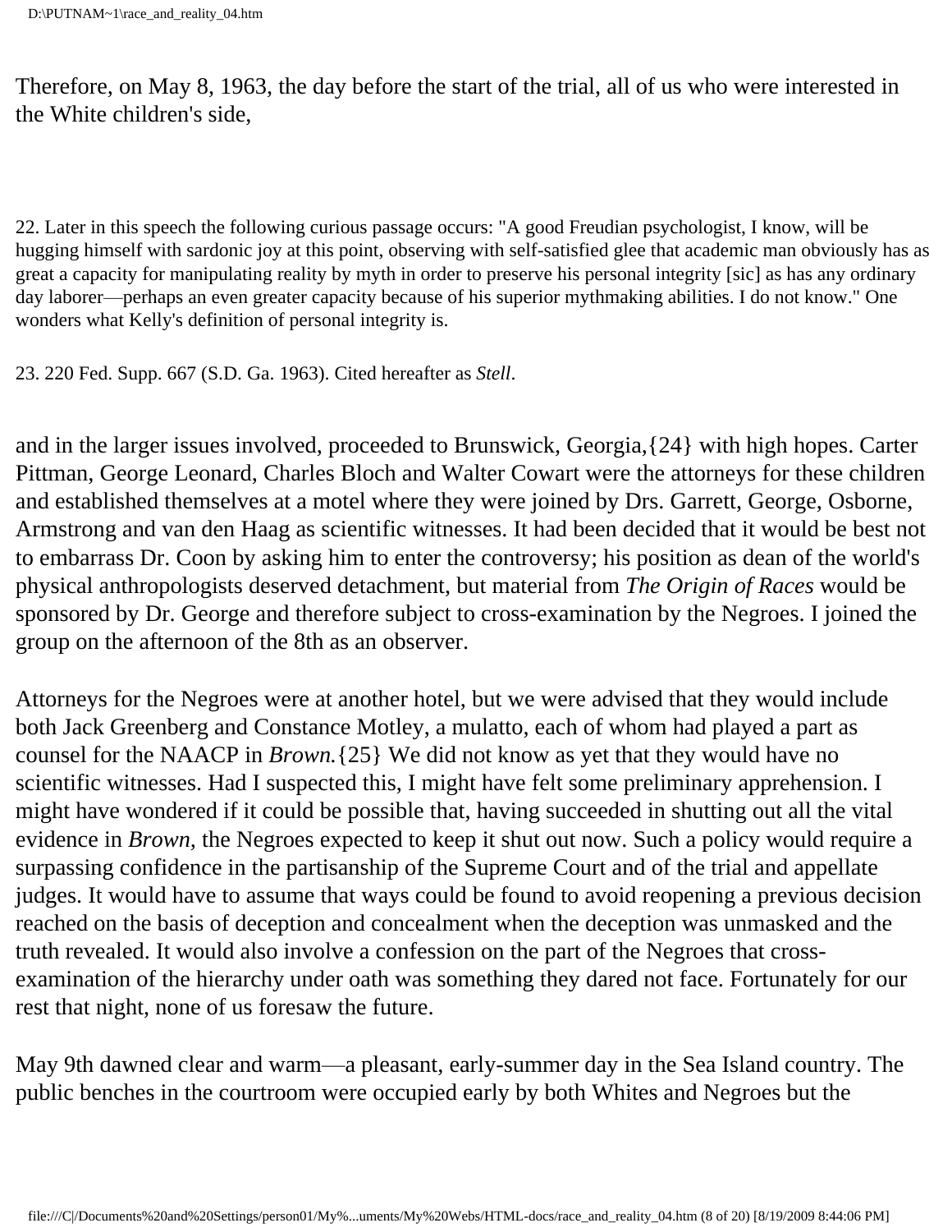Therefore, on May 8, 1963, the day before the start of the trial, all of us who were interested in the White children's side,

22. Later in this speech the following curious passage occurs: "A good Freudian psychologist, I know, will be hugging himself with sardonic joy at this point, observing with self-satisfied glee that academic man obviously has as great a capacity for manipulating reality by myth in order to preserve his personal integrity [sic] as has any ordinary day laborer—perhaps an even greater capacity because of his superior mythmaking abilities. I do not know." One wonders what Kelly's definition of personal integrity is.

23. 220 Fed. Supp. 667 (S.D. Ga. 1963). Cited hereafter as *Stell*.

and in the larger issues involved, proceeded to Brunswick, Georgia,{24} with high hopes. Carter Pittman, George Leonard, Charles Bloch and Walter Cowart were the attorneys for these children and established themselves at a motel where they were joined by Drs. Garrett, George, Osborne, Armstrong and van den Haag as scientific witnesses. It had been decided that it would be best not to embarrass Dr. Coon by asking him to enter the controversy; his position as dean of the world's physical anthropologists deserved detachment, but material from *The Origin of Races* would be sponsored by Dr. George and therefore subject to cross-examination by the Negroes. I joined the group on the afternoon of the 8th as an observer.

Attorneys for the Negroes were at another hotel, but we were advised that they would include both Jack Greenberg and Constance Motley, a mulatto, each of whom had played a part as counsel for the NAACP in *Brown.*{25} We did not know as yet that they would have no scientific witnesses. Had I suspected this, I might have felt some preliminary apprehension. I might have wondered if it could be possible that, having succeeded in shutting out all the vital evidence in *Brown,* the Negroes expected to keep it shut out now. Such a policy would require a surpassing confidence in the partisanship of the Supreme Court and of the trial and appellate judges. It would have to assume that ways could be found to avoid reopening a previous decision reached on the basis of deception and concealment when the deception was unmasked and the truth revealed. It would also involve a confession on the part of the Negroes that cross-examination of the hierarchy under oath was something they dared not face. Fortunately for our rest that night, none of us foresaw the future.

May 9th dawned clear and warm—a pleasant, early-summer day in the Sea Island country. The public benches in the courtroom were occupied early by both Whites and Negroes but the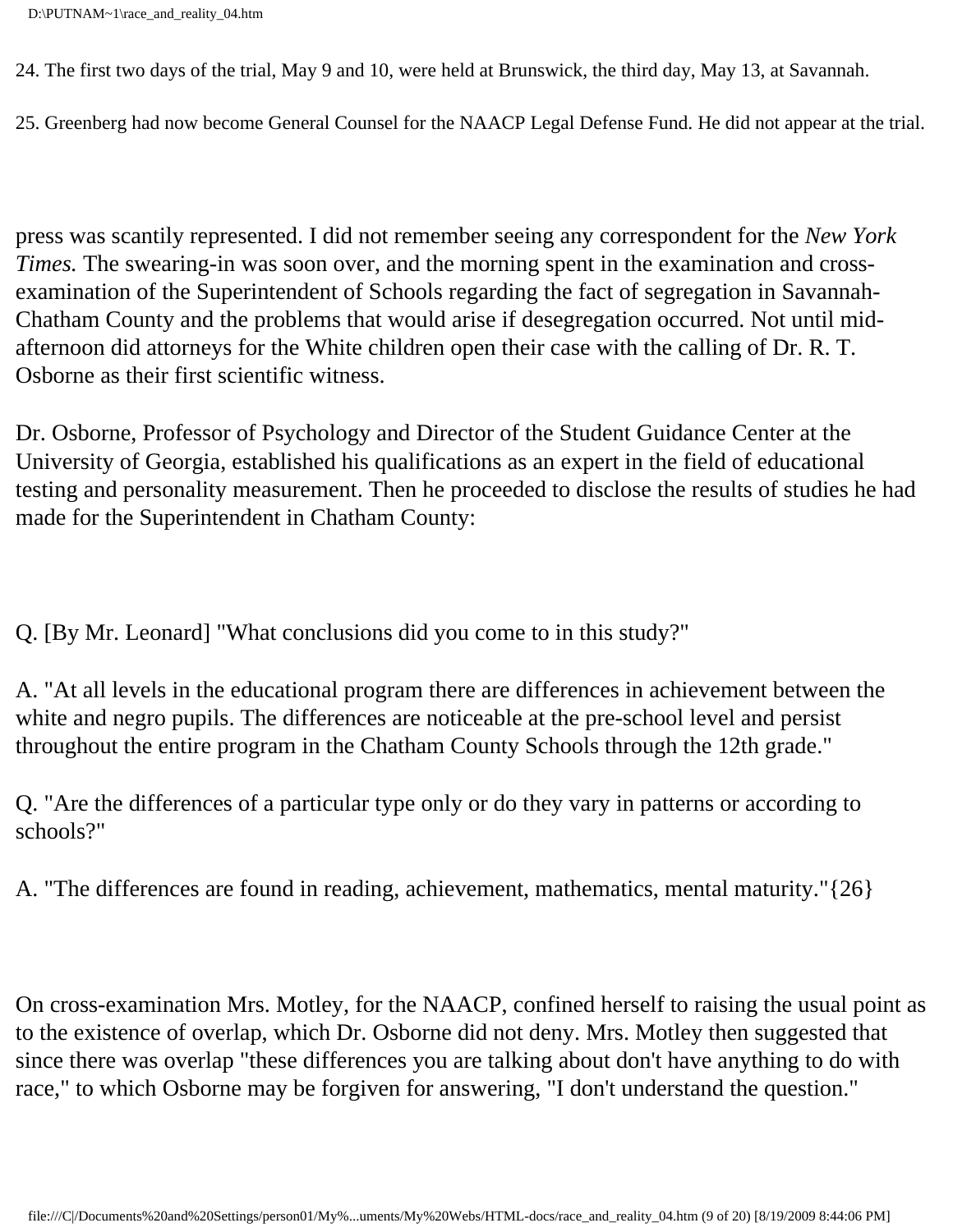24. The first two days of the trial, May 9 and 10, were held at Brunswick, the third day, May 13, at Savannah.

25. Greenberg had now become General Counsel for the NAACP Legal Defense Fund. He did not appear at the trial.

press was scantily represented. I did not remember seeing any correspondent for the *New York Times.* The swearing-in was soon over, and the morning spent in the examination and cross-examination of the Superintendent of Schools regarding the fact of segregation in Savannah-Chatham County and the problems that would arise if desegregation occurred. Not until mid-afternoon did attorneys for the White children open their case with the calling of Dr. R. T. Osborne as their first scientific witness.

Dr. Osborne, Professor of Psychology and Director of the Student Guidance Center at the University of Georgia, established his qualifications as an expert in the field of educational testing and personality measurement. Then he proceeded to disclose the results of studies he had made for the Superintendent in Chatham County:

Q. [By Mr. Leonard] "What conclusions did you come to in this study?"

A. "At all levels in the educational program there are differences in achievement between the white and negro pupils. The differences are noticeable at the pre-school level and persist throughout the entire program in the Chatham County Schools through the 12th grade."

Q. "Are the differences of a particular type only or do they vary in patterns or according to schools?"

A. "The differences are found in reading, achievement, mathematics, mental maturity."{26}

On cross-examination Mrs. Motley, for the NAACP, confined herself to raising the usual point as to the existence of overlap, which Dr. Osborne did not deny. Mrs. Motley then suggested that since there was overlap "these differences you are talking about don't have anything to do with race," to which Osborne may be forgiven for answering, "I don't understand the question."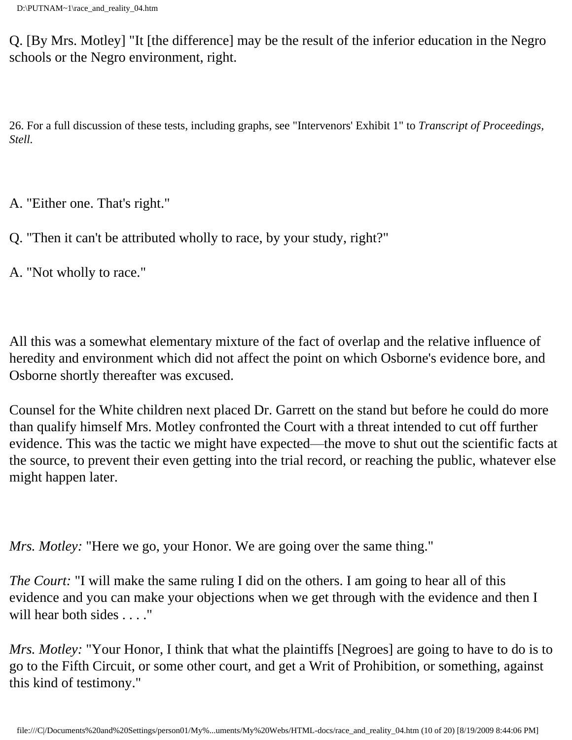Q. [By Mrs. Motley] "It [the difference] may be the result of the inferior education in the Negro schools or the Negro environment, right.

26. For a full discussion of these tests, including graphs, see "Intervenors' Exhibit 1" to *Transcript of Proceedings, Stell.*

A. "Either one. That's right."

Q. "Then it can't be attributed wholly to race, by your study, right?"

A. "Not wholly to race."

All this was a somewhat elementary mixture of the fact of overlap and the relative influence of heredity and environment which did not affect the point on which Osborne's evidence bore, and Osborne shortly thereafter was excused.

Counsel for the White children next placed Dr. Garrett on the stand but before he could do more than qualify himself Mrs. Motley confronted the Court with a threat intended to cut off further evidence. This was the tactic we might have expected—the move to shut out the scientific facts at the source, to prevent their even getting into the trial record, or reaching the public, whatever else might happen later.

*Mrs. Motley:* "Here we go, your Honor. We are going over the same thing."

*The Court:* "I will make the same ruling I did on the others. I am going to hear all of this evidence and you can make your objections when we get through with the evidence and then I will hear both sides . . . ."

*Mrs. Motley:* "Your Honor, I think that what the plaintiffs [Negroes] are going to have to do is to go to the Fifth Circuit, or some other court, and get a Writ of Prohibition, or something, against this kind of testimony."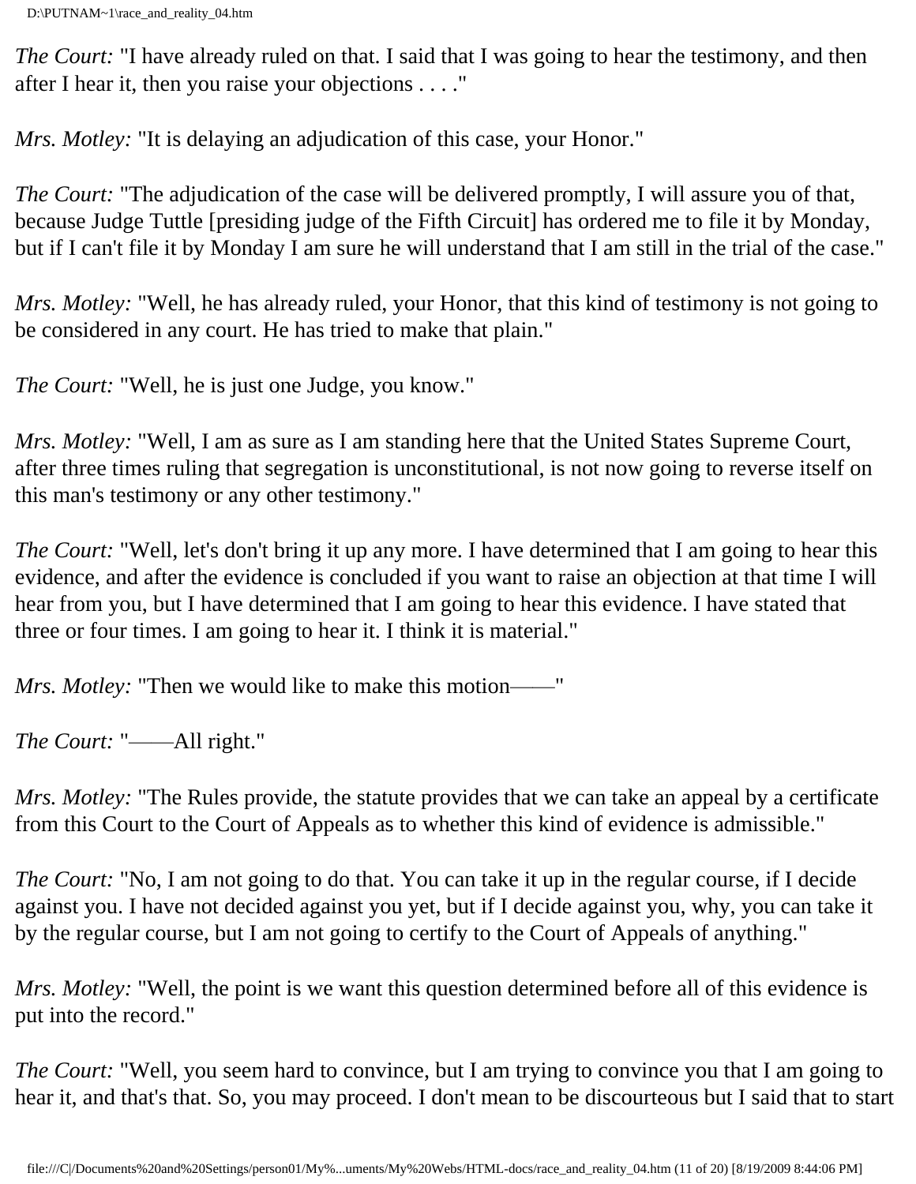*The Court:* "I have already ruled on that. I said that I was going to hear the testimony, and then after I hear it, then you raise your objections . . . ."

*Mrs. Motley:* "It is delaying an adjudication of this case, your Honor."

*The Court:* "The adjudication of the case will be delivered promptly, I will assure you of that, because Judge Tuttle [presiding judge of the Fifth Circuit] has ordered me to file it by Monday, but if I can't file it by Monday I am sure he will understand that I am still in the trial of the case."

*Mrs. Motley:* "Well, he has already ruled, your Honor, that this kind of testimony is not going to be considered in any court. He has tried to make that plain."

*The Court:* "Well, he is just one Judge, you know."

*Mrs. Motley:* "Well, I am as sure as I am standing here that the United States Supreme Court, after three times ruling that segregation is unconstitutional, is not now going to reverse itself on this man's testimony or any other testimony."

*The Court:* "Well, let's don't bring it up any more. I have determined that I am going to hear this evidence, and after the evidence is concluded if you want to raise an objection at that time I will hear from you, but I have determined that I am going to hear this evidence. I have stated that three or four times. I am going to hear it. I think it is material."

*Mrs. Motley:* "Then we would like to make this motion——"

*The Court:* "——All right."

*Mrs. Motley:* "The Rules provide, the statute provides that we can take an appeal by a certificate from this Court to the Court of Appeals as to whether this kind of evidence is admissible."

*The Court:* "No, I am not going to do that. You can take it up in the regular course, if I decide against you. I have not decided against you yet, but if I decide against you, why, you can take it by the regular course, but I am not going to certify to the Court of Appeals of anything."

*Mrs. Motley:* "Well, the point is we want this question determined before all of this evidence is put into the record."

*The Court:* "Well, you seem hard to convince, but I am trying to convince you that I am going to hear it, and that's that. So, you may proceed. I don't mean to be discourteous but I said that to start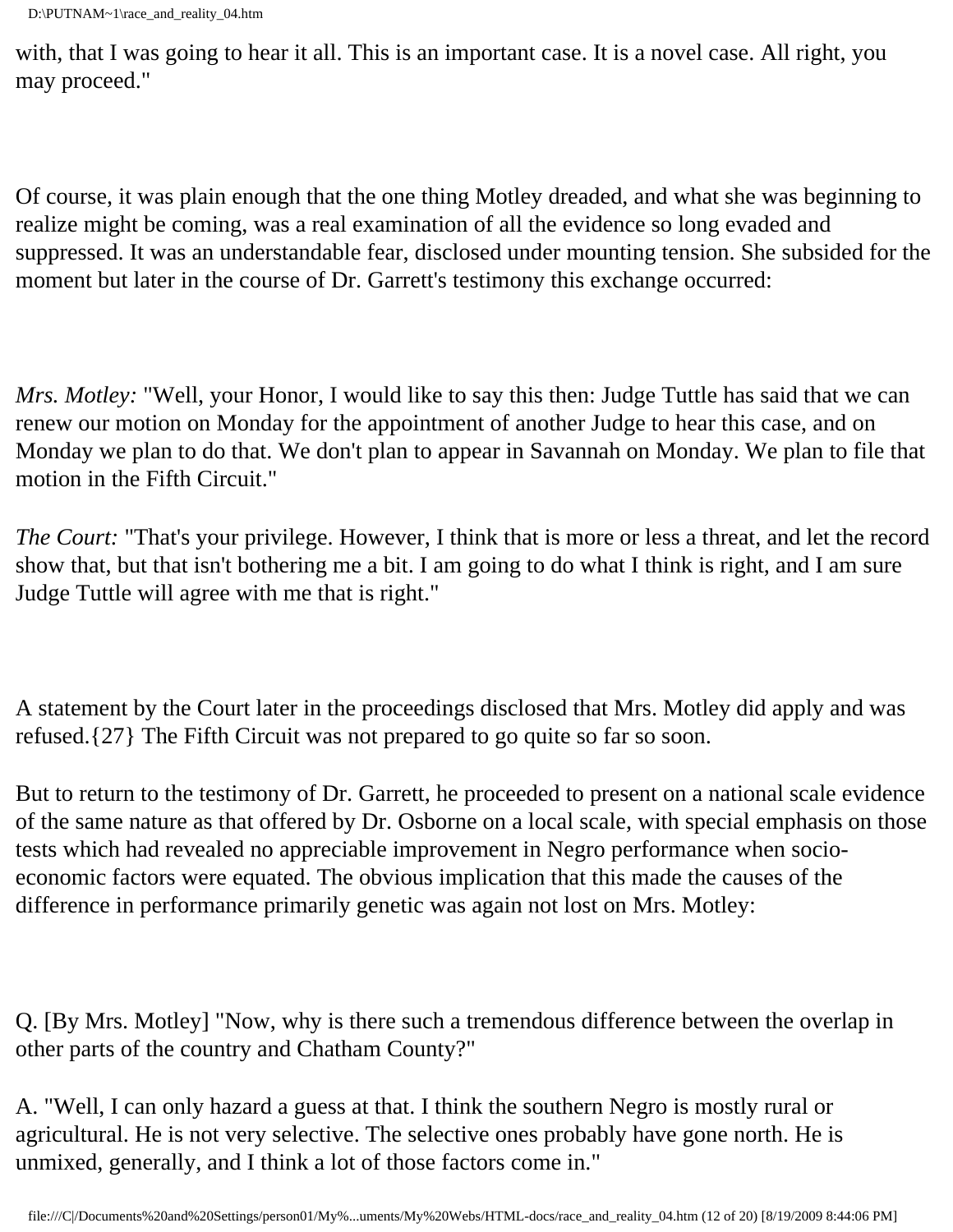with, that I was going to hear it all. This is an important case. It is a novel case. All right, you may proceed."

Of course, it was plain enough that the one thing Motley dreaded, and what she was beginning to realize might be coming, was a real examination of all the evidence so long evaded and suppressed. It was an understandable fear, disclosed under mounting tension. She subsided for the moment but later in the course of Dr. Garrett's testimony this exchange occurred:

*Mrs. Motley:* "Well, your Honor, I would like to say this then: Judge Tuttle has said that we can renew our motion on Monday for the appointment of another Judge to hear this case, and on Monday we plan to do that. We don't plan to appear in Savannah on Monday. We plan to file that motion in the Fifth Circuit."

*The Court:* "That's your privilege. However, I think that is more or less a threat, and let the record show that, but that isn't bothering me a bit. I am going to do what I think is right, and I am sure Judge Tuttle will agree with me that is right."

A statement by the Court later in the proceedings disclosed that Mrs. Motley did apply and was refused.{27} The Fifth Circuit was not prepared to go quite so far so soon.

But to return to the testimony of Dr. Garrett, he proceeded to present on a national scale evidence of the same nature as that offered by Dr. Osborne on a local scale, with special emphasis on those tests which had revealed no appreciable improvement in Negro performance when socio-economic factors were equated. The obvious implication that this made the causes of the difference in performance primarily genetic was again not lost on Mrs. Motley:

Q. [By Mrs. Motley] "Now, why is there such a tremendous difference between the overlap in other parts of the country and Chatham County?"

A. "Well, I can only hazard a guess at that. I think the southern Negro is mostly rural or agricultural. He is not very selective. The selective ones probably have gone north. He is unmixed, generally, and I think a lot of those factors come in."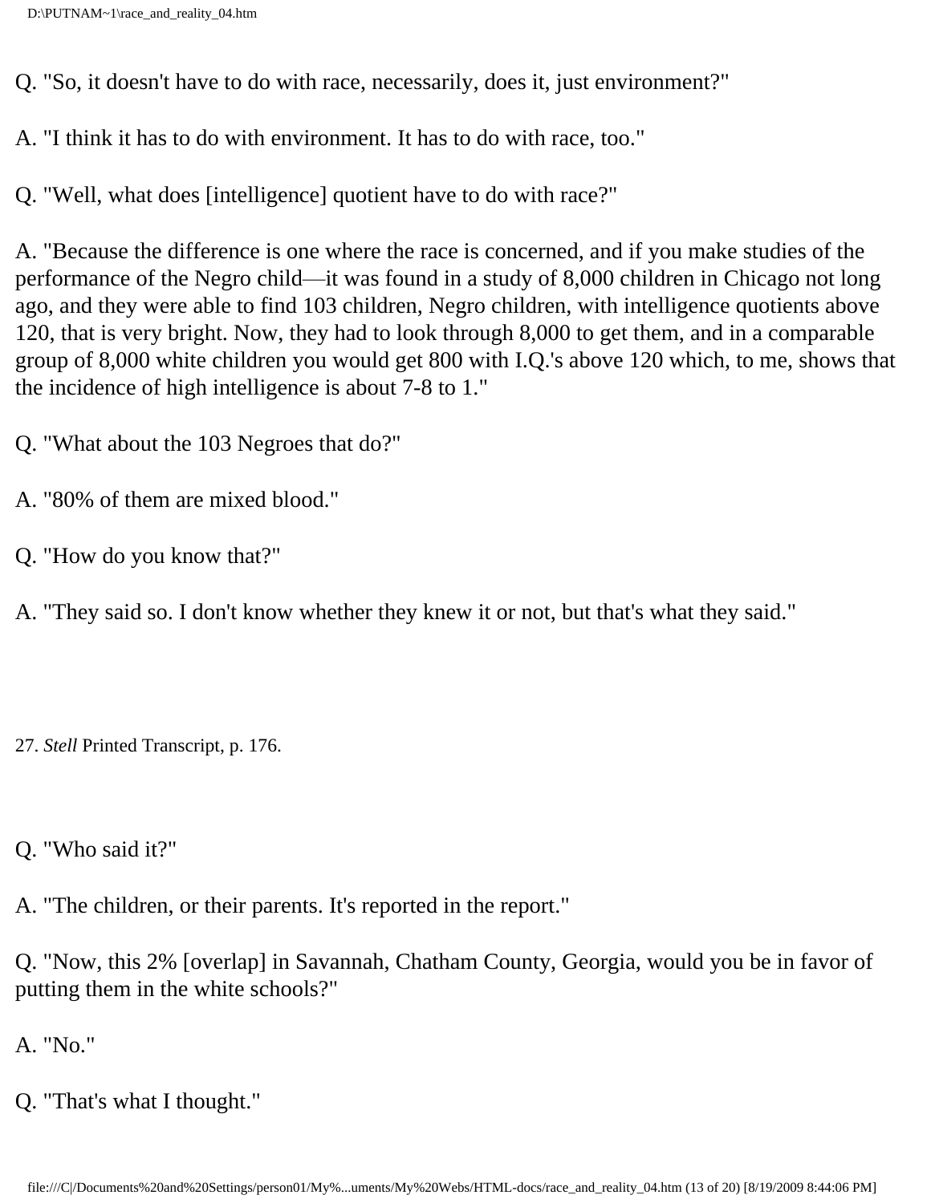Q. "So, it doesn't have to do with race, necessarily, does it, just environment?"

A. "I think it has to do with environment. It has to do with race, too."

Q. "Well, what does [intelligence] quotient have to do with race?"

A. "Because the difference is one where the race is concerned, and if you make studies of the performance of the Negro child—it was found in a study of 8,000 children in Chicago not long ago, and they were able to find 103 children, Negro children, with intelligence quotients above 120, that is very bright. Now, they had to look through 8,000 to get them, and in a comparable group of 8,000 white children you would get 800 with I.Q.'s above 120 which, to me, shows that the incidence of high intelligence is about 7-8 to 1."

Q. "What about the 103 Negroes that do?"

A. "80% of them are mixed blood."

Q. "How do you know that?"

A. "They said so. I don't know whether they knew it or not, but that's what they said."

27. *Stell* Printed Transcript, p. 176.

Q. "Who said it?"

A. "The children, or their parents. It's reported in the report."

Q. "Now, this 2% [overlap] in Savannah, Chatham County, Georgia, would you be in favor of putting them in the white schools?"

A. "No."

Q. "That's what I thought."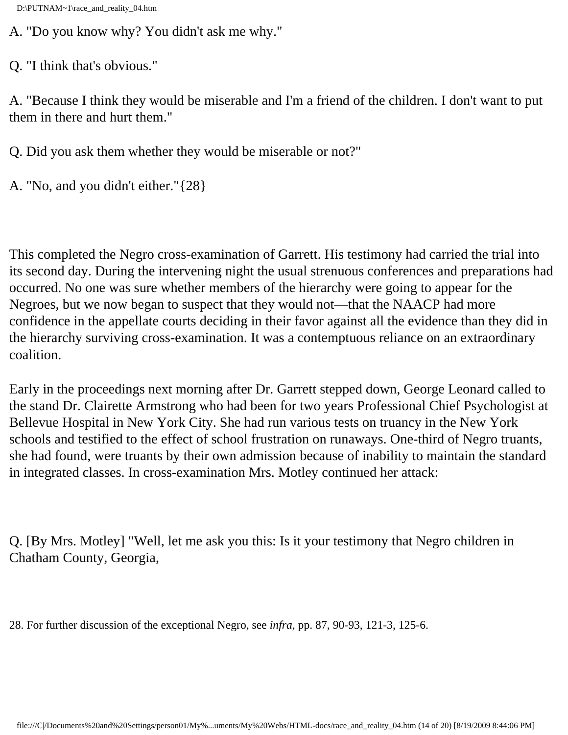A. "Do you know why? You didn't ask me why."

Q. "I think that's obvious."

A. "Because I think they would be miserable and I'm a friend of the children. I don't want to put them in there and hurt them."

Q. Did you ask them whether they would be miserable or not?"

A. "No, and you didn't either."{28}

This completed the Negro cross-examination of Garrett. His testimony had carried the trial into its second day. During the intervening night the usual strenuous conferences and preparations had occurred. No one was sure whether members of the hierarchy were going to appear for the Negroes, but we now began to suspect that they would not—that the NAACP had more confidence in the appellate courts deciding in their favor against all the evidence than they did in the hierarchy surviving cross-examination. It was a contemptuous reliance on an extraordinary coalition.

Early in the proceedings next morning after Dr. Garrett stepped down, George Leonard called to the stand Dr. Clairette Armstrong who had been for two years Professional Chief Psychologist at Bellevue Hospital in New York City. She had run various tests on truancy in the New York schools and testified to the effect of school frustration on runaways. One-third of Negro truants, she had found, were truants by their own admission because of inability to maintain the standard in integrated classes. In cross-examination Mrs. Motley continued her attack:

Q. [By Mrs. Motley] "Well, let me ask you this: Is it your testimony that Negro children in Chatham County, Georgia,

28. For further discussion of the exceptional Negro, see *infra,* pp. 87, 90-93, 121-3, 125-6.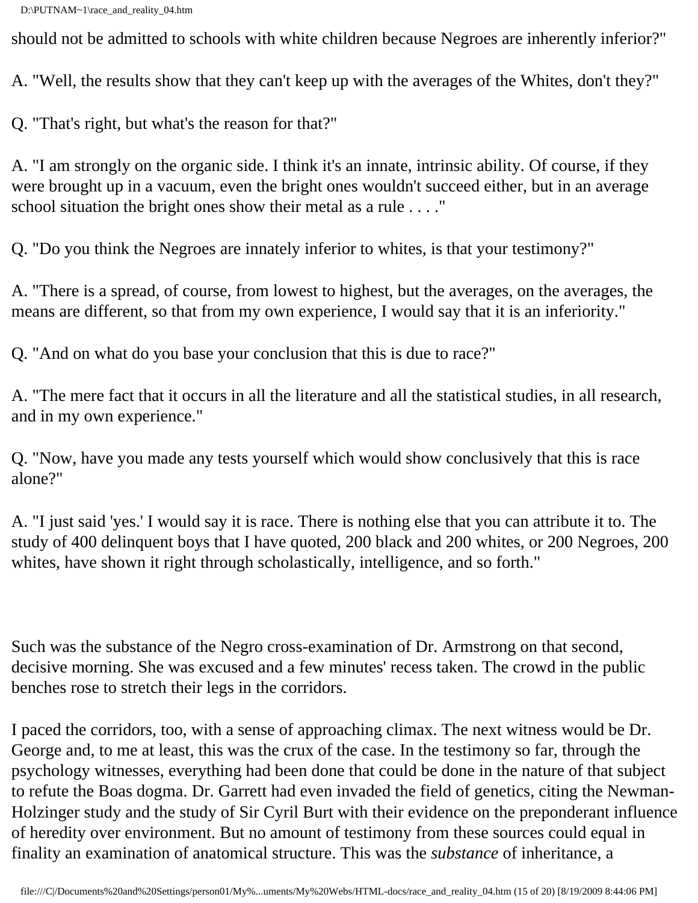should not be admitted to schools with white children because Negroes are inherently inferior?"

A. "Well, the results show that they can't keep up with the averages of the Whites, don't they?"

Q. "That's right, but what's the reason for that?"

A. "I am strongly on the organic side. I think it's an innate, intrinsic ability. Of course, if they were brought up in a vacuum, even the bright ones wouldn't succeed either, but in an average school situation the bright ones show their metal as a rule . . . ."

Q. "Do you think the Negroes are innately inferior to whites, is that your testimony?"

A. "There is a spread, of course, from lowest to highest, but the averages, on the averages, the means are different, so that from my own experience, I would say that it is an inferiority."

Q. "And on what do you base your conclusion that this is due to race?"

A. "The mere fact that it occurs in all the literature and all the statistical studies, in all research, and in my own experience."

Q. "Now, have you made any tests yourself which would show conclusively that this is race alone?"

A. "I just said 'yes.' I would say it is race. There is nothing else that you can attribute it to. The study of 400 delinquent boys that I have quoted, 200 black and 200 whites, or 200 Negroes, 200 whites, have shown it right through scholastically, intelligence, and so forth."

Such was the substance of the Negro cross-examination of Dr. Armstrong on that second, decisive morning. She was excused and a few minutes' recess taken. The crowd in the public benches rose to stretch their legs in the corridors.

I paced the corridors, too, with a sense of approaching climax. The next witness would be Dr. George and, to me at least, this was the crux of the case. In the testimony so far, through the psychology witnesses, everything had been done that could be done in the nature of that subject to refute the Boas dogma. Dr. Garrett had even invaded the field of genetics, citing the Newman-Holzinger study and the study of Sir Cyril Burt with their evidence on the preponderant influence of heredity over environment. But no amount of testimony from these sources could equal in finality an examination of anatomical structure. This was the *substance* of inheritance, a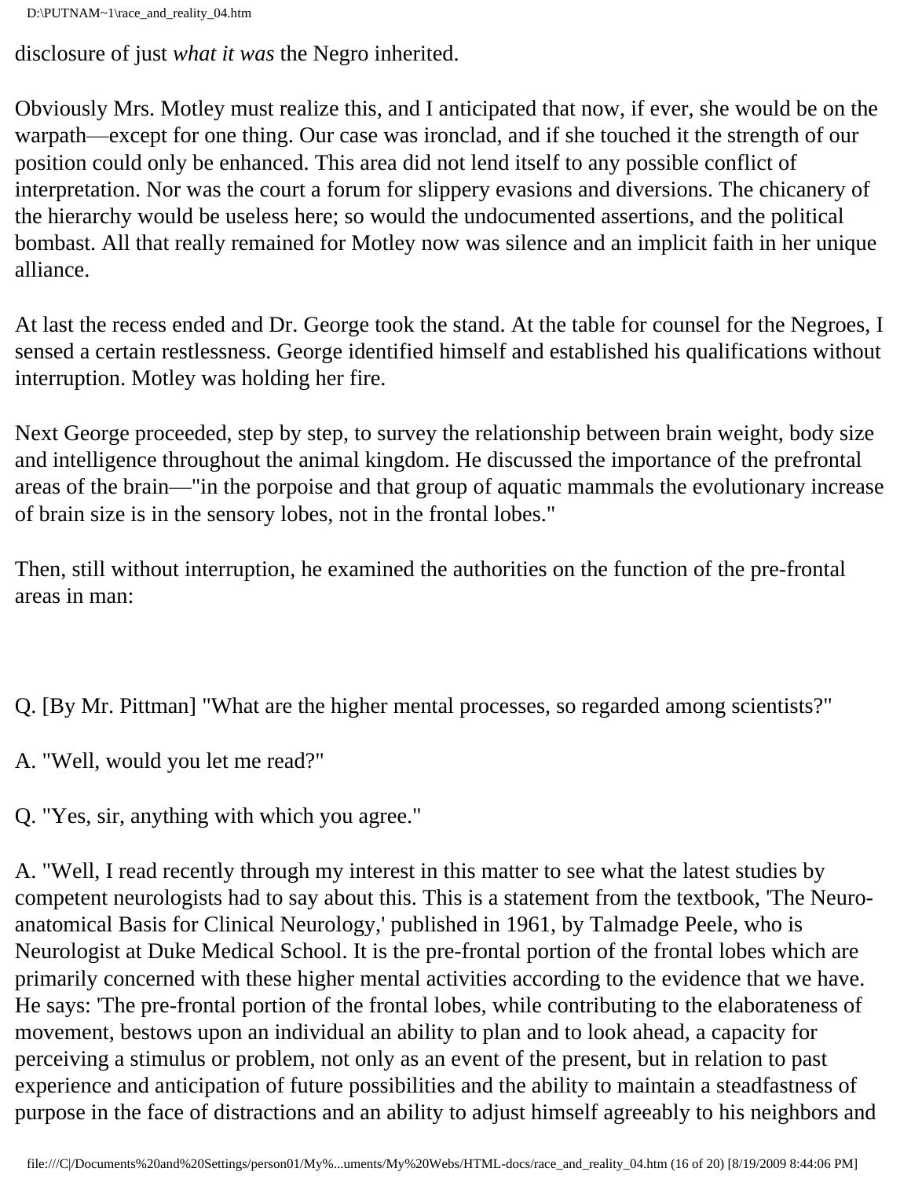disclosure of just *what it was* the Negro inherited.

Obviously Mrs. Motley must realize this, and I anticipated that now, if ever, she would be on the warpath—except for one thing. Our case was ironclad, and if she touched it the strength of our position could only be enhanced. This area did not lend itself to any possible conflict of interpretation. Nor was the court a forum for slippery evasions and diversions. The chicanery of the hierarchy would be useless here; so would the undocumented assertions, and the political bombast. All that really remained for Motley now was silence and an implicit faith in her unique alliance.

At last the recess ended and Dr. George took the stand. At the table for counsel for the Negroes, I sensed a certain restlessness. George identified himself and established his qualifications without interruption. Motley was holding her fire.

Next George proceeded, step by step, to survey the relationship between brain weight, body size and intelligence throughout the animal kingdom. He discussed the importance of the prefrontal areas of the brain—"in the porpoise and that group of aquatic mammals the evolutionary increase of brain size is in the sensory lobes, not in the frontal lobes."

Then, still without interruption, he examined the authorities on the function of the pre-frontal areas in man:

Q. [By Mr. Pittman] "What are the higher mental processes, so regarded among scientists?"

A. "Well, would you let me read?"

Q. "Yes, sir, anything with which you agree."

A. "Well, I read recently through my interest in this matter to see what the latest studies by competent neurologists had to say about this. This is a statement from the textbook, 'The Neuro-anatomical Basis for Clinical Neurology,' published in 1961, by Talmadge Peele, who is Neurologist at Duke Medical School. It is the pre-frontal portion of the frontal lobes which are primarily concerned with these higher mental activities according to the evidence that we have. He says: 'The pre-frontal portion of the frontal lobes, while contributing to the elaborateness of movement, bestows upon an individual an ability to plan and to look ahead, a capacity for perceiving a stimulus or problem, not only as an event of the present, but in relation to past experience and anticipation of future possibilities and the ability to maintain a steadfastness of purpose in the face of distractions and an ability to adjust himself agreeably to his neighbors and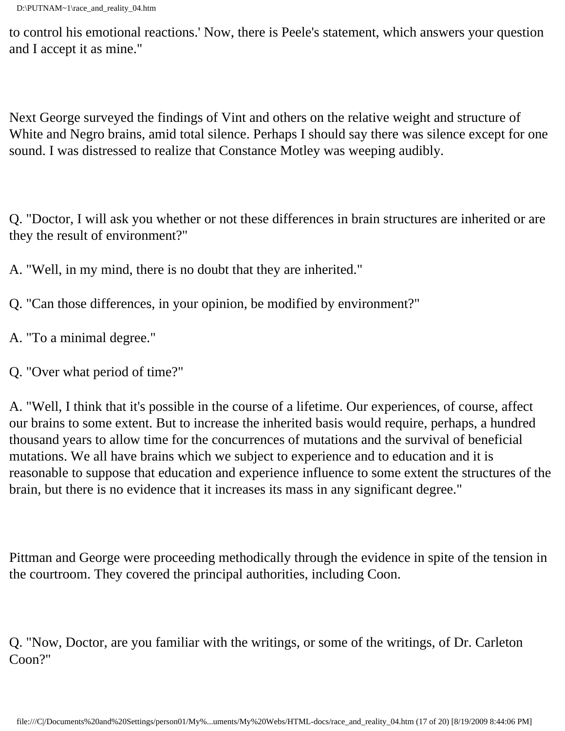to control his emotional reactions.' Now, there is Peele's statement, which answers your question and I accept it as mine."

Next George surveyed the findings of Vint and others on the relative weight and structure of White and Negro brains, amid total silence. Perhaps I should say there was silence except for one sound. I was distressed to realize that Constance Motley was weeping audibly.

Q. "Doctor, I will ask you whether or not these differences in brain structures are inherited or are they the result of environment?"

A. "Well, in my mind, there is no doubt that they are inherited."

Q. "Can those differences, in your opinion, be modified by environment?"

A. "To a minimal degree."

Q. "Over what period of time?"

A. "Well, I think that it's possible in the course of a lifetime. Our experiences, of course, affect our brains to some extent. But to increase the inherited basis would require, perhaps, a hundred thousand years to allow time for the concurrences of mutations and the survival of beneficial mutations. We all have brains which we subject to experience and to education and it is reasonable to suppose that education and experience influence to some extent the structures of the brain, but there is no evidence that it increases its mass in any significant degree."

Pittman and George were proceeding methodically through the evidence in spite of the tension in the courtroom. They covered the principal authorities, including Coon.

Q. "Now, Doctor, are you familiar with the writings, or some of the writings, of Dr. Carleton Coon?"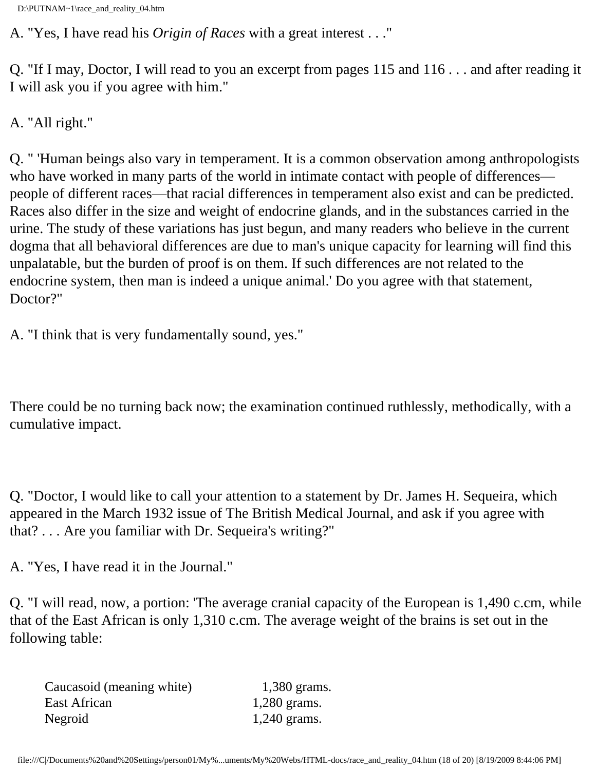A. "Yes, I have read his *Origin of Races* with a great interest . . ."

Q. "If I may, Doctor, I will read to you an excerpt from pages 115 and 116 . . . and after reading it I will ask you if you agree with him."

A. "All right."

Q. " 'Human beings also vary in temperament. It is a common observation among anthropologists who have worked in many parts of the world in intimate contact with people of differences—people of different races—that racial differences in temperament also exist and can be predicted. Races also differ in the size and weight of endocrine glands, and in the substances carried in the urine. The study of these variations has just begun, and many readers who believe in the current dogma that all behavioral differences are due to man's unique capacity for learning will find this unpalatable, but the burden of proof is on them. If such differences are not related to the endocrine system, then man is indeed a unique animal.' Do you agree with that statement, Doctor?"

A. "I think that is very fundamentally sound, yes."

There could be no turning back now; the examination continued ruthlessly, methodically, with a cumulative impact.

Q. "Doctor, I would like to call your attention to a statement by Dr. James H. Sequeira, which appeared in the March 1932 issue of The British Medical Journal, and ask if you agree with that? . . . Are you familiar with Dr. Sequeira's writing?"

A. "Yes, I have read it in the Journal."

Q. "I will read, now, a portion: 'The average cranial capacity of the European is 1,490 c.cm, while that of the East African is only 1,310 c.cm. The average weight of the brains is set out in the following table:

| | |
|---|---|
| Caucasoid (meaning white) | 1,380 grams. |
| East African | 1,280 grams. |
| Negroid | 1,240 grams. |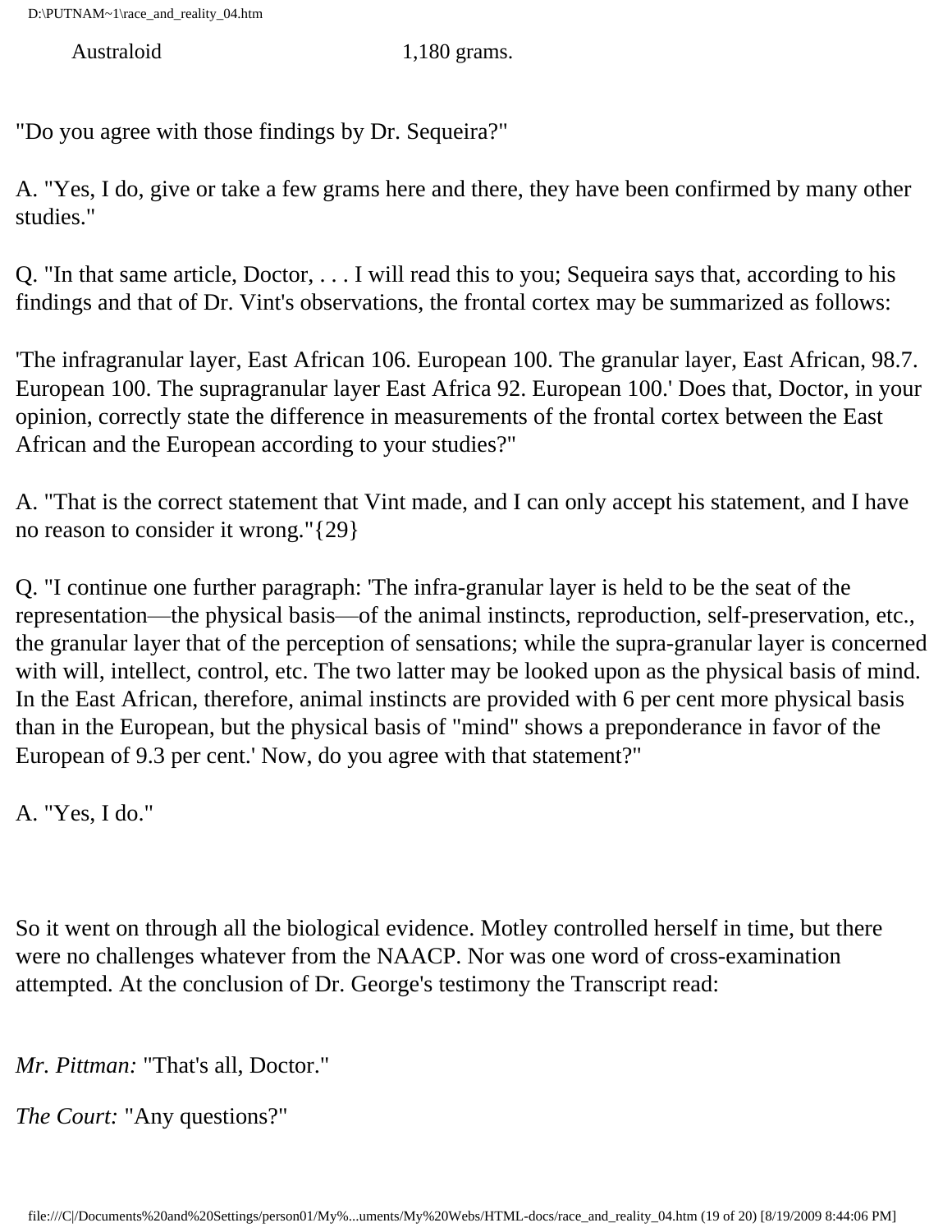Australoid 1,180 grams.

"Do you agree with those findings by Dr. Sequeira?"

A. "Yes, I do, give or take a few grams here and there, they have been confirmed by many other studies."

Q. "In that same article, Doctor, . . . I will read this to you; Sequeira says that, according to his findings and that of Dr. Vint's observations, the frontal cortex may be summarized as follows:

'The infragranular layer, East African 106. European 100. The granular layer, East African, 98.7. European 100. The supragranular layer East Africa 92. European 100.' Does that, Doctor, in your opinion, correctly state the difference in measurements of the frontal cortex between the East African and the European according to your studies?"

A. "That is the correct statement that Vint made, and I can only accept his statement, and I have no reason to consider it wrong."{29}

Q. "I continue one further paragraph: 'The infra-granular layer is held to be the seat of the representation—the physical basis—of the animal instincts, reproduction, self-preservation, etc., the granular layer that of the perception of sensations; while the supra-granular layer is concerned with will, intellect, control, etc. The two latter may be looked upon as the physical basis of mind. In the East African, therefore, animal instincts are provided with 6 per cent more physical basis than in the European, but the physical basis of "mind" shows a preponderance in favor of the European of 9.3 per cent.' Now, do you agree with that statement?"

A. "Yes, I do."

So it went on through all the biological evidence. Motley controlled herself in time, but there were no challenges whatever from the NAACP. Nor was one word of cross-examination attempted. At the conclusion of Dr. George's testimony the Transcript read:

*Mr. Pittman:* "That's all, Doctor."

*The Court:* "Any questions?"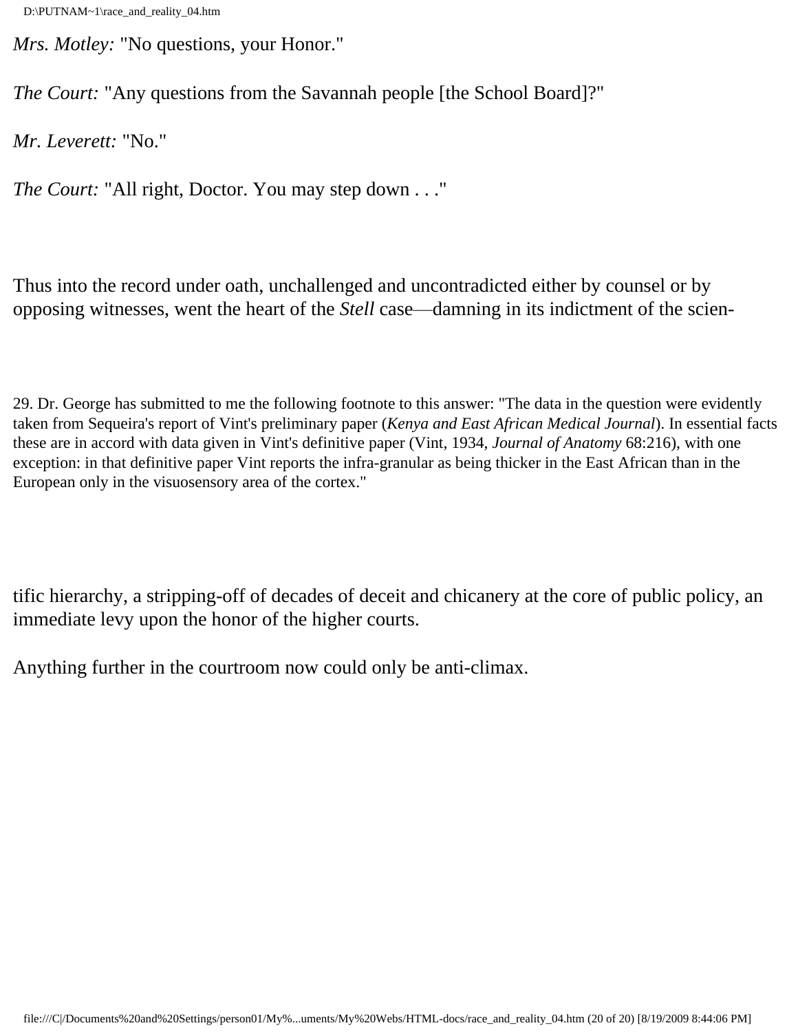*Mrs. Motley:* "No questions, your Honor."

*The Court:* "Any questions from the Savannah people [the School Board]?"

*Mr. Leverett:* "No."

*The Court:* "All right, Doctor. You may step down . . ."

Thus into the record under oath, unchallenged and uncontradicted either by counsel or by opposing witnesses, went the heart of the *Stell* case—damning in its indictment of the scientific hierarchy, a stripping-off of decades of deceit and chicanery at the core of public policy, an immediate levy upon the honor of the higher courts.

Anything further in the courtroom now could only be anti-climax.

29. Dr. George has submitted to me the following footnote to this answer: "The data in the question were evidently taken from Sequeira's report of Vint's preliminary paper (*Kenya and East African Medical Journal*). In essential facts these are in accord with data given in Vint's definitive paper (Vint, 1934, *Journal of Anatomy* 68:216), with one exception: in that definitive paper Vint reports the infra-granular as being thicker in the East African than in the European only in the visuosensory area of the cortex."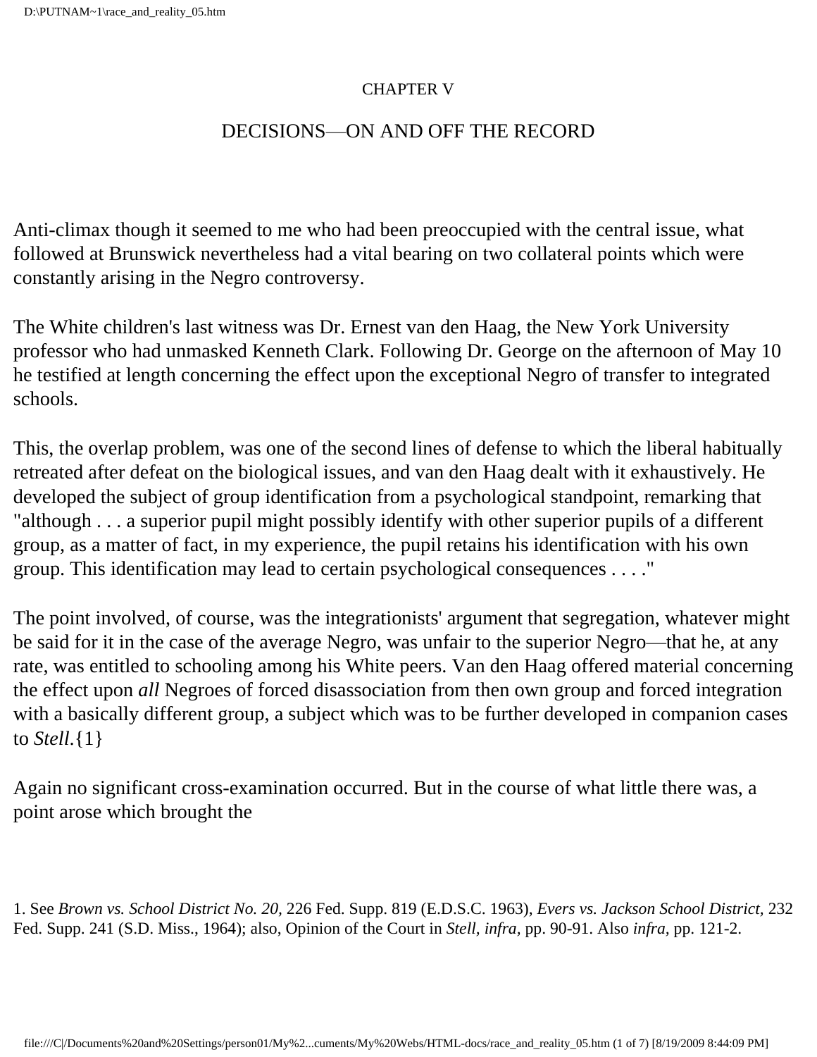# CHAPTER V

## DECISIONS—ON AND OFF THE RECORD

Anti-climax though it seemed to me who had been preoccupied with the central issue, what followed at Brunswick nevertheless had a vital bearing on two collateral points which were constantly arising in the Negro controversy.

The White children's last witness was Dr. Ernest van den Haag, the New York University professor who had unmasked Kenneth Clark. Following Dr. George on the afternoon of May 10 he testified at length concerning the effect upon the exceptional Negro of transfer to integrated schools.

This, the overlap problem, was one of the second lines of defense to which the liberal habitually retreated after defeat on the biological issues, and van den Haag dealt with it exhaustively. He developed the subject of group identification from a psychological standpoint, remarking that "although . . . a superior pupil might possibly identify with other superior pupils of a different group, as a matter of fact, in my experience, the pupil retains his identification with his own group. This identification may lead to certain psychological consequences . . . ."

The point involved, of course, was the integrationists' argument that segregation, whatever might be said for it in the case of the average Negro, was unfair to the superior Negro—that he, at any rate, was entitled to schooling among his White peers. Van den Haag offered material concerning the effect upon *all* Negroes of forced disassociation from then own group and forced integration with a basically different group, a subject which was to be further developed in companion cases to *Stell*.{1}

Again no significant cross-examination occurred. But in the course of what little there was, a point arose which brought the

1. See *Brown vs. School District No. 20,* 226 Fed. Supp. 819 (E.D.S.C. 1963), *Evers vs. Jackson School District,* 232 Fed. Supp. 241 (S.D. Miss., 1964); also, Opinion of the Court in *Stell, infra,* pp. 90-91. Also *infra,* pp. 121-2.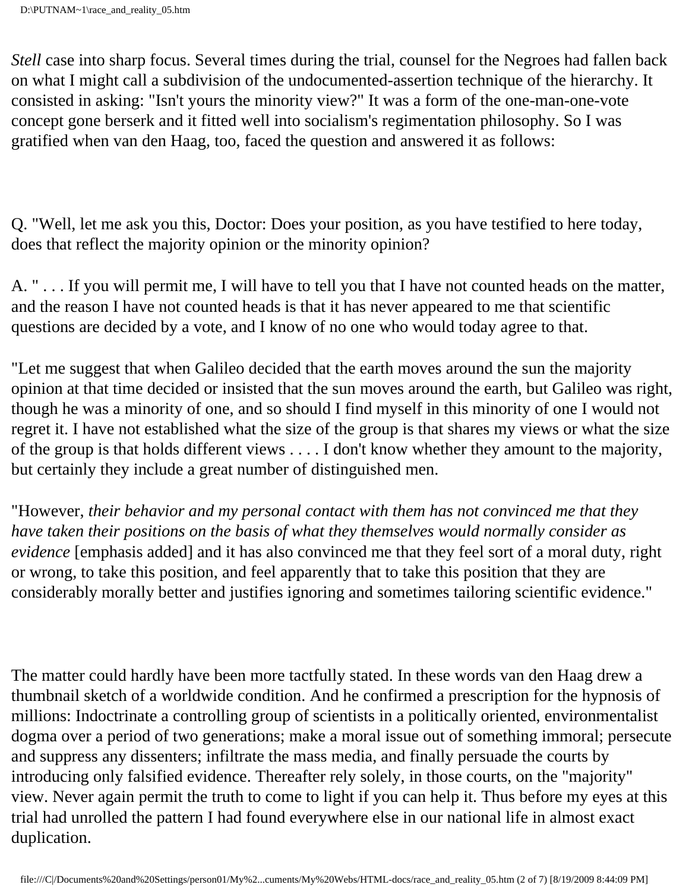*Stell* case into sharp focus. Several times during the trial, counsel for the Negroes had fallen back on what I might call a subdivision of the undocumented-assertion technique of the hierarchy. It consisted in asking: "Isn't yours the minority view?" It was a form of the one-man-one-vote concept gone berserk and it fitted well into socialism's regimentation philosophy. So I was gratified when van den Haag, too, faced the question and answered it as follows:

Q. "Well, let me ask you this, Doctor: Does your position, as you have testified to here today, does that reflect the majority opinion or the minority opinion?

A. " . . . If you will permit me, I will have to tell you that I have not counted heads on the matter, and the reason I have not counted heads is that it has never appeared to me that scientific questions are decided by a vote, and I know of no one who would today agree to that.

"Let me suggest that when Galileo decided that the earth moves around the sun the majority opinion at that time decided or insisted that the sun moves around the earth, but Galileo was right, though he was a minority of one, and so should I find myself in this minority of one I would not regret it. I have not established what the size of the group is that shares my views or what the size of the group is that holds different views . . . . I don't know whether they amount to the majority, but certainly they include a great number of distinguished men.

"However, *their behavior and my personal contact with them has not convinced me that they have taken their positions on the basis of what they themselves would normally consider as evidence* [emphasis added] and it has also convinced me that they feel sort of a moral duty, right or wrong, to take this position, and feel apparently that to take this position that they are considerably morally better and justifies ignoring and sometimes tailoring scientific evidence."

The matter could hardly have been more tactfully stated. In these words van den Haag drew a thumbnail sketch of a worldwide condition. And he confirmed a prescription for the hypnosis of millions: Indoctrinate a controlling group of scientists in a politically oriented, environmentalist dogma over a period of two generations; make a moral issue out of something immoral; persecute and suppress any dissenters; infiltrate the mass media, and finally persuade the courts by introducing only falsified evidence. Thereafter rely solely, in those courts, on the "majority" view. Never again permit the truth to come to light if you can help it. Thus before my eyes at this trial had unrolled the pattern I had found everywhere else in our national life in almost exact duplication.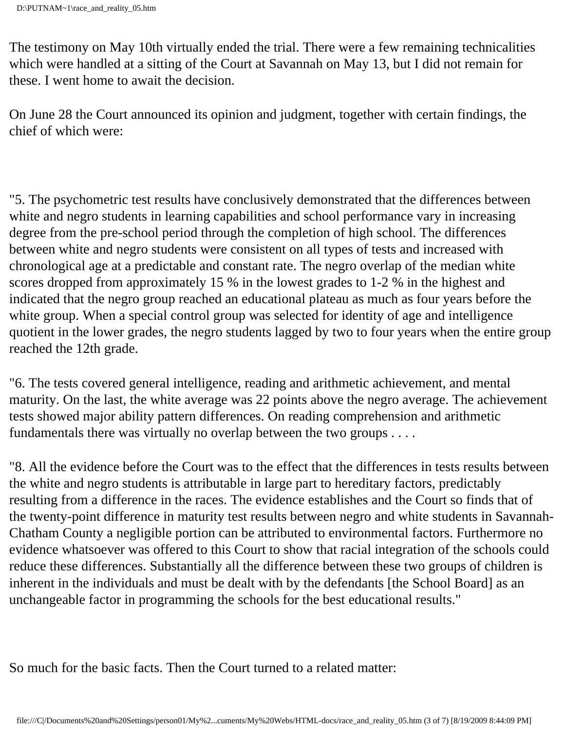The testimony on May 10th virtually ended the trial. There were a few remaining technicalities which were handled at a sitting of the Court at Savannah on May 13, but I did not remain for these. I went home to await the decision.

On June 28 the Court announced its opinion and judgment, together with certain findings, the chief of which were:

"5. The psychometric test results have conclusively demonstrated that the differences between white and negro students in learning capabilities and school performance vary in increasing degree from the pre-school period through the completion of high school. The differences between white and negro students were consistent on all types of tests and increased with chronological age at a predictable and constant rate. The negro overlap of the median white scores dropped from approximately 15 % in the lowest grades to 1-2 % in the highest and indicated that the negro group reached an educational plateau as much as four years before the white group. When a special control group was selected for identity of age and intelligence quotient in the lower grades, the negro students lagged by two to four years when the entire group reached the 12th grade.

"6. The tests covered general intelligence, reading and arithmetic achievement, and mental maturity. On the last, the white average was 22 points above the negro average. The achievement tests showed major ability pattern differences. On reading comprehension and arithmetic fundamentals there was virtually no overlap between the two groups . . . .

"8. All the evidence before the Court was to the effect that the differences in tests results between the white and negro students is attributable in large part to hereditary factors, predictably resulting from a difference in the races. The evidence establishes and the Court so finds that of the twenty-point difference in maturity test results between negro and white students in Savannah-Chatham County a negligible portion can be attributed to environmental factors. Furthermore no evidence whatsoever was offered to this Court to show that racial integration of the schools could reduce these differences. Substantially all the difference between these two groups of children is inherent in the individuals and must be dealt with by the defendants [the School Board] as an unchangeable factor in programming the schools for the best educational results."

So much for the basic facts. Then the Court turned to a related matter: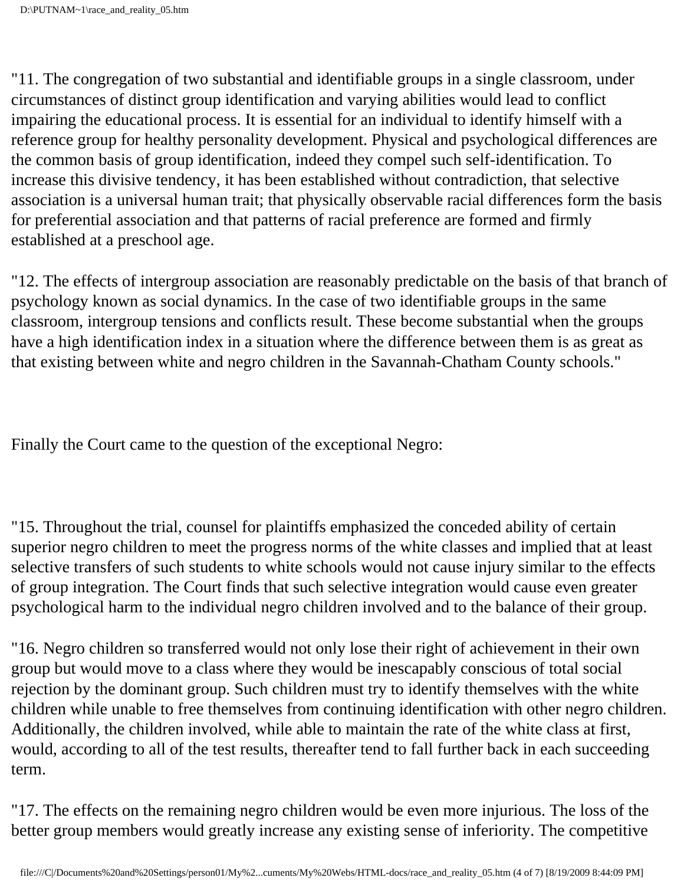"11. The congregation of two substantial and identifiable groups in a single classroom, under circumstances of distinct group identification and varying abilities would lead to conflict impairing the educational process. It is essential for an individual to identify himself with a reference group for healthy personality development. Physical and psychological differences are the common basis of group identification, indeed they compel such self-identification. To increase this divisive tendency, it has been established without contradiction, that selective association is a universal human trait; that physically observable racial differences form the basis for preferential association and that patterns of racial preference are formed and firmly established at a preschool age.

"12. The effects of intergroup association are reasonably predictable on the basis of that branch of psychology known as social dynamics. In the case of two identifiable groups in the same classroom, intergroup tensions and conflicts result. These become substantial when the groups have a high identification index in a situation where the difference between them is as great as that existing between white and negro children in the Savannah-Chatham County schools."

Finally the Court came to the question of the exceptional Negro:

"15. Throughout the trial, counsel for plaintiffs emphasized the conceded ability of certain superior negro children to meet the progress norms of the white classes and implied that at least selective transfers of such students to white schools would not cause injury similar to the effects of group integration. The Court finds that such selective integration would cause even greater psychological harm to the individual negro children involved and to the balance of their group.

"16. Negro children so transferred would not only lose their right of achievement in their own group but would move to a class where they would be inescapably conscious of total social rejection by the dominant group. Such children must try to identify themselves with the white children while unable to free themselves from continuing identification with other negro children. Additionally, the children involved, while able to maintain the rate of the white class at first, would, according to all of the test results, thereafter tend to fall further back in each succeeding term.

"17. The effects on the remaining negro children would be even more injurious. The loss of the better group members would greatly increase any existing sense of inferiority. The competitive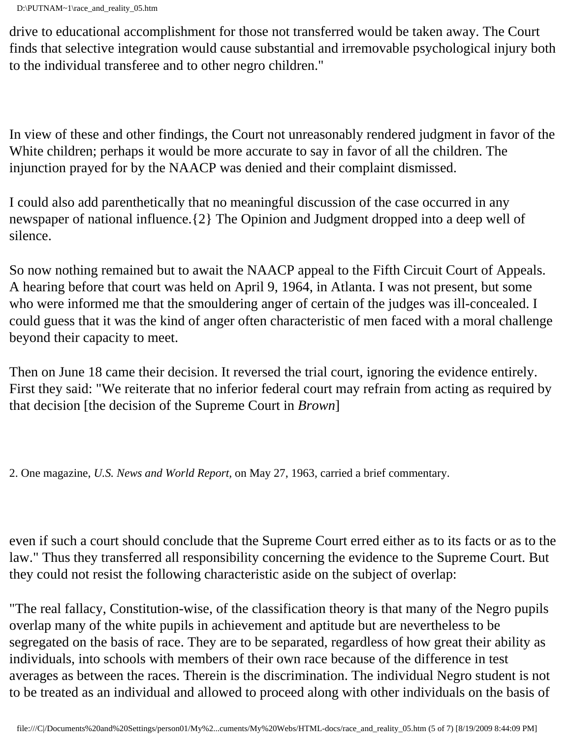drive to educational accomplishment for those not transferred would be taken away. The Court finds that selective integration would cause substantial and irremovable psychological injury both to the individual transferee and to other negro children."

In view of these and other findings, the Court not unreasonably rendered judgment in favor of the White children; perhaps it would be more accurate to say in favor of all the children. The injunction prayed for by the NAACP was denied and their complaint dismissed.

I could also add parenthetically that no meaningful discussion of the case occurred in any newspaper of national influence.{2} The Opinion and Judgment dropped into a deep well of silence.

So now nothing remained but to await the NAACP appeal to the Fifth Circuit Court of Appeals. A hearing before that court was held on April 9, 1964, in Atlanta. I was not present, but some who were informed me that the smouldering anger of certain of the judges was ill-concealed. I could guess that it was the kind of anger often characteristic of men faced with a moral challenge beyond their capacity to meet.

Then on June 18 came their decision. It reversed the trial court, ignoring the evidence entirely. First they said: "We reiterate that no inferior federal court may refrain from acting as required by that decision [the decision of the Supreme Court in *Brown*] even if such a court should conclude that the Supreme Court erred either as to its facts or as to the law." Thus they transferred all responsibility concerning the evidence to the Supreme Court. But they could not resist the following characteristic aside on the subject of overlap:

"The real fallacy, Constitution-wise, of the classification theory is that many of the Negro pupils overlap many of the white pupils in achievement and aptitude but are nevertheless to be segregated on the basis of race. They are to be separated, regardless of how great their ability as individuals, into schools with members of their own race because of the difference in test averages as between the races. Therein is the discrimination. The individual Negro student is not to be treated as an individual and allowed to proceed along with other individuals on the basis of

2. One magazine, *U.S. News and World Report,* on May 27, 1963, carried a brief commentary.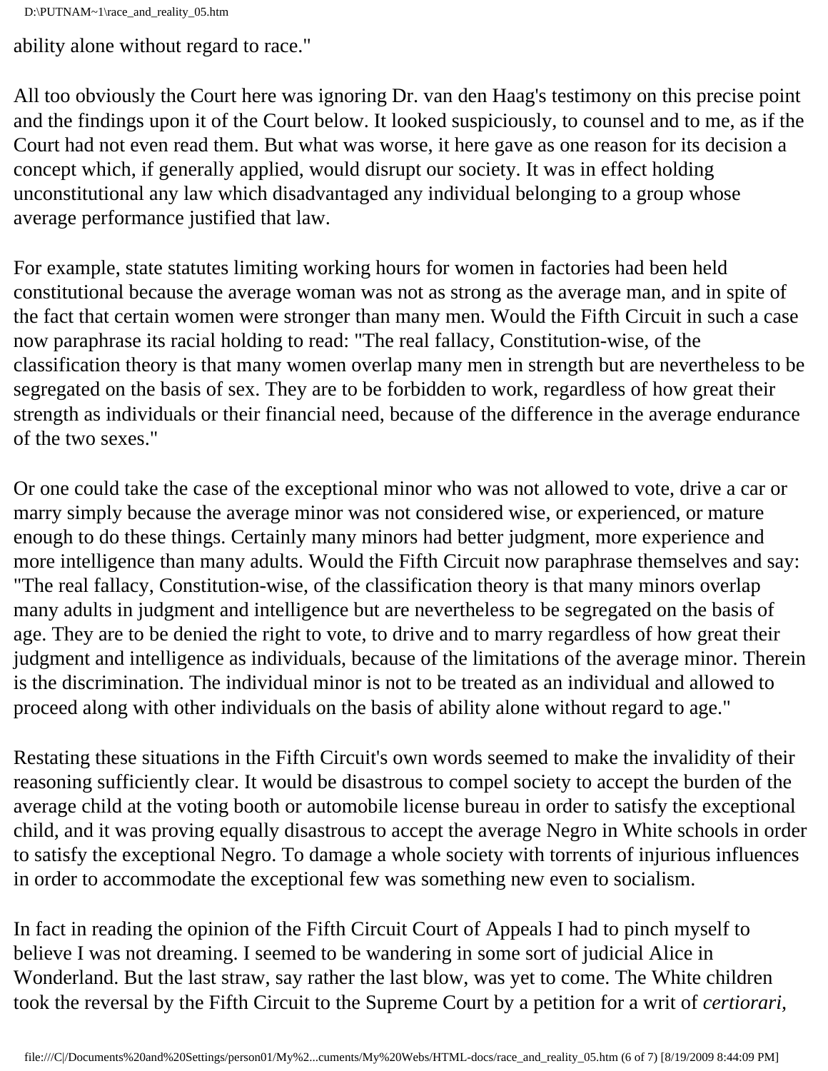ability alone without regard to race."

All too obviously the Court here was ignoring Dr. van den Haag's testimony on this precise point and the findings upon it of the Court below. It looked suspiciously, to counsel and to me, as if the Court had not even read them. But what was worse, it here gave as one reason for its decision a concept which, if generally applied, would disrupt our society. It was in effect holding unconstitutional any law which disadvantaged any individual belonging to a group whose average performance justified that law.

For example, state statutes limiting working hours for women in factories had been held constitutional because the average woman was not as strong as the average man, and in spite of the fact that certain women were stronger than many men. Would the Fifth Circuit in such a case now paraphrase its racial holding to read: "The real fallacy, Constitution-wise, of the classification theory is that many women overlap many men in strength but are nevertheless to be segregated on the basis of sex. They are to be forbidden to work, regardless of how great their strength as individuals or their financial need, because of the difference in the average endurance of the two sexes."

Or one could take the case of the exceptional minor who was not allowed to vote, drive a car or marry simply because the average minor was not considered wise, or experienced, or mature enough to do these things. Certainly many minors had better judgment, more experience and more intelligence than many adults. Would the Fifth Circuit now paraphrase themselves and say: "The real fallacy, Constitution-wise, of the classification theory is that many minors overlap many adults in judgment and intelligence but are nevertheless to be segregated on the basis of age. They are to be denied the right to vote, to drive and to marry regardless of how great their judgment and intelligence as individuals, because of the limitations of the average minor. Therein is the discrimination. The individual minor is not to be treated as an individual and allowed to proceed along with other individuals on the basis of ability alone without regard to age."

Restating these situations in the Fifth Circuit's own words seemed to make the invalidity of their reasoning sufficiently clear. It would be disastrous to compel society to accept the burden of the average child at the voting booth or automobile license bureau in order to satisfy the exceptional child, and it was proving equally disastrous to accept the average Negro in White schools in order to satisfy the exceptional Negro. To damage a whole society with torrents of injurious influences in order to accommodate the exceptional few was something new even to socialism.

In fact in reading the opinion of the Fifth Circuit Court of Appeals I had to pinch myself to believe I was not dreaming. I seemed to be wandering in some sort of judicial Alice in Wonderland. But the last straw, say rather the last blow, was yet to come. The White children took the reversal by the Fifth Circuit to the Supreme Court by a petition for a writ of *certiorari*,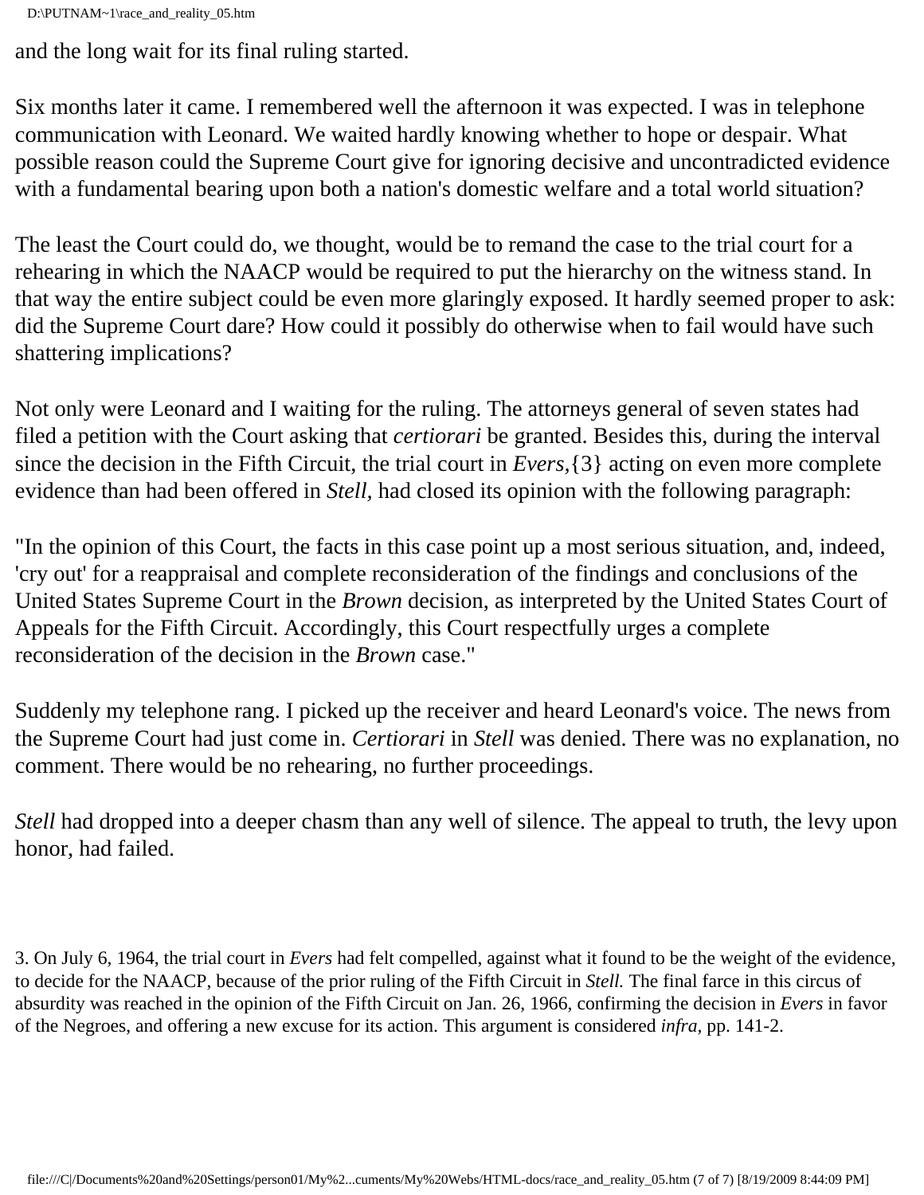and the long wait for its final ruling started.

Six months later it came. I remembered well the afternoon it was expected. I was in telephone communication with Leonard. We waited hardly knowing whether to hope or despair. What possible reason could the Supreme Court give for ignoring decisive and uncontradicted evidence with a fundamental bearing upon both a nation's domestic welfare and a total world situation?

The least the Court could do, we thought, would be to remand the case to the trial court for a rehearing in which the NAACP would be required to put the hierarchy on the witness stand. In that way the entire subject could be even more glaringly exposed. It hardly seemed proper to ask: did the Supreme Court dare? How could it possibly do otherwise when to fail would have such shattering implications?

Not only were Leonard and I waiting for the ruling. The attorneys general of seven states had filed a petition with the Court asking that *certiorari* be granted. Besides this, during the interval since the decision in the Fifth Circuit, the trial court in *Evers,*{3} acting on even more complete evidence than had been offered in *Stell*, had closed its opinion with the following paragraph:

"In the opinion of this Court, the facts in this case point up a most serious situation, and, indeed, 'cry out' for a reappraisal and complete reconsideration of the findings and conclusions of the United States Supreme Court in the *Brown* decision, as interpreted by the United States Court of Appeals for the Fifth Circuit. Accordingly, this Court respectfully urges a complete reconsideration of the decision in the *Brown* case."

Suddenly my telephone rang. I picked up the receiver and heard Leonard's voice. The news from the Supreme Court had just come in. *Certiorari* in *Stell* was denied. There was no explanation, no comment. There would be no rehearing, no further proceedings.

*Stell* had dropped into a deeper chasm than any well of silence. The appeal to truth, the levy upon honor, had failed.

3. On July 6, 1964, the trial court in *Evers* had felt compelled, against what it found to be the weight of the evidence, to decide for the NAACP, because of the prior ruling of the Fifth Circuit in *Stell.* The final farce in this circus of absurdity was reached in the opinion of the Fifth Circuit on Jan. 26, 1966, confirming the decision in *Evers* in favor of the Negroes, and offering a new excuse for its action. This argument is considered *infra,* pp. 141-2.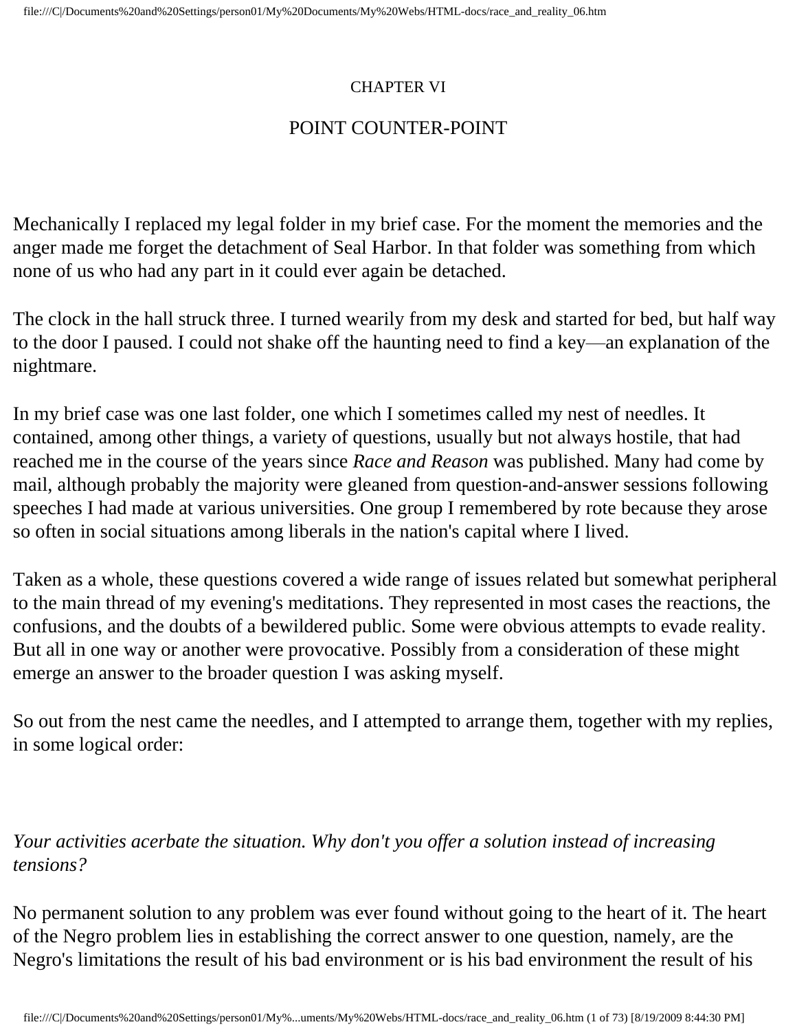CHAPTER VI

## POINT COUNTER-POINT

Mechanically I replaced my legal folder in my brief case. For the moment the memories and the anger made me forget the detachment of Seal Harbor. In that folder was something from which none of us who had any part in it could ever again be detached.

The clock in the hall struck three. I turned wearily from my desk and started for bed, but half way to the door I paused. I could not shake off the haunting need to find a key—an explanation of the nightmare.

In my brief case was one last folder, one which I sometimes called my nest of needles. It contained, among other things, a variety of questions, usually but not always hostile, that had reached me in the course of the years since *Race and Reason* was published. Many had come by mail, although probably the majority were gleaned from question-and-answer sessions following speeches I had made at various universities. One group I remembered by rote because they arose so often in social situations among liberals in the nation's capital where I lived.

Taken as a whole, these questions covered a wide range of issues related but somewhat peripheral to the main thread of my evening's meditations. They represented in most cases the reactions, the confusions, and the doubts of a bewildered public. Some were obvious attempts to evade reality. But all in one way or another were provocative. Possibly from a consideration of these might emerge an answer to the broader question I was asking myself.

So out from the nest came the needles, and I attempted to arrange them, together with my replies, in some logical order:

*Your activities acerbate the situation. Why don't you offer a solution instead of increasing tensions?*

No permanent solution to any problem was ever found without going to the heart of it. The heart of the Negro problem lies in establishing the correct answer to one question, namely, are the Negro's limitations the result of his bad environment or is his bad environment the result of his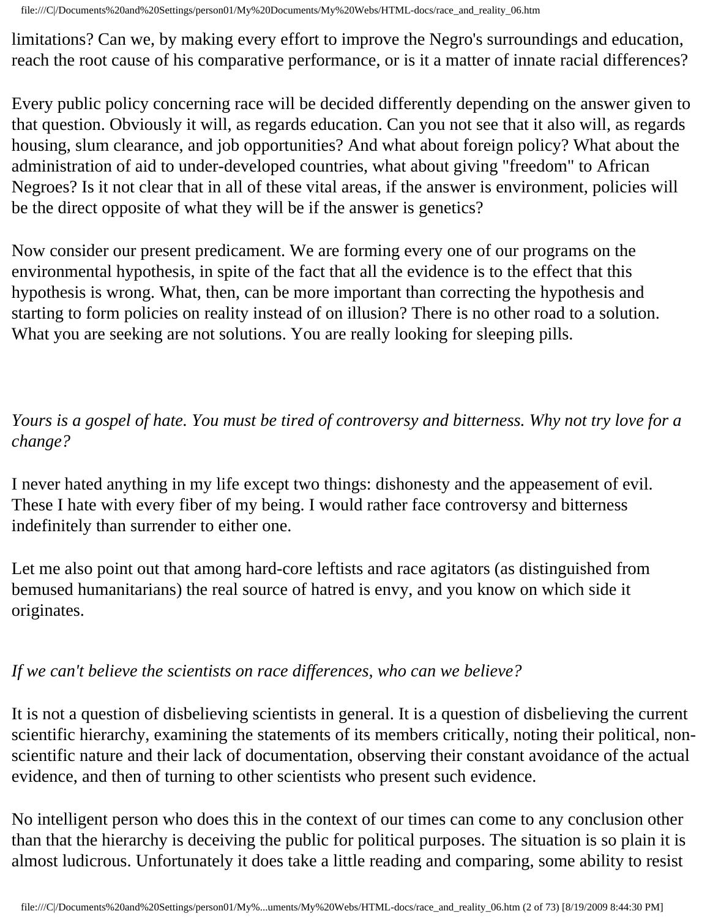limitations? Can we, by making every effort to improve the Negro's surroundings and education, reach the root cause of his comparative performance, or is it a matter of innate racial differences?

Every public policy concerning race will be decided differently depending on the answer given to that question. Obviously it will, as regards education. Can you not see that it also will, as regards housing, slum clearance, and job opportunities? And what about foreign policy? What about the administration of aid to under-developed countries, what about giving "freedom" to African Negroes? Is it not clear that in all of these vital areas, if the answer is environment, policies will be the direct opposite of what they will be if the answer is genetics?

Now consider our present predicament. We are forming every one of our programs on the environmental hypothesis, in spite of the fact that all the evidence is to the effect that this hypothesis is wrong. What, then, can be more important than correcting the hypothesis and starting to form policies on reality instead of on illusion? There is no other road to a solution. What you are seeking are not solutions. You are really looking for sleeping pills.

*Yours is a gospel of hate. You must be tired of controversy and bitterness. Why not try love for a change?*

I never hated anything in my life except two things: dishonesty and the appeasement of evil. These I hate with every fiber of my being. I would rather face controversy and bitterness indefinitely than surrender to either one.

Let me also point out that among hard-core leftists and race agitators (as distinguished from bemused humanitarians) the real source of hatred is envy, and you know on which side it originates.

*If we can't believe the scientists on race differences, who can we believe?*

It is not a question of disbelieving scientists in general. It is a question of disbelieving the current scientific hierarchy, examining the statements of its members critically, noting their political, non-scientific nature and their lack of documentation, observing their constant avoidance of the actual evidence, and then of turning to other scientists who present such evidence.

No intelligent person who does this in the context of our times can come to any conclusion other than that the hierarchy is deceiving the public for political purposes. The situation is so plain it is almost ludicrous. Unfortunately it does take a little reading and comparing, some ability to resist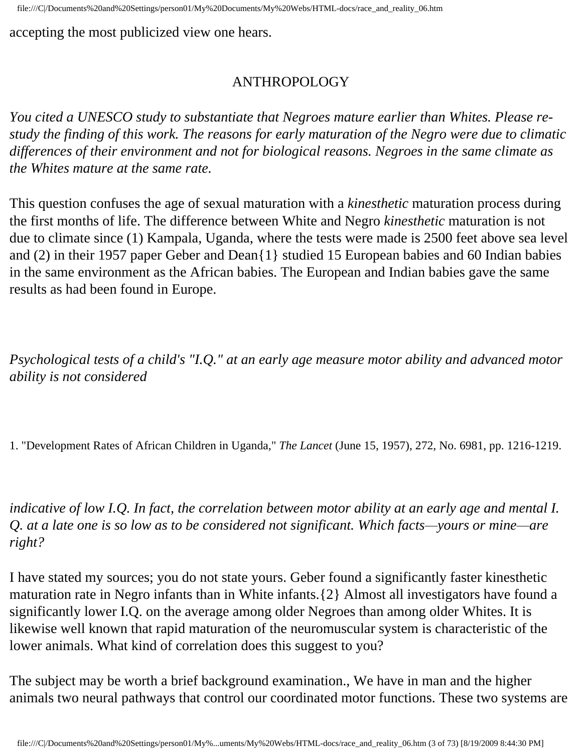accepting the most publicized view one hears.

## ANTHROPOLOGY

*You cited a UNESCO study to substantiate that Negroes mature earlier than Whites. Please re-study the finding of this work. The reasons for early maturation of the Negro were due to climatic differences of their environment and not for biological reasons. Negroes in the same climate as the Whites mature at the same rate.*

This question confuses the age of sexual maturation with a *kinesthetic* maturation process during the first months of life. The difference between White and Negro *kinesthetic* maturation is not due to climate since (1) Kampala, Uganda, where the tests were made is 2500 feet above sea level and (2) in their 1957 paper Geber and Dean{1} studied 15 European babies and 60 Indian babies in the same environment as the African babies. The European and Indian babies gave the same results as had been found in Europe.

*Psychological tests of a child's "I.Q." at an early age measure motor ability and advanced motor ability is not considered indicative of low I.Q. In fact, the correlation between motor ability at an early age and mental I. Q. at a late one is so low as to be considered not significant. Which facts—yours or mine—are right?*

I have stated my sources; you do not state yours. Geber found a significantly faster kinesthetic maturation rate in Negro infants than in White infants.{2} Almost all investigators have found a significantly lower I.Q. on the average among older Negroes than among older Whites. It is likewise well known that rapid maturation of the neuromuscular system is characteristic of the lower animals. What kind of correlation does this suggest to you?

The subject may be worth a brief background examination., We have in man and the higher animals two neural pathways that control our coordinated motor functions. These two systems are

1. "Development Rates of African Children in Uganda," *The Lancet* (June 15, 1957), 272, No. 6981, pp. 1216-1219.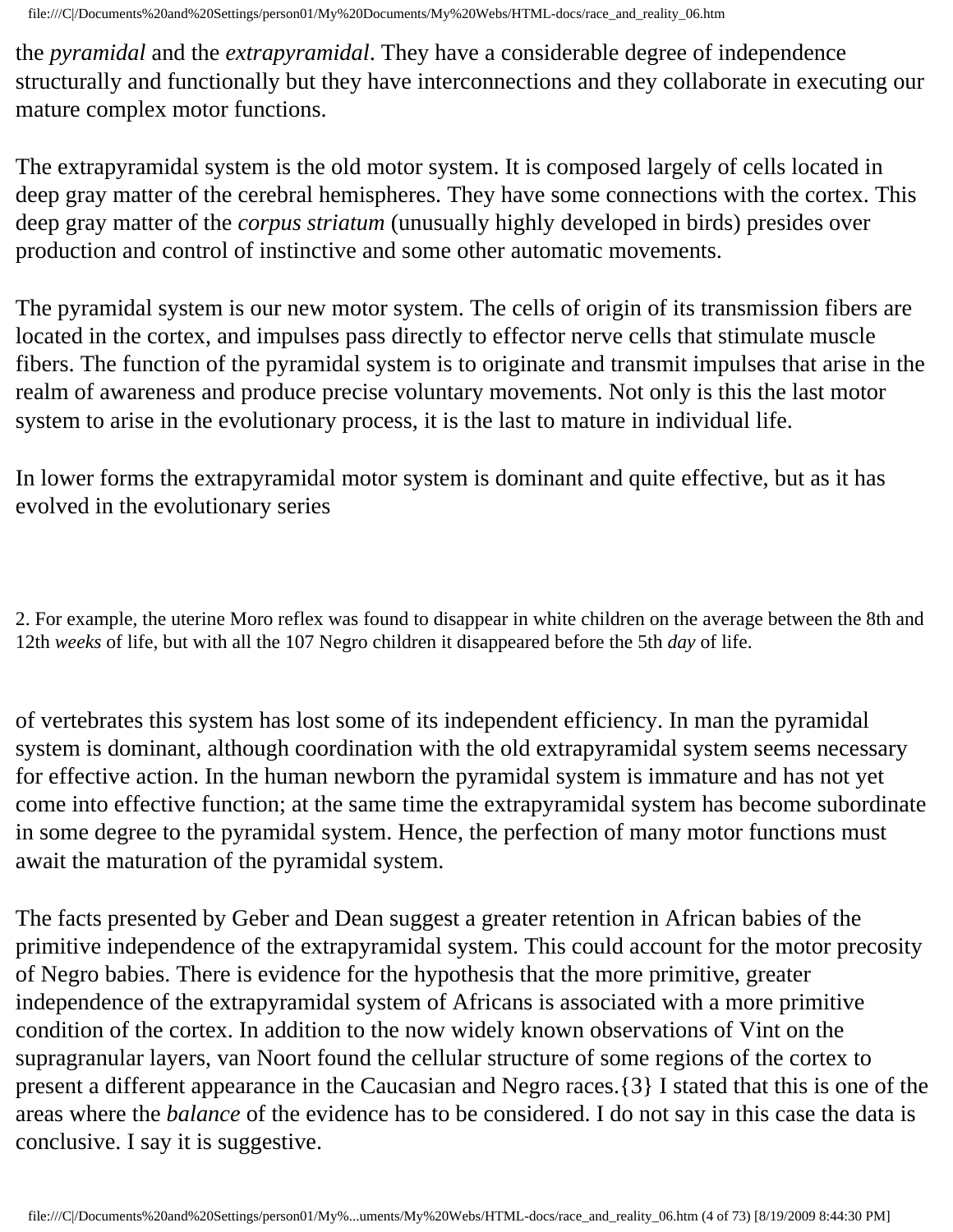the *pyramidal* and the *extrapyramidal*. They have a considerable degree of independence structurally and functionally but they have interconnections and they collaborate in executing our mature complex motor functions.

The extrapyramidal system is the old motor system. It is composed largely of cells located in deep gray matter of the cerebral hemispheres. They have some connections with the cortex. This deep gray matter of the *corpus striatum* (unusually highly developed in birds) presides over production and control of instinctive and some other automatic movements.

The pyramidal system is our new motor system. The cells of origin of its transmission fibers are located in the cortex, and impulses pass directly to effector nerve cells that stimulate muscle fibers. The function of the pyramidal system is to originate and transmit impulses that arise in the realm of awareness and produce precise voluntary movements. Not only is this the last motor system to arise in the evolutionary process, it is the last to mature in individual life.

In lower forms the extrapyramidal motor system is dominant and quite effective, but as it has evolved in the evolutionary series of vertebrates this system has lost some of its independent efficiency. In man the pyramidal system is dominant, although coordination with the old extrapyramidal system seems necessary for effective action. In the human newborn the pyramidal system is immature and has not yet come into effective function; at the same time the extrapyramidal system has become subordinate in some degree to the pyramidal system. Hence, the perfection of many motor functions must await the maturation of the pyramidal system.

The facts presented by Geber and Dean suggest a greater retention in African babies of the primitive independence of the extrapyramidal system. This could account for the motor precosity of Negro babies. There is evidence for the hypothesis that the more primitive, greater independence of the extrapyramidal system of Africans is associated with a more primitive condition of the cortex. In addition to the now widely known observations of Vint on the supragranular layers, van Noort found the cellular structure of some regions of the cortex to present a different appearance in the Caucasian and Negro races.{3} I stated that this is one of the areas where the *balance* of the evidence has to be considered. I do not say in this case the data is conclusive. I say it is suggestive.

2. For example, the uterine Moro reflex was found to disappear in white children on the average between the 8th and 12th *weeks* of life, but with all the 107 Negro children it disappeared before the 5th *day* of life.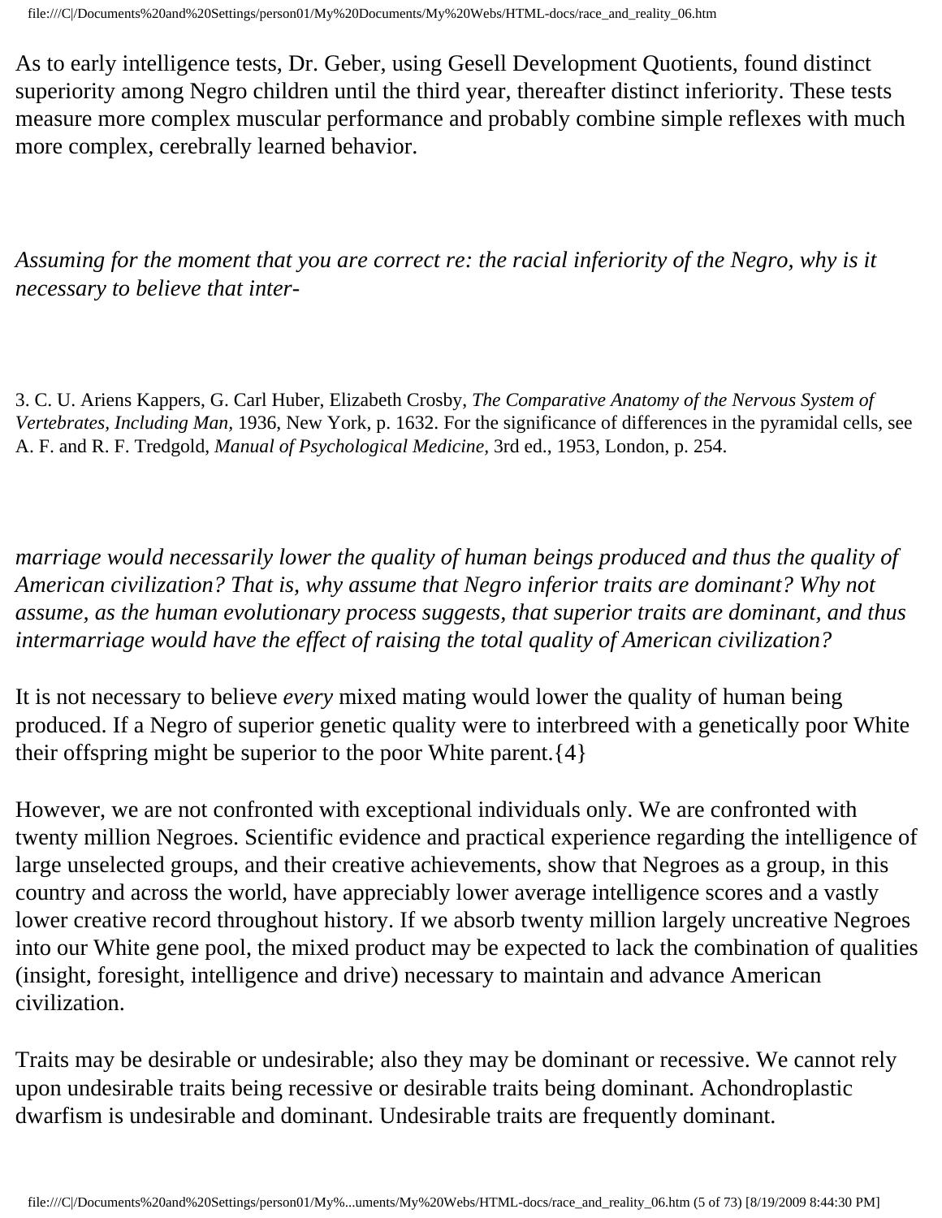As to early intelligence tests, Dr. Geber, using Gesell Development Quotients, found distinct superiority among Negro children until the third year, thereafter distinct inferiority. These tests measure more complex muscular performance and probably combine simple reflexes with much more complex, cerebrally learned behavior.

*Assuming for the moment that you are correct re: the racial inferiority of the Negro, why is it necessary to believe that inter-*

3. C. U. Ariens Kappers, G. Carl Huber, Elizabeth Crosby, *The Comparative Anatomy of the Nervous System of Vertebrates, Including Man,* 1936, New York, p. 1632. For the significance of differences in the pyramidal cells, see A. F. and R. F. Tredgold, *Manual of Psychological Medicine,* 3rd ed., 1953, London, p. 254.

*marriage would necessarily lower the quality of human beings produced and thus the quality of American civilization? That is, why assume that Negro inferior traits are dominant? Why not assume, as the human evolutionary process suggests, that superior traits are dominant, and thus intermarriage would have the effect of raising the total quality of American civilization?*

It is not necessary to believe *every* mixed mating would lower the quality of human being produced. If a Negro of superior genetic quality were to interbreed with a genetically poor White their offspring might be superior to the poor White parent.{4}

However, we are not confronted with exceptional individuals only. We are confronted with twenty million Negroes. Scientific evidence and practical experience regarding the intelligence of large unselected groups, and their creative achievements, show that Negroes as a group, in this country and across the world, have appreciably lower average intelligence scores and a vastly lower creative record throughout history. If we absorb twenty million largely uncreative Negroes into our White gene pool, the mixed product may be expected to lack the combination of qualities (insight, foresight, intelligence and drive) necessary to maintain and advance American civilization.

Traits may be desirable or undesirable; also they may be dominant or recessive. We cannot rely upon undesirable traits being recessive or desirable traits being dominant. Achondroplastic dwarfism is undesirable and dominant. Undesirable traits are frequently dominant.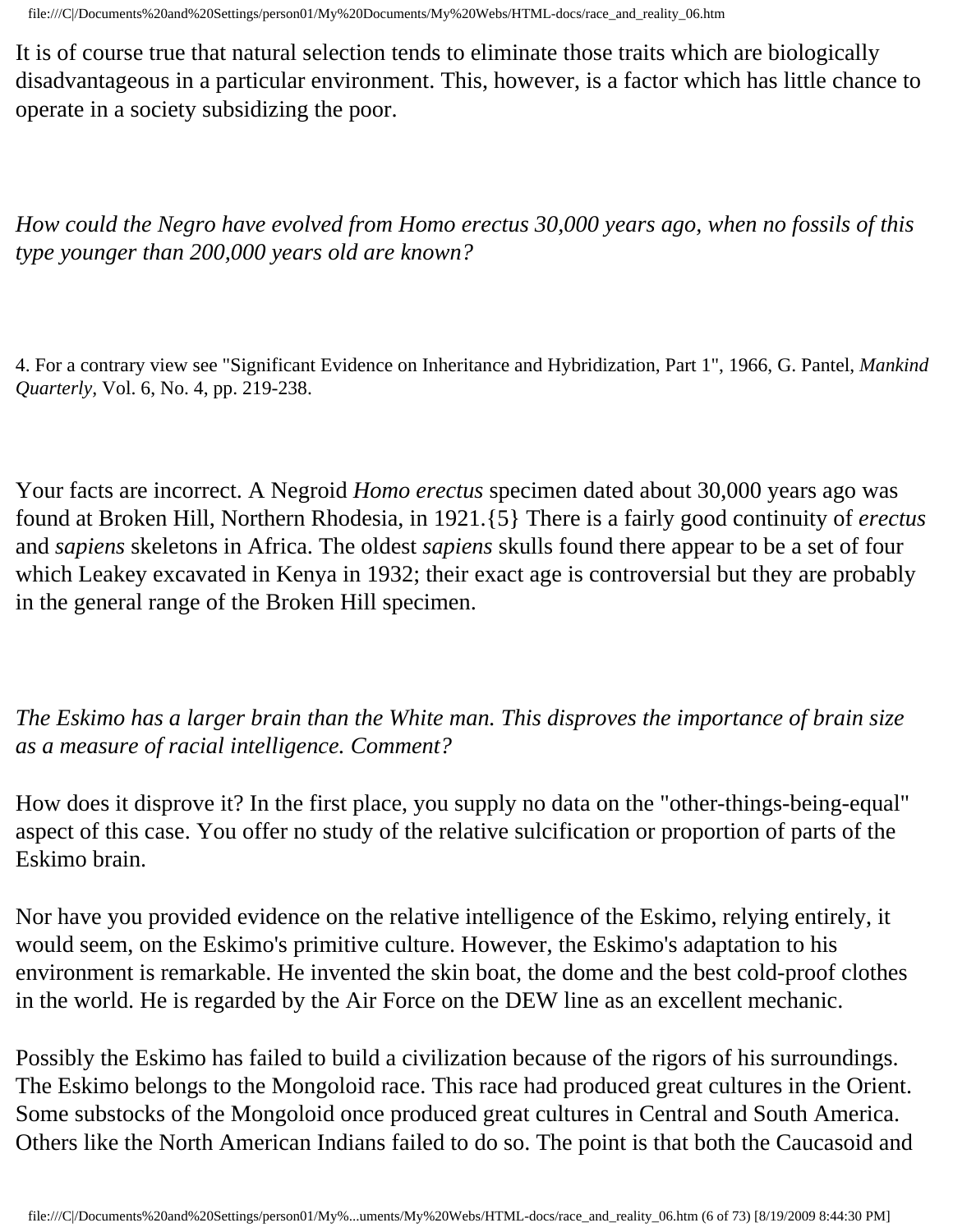It is of course true that natural selection tends to eliminate those traits which are biologically disadvantageous in a particular environment. This, however, is a factor which has little chance to operate in a society subsidizing the poor.

*How could the Negro have evolved from Homo erectus 30,000 years ago, when no fossils of this type younger than 200,000 years old are known?*

4. For a contrary view see "Significant Evidence on Inheritance and Hybridization, Part 1", 1966, G. Pantel, *Mankind Quarterly*, Vol. 6, No. 4, pp. 219-238.

Your facts are incorrect. A Negroid *Homo erectus* specimen dated about 30,000 years ago was found at Broken Hill, Northern Rhodesia, in 1921.{5} There is a fairly good continuity of *erectus* and *sapiens* skeletons in Africa. The oldest *sapiens* skulls found there appear to be a set of four which Leakey excavated in Kenya in 1932; their exact age is controversial but they are probably in the general range of the Broken Hill specimen.

*The Eskimo has a larger brain than the White man. This disproves the importance of brain size as a measure of racial intelligence. Comment?*

How does it disprove it? In the first place, you supply no data on the "other-things-being-equal" aspect of this case. You offer no study of the relative sulcification or proportion of parts of the Eskimo brain.

Nor have you provided evidence on the relative intelligence of the Eskimo, relying entirely, it would seem, on the Eskimo's primitive culture. However, the Eskimo's adaptation to his environment is remarkable. He invented the skin boat, the dome and the best cold-proof clothes in the world. He is regarded by the Air Force on the DEW line as an excellent mechanic.

Possibly the Eskimo has failed to build a civilization because of the rigors of his surroundings. The Eskimo belongs to the Mongoloid race. This race had produced great cultures in the Orient. Some substocks of the Mongoloid once produced great cultures in Central and South America. Others like the North American Indians failed to do so. The point is that both the Caucasoid and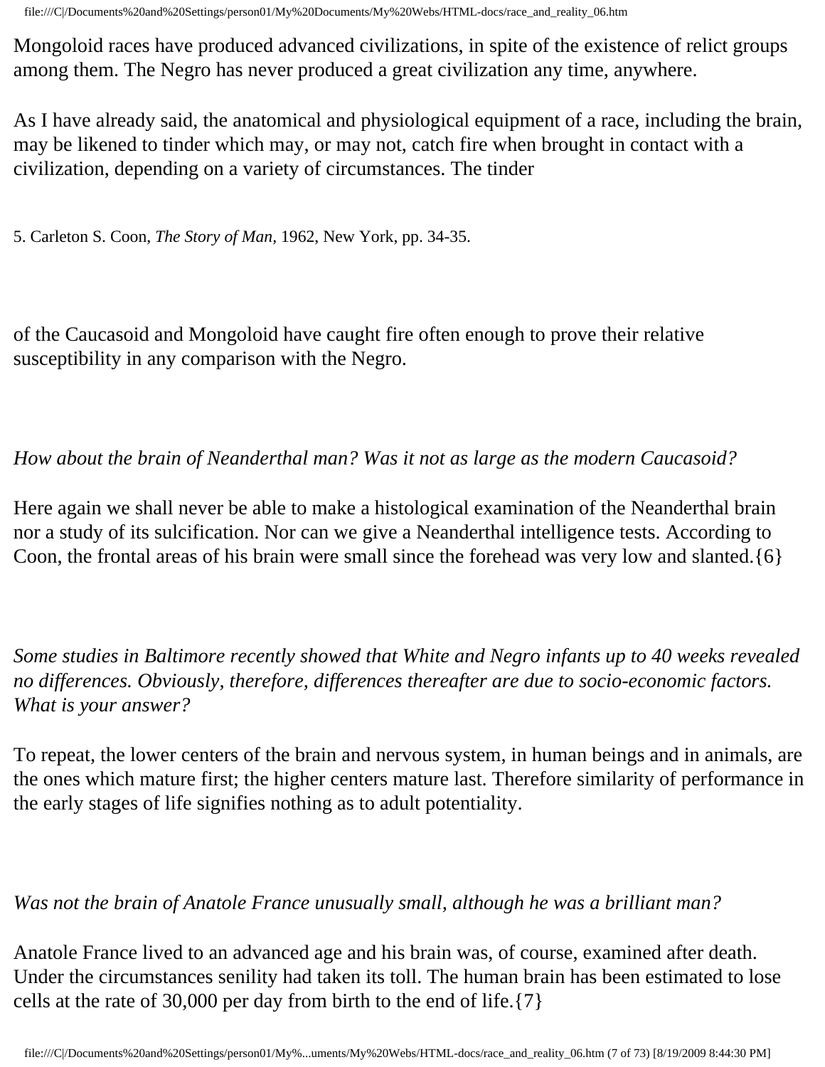Mongoloid races have produced advanced civilizations, in spite of the existence of relict groups among them. The Negro has never produced a great civilization any time, anywhere.

As I have already said, the anatomical and physiological equipment of a race, including the brain, may be likened to tinder which may, or may not, catch fire when brought in contact with a civilization, depending on a variety of circumstances. The tinder of the Caucasoid and Mongoloid have caught fire often enough to prove their relative susceptibility in any comparison with the Negro.

5. Carleton S. Coon, *The Story of Man*, 1962, New York, pp. 34-35.

*How about the brain of Neanderthal man? Was it not as large as the modern Caucasoid?*

Here again we shall never be able to make a histological examination of the Neanderthal brain nor a study of its sulcification. Nor can we give a Neanderthal intelligence tests. According to Coon, the frontal areas of his brain were small since the forehead was very low and slanted.{6}

*Some studies in Baltimore recently showed that White and Negro infants up to 40 weeks revealed no differences. Obviously, therefore, differences thereafter are due to socio-economic factors. What is your answer?*

To repeat, the lower centers of the brain and nervous system, in human beings and in animals, are the ones which mature first; the higher centers mature last. Therefore similarity of performance in the early stages of life signifies nothing as to adult potentiality.

*Was not the brain of Anatole France unusually small, although he was a brilliant man?*

Anatole France lived to an advanced age and his brain was, of course, examined after death. Under the circumstances senility had taken its toll. The human brain has been estimated to lose cells at the rate of 30,000 per day from birth to the end of life.{7}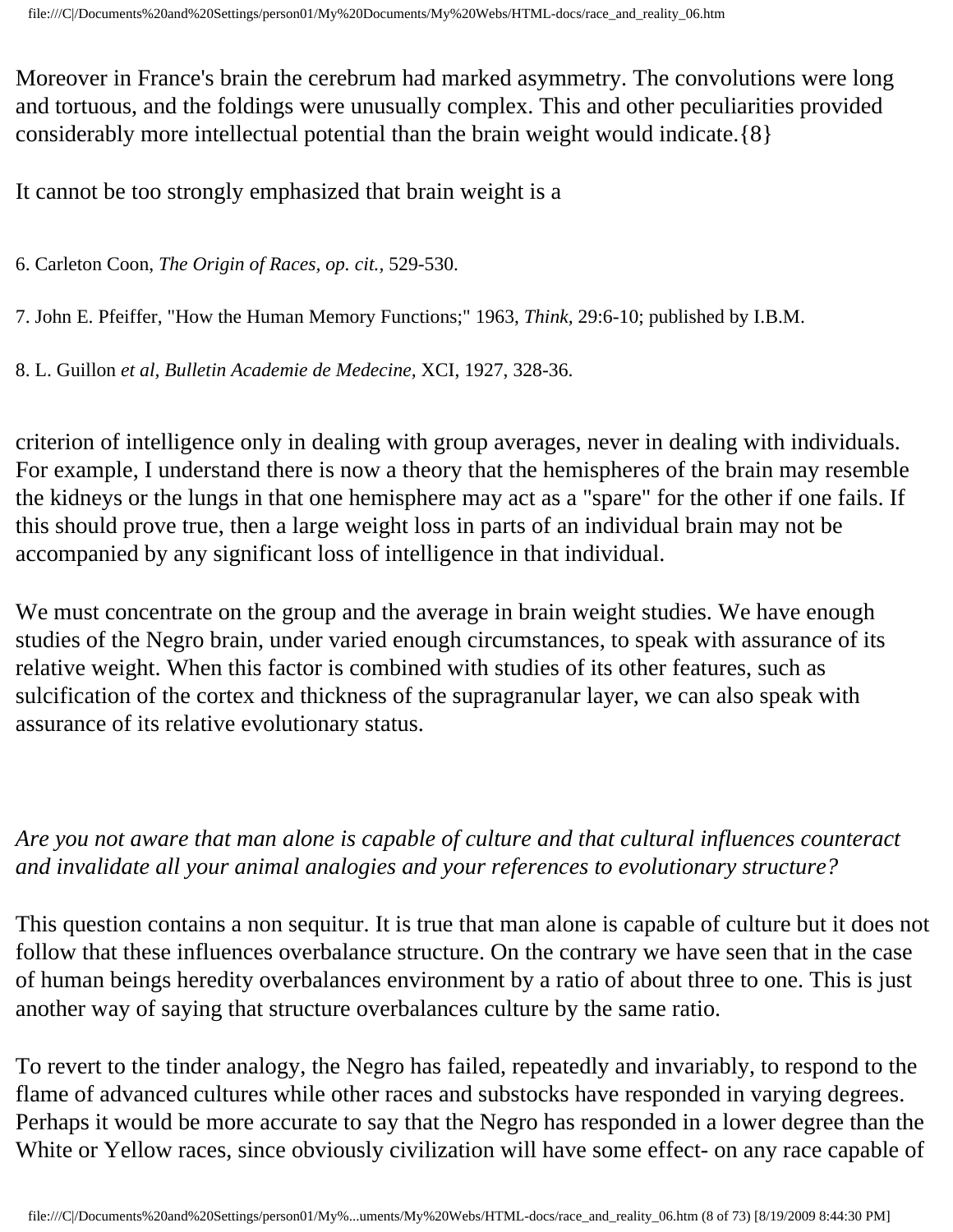Moreover in France's brain the cerebrum had marked asymmetry. The convolutions were long and tortuous, and the foldings were unusually complex. This and other peculiarities provided considerably more intellectual potential than the brain weight would indicate.{8}

It cannot be too strongly emphasized that brain weight is a

6. Carleton Coon, *The Origin of Races, op. cit.*, 529-530.

7. John E. Pfeiffer, "How the Human Memory Functions;" 1963, *Think*, 29:6-10; published by I.B.M.

8. L. Guillon *et al, Bulletin Academie de Medecine*, XCI, 1927, 328-36.

criterion of intelligence only in dealing with group averages, never in dealing with individuals. For example, I understand there is now a theory that the hemispheres of the brain may resemble the kidneys or the lungs in that one hemisphere may act as a "spare" for the other if one fails. If this should prove true, then a large weight loss in parts of an individual brain may not be accompanied by any significant loss of intelligence in that individual.

We must concentrate on the group and the average in brain weight studies. We have enough studies of the Negro brain, under varied enough circumstances, to speak with assurance of its relative weight. When this factor is combined with studies of its other features, such as sulcification of the cortex and thickness of the supragranular layer, we can also speak with assurance of its relative evolutionary status.

*Are you not aware that man alone is capable of culture and that cultural influences counteract and invalidate all your animal analogies and your references to evolutionary structure?*

This question contains a non sequitur. It is true that man alone is capable of culture but it does not follow that these influences overbalance structure. On the contrary we have seen that in the case of human beings heredity overbalances environment by a ratio of about three to one. This is just another way of saying that structure overbalances culture by the same ratio.

To revert to the tinder analogy, the Negro has failed, repeatedly and invariably, to respond to the flame of advanced cultures while other races and substocks have responded in varying degrees. Perhaps it would be more accurate to say that the Negro has responded in a lower degree than the White or Yellow races, since obviously civilization will have some effect- on any race capable of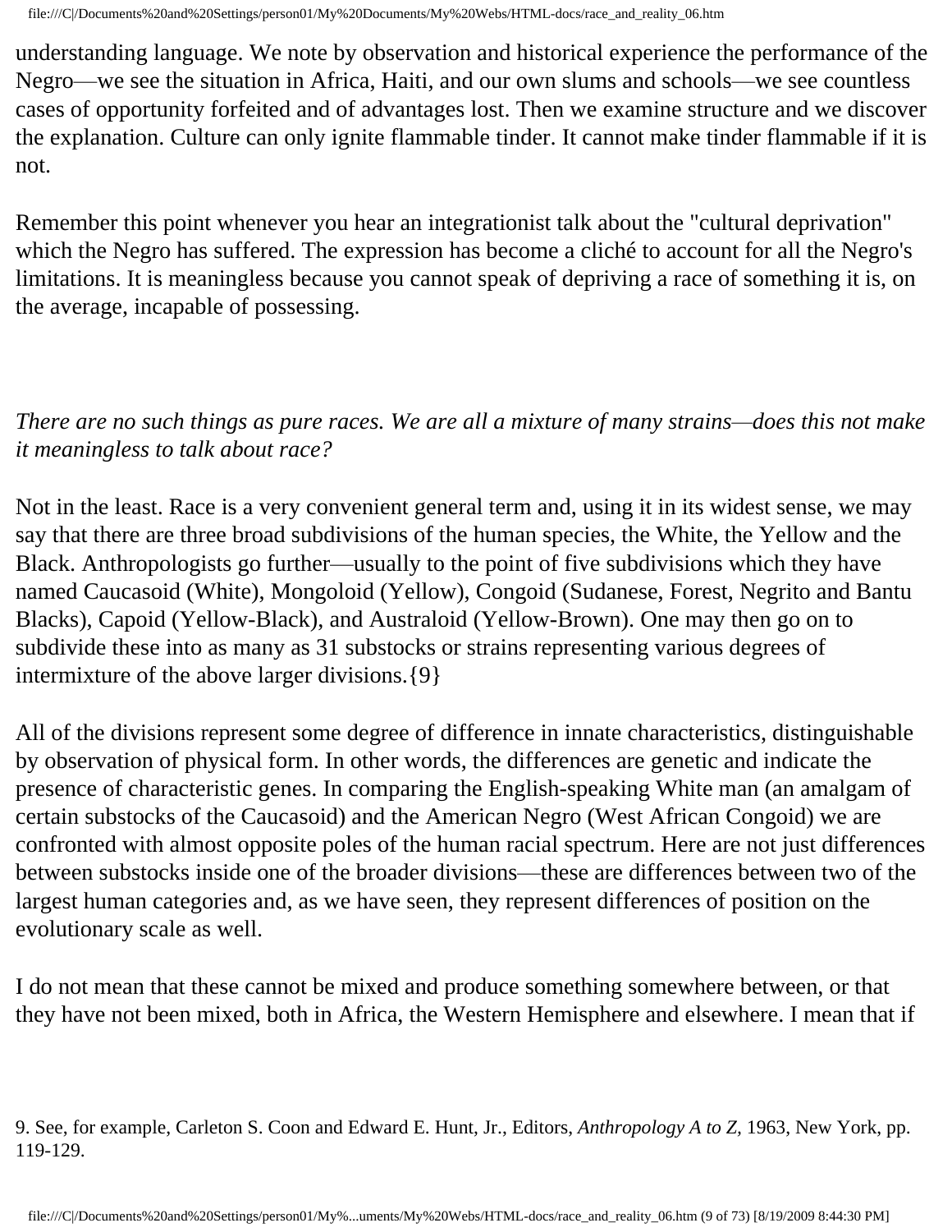understanding language. We note by observation and historical experience the performance of the Negro—we see the situation in Africa, Haiti, and our own slums and schools—we see countless cases of opportunity forfeited and of advantages lost. Then we examine structure and we discover the explanation. Culture can only ignite flammable tinder. It cannot make tinder flammable if it is not.

Remember this point whenever you hear an integrationist talk about the "cultural deprivation" which the Negro has suffered. The expression has become a cliché to account for all the Negro's limitations. It is meaningless because you cannot speak of depriving a race of something it is, on the average, incapable of possessing.

*There are no such things as pure races. We are all a mixture of many strains—does this not make it meaningless to talk about race?*

Not in the least. Race is a very convenient general term and, using it in its widest sense, we may say that there are three broad subdivisions of the human species, the White, the Yellow and the Black. Anthropologists go further—usually to the point of five subdivisions which they have named Caucasoid (White), Mongoloid (Yellow), Congoid (Sudanese, Forest, Negrito and Bantu Blacks), Capoid (Yellow-Black), and Australoid (Yellow-Brown). One may then go on to subdivide these into as many as 31 substocks or strains representing various degrees of intermixture of the above larger divisions.{9}

All of the divisions represent some degree of difference in innate characteristics, distinguishable by observation of physical form. In other words, the differences are genetic and indicate the presence of characteristic genes. In comparing the English-speaking White man (an amalgam of certain substocks of the Caucasoid) and the American Negro (West African Congoid) we are confronted with almost opposite poles of the human racial spectrum. Here are not just differences between substocks inside one of the broader divisions—these are differences between two of the largest human categories and, as we have seen, they represent differences of position on the evolutionary scale as well.

I do not mean that these cannot be mixed and produce something somewhere between, or that they have not been mixed, both in Africa, the Western Hemisphere and elsewhere. I mean that if

9. See, for example, Carleton S. Coon and Edward E. Hunt, Jr., Editors, *Anthropology A to Z*, 1963, New York, pp. 119-129.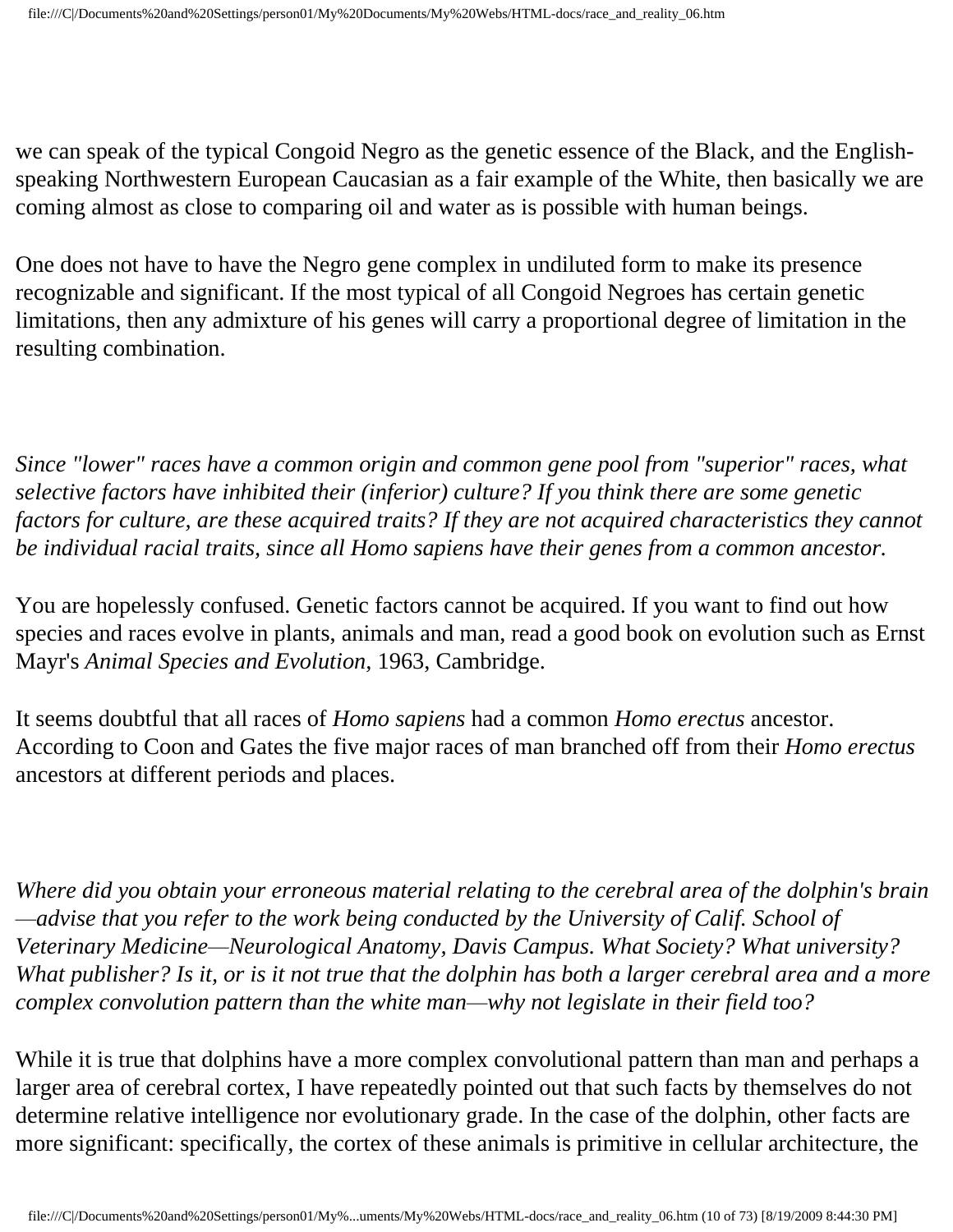we can speak of the typical Congoid Negro as the genetic essence of the Black, and the English-speaking Northwestern European Caucasian as a fair example of the White, then basically we are coming almost as close to comparing oil and water as is possible with human beings.

One does not have to have the Negro gene complex in undiluted form to make its presence recognizable and significant. If the most typical of all Congoid Negroes has certain genetic limitations, then any admixture of his genes will carry a proportional degree of limitation in the resulting combination.

*Since "lower" races have a common origin and common gene pool from "superior" races, what selective factors have inhibited their (inferior) culture? If you think there are some genetic factors for culture, are these acquired traits? If they are not acquired characteristics they cannot be individual racial traits, since all Homo sapiens have their genes from a common ancestor.*

You are hopelessly confused. Genetic factors cannot be acquired. If you want to find out how species and races evolve in plants, animals and man, read a good book on evolution such as Ernst Mayr's *Animal Species and Evolution*, 1963, Cambridge.

It seems doubtful that all races of *Homo sapiens* had a common *Homo erectus* ancestor. According to Coon and Gates the five major races of man branched off from their *Homo erectus* ancestors at different periods and places.

*Where did you obtain your erroneous material relating to the cerebral area of the dolphin's brain—advise that you refer to the work being conducted by the University of Calif. School of Veterinary Medicine—Neurological Anatomy, Davis Campus. What Society? What university? What publisher? Is it, or is it not true that the dolphin has both a larger cerebral area and a more complex convolution pattern than the white man—why not legislate in their field too?*

While it is true that dolphins have a more complex convolutional pattern than man and perhaps a larger area of cerebral cortex, I have repeatedly pointed out that such facts by themselves do not determine relative intelligence nor evolutionary grade. In the case of the dolphin, other facts are more significant: specifically, the cortex of these animals is primitive in cellular architecture, the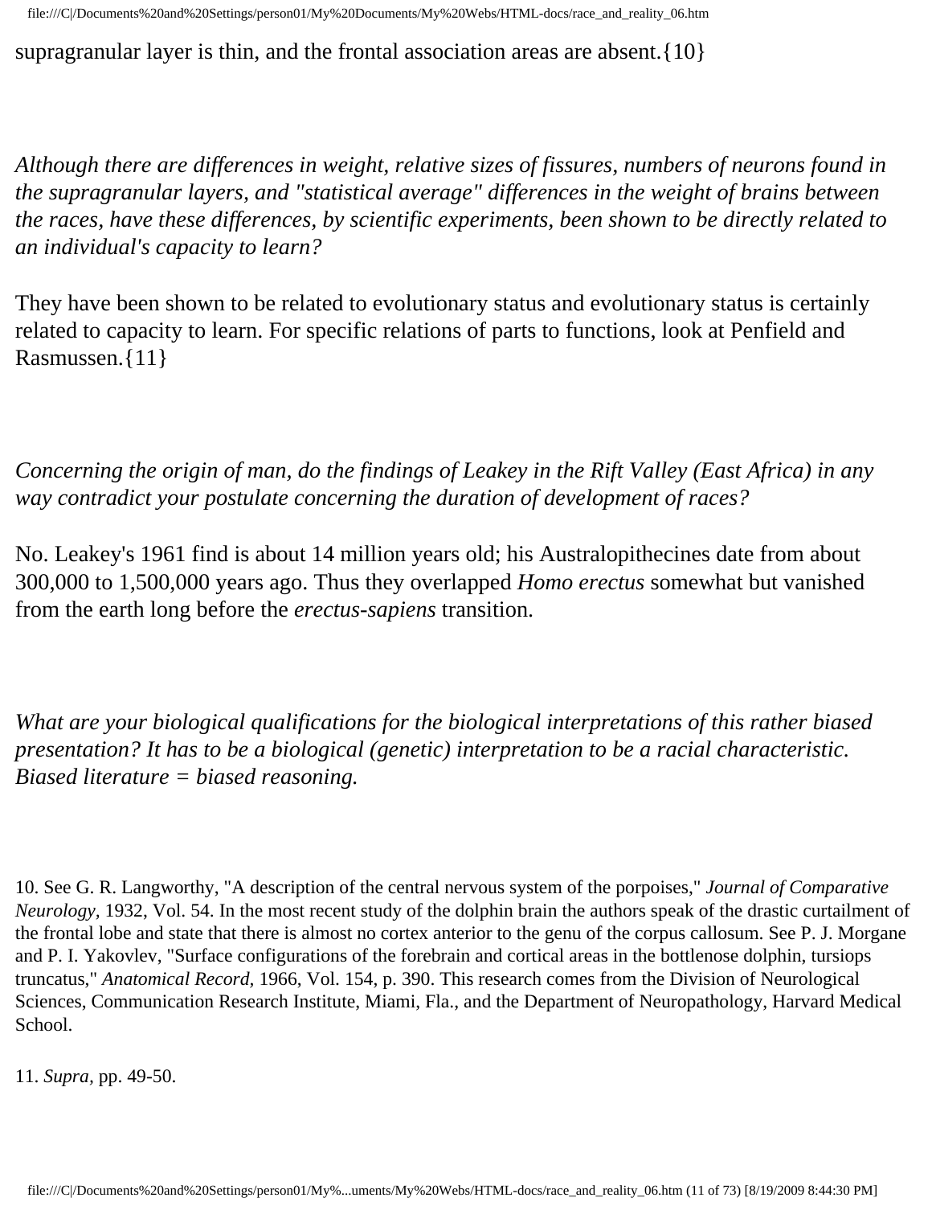supragranular layer is thin, and the frontal association areas are absent.{10}

*Although there are differences in weight, relative sizes of fissures, numbers of neurons found in the supragranular layers, and "statistical average" differences in the weight of brains between the races, have these differences, by scientific experiments, been shown to be directly related to an individual's capacity to learn?*

They have been shown to be related to evolutionary status and evolutionary status is certainly related to capacity to learn. For specific relations of parts to functions, look at Penfield and Rasmussen.{11}

*Concerning the origin of man, do the findings of Leakey in the Rift Valley (East Africa) in any way contradict your postulate concerning the duration of development of races?*

No. Leakey's 1961 find is about 14 million years old; his Australopithecines date from about 300,000 to 1,500,000 years ago. Thus they overlapped *Homo erectus* somewhat but vanished from the earth long before the *erectus-sapiens* transition.

*What are your biological qualifications for the biological interpretations of this rather biased presentation? It has to be a biological (genetic) interpretation to be a racial characteristic. Biased literature = biased reasoning.*

10. See G. R. Langworthy, "A description of the central nervous system of the porpoises," *Journal of Comparative Neurology*, 1932, Vol. 54. In the most recent study of the dolphin brain the authors speak of the drastic curtailment of the frontal lobe and state that there is almost no cortex anterior to the genu of the corpus callosum. See P. J. Morgane and P. I. Yakovlev, "Surface configurations of the forebrain and cortical areas in the bottlenose dolphin, tursiops truncatus," *Anatomical Record*, 1966, Vol. 154, p. 390. This research comes from the Division of Neurological Sciences, Communication Research Institute, Miami, Fla., and the Department of Neuropathology, Harvard Medical School.

11. *Supra*, pp. 49-50.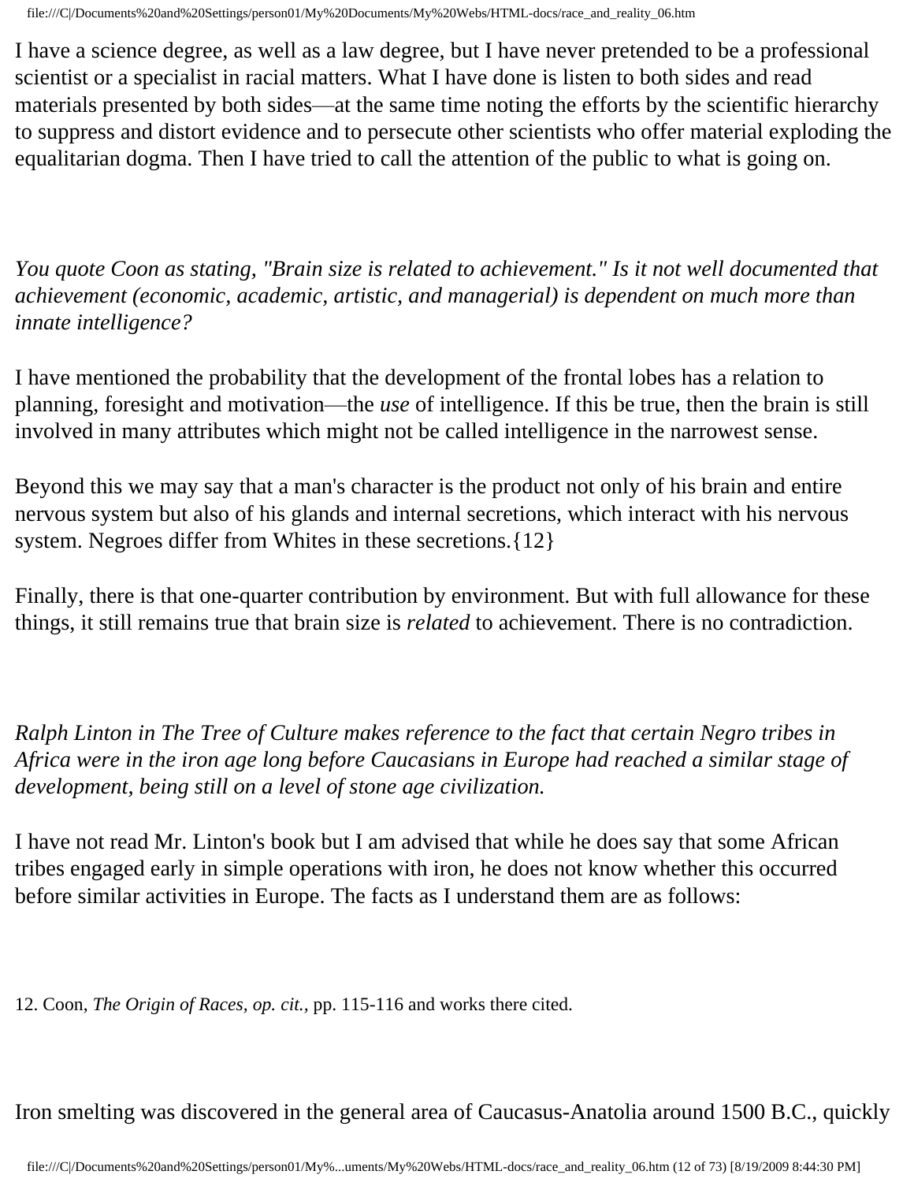I have a science degree, as well as a law degree, but I have never pretended to be a professional scientist or a specialist in racial matters. What I have done is listen to both sides and read materials presented by both sides—at the same time noting the efforts by the scientific hierarchy to suppress and distort evidence and to persecute other scientists who offer material exploding the equalitarian dogma. Then I have tried to call the attention of the public to what is going on.

*You quote Coon as stating, "Brain size is related to achievement." Is it not well documented that achievement (economic, academic, artistic, and managerial) is dependent on much more than innate intelligence?*

I have mentioned the probability that the development of the frontal lobes has a relation to planning, foresight and motivation—the *use* of intelligence. If this be true, then the brain is still involved in many attributes which might not be called intelligence in the narrowest sense.

Beyond this we may say that a man's character is the product not only of his brain and entire nervous system but also of his glands and internal secretions, which interact with his nervous system. Negroes differ from Whites in these secretions.{12}

Finally, there is that one-quarter contribution by environment. But with full allowance for these things, it still remains true that brain size is *related* to achievement. There is no contradiction.

*Ralph Linton in The Tree of Culture makes reference to the fact that certain Negro tribes in Africa were in the iron age long before Caucasians in Europe had reached a similar stage of development, being still on a level of stone age civilization.*

I have not read Mr. Linton's book but I am advised that while he does say that some African tribes engaged early in simple operations with iron, he does not know whether this occurred before similar activities in Europe. The facts as I understand them are as follows:

12. Coon, *The Origin of Races, op. cit.,* pp. 115-116 and works there cited.

Iron smelting was discovered in the general area of Caucasus-Anatolia around 1500 B.C., quickly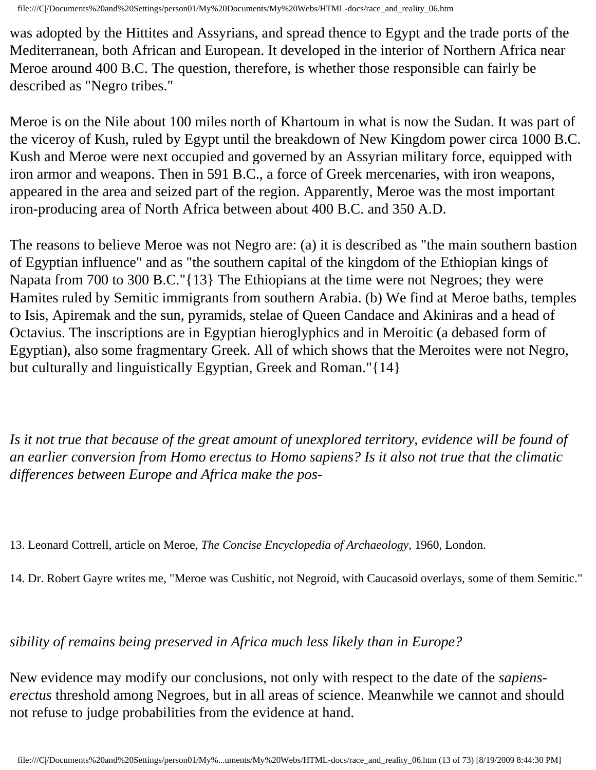was adopted by the Hittites and Assyrians, and spread thence to Egypt and the trade ports of the Mediterranean, both African and European. It developed in the interior of Northern Africa near Meroe around 400 B.C. The question, therefore, is whether those responsible can fairly be described as "Negro tribes."

Meroe is on the Nile about 100 miles north of Khartoum in what is now the Sudan. It was part of the viceroy of Kush, ruled by Egypt until the breakdown of New Kingdom power circa 1000 B.C. Kush and Meroe were next occupied and governed by an Assyrian military force, equipped with iron armor and weapons. Then in 591 B.C., a force of Greek mercenaries, with iron weapons, appeared in the area and seized part of the region. Apparently, Meroe was the most important iron-producing area of North Africa between about 400 B.C. and 350 A.D.

The reasons to believe Meroe was not Negro are: (a) it is described as "the main southern bastion of Egyptian influence" and as "the southern capital of the kingdom of the Ethiopian kings of Napata from 700 to 300 B.C."{13} The Ethiopians at the time were not Negroes; they were Hamites ruled by Semitic immigrants from southern Arabia. (b) We find at Meroe baths, temples to Isis, Apiremak and the sun, pyramids, stelae of Queen Candace and Akiniras and a head of Octavius. The inscriptions are in Egyptian hieroglyphics and in Meroitic (a debased form of Egyptian), also some fragmentary Greek. All of which shows that the Meroites were not Negro, but culturally and linguistically Egyptian, Greek and Roman."{14}

*Is it not true that because of the great amount of unexplored territory, evidence will be found of an earlier conversion from Homo erectus to Homo sapiens? Is it also not true that the climatic differences between Europe and Africa make the possibility of remains being preserved in Africa much less likely than in Europe?*

New evidence may modify our conclusions, not only with respect to the date of the *sapiens-erectus* threshold among Negroes, but in all areas of science. Meanwhile we cannot and should not refuse to judge probabilities from the evidence at hand.

---

13. Leonard Cottrell, article on Meroe, *The Concise Encyclopedia of Archaeology*, 1960, London.

14. Dr. Robert Gayre writes me, "Meroe was Cushitic, not Negroid, with Caucasoid overlays, some of them Semitic."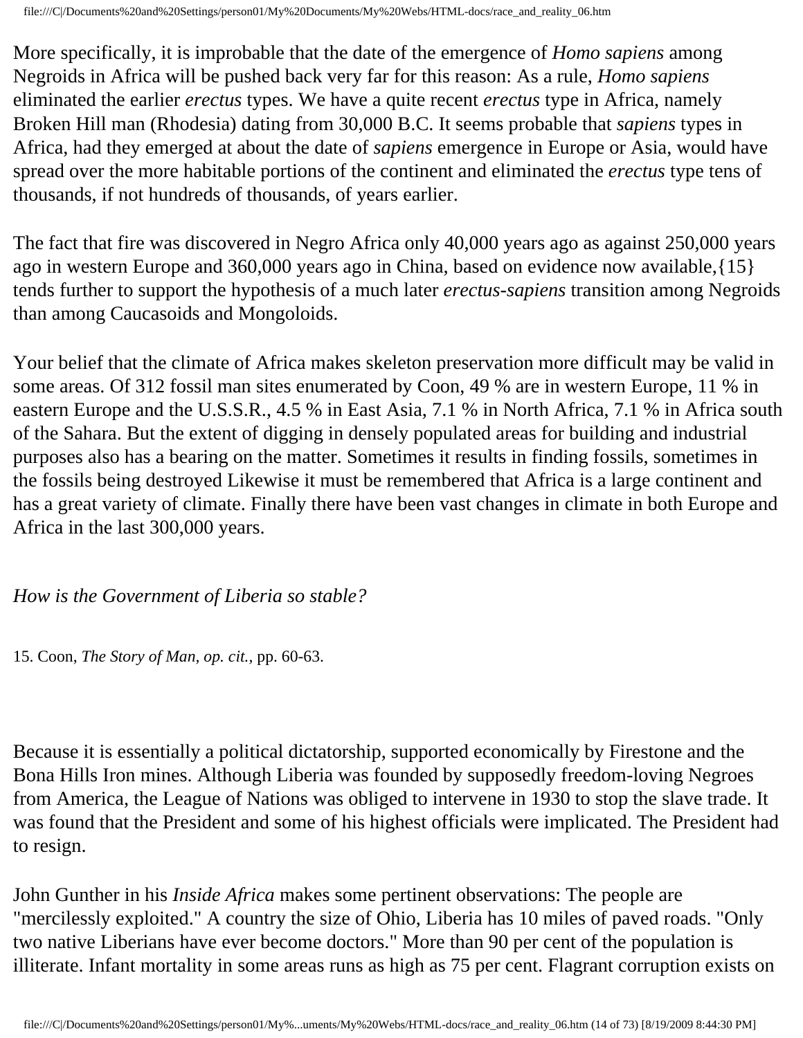More specifically, it is improbable that the date of the emergence of *Homo sapiens* among Negroids in Africa will be pushed back very far for this reason: As a rule, *Homo sapiens* eliminated the earlier *erectus* types. We have a quite recent *erectus* type in Africa, namely Broken Hill man (Rhodesia) dating from 30,000 B.C. It seems probable that *sapiens* types in Africa, had they emerged at about the date of *sapiens* emergence in Europe or Asia, would have spread over the more habitable portions of the continent and eliminated the *erectus* type tens of thousands, if not hundreds of thousands, of years earlier.

The fact that fire was discovered in Negro Africa only 40,000 years ago as against 250,000 years ago in western Europe and 360,000 years ago in China, based on evidence now available,{15} tends further to support the hypothesis of a much later *erectus-sapiens* transition among Negroids than among Caucasoids and Mongoloids.

Your belief that the climate of Africa makes skeleton preservation more difficult may be valid in some areas. Of 312 fossil man sites enumerated by Coon, 49 % are in western Europe, 11 % in eastern Europe and the U.S.S.R., 4.5 % in East Asia, 7.1 % in North Africa, 7.1 % in Africa south of the Sahara. But the extent of digging in densely populated areas for building and industrial purposes also has a bearing on the matter. Sometimes it results in finding fossils, sometimes in the fossils being destroyed Likewise it must be remembered that Africa is a large continent and has a great variety of climate. Finally there have been vast changes in climate in both Europe and Africa in the last 300,000 years.

*How is the Government of Liberia so stable?*

15. Coon, *The Story of Man, op. cit.,* pp. 60-63.

Because it is essentially a political dictatorship, supported economically by Firestone and the Bona Hills Iron mines. Although Liberia was founded by supposedly freedom-loving Negroes from America, the League of Nations was obliged to intervene in 1930 to stop the slave trade. It was found that the President and some of his highest officials were implicated. The President had to resign.

John Gunther in his *Inside Africa* makes some pertinent observations: The people are "mercilessly exploited." A country the size of Ohio, Liberia has 10 miles of paved roads. "Only two native Liberians have ever become doctors." More than 90 per cent of the population is illiterate. Infant mortality in some areas runs as high as 75 per cent. Flagrant corruption exists on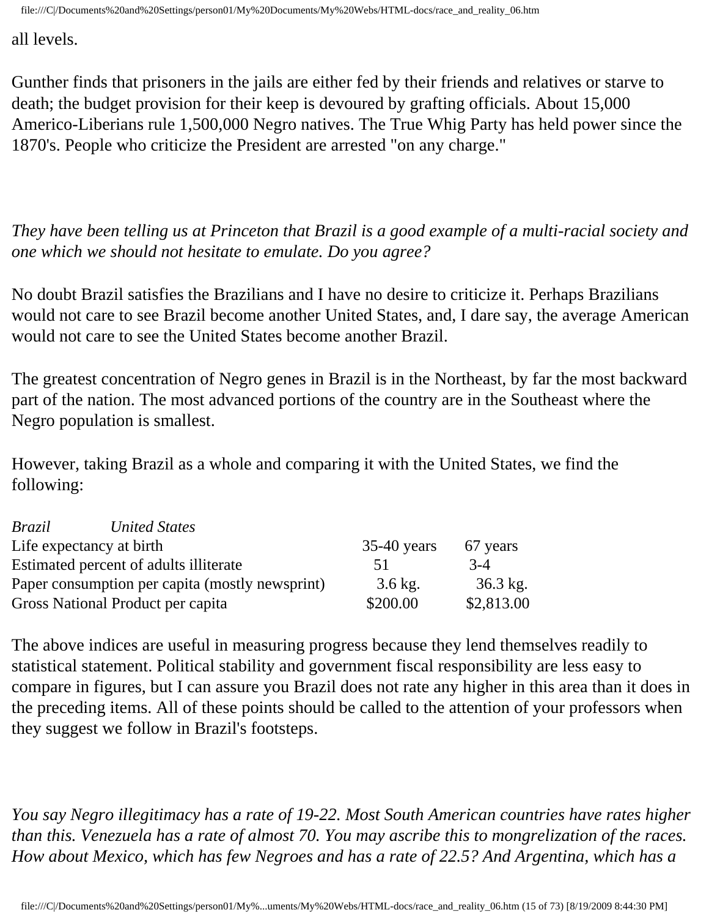all levels.

Gunther finds that prisoners in the jails are either fed by their friends and relatives or starve to death; the budget provision for their keep is devoured by grafting officials. About 15,000 Americo-Liberians rule 1,500,000 Negro natives. The True Whig Party has held power since the 1870's. People who criticize the President are arrested "on any charge."

*They have been telling us at Princeton that Brazil is a good example of a multi-racial society and one which we should not hesitate to emulate. Do you agree?*

No doubt Brazil satisfies the Brazilians and I have no desire to criticize it. Perhaps Brazilians would not care to see Brazil become another United States, and, I dare say, the average American would not care to see the United States become another Brazil.

The greatest concentration of Negro genes in Brazil is in the Northeast, by far the most backward part of the nation. The most advanced portions of the country are in the Southeast where the Negro population is smallest.

However, taking Brazil as a whole and comparing it with the United States, we find the following:

| | *Brazil* | *United States* |
|---|---|---|
| Life expectancy at birth | 35-40 years | 67 years |
| Estimated percent of adults illiterate | 51 | 3-4 |
| Paper consumption per capita (mostly newsprint) | 3.6 kg. | 36.3 kg. |
| Gross National Product per capita | $200.00 | $2,813.00 |

The above indices are useful in measuring progress because they lend themselves readily to statistical statement. Political stability and government fiscal responsibility are less easy to compare in figures, but I can assure you Brazil does not rate any higher in this area than it does in the preceding items. All of these points should be called to the attention of your professors when they suggest we follow in Brazil's footsteps.

*You say Negro illegitimacy has a rate of 19-22. Most South American countries have rates higher than this. Venezuela has a rate of almost 70. You may ascribe this to mongrelization of the races. How about Mexico, which has few Negroes and has a rate of 22.5? And Argentina, which has a*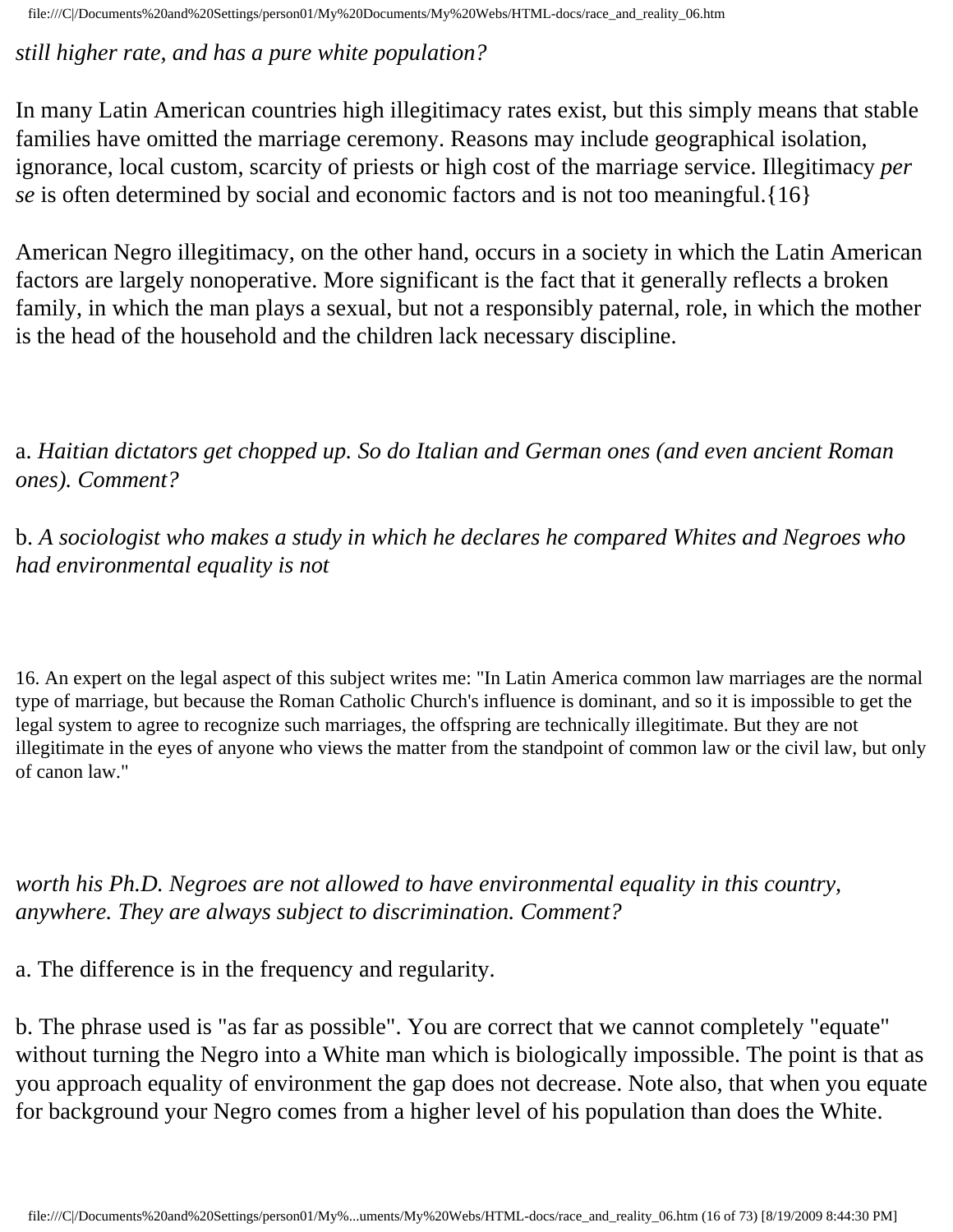*still higher rate, and has a pure white population?*

In many Latin American countries high illegitimacy rates exist, but this simply means that stable families have omitted the marriage ceremony. Reasons may include geographical isolation, ignorance, local custom, scarcity of priests or high cost of the marriage service. Illegitimacy *per se* is often determined by social and economic factors and is not too meaningful.{16}

American Negro illegitimacy, on the other hand, occurs in a society in which the Latin American factors are largely nonoperative. More significant is the fact that it generally reflects a broken family, in which the man plays a sexual, but not a responsibly paternal, role, in which the mother is the head of the household and the children lack necessary discipline.

a. *Haitian dictators get chopped up. So do Italian and German ones (and even ancient Roman ones). Comment?*

b. *A sociologist who makes a study in which he declares he compared Whites and Negroes who had environmental equality is not worth his Ph.D. Negroes are not allowed to have environmental equality in this country, anywhere. They are always subject to discrimination. Comment?*

16. An expert on the legal aspect of this subject writes me: "In Latin America common law marriages are the normal type of marriage, but because the Roman Catholic Church's influence is dominant, and so it is impossible to get the legal system to agree to recognize such marriages, the offspring are technically illegitimate. But they are not illegitimate in the eyes of anyone who views the matter from the standpoint of common law or the civil law, but only of canon law."

a. The difference is in the frequency and regularity.

b. The phrase used is "as far as possible". You are correct that we cannot completely "equate" without turning the Negro into a White man which is biologically impossible. The point is that as you approach equality of environment the gap does not decrease. Note also, that when you equate for background your Negro comes from a higher level of his population than does the White.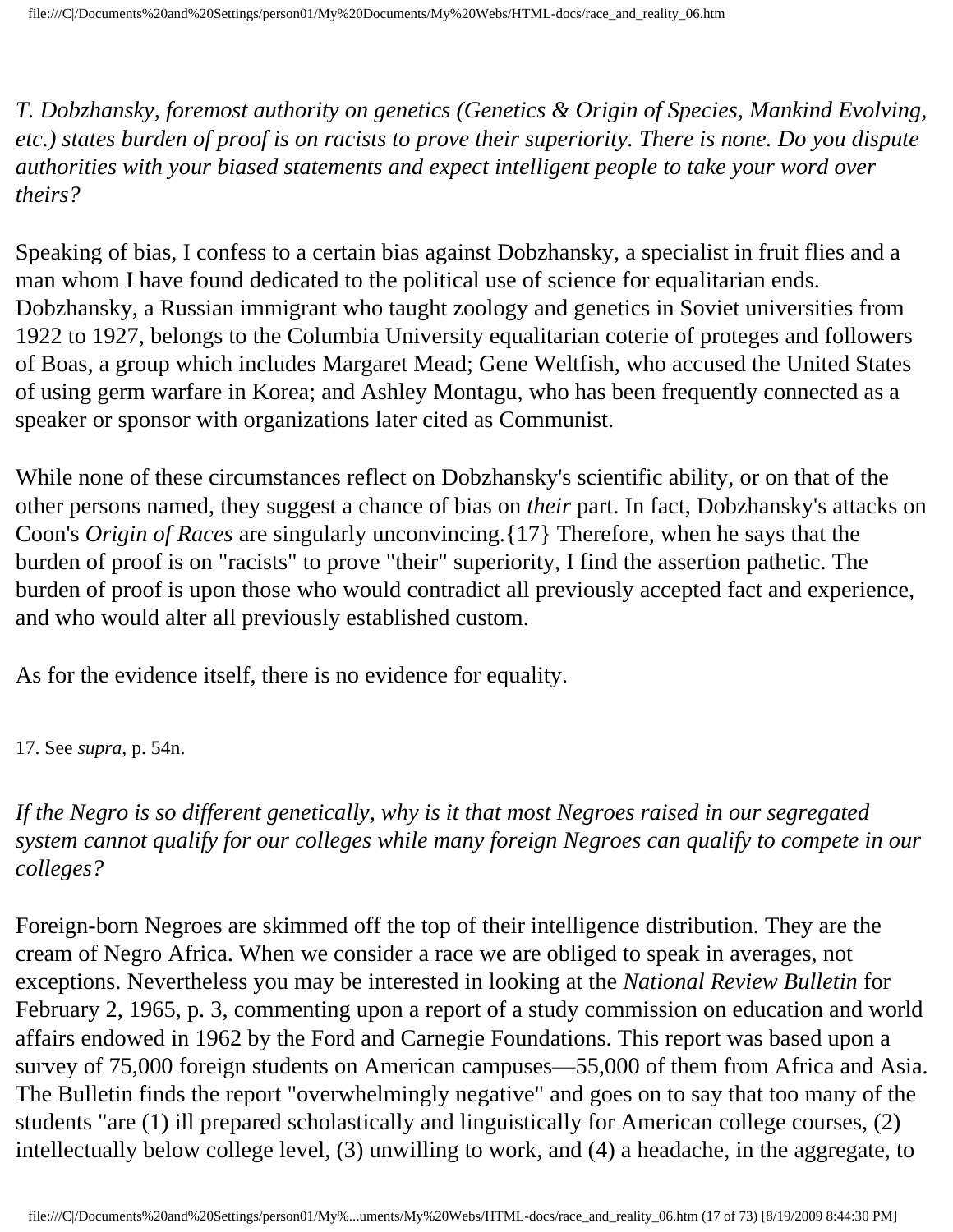*T. Dobzhansky, foremost authority on genetics (Genetics & Origin of Species, Mankind Evolving, etc.) states burden of proof is on racists to prove their superiority. There is none. Do you dispute authorities with your biased statements and expect intelligent people to take your word over theirs?*

Speaking of bias, I confess to a certain bias against Dobzhansky, a specialist in fruit flies and a man whom I have found dedicated to the political use of science for equalitarian ends. Dobzhansky, a Russian immigrant who taught zoology and genetics in Soviet universities from 1922 to 1927, belongs to the Columbia University equalitarian coterie of proteges and followers of Boas, a group which includes Margaret Mead; Gene Weltfish, who accused the United States of using germ warfare in Korea; and Ashley Montagu, who has been frequently connected as a speaker or sponsor with organizations later cited as Communist.

While none of these circumstances reflect on Dobzhansky's scientific ability, or on that of the other persons named, they suggest a chance of bias on *their* part. In fact, Dobzhansky's attacks on Coon's *Origin of Races* are singularly unconvincing.{17} Therefore, when he says that the burden of proof is on "racists" to prove "their" superiority, I find the assertion pathetic. The burden of proof is upon those who would contradict all previously accepted fact and experience, and who would alter all previously established custom.

As for the evidence itself, there is no evidence for equality.

17. See *supra,* p. 54n.

*If the Negro is so different genetically, why is it that most Negroes raised in our segregated system cannot qualify for our colleges while many foreign Negroes can qualify to compete in our colleges?*

Foreign-born Negroes are skimmed off the top of their intelligence distribution. They are the cream of Negro Africa. When we consider a race we are obliged to speak in averages, not exceptions. Nevertheless you may be interested in looking at the *National Review Bulletin* for February 2, 1965, p. 3, commenting upon a report of a study commission on education and world affairs endowed in 1962 by the Ford and Carnegie Foundations. This report was based upon a survey of 75,000 foreign students on American campuses—55,000 of them from Africa and Asia. The Bulletin finds the report "overwhelmingly negative" and goes on to say that too many of the students "are (1) ill prepared scholastically and linguistically for American college courses, (2) intellectually below college level, (3) unwilling to work, and (4) a headache, in the aggregate, to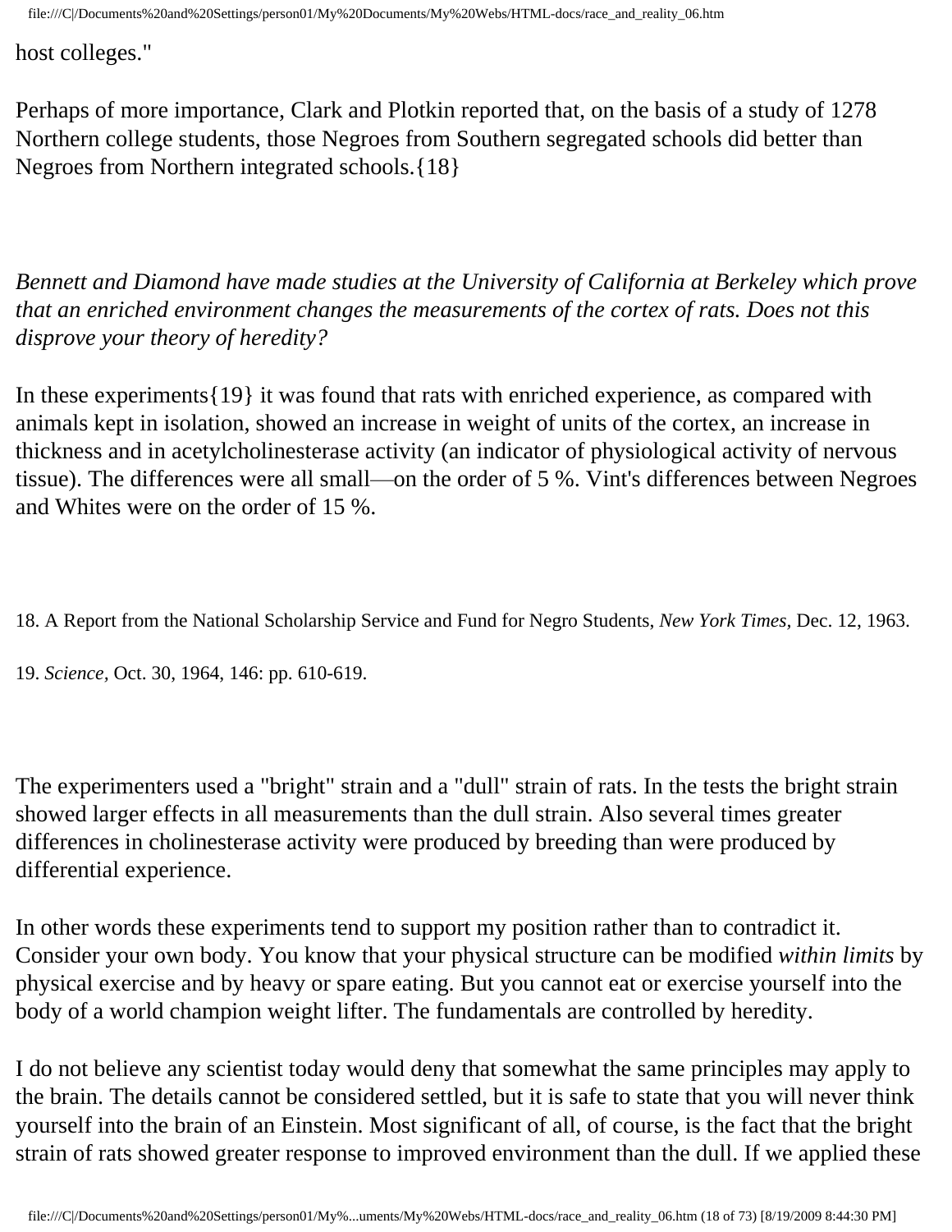host colleges."

Perhaps of more importance, Clark and Plotkin reported that, on the basis of a study of 1278 Northern college students, those Negroes from Southern segregated schools did better than Negroes from Northern integrated schools.{18}

*Bennett and Diamond have made studies at the University of California at Berkeley which prove that an enriched environment changes the measurements of the cortex of rats. Does not this disprove your theory of heredity?*

In these experiments{19} it was found that rats with enriched experience, as compared with animals kept in isolation, showed an increase in weight of units of the cortex, an increase in thickness and in acetylcholinesterase activity (an indicator of physiological activity of nervous tissue). The differences were all small—on the order of 5 %. Vint's differences between Negroes and Whites were on the order of 15 %.

18. A Report from the National Scholarship Service and Fund for Negro Students, *New York Times,* Dec. 12, 1963.

19. *Science,* Oct. 30, 1964, 146: pp. 610-619.

The experimenters used a "bright" strain and a "dull" strain of rats. In the tests the bright strain showed larger effects in all measurements than the dull strain. Also several times greater differences in cholinesterase activity were produced by breeding than were produced by differential experience.

In other words these experiments tend to support my position rather than to contradict it. Consider your own body. You know that your physical structure can be modified *within limits* by physical exercise and by heavy or spare eating. But you cannot eat or exercise yourself into the body of a world champion weight lifter. The fundamentals are controlled by heredity.

I do not believe any scientist today would deny that somewhat the same principles may apply to the brain. The details cannot be considered settled, but it is safe to state that you will never think yourself into the brain of an Einstein. Most significant of all, of course, is the fact that the bright strain of rats showed greater response to improved environment than the dull. If we applied these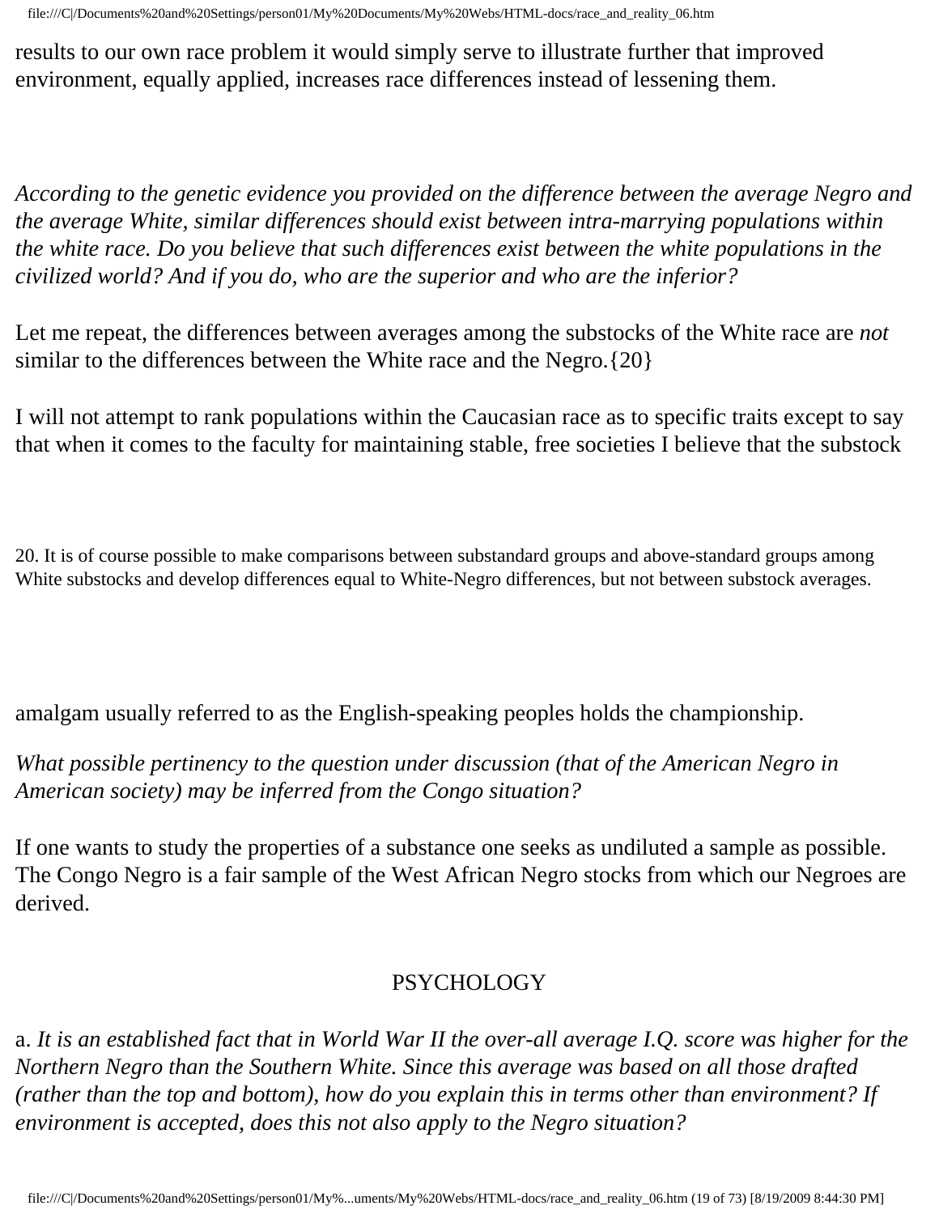results to our own race problem it would simply serve to illustrate further that improved environment, equally applied, increases race differences instead of lessening them.

*According to the genetic evidence you provided on the difference between the average Negro and the average White, similar differences should exist between intra-marrying populations within the white race. Do you believe that such differences exist between the white populations in the civilized world? And if you do, who are the superior and who are the inferior?*

Let me repeat, the differences between averages among the substocks of the White race are *not* similar to the differences between the White race and the Negro.{20}

I will not attempt to rank populations within the Caucasian race as to specific traits except to say that when it comes to the faculty for maintaining stable, free societies I believe that the substock amalgam usually referred to as the English-speaking peoples holds the championship.

20. It is of course possible to make comparisons between substandard groups and above-standard groups among White substocks and develop differences equal to White-Negro differences, but not between substock averages.

*What possible pertinency to the question under discussion (that of the American Negro in American society) may be inferred from the Congo situation?*

If one wants to study the properties of a substance one seeks as undiluted a sample as possible. The Congo Negro is a fair sample of the West African Negro stocks from which our Negroes are derived.

## PSYCHOLOGY

a. *It is an established fact that in World War II the over-all average I.Q. score was higher for the Northern Negro than the Southern White. Since this average was based on all those drafted (rather than the top and bottom), how do you explain this in terms other than environment? If environment is accepted, does this not also apply to the Negro situation?*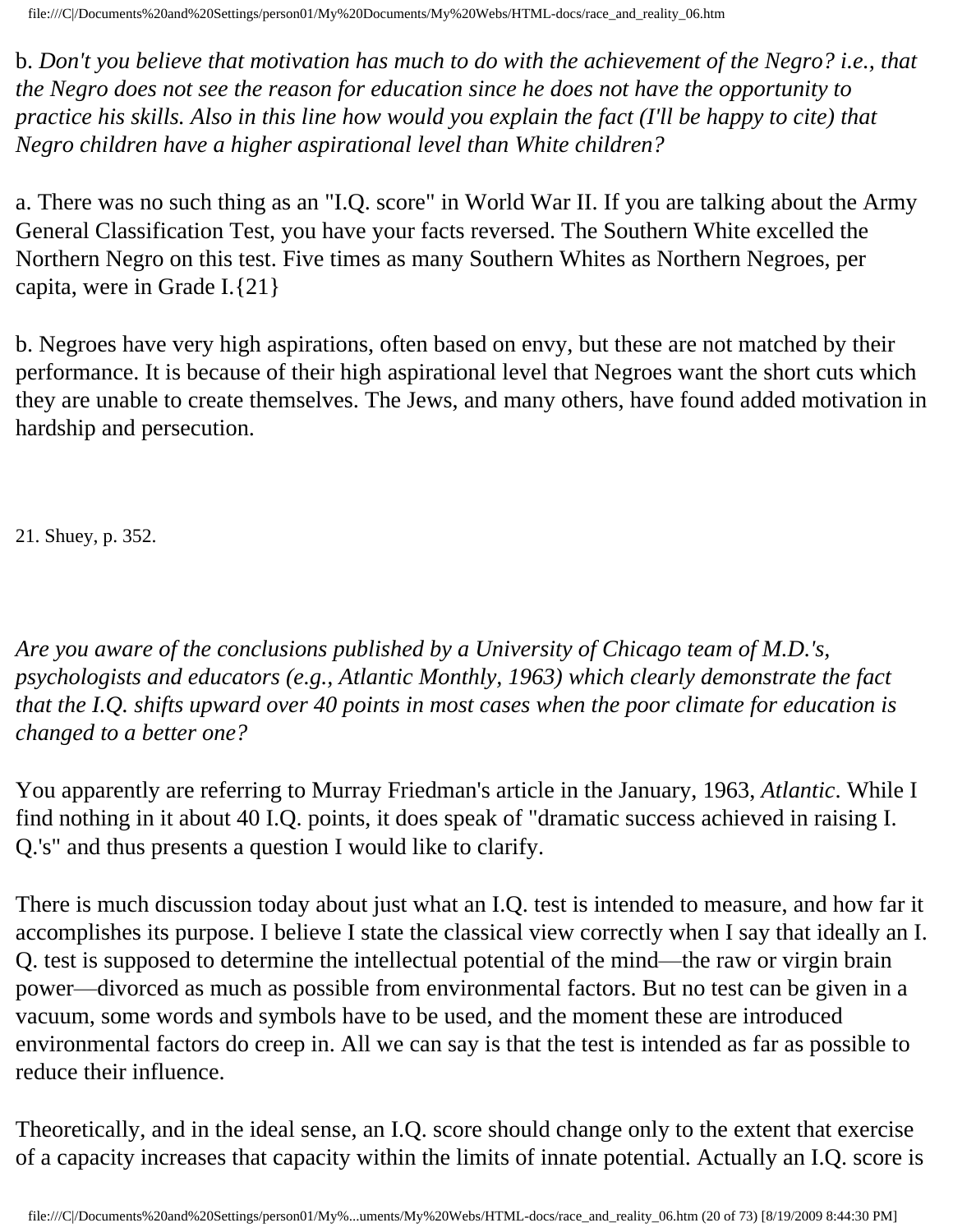b. *Don't you believe that motivation has much to do with the achievement of the Negro? i.e., that the Negro does not see the reason for education since he does not have the opportunity to practice his skills. Also in this line how would you explain the fact (I'll be happy to cite) that Negro children have a higher aspirational level than White children?*

a. There was no such thing as an "I.Q. score" in World War II. If you are talking about the Army General Classification Test, you have your facts reversed. The Southern White excelled the Northern Negro on this test. Five times as many Southern Whites as Northern Negroes, per capita, were in Grade I.{21}

b. Negroes have very high aspirations, often based on envy, but these are not matched by their performance. It is because of their high aspirational level that Negroes want the short cuts which they are unable to create themselves. The Jews, and many others, have found added motivation in hardship and persecution.

21. Shuey, p. 352.

*Are you aware of the conclusions published by a University of Chicago team of M.D.'s, psychologists and educators (e.g., Atlantic Monthly, 1963) which clearly demonstrate the fact that the I.Q. shifts upward over 40 points in most cases when the poor climate for education is changed to a better one?*

You apparently are referring to Murray Friedman's article in the January, 1963, *Atlantic*. While I find nothing in it about 40 I.Q. points, it does speak of "dramatic success achieved in raising I. Q.'s" and thus presents a question I would like to clarify.

There is much discussion today about just what an I.Q. test is intended to measure, and how far it accomplishes its purpose. I believe I state the classical view correctly when I say that ideally an I. Q. test is supposed to determine the intellectual potential of the mind—the raw or virgin brain power—divorced as much as possible from environmental factors. But no test can be given in a vacuum, some words and symbols have to be used, and the moment these are introduced environmental factors do creep in. All we can say is that the test is intended as far as possible to reduce their influence.

Theoretically, and in the ideal sense, an I.Q. score should change only to the extent that exercise of a capacity increases that capacity within the limits of innate potential. Actually an I.Q. score is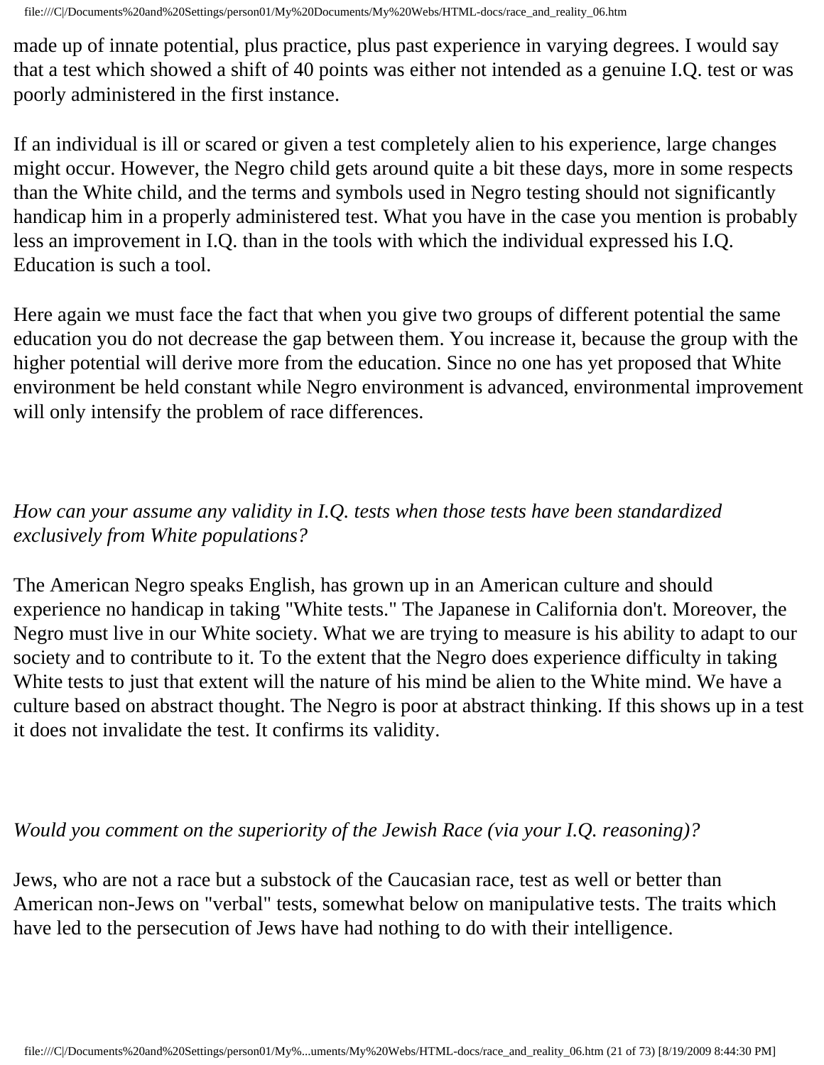made up of innate potential, plus practice, plus past experience in varying degrees. I would say that a test which showed a shift of 40 points was either not intended as a genuine I.Q. test or was poorly administered in the first instance.

If an individual is ill or scared or given a test completely alien to his experience, large changes might occur. However, the Negro child gets around quite a bit these days, more in some respects than the White child, and the terms and symbols used in Negro testing should not significantly handicap him in a properly administered test. What you have in the case you mention is probably less an improvement in I.Q. than in the tools with which the individual expressed his I.Q. Education is such a tool.

Here again we must face the fact that when you give two groups of different potential the same education you do not decrease the gap between them. You increase it, because the group with the higher potential will derive more from the education. Since no one has yet proposed that White environment be held constant while Negro environment is advanced, environmental improvement will only intensify the problem of race differences.

*How can your assume any validity in I.Q. tests when those tests have been standardized exclusively from White populations?*

The American Negro speaks English, has grown up in an American culture and should experience no handicap in taking "White tests." The Japanese in California don't. Moreover, the Negro must live in our White society. What we are trying to measure is his ability to adapt to our society and to contribute to it. To the extent that the Negro does experience difficulty in taking White tests to just that extent will the nature of his mind be alien to the White mind. We have a culture based on abstract thought. The Negro is poor at abstract thinking. If this shows up in a test it does not invalidate the test. It confirms its validity.

*Would you comment on the superiority of the Jewish Race (via your I.Q. reasoning)?*

Jews, who are not a race but a substock of the Caucasian race, test as well or better than American non-Jews on "verbal" tests, somewhat below on manipulative tests. The traits which have led to the persecution of Jews have had nothing to do with their intelligence.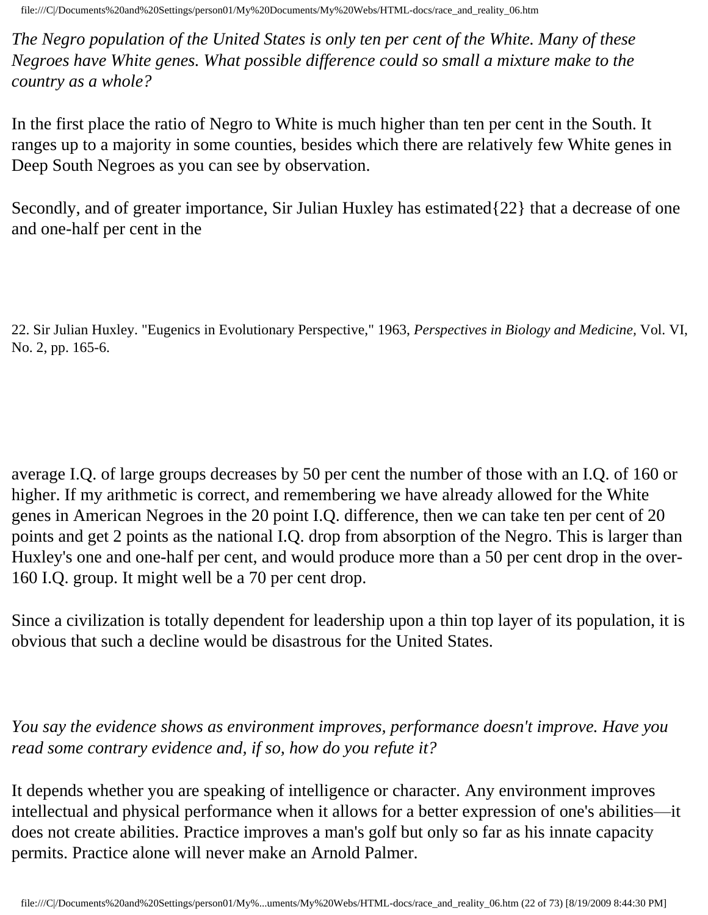*The Negro population of the United States is only ten per cent of the White. Many of these Negroes have White genes. What possible difference could so small a mixture make to the country as a whole?*

In the first place the ratio of Negro to White is much higher than ten per cent in the South. It ranges up to a majority in some counties, besides which there are relatively few White genes in Deep South Negroes as you can see by observation.

Secondly, and of greater importance, Sir Julian Huxley has estimated{22} that a decrease of one and one-half per cent in the average I.Q. of large groups decreases by 50 per cent the number of those with an I.Q. of 160 or higher. If my arithmetic is correct, and remembering we have already allowed for the White genes in American Negroes in the 20 point I.Q. difference, then we can take ten per cent of 20 points and get 2 points as the national I.Q. drop from absorption of the Negro. This is larger than Huxley's one and one-half per cent, and would produce more than a 50 per cent drop in the over-160 I.Q. group. It might well be a 70 per cent drop.

Since a civilization is totally dependent for leadership upon a thin top layer of its population, it is obvious that such a decline would be disastrous for the United States.

*You say the evidence shows as environment improves, performance doesn't improve. Have you read some contrary evidence and, if so, how do you refute it?*

It depends whether you are speaking of intelligence or character. Any environment improves intellectual and physical performance when it allows for a better expression of one's abilities—it does not create abilities. Practice improves a man's golf but only so far as his innate capacity permits. Practice alone will never make an Arnold Palmer.

22. Sir Julian Huxley. "Eugenics in Evolutionary Perspective," 1963, *Perspectives in Biology and Medicine,* Vol. VI, No. 2, pp. 165-6.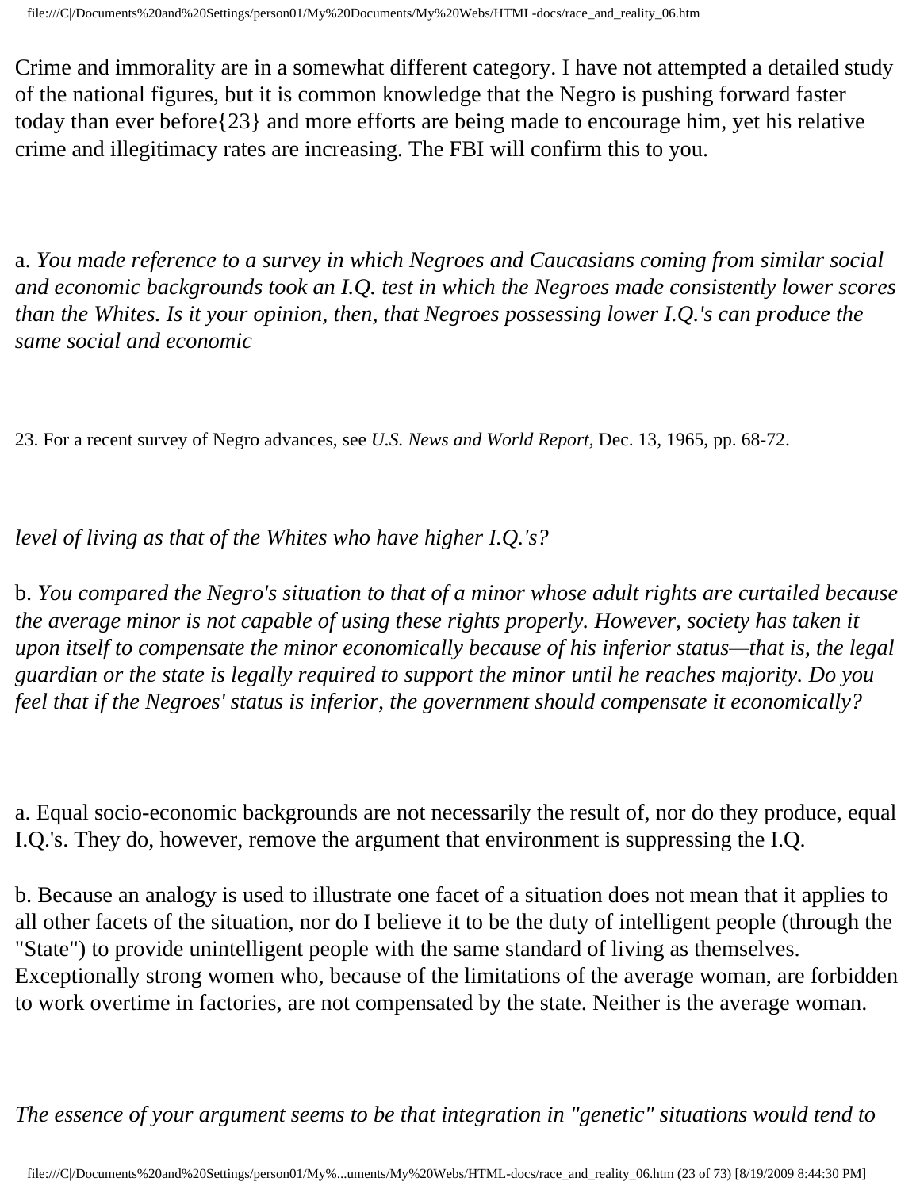Crime and immorality are in a somewhat different category. I have not attempted a detailed study of the national figures, but it is common knowledge that the Negro is pushing forward faster today than ever before{23} and more efforts are being made to encourage him, yet his relative crime and illegitimacy rates are increasing. The FBI will confirm this to you.

a. *You made reference to a survey in which Negroes and Caucasians coming from similar social and economic backgrounds took an I.Q. test in which the Negroes made consistently lower scores than the Whites. Is it your opinion, then, that Negroes possessing lower I.Q.'s can produce the same social and economic level of living as that of the Whites who have higher I.Q.'s?*

b. *You compared the Negro's situation to that of a minor whose adult rights are curtailed because the average minor is not capable of using these rights properly. However, society has taken it upon itself to compensate the minor economically because of his inferior status—that is, the legal guardian or the state is legally required to support the minor until he reaches majority. Do you feel that if the Negroes' status is inferior, the government should compensate it economically?*

a. Equal socio-economic backgrounds are not necessarily the result of, nor do they produce, equal I.Q.'s. They do, however, remove the argument that environment is suppressing the I.Q.

b. Because an analogy is used to illustrate one facet of a situation does not mean that it applies to all other facets of the situation, nor do I believe it to be the duty of intelligent people (through the "State") to provide unintelligent people with the same standard of living as themselves. Exceptionally strong women who, because of the limitations of the average woman, are forbidden to work overtime in factories, are not compensated by the state. Neither is the average woman.

*The essence of your argument seems to be that integration in "genetic" situations would tend to*

23. For a recent survey of Negro advances, see *U.S. News and World Report,* Dec. 13, 1965, pp. 68-72.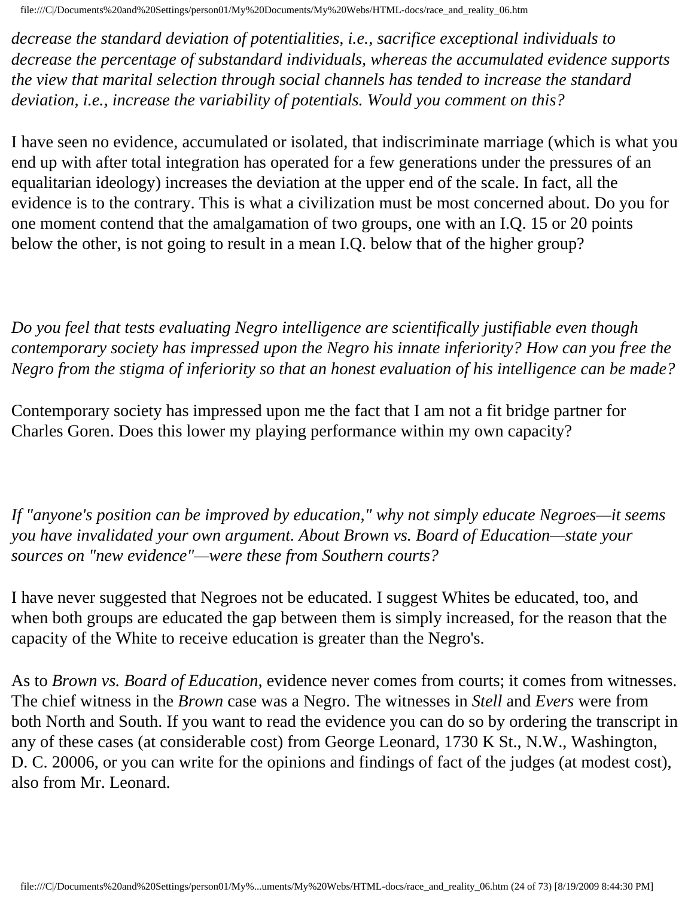*decrease the standard deviation of potentialities, i.e., sacrifice exceptional individuals to decrease the percentage of substandard individuals, whereas the accumulated evidence supports the view that marital selection through social channels has tended to increase the standard deviation, i.e., increase the variability of potentials. Would you comment on this?*

I have seen no evidence, accumulated or isolated, that indiscriminate marriage (which is what you end up with after total integration has operated for a few generations under the pressures of an equalitarian ideology) increases the deviation at the upper end of the scale. In fact, all the evidence is to the contrary. This is what a civilization must be most concerned about. Do you for one moment contend that the amalgamation of two groups, one with an I.Q. 15 or 20 points below the other, is not going to result in a mean I.Q. below that of the higher group?

*Do you feel that tests evaluating Negro intelligence are scientifically justifiable even though contemporary society has impressed upon the Negro his innate inferiority? How can you free the Negro from the stigma of inferiority so that an honest evaluation of his intelligence can be made?*

Contemporary society has impressed upon me the fact that I am not a fit bridge partner for Charles Goren. Does this lower my playing performance within my own capacity?

*If "anyone's position can be improved by education," why not simply educate Negroes—it seems you have invalidated your own argument. About Brown vs. Board of Education—state your sources on "new evidence"—were these from Southern courts?*

I have never suggested that Negroes not be educated. I suggest Whites be educated, too, and when both groups are educated the gap between them is simply increased, for the reason that the capacity of the White to receive education is greater than the Negro's.

As to *Brown vs. Board of Education*, evidence never comes from courts; it comes from witnesses. The chief witness in the *Brown* case was a Negro. The witnesses in *Stell* and *Evers* were from both North and South. If you want to read the evidence you can do so by ordering the transcript in any of these cases (at considerable cost) from George Leonard, 1730 K St., N.W., Washington, D. C. 20006, or you can write for the opinions and findings of fact of the judges (at modest cost), also from Mr. Leonard.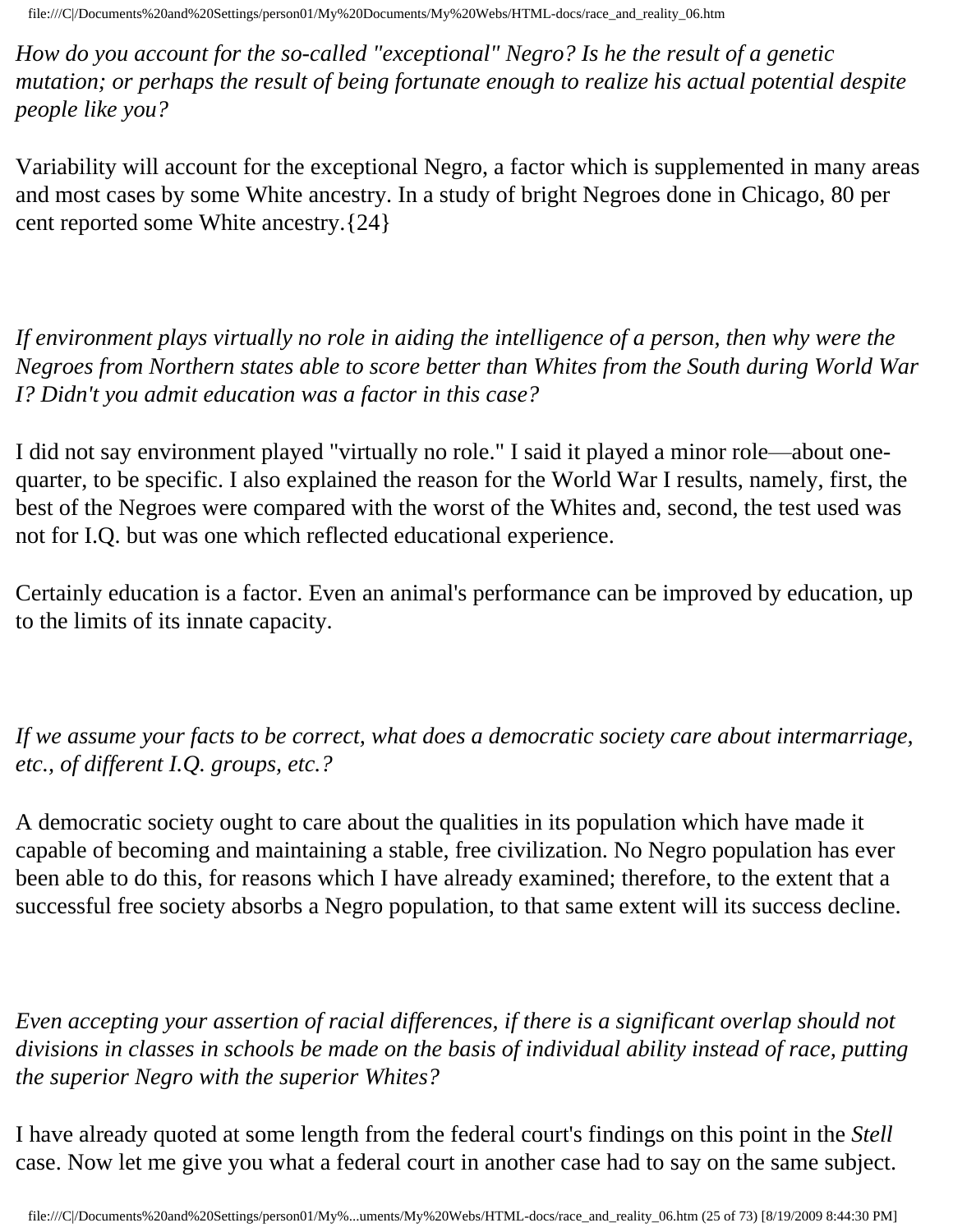*How do you account for the so-called "exceptional" Negro? Is he the result of a genetic mutation; or perhaps the result of being fortunate enough to realize his actual potential despite people like you?*

Variability will account for the exceptional Negro, a factor which is supplemented in many areas and most cases by some White ancestry. In a study of bright Negroes done in Chicago, 80 per cent reported some White ancestry.{24}

*If environment plays virtually no role in aiding the intelligence of a person, then why were the Negroes from Northern states able to score better than Whites from the South during World War I? Didn't you admit education was a factor in this case?*

I did not say environment played "virtually no role." I said it played a minor role—about one-quarter, to be specific. I also explained the reason for the World War I results, namely, first, the best of the Negroes were compared with the worst of the Whites and, second, the test used was not for I.Q. but was one which reflected educational experience.

Certainly education is a factor. Even an animal's performance can be improved by education, up to the limits of its innate capacity.

*If we assume your facts to be correct, what does a democratic society care about intermarriage, etc., of different I.Q. groups, etc.?*

A democratic society ought to care about the qualities in its population which have made it capable of becoming and maintaining a stable, free civilization. No Negro population has ever been able to do this, for reasons which I have already examined; therefore, to the extent that a successful free society absorbs a Negro population, to that same extent will its success decline.

*Even accepting your assertion of racial differences, if there is a significant overlap should not divisions in classes in schools be made on the basis of individual ability instead of race, putting the superior Negro with the superior Whites?*

I have already quoted at some length from the federal court's findings on this point in the *Stell* case. Now let me give you what a federal court in another case had to say on the same subject.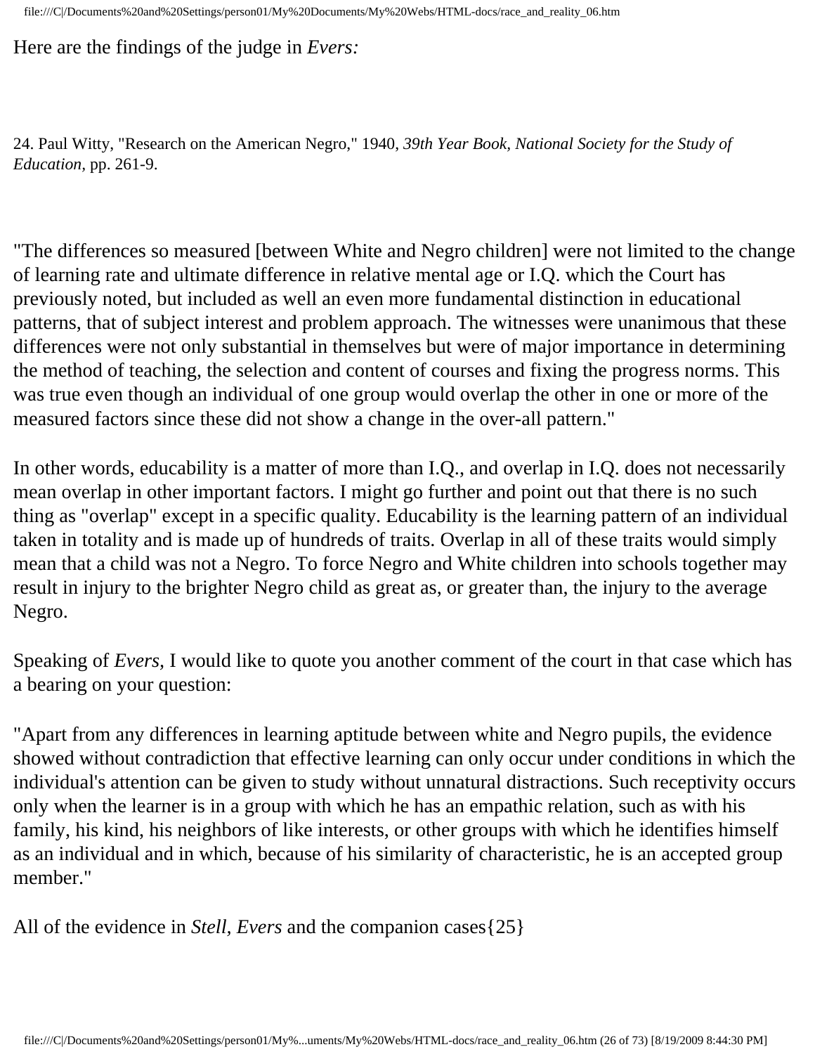Here are the findings of the judge in *Evers:*

24. Paul Witty, "Research on the American Negro," 1940, *39th Year Book, National Society for the Study of Education,* pp. 261-9.

"The differences so measured [between White and Negro children] were not limited to the change of learning rate and ultimate difference in relative mental age or I.Q. which the Court has previously noted, but included as well an even more fundamental distinction in educational patterns, that of subject interest and problem approach. The witnesses were unanimous that these differences were not only substantial in themselves but were of major importance in determining the method of teaching, the selection and content of courses and fixing the progress norms. This was true even though an individual of one group would overlap the other in one or more of the measured factors since these did not show a change in the over-all pattern."

In other words, educability is a matter of more than I.Q., and overlap in I.Q. does not necessarily mean overlap in other important factors. I might go further and point out that there is no such thing as "overlap" except in a specific quality. Educability is the learning pattern of an individual taken in totality and is made up of hundreds of traits. Overlap in all of these traits would simply mean that a child was not a Negro. To force Negro and White children into schools together may result in injury to the brighter Negro child as great as, or greater than, the injury to the average Negro.

Speaking of *Evers*, I would like to quote you another comment of the court in that case which has a bearing on your question:

"Apart from any differences in learning aptitude between white and Negro pupils, the evidence showed without contradiction that effective learning can only occur under conditions in which the individual's attention can be given to study without unnatural distractions. Such receptivity occurs only when the learner is in a group with which he has an empathic relation, such as with his family, his kind, his neighbors of like interests, or other groups with which he identifies himself as an individual and in which, because of his similarity of characteristic, he is an accepted group member."

All of the evidence in *Stell*, *Evers* and the companion cases{25}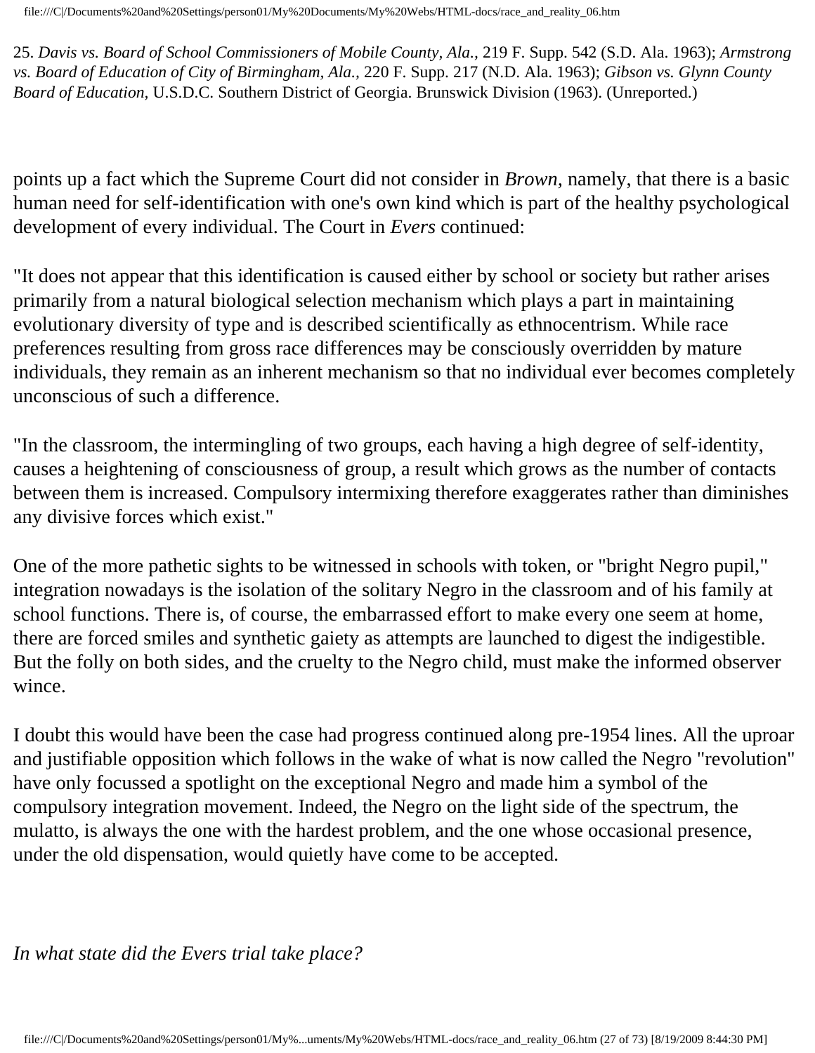25. *Davis vs. Board of School Commissioners of Mobile County, Ala.*, 219 F. Supp. 542 (S.D. Ala. 1963); *Armstrong vs. Board of Education of City of Birmingham, Ala.*, 220 F. Supp. 217 (N.D. Ala. 1963); *Gibson vs. Glynn County Board of Education*, U.S.D.C. Southern District of Georgia. Brunswick Division (1963). (Unreported.)

points up a fact which the Supreme Court did not consider in *Brown*, namely, that there is a basic human need for self-identification with one's own kind which is part of the healthy psychological development of every individual. The Court in *Evers* continued:

"It does not appear that this identification is caused either by school or society but rather arises primarily from a natural biological selection mechanism which plays a part in maintaining evolutionary diversity of type and is described scientifically as ethnocentrism. While race preferences resulting from gross race differences may be consciously overridden by mature individuals, they remain as an inherent mechanism so that no individual ever becomes completely unconscious of such a difference.

"In the classroom, the intermingling of two groups, each having a high degree of self-identity, causes a heightening of consciousness of group, a result which grows as the number of contacts between them is increased. Compulsory intermixing therefore exaggerates rather than diminishes any divisive forces which exist."

One of the more pathetic sights to be witnessed in schools with token, or "bright Negro pupil," integration nowadays is the isolation of the solitary Negro in the classroom and of his family at school functions. There is, of course, the embarrassed effort to make every one seem at home, there are forced smiles and synthetic gaiety as attempts are launched to digest the indigestible. But the folly on both sides, and the cruelty to the Negro child, must make the informed observer wince.

I doubt this would have been the case had progress continued along pre-1954 lines. All the uproar and justifiable opposition which follows in the wake of what is now called the Negro "revolution" have only focussed a spotlight on the exceptional Negro and made him a symbol of the compulsory integration movement. Indeed, the Negro on the light side of the spectrum, the mulatto, is always the one with the hardest problem, and the one whose occasional presence, under the old dispensation, would quietly have come to be accepted.

*In what state did the Evers trial take place?*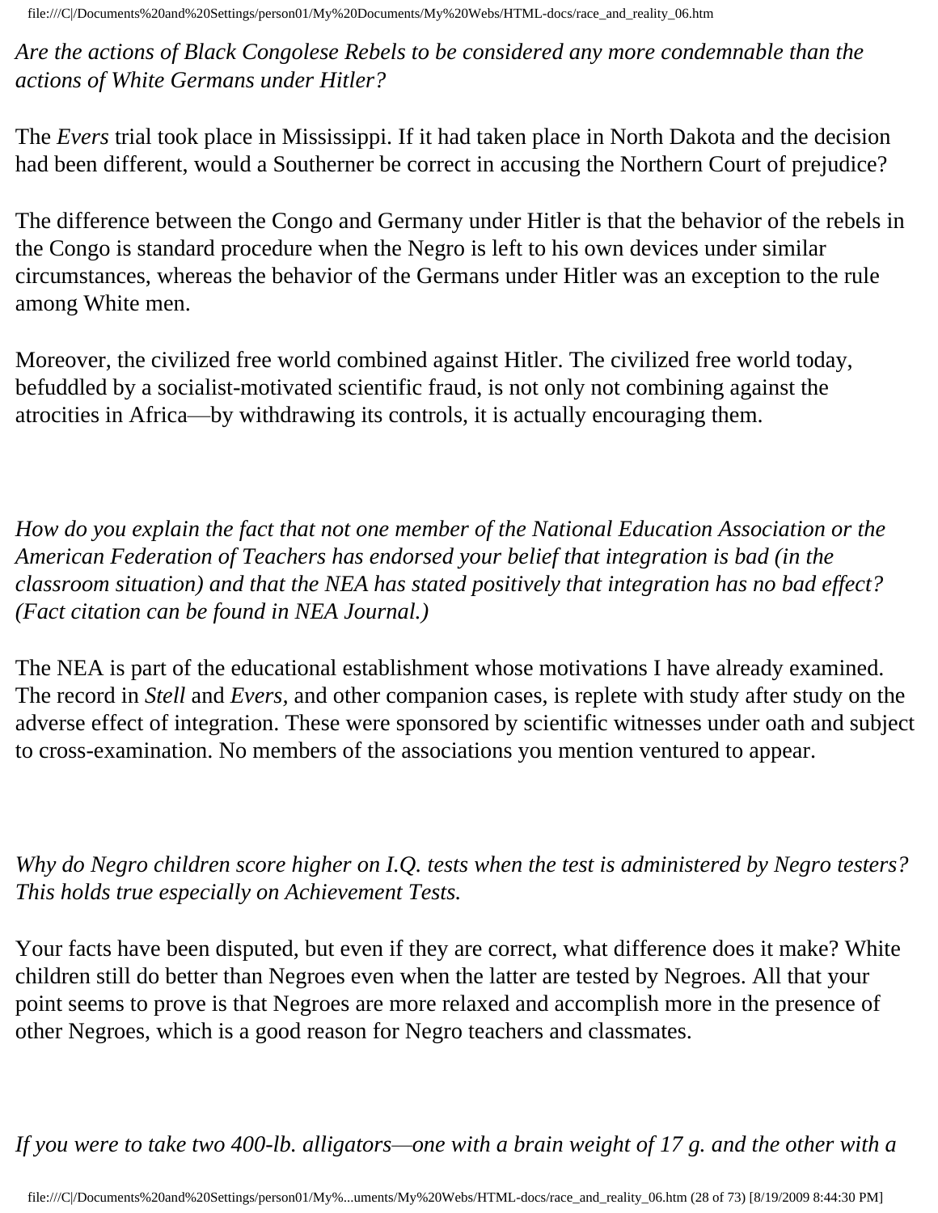*Are the actions of Black Congolese Rebels to be considered any more condemnable than the actions of White Germans under Hitler?*

The *Evers* trial took place in Mississippi. If it had taken place in North Dakota and the decision had been different, would a Southerner be correct in accusing the Northern Court of prejudice?

The difference between the Congo and Germany under Hitler is that the behavior of the rebels in the Congo is standard procedure when the Negro is left to his own devices under similar circumstances, whereas the behavior of the Germans under Hitler was an exception to the rule among White men.

Moreover, the civilized free world combined against Hitler. The civilized free world today, befuddled by a socialist-motivated scientific fraud, is not only not combining against the atrocities in Africa—by withdrawing its controls, it is actually encouraging them.

*How do you explain the fact that not one member of the National Education Association or the American Federation of Teachers has endorsed your belief that integration is bad (in the classroom situation) and that the NEA has stated positively that integration has no bad effect? (Fact citation can be found in NEA Journal.)*

The NEA is part of the educational establishment whose motivations I have already examined. The record in *Stell* and *Evers,* and other companion cases, is replete with study after study on the adverse effect of integration. These were sponsored by scientific witnesses under oath and subject to cross-examination. No members of the associations you mention ventured to appear.

*Why do Negro children score higher on I.Q. tests when the test is administered by Negro testers? This holds true especially on Achievement Tests.*

Your facts have been disputed, but even if they are correct, what difference does it make? White children still do better than Negroes even when the latter are tested by Negroes. All that your point seems to prove is that Negroes are more relaxed and accomplish more in the presence of other Negroes, which is a good reason for Negro teachers and classmates.

*If you were to take two 400-lb. alligators—one with a brain weight of 17 g. and the other with a*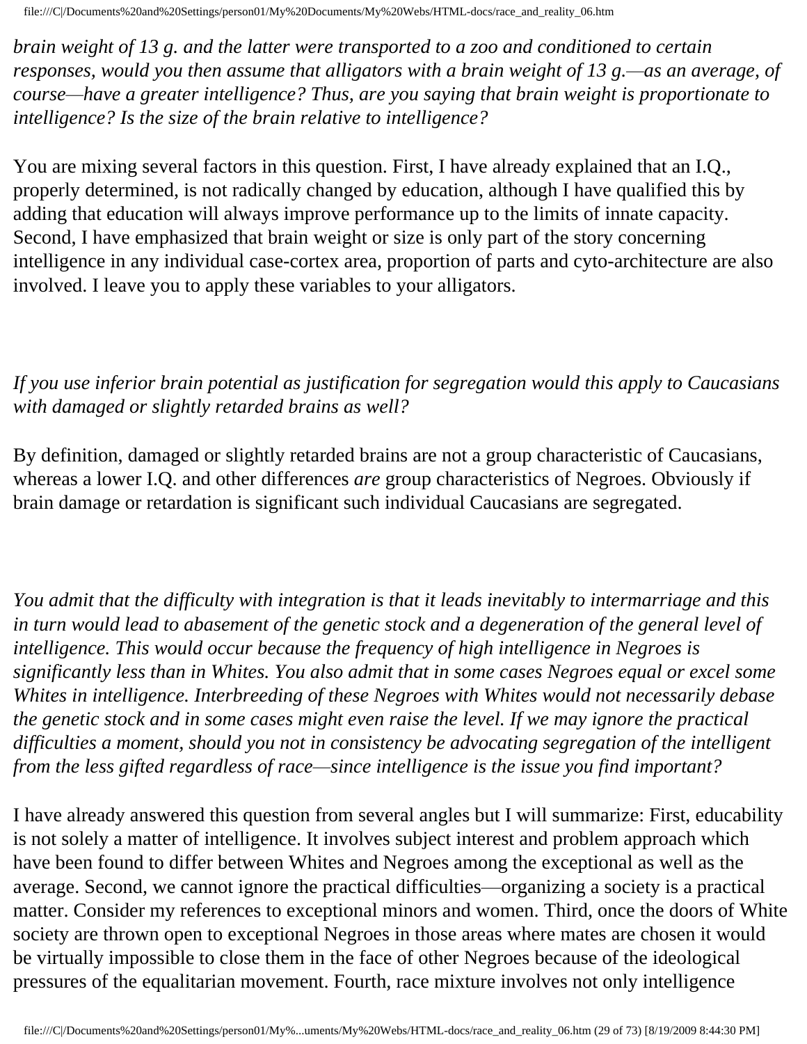*brain weight of 13 g. and the latter were transported to a zoo and conditioned to certain responses, would you then assume that alligators with a brain weight of 13 g.—as an average, of course—have a greater intelligence? Thus, are you saying that brain weight is proportionate to intelligence? Is the size of the brain relative to intelligence?*

You are mixing several factors in this question. First, I have already explained that an I.Q., properly determined, is not radically changed by education, although I have qualified this by adding that education will always improve performance up to the limits of innate capacity. Second, I have emphasized that brain weight or size is only part of the story concerning intelligence in any individual case-cortex area, proportion of parts and cyto-architecture are also involved. I leave you to apply these variables to your alligators.

*If you use inferior brain potential as justification for segregation would this apply to Caucasians with damaged or slightly retarded brains as well?*

By definition, damaged or slightly retarded brains are not a group characteristic of Caucasians, whereas a lower I.Q. and other differences *are* group characteristics of Negroes. Obviously if brain damage or retardation is significant such individual Caucasians are segregated.

*You admit that the difficulty with integration is that it leads inevitably to intermarriage and this in turn would lead to abasement of the genetic stock and a degeneration of the general level of intelligence. This would occur because the frequency of high intelligence in Negroes is significantly less than in Whites. You also admit that in some cases Negroes equal or excel some Whites in intelligence. Interbreeding of these Negroes with Whites would not necessarily debase the genetic stock and in some cases might even raise the level. If we may ignore the practical difficulties a moment, should you not in consistency be advocating segregation of the intelligent from the less gifted regardless of race—since intelligence is the issue you find important?*

I have already answered this question from several angles but I will summarize: First, educability is not solely a matter of intelligence. It involves subject interest and problem approach which have been found to differ between Whites and Negroes among the exceptional as well as the average. Second, we cannot ignore the practical difficulties—organizing a society is a practical matter. Consider my references to exceptional minors and women. Third, once the doors of White society are thrown open to exceptional Negroes in those areas where mates are chosen it would be virtually impossible to close them in the face of other Negroes because of the ideological pressures of the equalitarian movement. Fourth, race mixture involves not only intelligence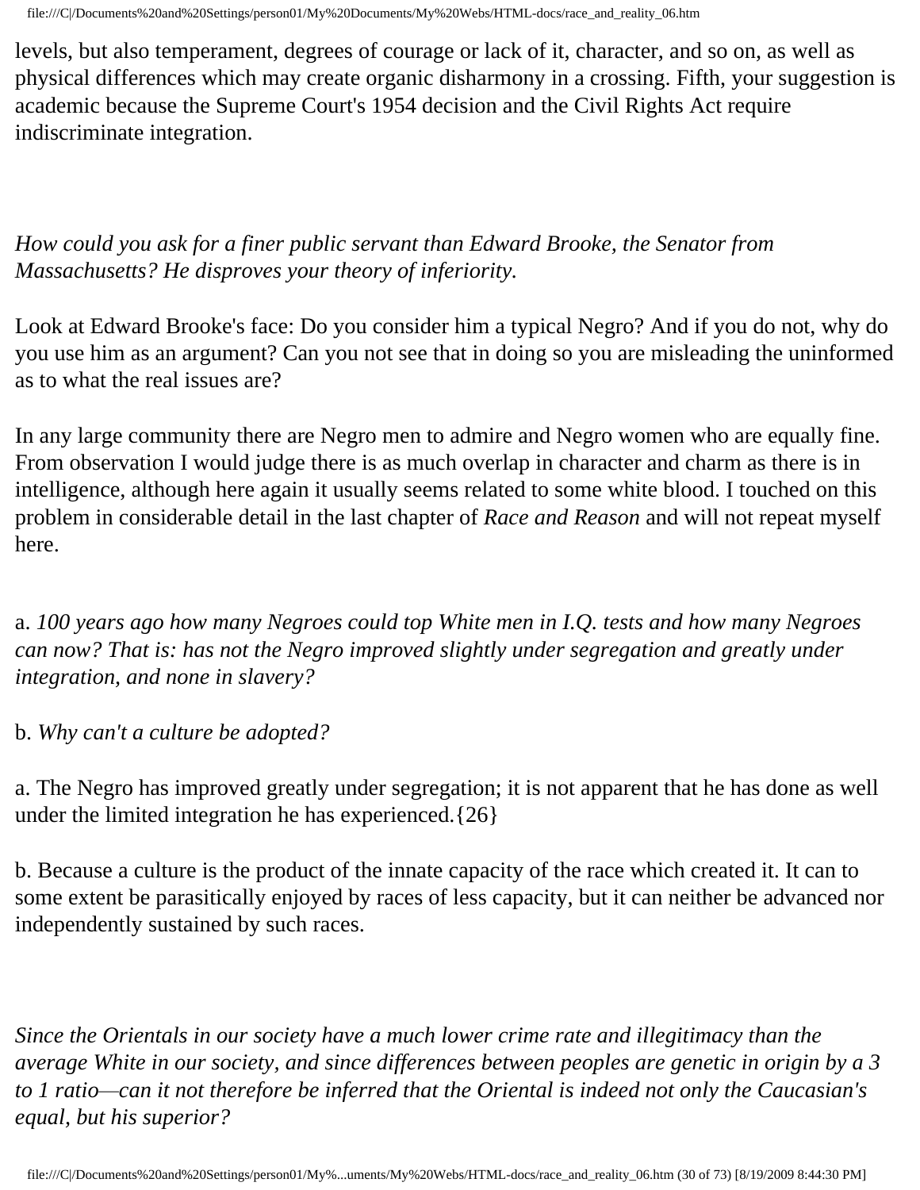levels, but also temperament, degrees of courage or lack of it, character, and so on, as well as physical differences which may create organic disharmony in a crossing. Fifth, your suggestion is academic because the Supreme Court's 1954 decision and the Civil Rights Act require indiscriminate integration.

*How could you ask for a finer public servant than Edward Brooke, the Senator from Massachusetts? He disproves your theory of inferiority.*

Look at Edward Brooke's face: Do you consider him a typical Negro? And if you do not, why do you use him as an argument? Can you not see that in doing so you are misleading the uninformed as to what the real issues are?

In any large community there are Negro men to admire and Negro women who are equally fine. From observation I would judge there is as much overlap in character and charm as there is in intelligence, although here again it usually seems related to some white blood. I touched on this problem in considerable detail in the last chapter of *Race and Reason* and will not repeat myself here.

a. *100 years ago how many Negroes could top White men in I.Q. tests and how many Negroes can now? That is: has not the Negro improved slightly under segregation and greatly under integration, and none in slavery?*

b. *Why can't a culture be adopted?*

a. The Negro has improved greatly under segregation; it is not apparent that he has done as well under the limited integration he has experienced.{26}

b. Because a culture is the product of the innate capacity of the race which created it. It can to some extent be parasitically enjoyed by races of less capacity, but it can neither be advanced nor independently sustained by such races.

*Since the Orientals in our society have a much lower crime rate and illegitimacy than the average White in our society, and since differences between peoples are genetic in origin by a 3 to 1 ratio—can it not therefore be inferred that the Oriental is indeed not only the Caucasian's equal, but his superior?*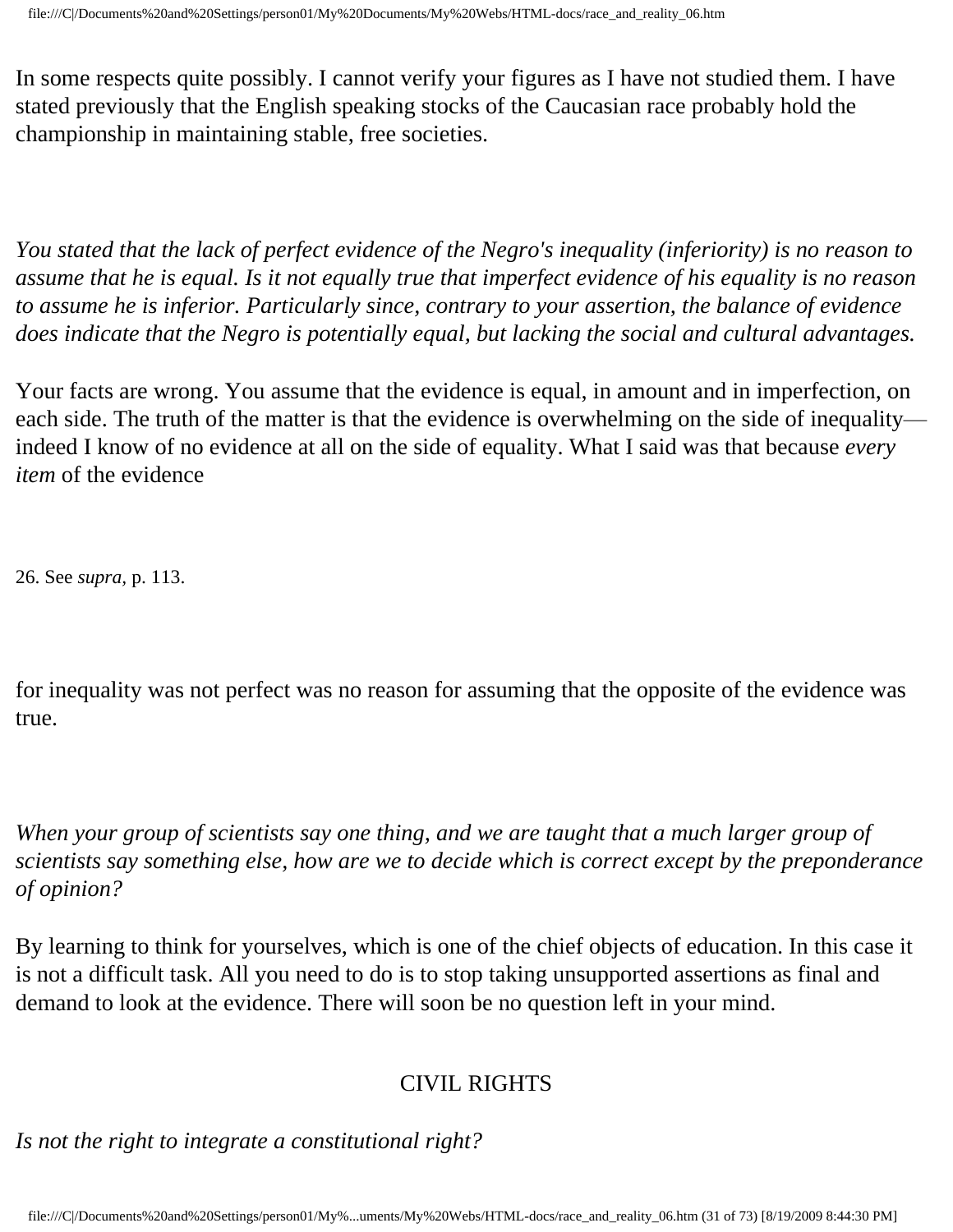In some respects quite possibly. I cannot verify your figures as I have not studied them. I have stated previously that the English speaking stocks of the Caucasian race probably hold the championship in maintaining stable, free societies.

*You stated that the lack of perfect evidence of the Negro's inequality (inferiority) is no reason to assume that he is equal. Is it not equally true that imperfect evidence of his equality is no reason to assume he is inferior. Particularly since, contrary to your assertion, the balance of evidence does indicate that the Negro is potentially equal, but lacking the social and cultural advantages.*

Your facts are wrong. You assume that the evidence is equal, in amount and in imperfection, on each side. The truth of the matter is that the evidence is overwhelming on the side of inequality—indeed I know of no evidence at all on the side of equality. What I said was that because *every item* of the evidence for inequality was not perfect was no reason for assuming that the opposite of the evidence was true.

26. See *supra,* p. 113.

*When your group of scientists say one thing, and we are taught that a much larger group of scientists say something else, how are we to decide which is correct except by the preponderance of opinion?*

By learning to think for yourselves, which is one of the chief objects of education. In this case it is not a difficult task. All you need to do is to stop taking unsupported assertions as final and demand to look at the evidence. There will soon be no question left in your mind.

## CIVIL RIGHTS

*Is not the right to integrate a constitutional right?*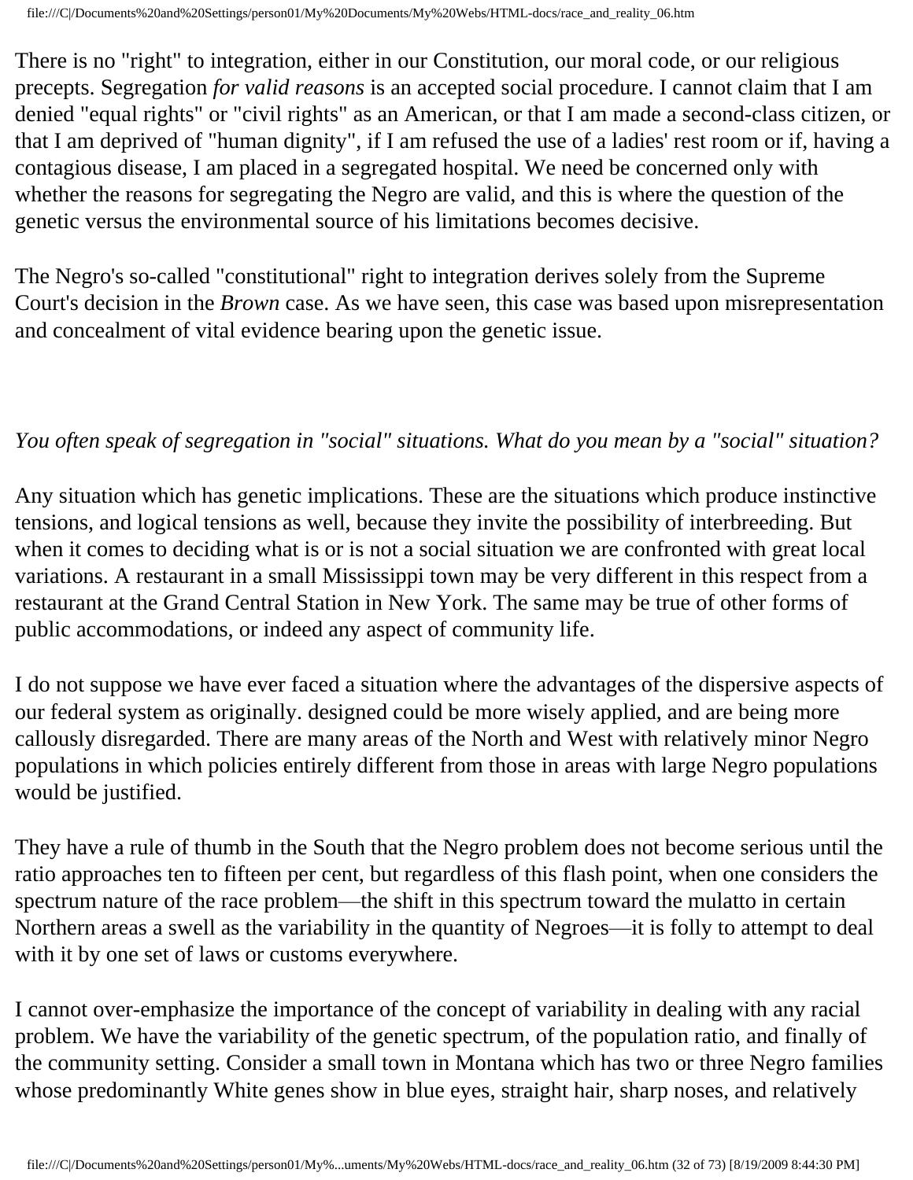There is no "right" to integration, either in our Constitution, our moral code, or our religious precepts. Segregation *for valid reasons* is an accepted social procedure. I cannot claim that I am denied "equal rights" or "civil rights" as an American, or that I am made a second-class citizen, or that I am deprived of "human dignity", if I am refused the use of a ladies' rest room or if, having a contagious disease, I am placed in a segregated hospital. We need be concerned only with whether the reasons for segregating the Negro are valid, and this is where the question of the genetic versus the environmental source of his limitations becomes decisive.

The Negro's so-called "constitutional" right to integration derives solely from the Supreme Court's decision in the *Brown* case. As we have seen, this case was based upon misrepresentation and concealment of vital evidence bearing upon the genetic issue.

*You often speak of segregation in "social" situations. What do you mean by a "social" situation?*

Any situation which has genetic implications. These are the situations which produce instinctive tensions, and logical tensions as well, because they invite the possibility of interbreeding. But when it comes to deciding what is or is not a social situation we are confronted with great local variations. A restaurant in a small Mississippi town may be very different in this respect from a restaurant at the Grand Central Station in New York. The same may be true of other forms of public accommodations, or indeed any aspect of community life.

I do not suppose we have ever faced a situation where the advantages of the dispersive aspects of our federal system as originally. designed could be more wisely applied, and are being more callously disregarded. There are many areas of the North and West with relatively minor Negro populations in which policies entirely different from those in areas with large Negro populations would be justified.

They have a rule of thumb in the South that the Negro problem does not become serious until the ratio approaches ten to fifteen per cent, but regardless of this flash point, when one considers the spectrum nature of the race problem—the shift in this spectrum toward the mulatto in certain Northern areas a swell as the variability in the quantity of Negroes—it is folly to attempt to deal with it by one set of laws or customs everywhere.

I cannot over-emphasize the importance of the concept of variability in dealing with any racial problem. We have the variability of the genetic spectrum, of the population ratio, and finally of the community setting. Consider a small town in Montana which has two or three Negro families whose predominantly White genes show in blue eyes, straight hair, sharp noses, and relatively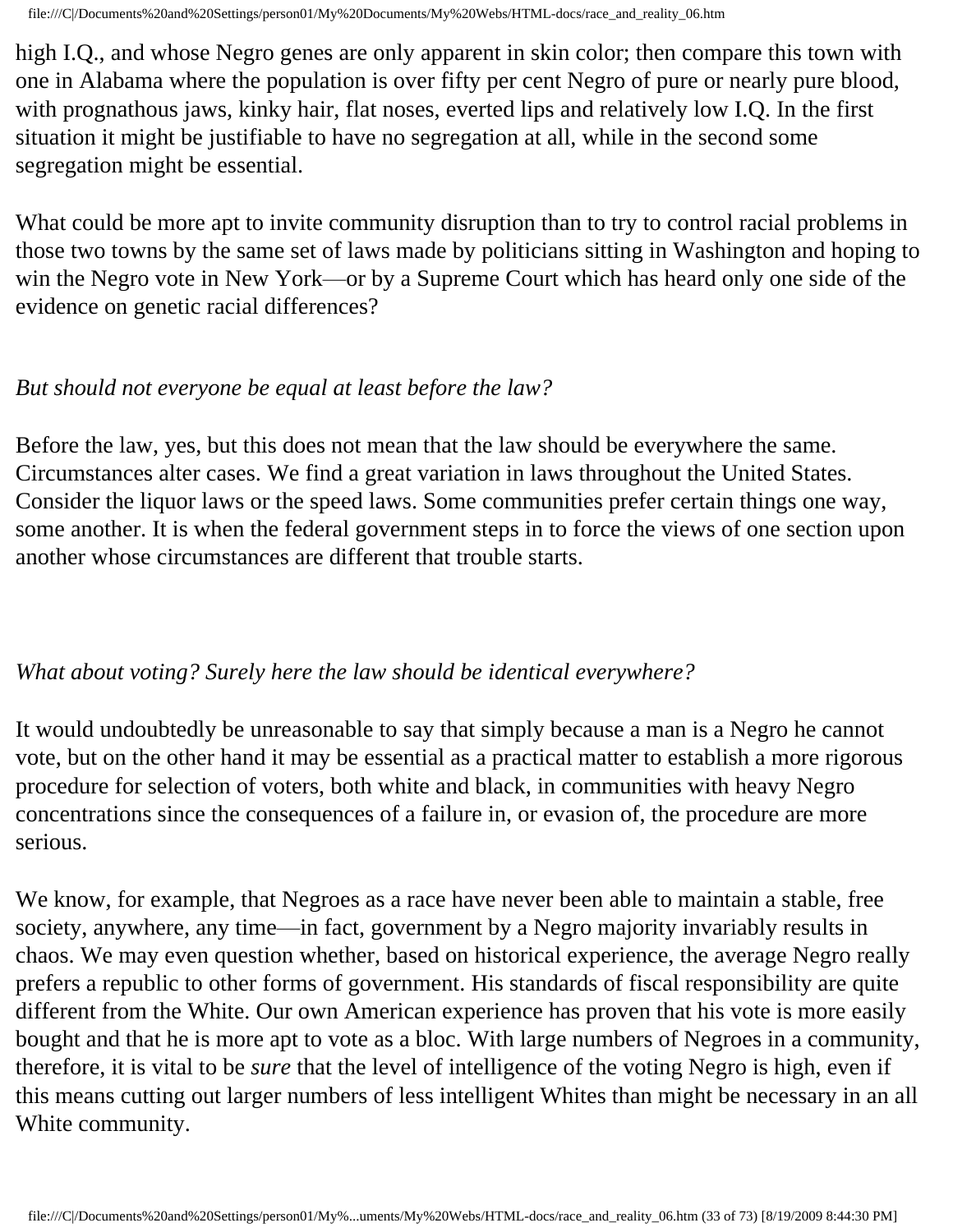high I.Q., and whose Negro genes are only apparent in skin color; then compare this town with one in Alabama where the population is over fifty per cent Negro of pure or nearly pure blood, with prognathous jaws, kinky hair, flat noses, everted lips and relatively low I.Q. In the first situation it might be justifiable to have no segregation at all, while in the second some segregation might be essential.

What could be more apt to invite community disruption than to try to control racial problems in those two towns by the same set of laws made by politicians sitting in Washington and hoping to win the Negro vote in New York—or by a Supreme Court which has heard only one side of the evidence on genetic racial differences?

*But should not everyone be equal at least before the law?*

Before the law, yes, but this does not mean that the law should be everywhere the same. Circumstances alter cases. We find a great variation in laws throughout the United States. Consider the liquor laws or the speed laws. Some communities prefer certain things one way, some another. It is when the federal government steps in to force the views of one section upon another whose circumstances are different that trouble starts.

*What about voting? Surely here the law should be identical everywhere?*

It would undoubtedly be unreasonable to say that simply because a man is a Negro he cannot vote, but on the other hand it may be essential as a practical matter to establish a more rigorous procedure for selection of voters, both white and black, in communities with heavy Negro concentrations since the consequences of a failure in, or evasion of, the procedure are more serious.

We know, for example, that Negroes as a race have never been able to maintain a stable, free society, anywhere, any time—in fact, government by a Negro majority invariably results in chaos. We may even question whether, based on historical experience, the average Negro really prefers a republic to other forms of government. His standards of fiscal responsibility are quite different from the White. Our own American experience has proven that his vote is more easily bought and that he is more apt to vote as a bloc. With large numbers of Negroes in a community, therefore, it is vital to be *sure* that the level of intelligence of the voting Negro is high, even if this means cutting out larger numbers of less intelligent Whites than might be necessary in an all White community.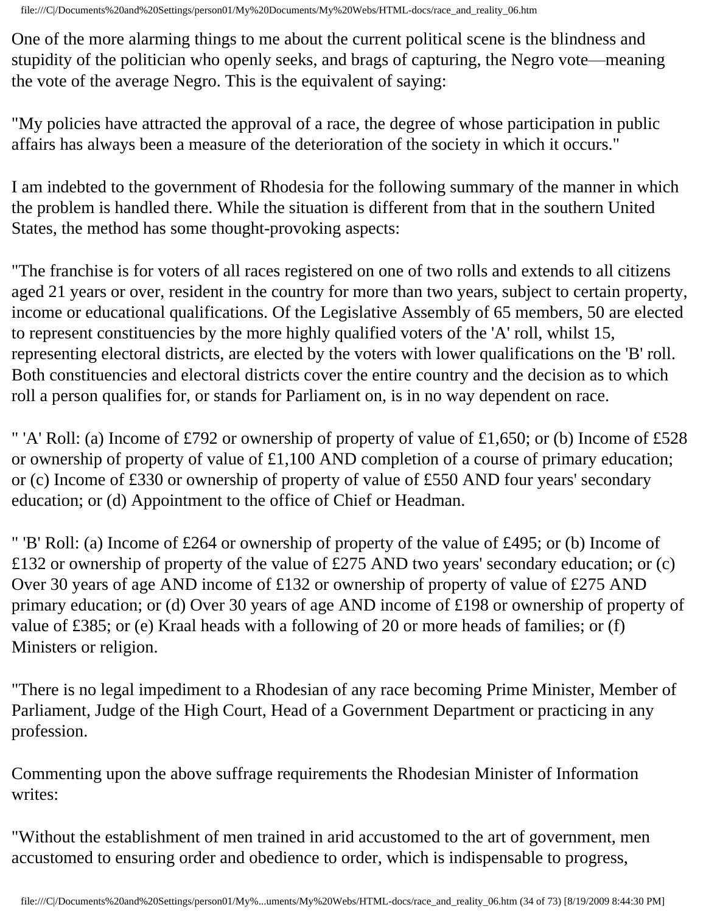One of the more alarming things to me about the current political scene is the blindness and stupidity of the politician who openly seeks, and brags of capturing, the Negro vote—meaning the vote of the average Negro. This is the equivalent of saying:

"My policies have attracted the approval of a race, the degree of whose participation in public affairs has always been a measure of the deterioration of the society in which it occurs."

I am indebted to the government of Rhodesia for the following summary of the manner in which the problem is handled there. While the situation is different from that in the southern United States, the method has some thought-provoking aspects:

"The franchise is for voters of all races registered on one of two rolls and extends to all citizens aged 21 years or over, resident in the country for more than two years, subject to certain property, income or educational qualifications. Of the Legislative Assembly of 65 members, 50 are elected to represent constituencies by the more highly qualified voters of the 'A' roll, whilst 15, representing electoral districts, are elected by the voters with lower qualifications on the 'B' roll. Both constituencies and electoral districts cover the entire country and the decision as to which roll a person qualifies for, or stands for Parliament on, is in no way dependent on race.

" 'A' Roll: (a) Income of £792 or ownership of property of value of £1,650; or (b) Income of £528 or ownership of property of value of £1,100 AND completion of a course of primary education; or (c) Income of £330 or ownership of property of value of £550 AND four years' secondary education; or (d) Appointment to the office of Chief or Headman.

" 'B' Roll: (a) Income of £264 or ownership of property of the value of £495; or (b) Income of £132 or ownership of property of the value of £275 AND two years' secondary education; or (c) Over 30 years of age AND income of £132 or ownership of property of value of £275 AND primary education; or (d) Over 30 years of age AND income of £198 or ownership of property of value of £385; or (e) Kraal heads with a following of 20 or more heads of families; or (f) Ministers or religion.

"There is no legal impediment to a Rhodesian of any race becoming Prime Minister, Member of Parliament, Judge of the High Court, Head of a Government Department or practicing in any profession.

Commenting upon the above suffrage requirements the Rhodesian Minister of Information writes:

"Without the establishment of men trained in arid accustomed to the art of government, men accustomed to ensuring order and obedience to order, which is indispensable to progress,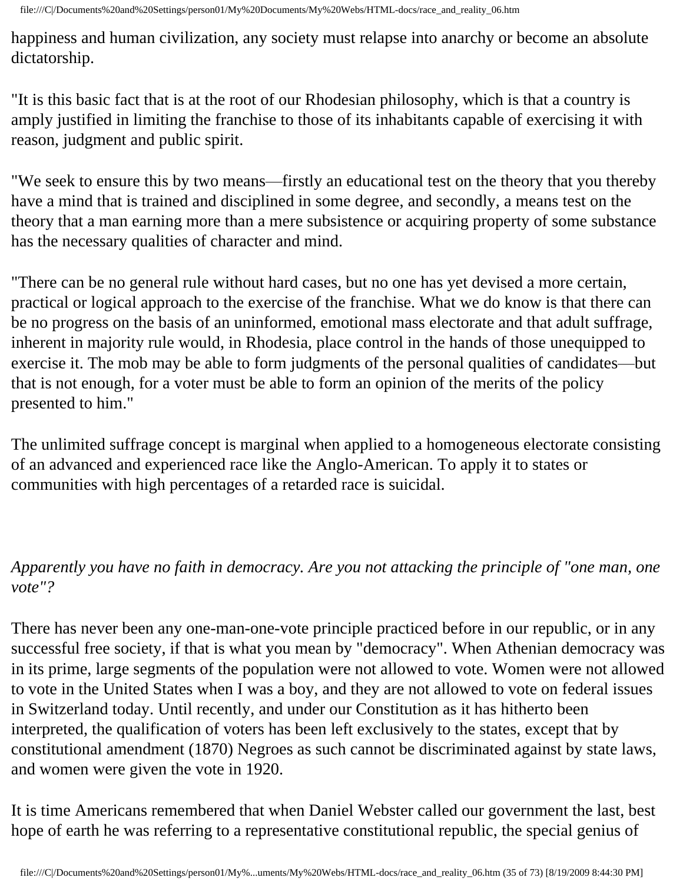happiness and human civilization, any society must relapse into anarchy or become an absolute dictatorship.

"It is this basic fact that is at the root of our Rhodesian philosophy, which is that a country is amply justified in limiting the franchise to those of its inhabitants capable of exercising it with reason, judgment and public spirit.

"We seek to ensure this by two means—firstly an educational test on the theory that you thereby have a mind that is trained and disciplined in some degree, and secondly, a means test on the theory that a man earning more than a mere subsistence or acquiring property of some substance has the necessary qualities of character and mind.

"There can be no general rule without hard cases, but no one has yet devised a more certain, practical or logical approach to the exercise of the franchise. What we do know is that there can be no progress on the basis of an uninformed, emotional mass electorate and that adult suffrage, inherent in majority rule would, in Rhodesia, place control in the hands of those unequipped to exercise it. The mob may be able to form judgments of the personal qualities of candidates—but that is not enough, for a voter must be able to form an opinion of the merits of the policy presented to him."

The unlimited suffrage concept is marginal when applied to a homogeneous electorate consisting of an advanced and experienced race like the Anglo-American. To apply it to states or communities with high percentages of a retarded race is suicidal.

*Apparently you have no faith in democracy. Are you not attacking the principle of "one man, one vote"?*

There has never been any one-man-one-vote principle practiced before in our republic, or in any successful free society, if that is what you mean by "democracy". When Athenian democracy was in its prime, large segments of the population were not allowed to vote. Women were not allowed to vote in the United States when I was a boy, and they are not allowed to vote on federal issues in Switzerland today. Until recently, and under our Constitution as it has hitherto been interpreted, the qualification of voters has been left exclusively to the states, except that by constitutional amendment (1870) Negroes as such cannot be discriminated against by state laws, and women were given the vote in 1920.

It is time Americans remembered that when Daniel Webster called our government the last, best hope of earth he was referring to a representative constitutional republic, the special genius of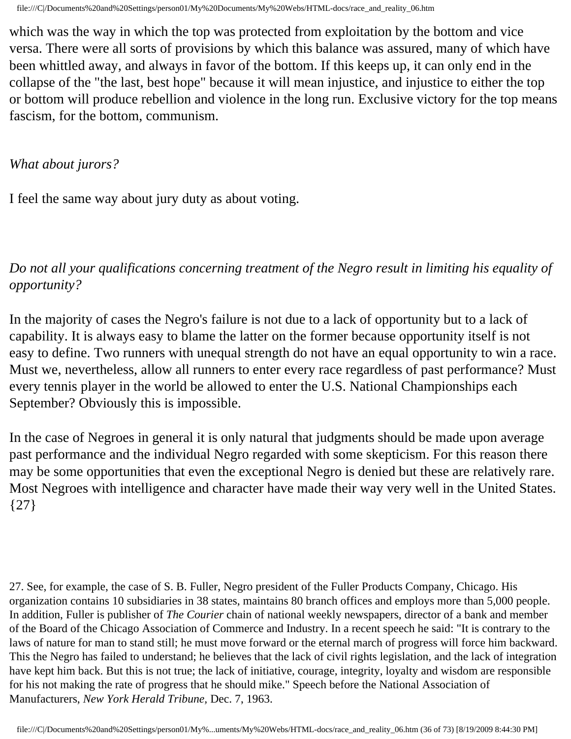which was the way in which the top was protected from exploitation by the bottom and vice versa. There were all sorts of provisions by which this balance was assured, many of which have been whittled away, and always in favor of the bottom. If this keeps up, it can only end in the collapse of the "the last, best hope" because it will mean injustice, and injustice to either the top or bottom will produce rebellion and violence in the long run. Exclusive victory for the top means fascism, for the bottom, communism.

*What about jurors?*

I feel the same way about jury duty as about voting.

*Do not all your qualifications concerning treatment of the Negro result in limiting his equality of opportunity?*

In the majority of cases the Negro's failure is not due to a lack of opportunity but to a lack of capability. It is always easy to blame the latter on the former because opportunity itself is not easy to define. Two runners with unequal strength do not have an equal opportunity to win a race. Must we, nevertheless, allow all runners to enter every race regardless of past performance? Must every tennis player in the world be allowed to enter the U.S. National Championships each September? Obviously this is impossible.

In the case of Negroes in general it is only natural that judgments should be made upon average past performance and the individual Negro regarded with some skepticism. For this reason there may be some opportunities that even the exceptional Negro is denied but these are relatively rare. Most Negroes with intelligence and character have made their way very well in the United States. {27}

27. See, for example, the case of S. B. Fuller, Negro president of the Fuller Products Company, Chicago. His organization contains 10 subsidiaries in 38 states, maintains 80 branch offices and employs more than 5,000 people. In addition, Fuller is publisher of *The Courier* chain of national weekly newspapers, director of a bank and member of the Board of the Chicago Association of Commerce and Industry. In a recent speech he said: "It is contrary to the laws of nature for man to stand still; he must move forward or the eternal march of progress will force him backward. This the Negro has failed to understand; he believes that the lack of civil rights legislation, and the lack of integration have kept him back. But this is not true; the lack of initiative, courage, integrity, loyalty and wisdom are responsible for his not making the rate of progress that he should mike." Speech before the National Association of Manufacturers, *New York Herald Tribune*, Dec. 7, 1963.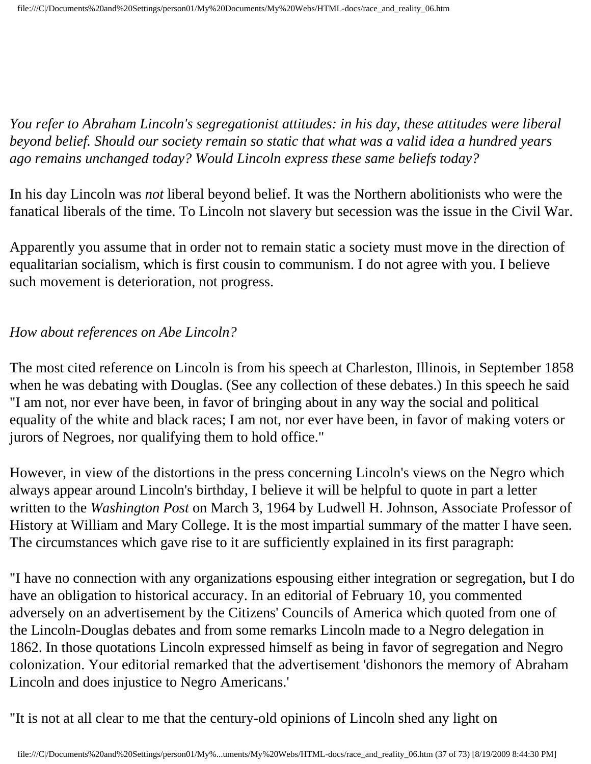*You refer to Abraham Lincoln's segregationist attitudes: in his day, these attitudes were liberal beyond belief. Should our society remain so static that what was a valid idea a hundred years ago remains unchanged today? Would Lincoln express these same beliefs today?*

In his day Lincoln was *not* liberal beyond belief. It was the Northern abolitionists who were the fanatical liberals of the time. To Lincoln not slavery but secession was the issue in the Civil War.

Apparently you assume that in order not to remain static a society must move in the direction of equalitarian socialism, which is first cousin to communism. I do not agree with you. I believe such movement is deterioration, not progress.

*How about references on Abe Lincoln?*

The most cited reference on Lincoln is from his speech at Charleston, Illinois, in September 1858 when he was debating with Douglas. (See any collection of these debates.) In this speech he said "I am not, nor ever have been, in favor of bringing about in any way the social and political equality of the white and black races; I am not, nor ever have been, in favor of making voters or jurors of Negroes, nor qualifying them to hold office."

However, in view of the distortions in the press concerning Lincoln's views on the Negro which always appear around Lincoln's birthday, I believe it will be helpful to quote in part a letter written to the *Washington Post* on March 3, 1964 by Ludwell H. Johnson, Associate Professor of History at William and Mary College. It is the most impartial summary of the matter I have seen. The circumstances which gave rise to it are sufficiently explained in its first paragraph:

"I have no connection with any organizations espousing either integration or segregation, but I do have an obligation to historical accuracy. In an editorial of February 10, you commented adversely on an advertisement by the Citizens' Councils of America which quoted from one of the Lincoln-Douglas debates and from some remarks Lincoln made to a Negro delegation in 1862. In those quotations Lincoln expressed himself as being in favor of segregation and Negro colonization. Your editorial remarked that the advertisement 'dishonors the memory of Abraham Lincoln and does injustice to Negro Americans.'

"It is not at all clear to me that the century-old opinions of Lincoln shed any light on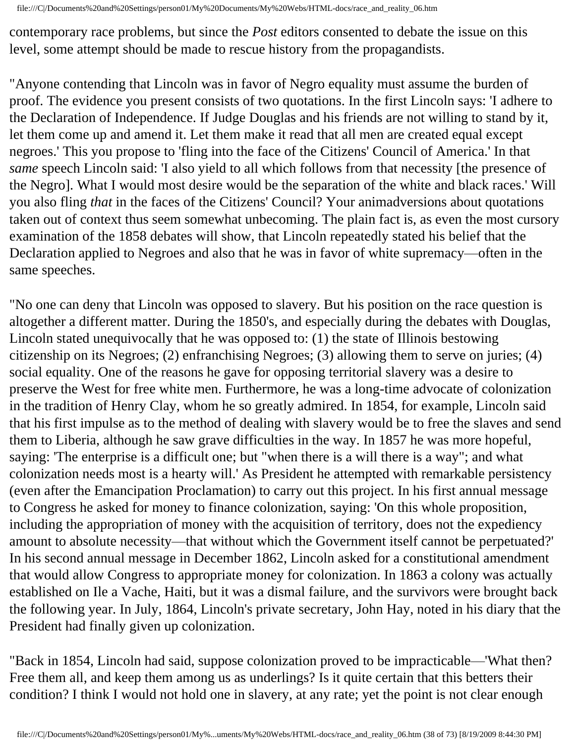contemporary race problems, but since the *Post* editors consented to debate the issue on this level, some attempt should be made to rescue history from the propagandists.

"Anyone contending that Lincoln was in favor of Negro equality must assume the burden of proof. The evidence you present consists of two quotations. In the first Lincoln says: 'I adhere to the Declaration of Independence. If Judge Douglas and his friends are not willing to stand by it, let them come up and amend it. Let them make it read that all men are created equal except negroes.' This you propose to 'fling into the face of the Citizens' Council of America.' In that *same* speech Lincoln said: 'I also yield to all which follows from that necessity [the presence of the Negro]. What I would most desire would be the separation of the white and black races.' Will you also fling *that* in the faces of the Citizens' Council? Your animadversions about quotations taken out of context thus seem somewhat unbecoming. The plain fact is, as even the most cursory examination of the 1858 debates will show, that Lincoln repeatedly stated his belief that the Declaration applied to Negroes and also that he was in favor of white supremacy—often in the same speeches.

"No one can deny that Lincoln was opposed to slavery. But his position on the race question is altogether a different matter. During the 1850's, and especially during the debates with Douglas, Lincoln stated unequivocally that he was opposed to: (1) the state of Illinois bestowing citizenship on its Negroes; (2) enfranchising Negroes; (3) allowing them to serve on juries; (4) social equality. One of the reasons he gave for opposing territorial slavery was a desire to preserve the West for free white men. Furthermore, he was a long-time advocate of colonization in the tradition of Henry Clay, whom he so greatly admired. In 1854, for example, Lincoln said that his first impulse as to the method of dealing with slavery would be to free the slaves and send them to Liberia, although he saw grave difficulties in the way. In 1857 he was more hopeful, saying: 'The enterprise is a difficult one; but "when there is a will there is a way"; and what colonization needs most is a hearty will.' As President he attempted with remarkable persistency (even after the Emancipation Proclamation) to carry out this project. In his first annual message to Congress he asked for money to finance colonization, saying: 'On this whole proposition, including the appropriation of money with the acquisition of territory, does not the expediency amount to absolute necessity—that without which the Government itself cannot be perpetuated?' In his second annual message in December 1862, Lincoln asked for a constitutional amendment that would allow Congress to appropriate money for colonization. In 1863 a colony was actually established on Ile a Vache, Haiti, but it was a dismal failure, and the survivors were brought back the following year. In July, 1864, Lincoln's private secretary, John Hay, noted in his diary that the President had finally given up colonization.

"Back in 1854, Lincoln had said, suppose colonization proved to be impracticable—'What then? Free them all, and keep them among us as underlings? Is it quite certain that this betters their condition? I think I would not hold one in slavery, at any rate; yet the point is not clear enough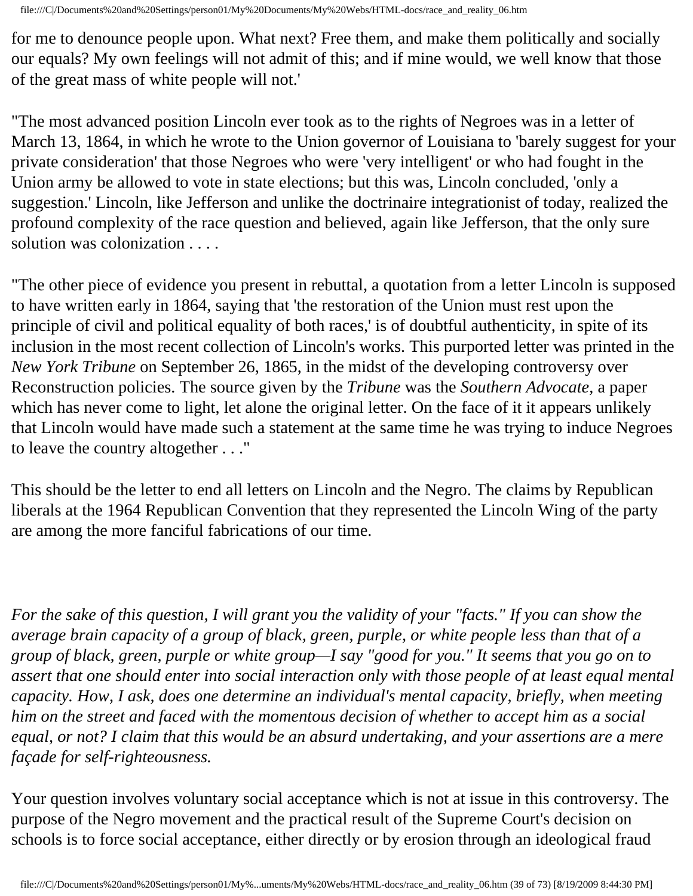for me to denounce people upon. What next? Free them, and make them politically and socially our equals? My own feelings will not admit of this; and if mine would, we well know that those of the great mass of white people will not.'

"The most advanced position Lincoln ever took as to the rights of Negroes was in a letter of March 13, 1864, in which he wrote to the Union governor of Louisiana to 'barely suggest for your private consideration' that those Negroes who were 'very intelligent' or who had fought in the Union army be allowed to vote in state elections; but this was, Lincoln concluded, 'only a suggestion.' Lincoln, like Jefferson and unlike the doctrinaire integrationist of today, realized the profound complexity of the race question and believed, again like Jefferson, that the only sure solution was colonization . . . .

"The other piece of evidence you present in rebuttal, a quotation from a letter Lincoln is supposed to have written early in 1864, saying that 'the restoration of the Union must rest upon the principle of civil and political equality of both races,' is of doubtful authenticity, in spite of its inclusion in the most recent collection of Lincoln's works. This purported letter was printed in the *New York Tribune* on September 26, 1865, in the midst of the developing controversy over Reconstruction policies. The source given by the *Tribune* was the *Southern Advocate,* a paper which has never come to light, let alone the original letter. On the face of it it appears unlikely that Lincoln would have made such a statement at the same time he was trying to induce Negroes to leave the country altogether . . ."

This should be the letter to end all letters on Lincoln and the Negro. The claims by Republican liberals at the 1964 Republican Convention that they represented the Lincoln Wing of the party are among the more fanciful fabrications of our time.

*For the sake of this question, I will grant you the validity of your "facts." If you can show the average brain capacity of a group of black, green, purple, or white people less than that of a group of black, green, purple or white group—I say "good for you." It seems that you go on to assert that one should enter into social interaction only with those people of at least equal mental capacity. How, I ask, does one determine an individual's mental capacity, briefly, when meeting him on the street and faced with the momentous decision of whether to accept him as a social equal, or not? I claim that this would be an absurd undertaking, and your assertions are a mere façade for self-righteousness.*

Your question involves voluntary social acceptance which is not at issue in this controversy. The purpose of the Negro movement and the practical result of the Supreme Court's decision on schools is to force social acceptance, either directly or by erosion through an ideological fraud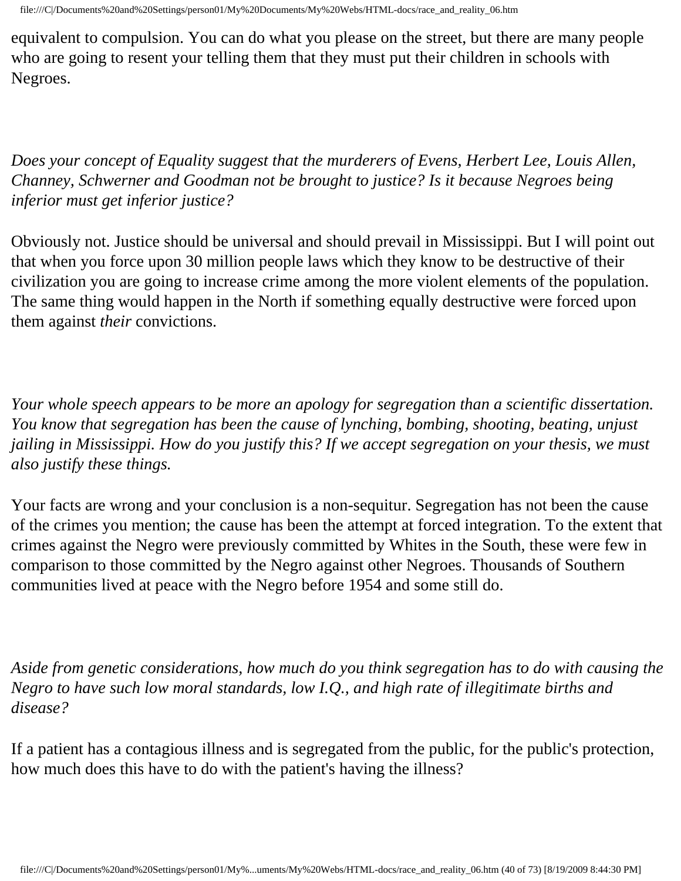equivalent to compulsion. You can do what you please on the street, but there are many people who are going to resent your telling them that they must put their children in schools with Negroes.

*Does your concept of Equality suggest that the murderers of Evens, Herbert Lee, Louis Allen, Channey, Schwerner and Goodman not be brought to justice? Is it because Negroes being inferior must get inferior justice?*

Obviously not. Justice should be universal and should prevail in Mississippi. But I will point out that when you force upon 30 million people laws which they know to be destructive of their civilization you are going to increase crime among the more violent elements of the population. The same thing would happen in the North if something equally destructive were forced upon them against *their* convictions.

*Your whole speech appears to be more an apology for segregation than a scientific dissertation. You know that segregation has been the cause of lynching, bombing, shooting, beating, unjust jailing in Mississippi. How do you justify this? If we accept segregation on your thesis, we must also justify these things.*

Your facts are wrong and your conclusion is a non-sequitur. Segregation has not been the cause of the crimes you mention; the cause has been the attempt at forced integration. To the extent that crimes against the Negro were previously committed by Whites in the South, these were few in comparison to those committed by the Negro against other Negroes. Thousands of Southern communities lived at peace with the Negro before 1954 and some still do.

*Aside from genetic considerations, how much do you think segregation has to do with causing the Negro to have such low moral standards, low I.Q., and high rate of illegitimate births and disease?*

If a patient has a contagious illness and is segregated from the public, for the public's protection, how much does this have to do with the patient's having the illness?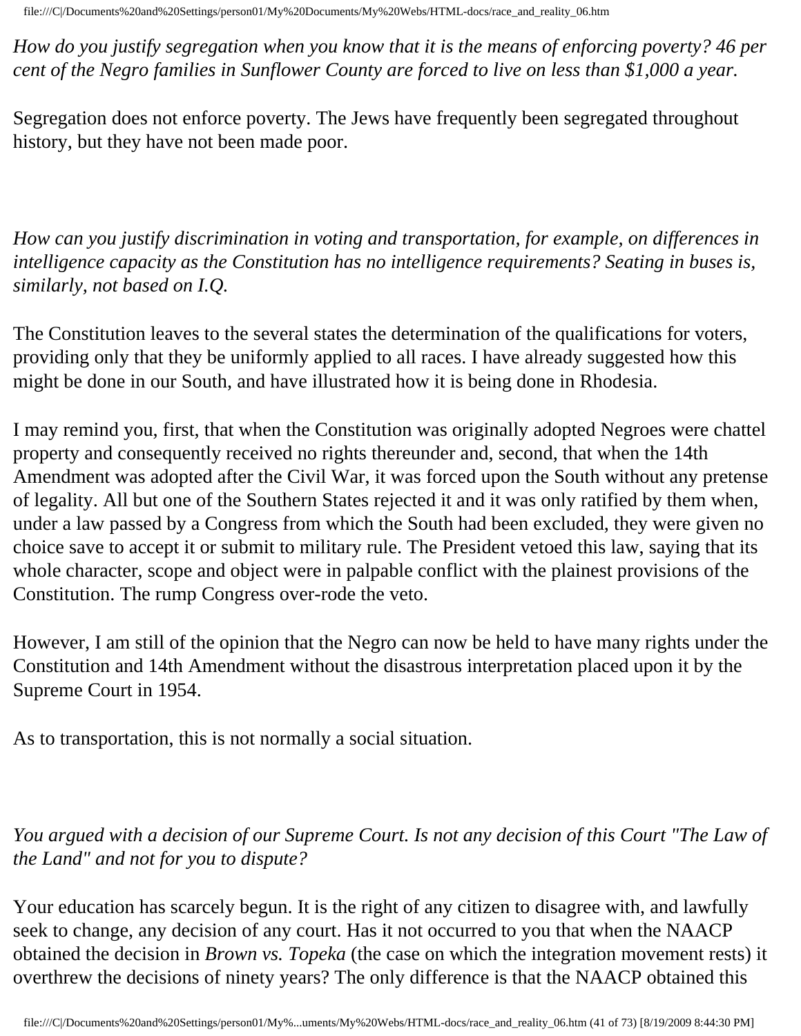*How do you justify segregation when you know that it is the means of enforcing poverty? 46 per cent of the Negro families in Sunflower County are forced to live on less than $1,000 a year.*

Segregation does not enforce poverty. The Jews have frequently been segregated throughout history, but they have not been made poor.

*How can you justify discrimination in voting and transportation, for example, on differences in intelligence capacity as the Constitution has no intelligence requirements? Seating in buses is, similarly, not based on I.Q.*

The Constitution leaves to the several states the determination of the qualifications for voters, providing only that they be uniformly applied to all races. I have already suggested how this might be done in our South, and have illustrated how it is being done in Rhodesia.

I may remind you, first, that when the Constitution was originally adopted Negroes were chattel property and consequently received no rights thereunder and, second, that when the 14th Amendment was adopted after the Civil War, it was forced upon the South without any pretense of legality. All but one of the Southern States rejected it and it was only ratified by them when, under a law passed by a Congress from which the South had been excluded, they were given no choice save to accept it or submit to military rule. The President vetoed this law, saying that its whole character, scope and object were in palpable conflict with the plainest provisions of the Constitution. The rump Congress over-rode the veto.

However, I am still of the opinion that the Negro can now be held to have many rights under the Constitution and 14th Amendment without the disastrous interpretation placed upon it by the Supreme Court in 1954.

As to transportation, this is not normally a social situation.

*You argued with a decision of our Supreme Court. Is not any decision of this Court "The Law of the Land" and not for you to dispute?*

Your education has scarcely begun. It is the right of any citizen to disagree with, and lawfully seek to change, any decision of any court. Has it not occurred to you that when the NAACP obtained the decision in *Brown vs. Topeka* (the case on which the integration movement rests) it overthrew the decisions of ninety years? The only difference is that the NAACP obtained this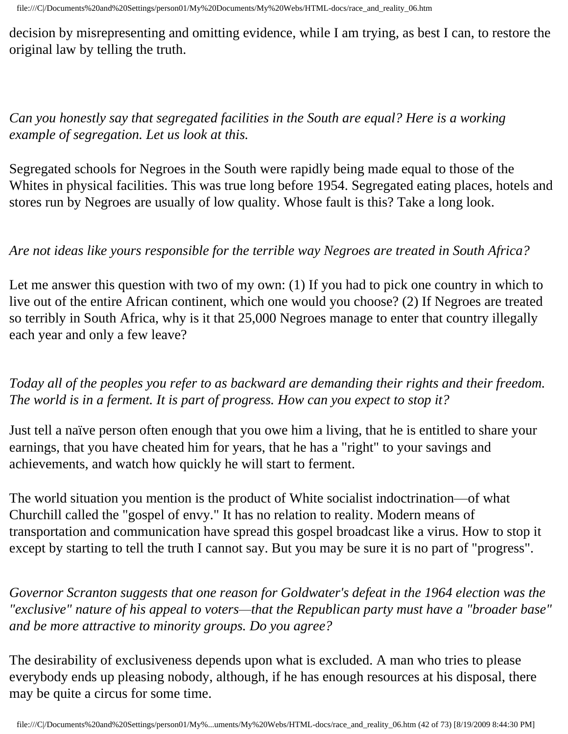decision by misrepresenting and omitting evidence, while I am trying, as best I can, to restore the original law by telling the truth.

*Can you honestly say that segregated facilities in the South are equal? Here is a working example of segregation. Let us look at this.*

Segregated schools for Negroes in the South were rapidly being made equal to those of the Whites in physical facilities. This was true long before 1954. Segregated eating places, hotels and stores run by Negroes are usually of low quality. Whose fault is this? Take a long look.

*Are not ideas like yours responsible for the terrible way Negroes are treated in South Africa?*

Let me answer this question with two of my own: (1) If you had to pick one country in which to live out of the entire African continent, which one would you choose? (2) If Negroes are treated so terribly in South Africa, why is it that 25,000 Negroes manage to enter that country illegally each year and only a few leave?

*Today all of the peoples you refer to as backward are demanding their rights and their freedom. The world is in a ferment. It is part of progress. How can you expect to stop it?*

Just tell a naïve person often enough that you owe him a living, that he is entitled to share your earnings, that you have cheated him for years, that he has a "right" to your savings and achievements, and watch how quickly he will start to ferment.

The world situation you mention is the product of White socialist indoctrination—of what Churchill called the "gospel of envy." It has no relation to reality. Modern means of transportation and communication have spread this gospel broadcast like a virus. How to stop it except by starting to tell the truth I cannot say. But you may be sure it is no part of "progress".

*Governor Scranton suggests that one reason for Goldwater's defeat in the 1964 election was the "exclusive" nature of his appeal to voters—that the Republican party must have a "broader base" and be more attractive to minority groups. Do you agree?*

The desirability of exclusiveness depends upon what is excluded. A man who tries to please everybody ends up pleasing nobody, although, if he has enough resources at his disposal, there may be quite a circus for some time.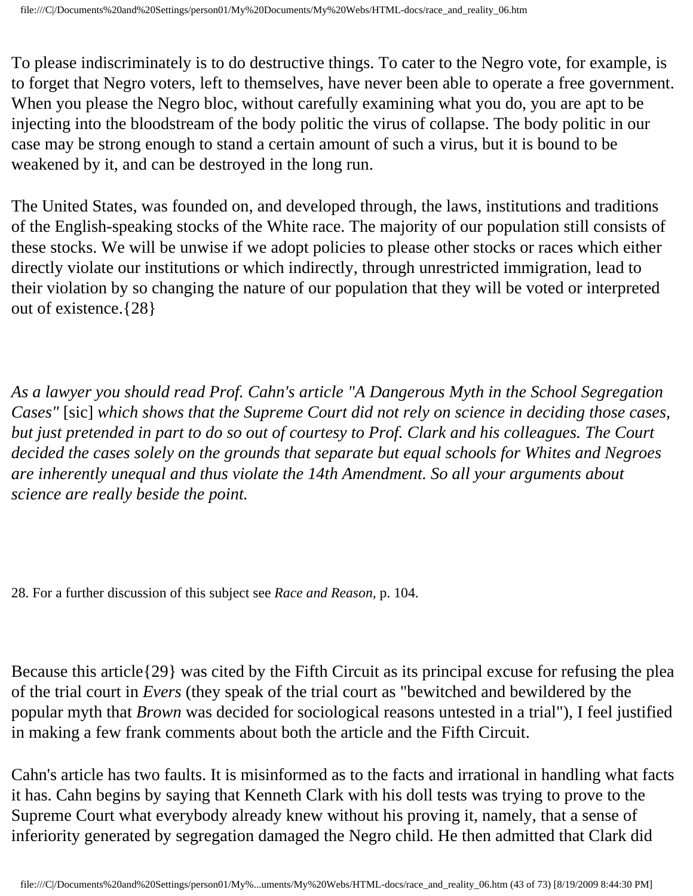To please indiscriminately is to do destructive things. To cater to the Negro vote, for example, is to forget that Negro voters, left to themselves, have never been able to operate a free government. When you please the Negro bloc, without carefully examining what you do, you are apt to be injecting into the bloodstream of the body politic the virus of collapse. The body politic in our case may be strong enough to stand a certain amount of such a virus, but it is bound to be weakened by it, and can be destroyed in the long run.

The United States, was founded on, and developed through, the laws, institutions and traditions of the English-speaking stocks of the White race. The majority of our population still consists of these stocks. We will be unwise if we adopt policies to please other stocks or races which either directly violate our institutions or which indirectly, through unrestricted immigration, lead to their violation by so changing the nature of our population that they will be voted or interpreted out of existence.{28}

*As a lawyer you should read Prof. Cahn's article "A Dangerous Myth in the School Segregation Cases"* [sic] *which shows that the Supreme Court did not rely on science in deciding those cases, but just pretended in part to do so out of courtesy to Prof. Clark and his colleagues. The Court decided the cases solely on the grounds that separate but equal schools for Whites and Negroes are inherently unequal and thus violate the 14th Amendment. So all your arguments about science are really beside the point.*

28. For a further discussion of this subject see *Race and Reason,* p. 104.

Because this article{29} was cited by the Fifth Circuit as its principal excuse for refusing the plea of the trial court in *Evers* (they speak of the trial court as "bewitched and bewildered by the popular myth that *Brown* was decided for sociological reasons untested in a trial"), I feel justified in making a few frank comments about both the article and the Fifth Circuit.

Cahn's article has two faults. It is misinformed as to the facts and irrational in handling what facts it has. Cahn begins by saying that Kenneth Clark with his doll tests was trying to prove to the Supreme Court what everybody already knew without his proving it, namely, that a sense of inferiority generated by segregation damaged the Negro child. He then admitted that Clark did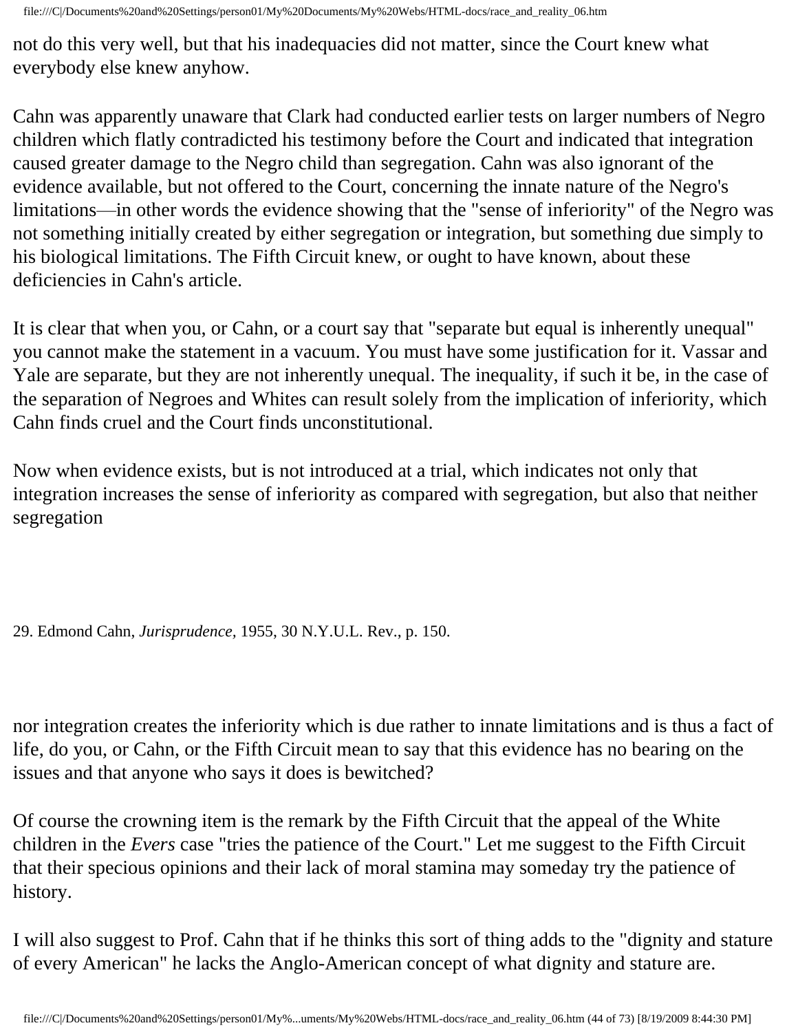not do this very well, but that his inadequacies did not matter, since the Court knew what everybody else knew anyhow.

Cahn was apparently unaware that Clark had conducted earlier tests on larger numbers of Negro children which flatly contradicted his testimony before the Court and indicated that integration caused greater damage to the Negro child than segregation. Cahn was also ignorant of the evidence available, but not offered to the Court, concerning the innate nature of the Negro's limitations—in other words the evidence showing that the "sense of inferiority" of the Negro was not something initially created by either segregation or integration, but something due simply to his biological limitations. The Fifth Circuit knew, or ought to have known, about these deficiencies in Cahn's article.

It is clear that when you, or Cahn, or a court say that "separate but equal is inherently unequal" you cannot make the statement in a vacuum. You must have some justification for it. Vassar and Yale are separate, but they are not inherently unequal. The inequality, if such it be, in the case of the separation of Negroes and Whites can result solely from the implication of inferiority, which Cahn finds cruel and the Court finds unconstitutional.

Now when evidence exists, but is not introduced at a trial, which indicates not only that integration increases the sense of inferiority as compared with segregation, but also that neither segregation nor integration creates the inferiority which is due rather to innate limitations and is thus a fact of life, do you, or Cahn, or the Fifth Circuit mean to say that this evidence has no bearing on the issues and that anyone who says it does is bewitched?

Of course the crowning item is the remark by the Fifth Circuit that the appeal of the White children in the *Evers* case "tries the patience of the Court." Let me suggest to the Fifth Circuit that their specious opinions and their lack of moral stamina may someday try the patience of history.

I will also suggest to Prof. Cahn that if he thinks this sort of thing adds to the "dignity and stature of every American" he lacks the Anglo-American concept of what dignity and stature are.

29. Edmond Cahn, *Jurisprudence*, 1955, 30 N.Y.U.L. Rev., p. 150.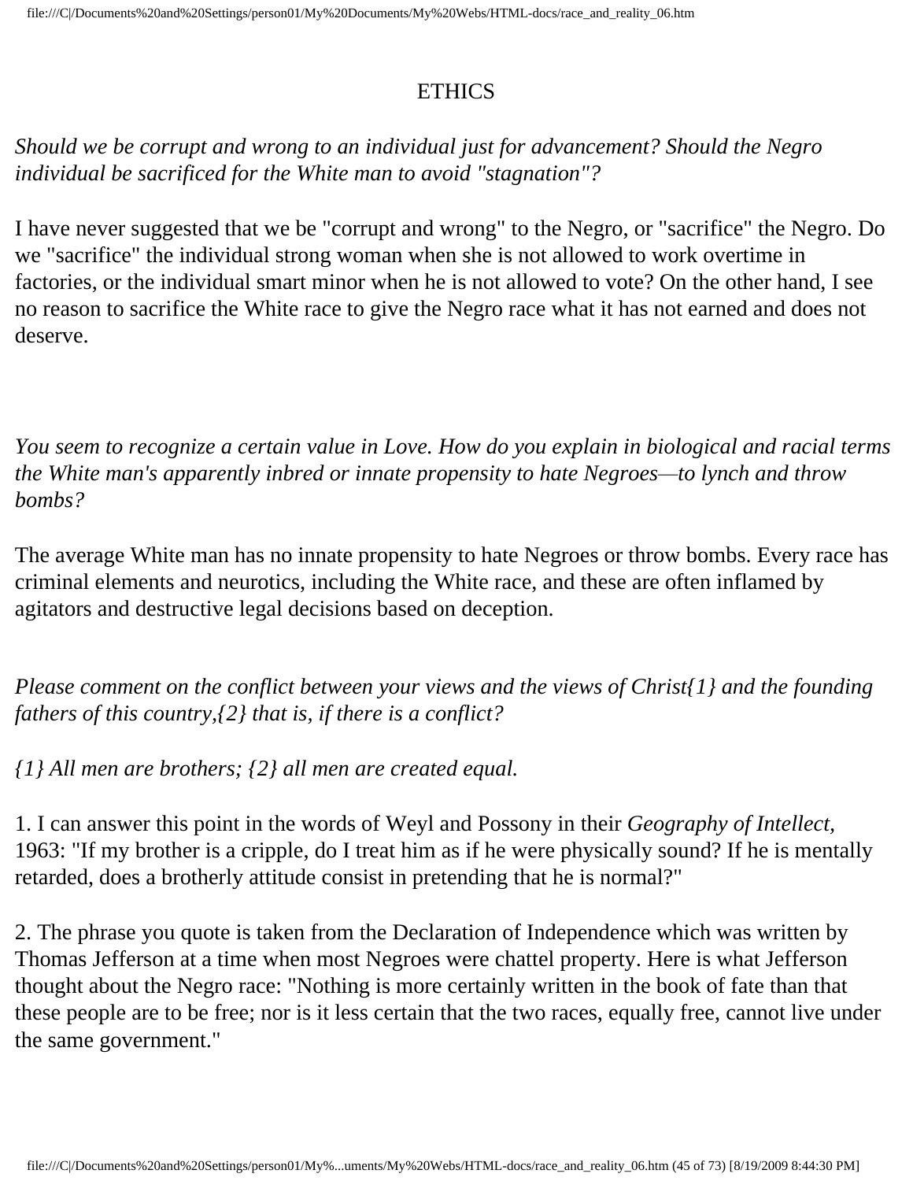# ETHICS

*Should we be corrupt and wrong to an individual just for advancement? Should the Negro individual be sacrificed for the White man to avoid "stagnation"?*

I have never suggested that we be "corrupt and wrong" to the Negro, or "sacrifice" the Negro. Do we "sacrifice" the individual strong woman when she is not allowed to work overtime in factories, or the individual smart minor when he is not allowed to vote? On the other hand, I see no reason to sacrifice the White race to give the Negro race what it has not earned and does not deserve.

*You seem to recognize a certain value in Love. How do you explain in biological and racial terms the White man's apparently inbred or innate propensity to hate Negroes—to lynch and throw bombs?*

The average White man has no innate propensity to hate Negroes or throw bombs. Every race has criminal elements and neurotics, including the White race, and these are often inflamed by agitators and destructive legal decisions based on deception.

*Please comment on the conflict between your views and the views of Christ{1} and the founding fathers of this country,{2} that is, if there is a conflict?*

*{1} All men are brothers; {2} all men are created equal.*

1. I can answer this point in the words of Weyl and Possony in their *Geography of Intellect,* 1963: "If my brother is a cripple, do I treat him as if he were physically sound? If he is mentally retarded, does a brotherly attitude consist in pretending that he is normal?"

2. The phrase you quote is taken from the Declaration of Independence which was written by Thomas Jefferson at a time when most Negroes were chattel property. Here is what Jefferson thought about the Negro race: "Nothing is more certainly written in the book of fate than that these people are to be free; nor is it less certain that the two races, equally free, cannot live under the same government."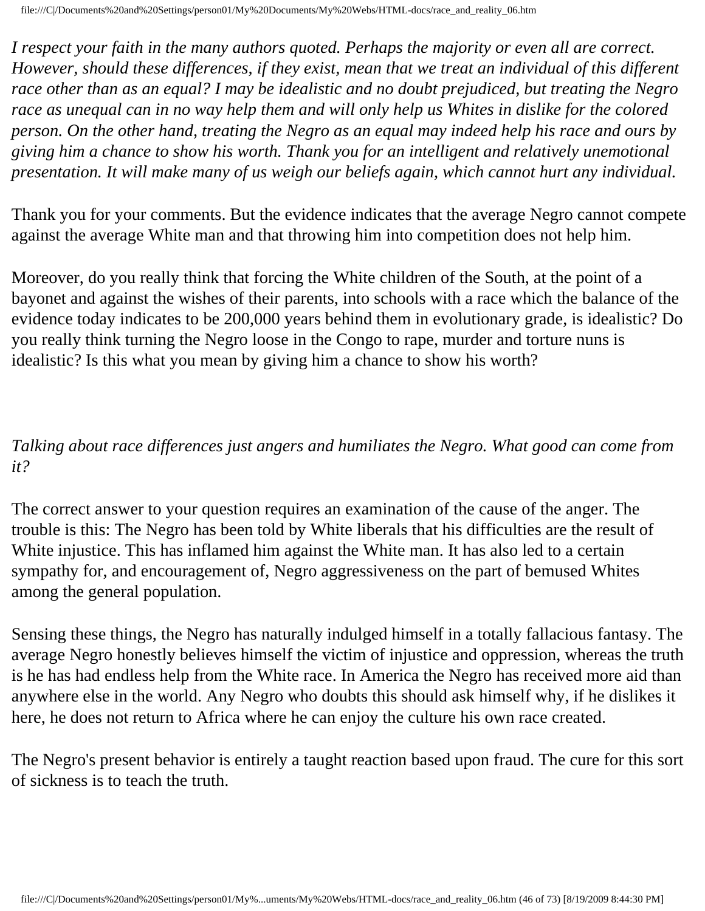*I respect your faith in the many authors quoted. Perhaps the majority or even all are correct. However, should these differences, if they exist, mean that we treat an individual of this different race other than as an equal? I may be idealistic and no doubt prejudiced, but treating the Negro race as unequal can in no way help them and will only help us Whites in dislike for the colored person. On the other hand, treating the Negro as an equal may indeed help his race and ours by giving him a chance to show his worth. Thank you for an intelligent and relatively unemotional presentation. It will make many of us weigh our beliefs again, which cannot hurt any individual.*

Thank you for your comments. But the evidence indicates that the average Negro cannot compete against the average White man and that throwing him into competition does not help him.

Moreover, do you really think that forcing the White children of the South, at the point of a bayonet and against the wishes of their parents, into schools with a race which the balance of the evidence today indicates to be 200,000 years behind them in evolutionary grade, is idealistic? Do you really think turning the Negro loose in the Congo to rape, murder and torture nuns is idealistic? Is this what you mean by giving him a chance to show his worth?

*Talking about race differences just angers and humiliates the Negro. What good can come from it?*

The correct answer to your question requires an examination of the cause of the anger. The trouble is this: The Negro has been told by White liberals that his difficulties are the result of White injustice. This has inflamed him against the White man. It has also led to a certain sympathy for, and encouragement of, Negro aggressiveness on the part of bemused Whites among the general population.

Sensing these things, the Negro has naturally indulged himself in a totally fallacious fantasy. The average Negro honestly believes himself the victim of injustice and oppression, whereas the truth is he has had endless help from the White race. In America the Negro has received more aid than anywhere else in the world. Any Negro who doubts this should ask himself why, if he dislikes it here, he does not return to Africa where he can enjoy the culture his own race created.

The Negro's present behavior is entirely a taught reaction based upon fraud. The cure for this sort of sickness is to teach the truth.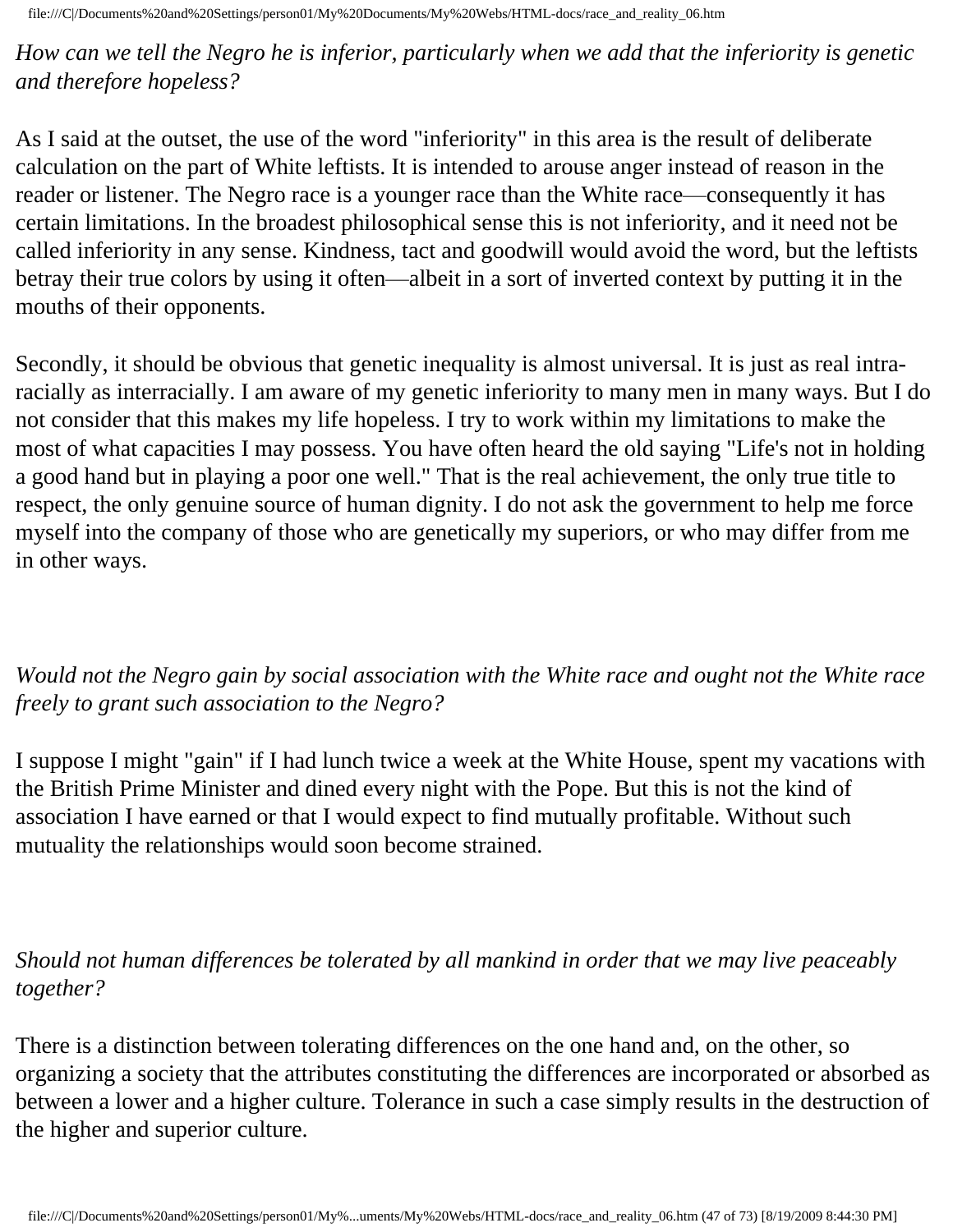*How can we tell the Negro he is inferior, particularly when we add that the inferiority is genetic and therefore hopeless?*

As I said at the outset, the use of the word "inferiority" in this area is the result of deliberate calculation on the part of White leftists. It is intended to arouse anger instead of reason in the reader or listener. The Negro race is a younger race than the White race—consequently it has certain limitations. In the broadest philosophical sense this is not inferiority, and it need not be called inferiority in any sense. Kindness, tact and goodwill would avoid the word, but the leftists betray their true colors by using it often—albeit in a sort of inverted context by putting it in the mouths of their opponents.

Secondly, it should be obvious that genetic inequality is almost universal. It is just as real intra-racially as interracially. I am aware of my genetic inferiority to many men in many ways. But I do not consider that this makes my life hopeless. I try to work within my limitations to make the most of what capacities I may possess. You have often heard the old saying "Life's not in holding a good hand but in playing a poor one well." That is the real achievement, the only true title to respect, the only genuine source of human dignity. I do not ask the government to help me force myself into the company of those who are genetically my superiors, or who may differ from me in other ways.

*Would not the Negro gain by social association with the White race and ought not the White race freely to grant such association to the Negro?*

I suppose I might "gain" if I had lunch twice a week at the White House, spent my vacations with the British Prime Minister and dined every night with the Pope. But this is not the kind of association I have earned or that I would expect to find mutually profitable. Without such mutuality the relationships would soon become strained.

*Should not human differences be tolerated by all mankind in order that we may live peaceably together?*

There is a distinction between tolerating differences on the one hand and, on the other, so organizing a society that the attributes constituting the differences are incorporated or absorbed as between a lower and a higher culture. Tolerance in such a case simply results in the destruction of the higher and superior culture.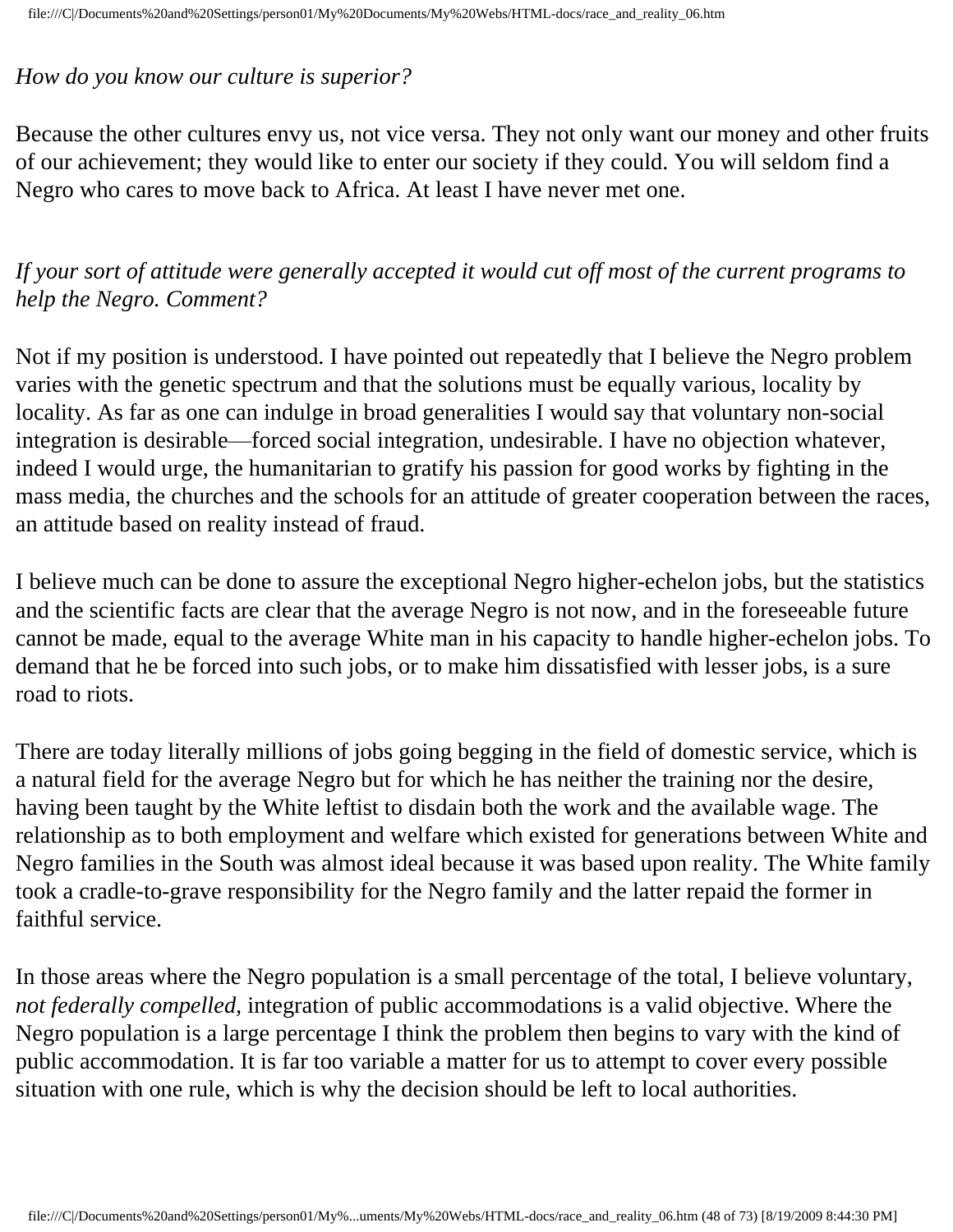*How do you know our culture is superior?*

Because the other cultures envy us, not vice versa. They not only want our money and other fruits of our achievement; they would like to enter our society if they could. You will seldom find a Negro who cares to move back to Africa. At least I have never met one.

*If your sort of attitude were generally accepted it would cut off most of the current programs to help the Negro. Comment?*

Not if my position is understood. I have pointed out repeatedly that I believe the Negro problem varies with the genetic spectrum and that the solutions must be equally various, locality by locality. As far as one can indulge in broad generalities I would say that voluntary non-social integration is desirable—forced social integration, undesirable. I have no objection whatever, indeed I would urge, the humanitarian to gratify his passion for good works by fighting in the mass media, the churches and the schools for an attitude of greater cooperation between the races, an attitude based on reality instead of fraud.

I believe much can be done to assure the exceptional Negro higher-echelon jobs, but the statistics and the scientific facts are clear that the average Negro is not now, and in the foreseeable future cannot be made, equal to the average White man in his capacity to handle higher-echelon jobs. To demand that he be forced into such jobs, or to make him dissatisfied with lesser jobs, is a sure road to riots.

There are today literally millions of jobs going begging in the field of domestic service, which is a natural field for the average Negro but for which he has neither the training nor the desire, having been taught by the White leftist to disdain both the work and the available wage. The relationship as to both employment and welfare which existed for generations between White and Negro families in the South was almost ideal because it was based upon reality. The White family took a cradle-to-grave responsibility for the Negro family and the latter repaid the former in faithful service.

In those areas where the Negro population is a small percentage of the total, I believe voluntary, *not federally compelled,* integration of public accommodations is a valid objective. Where the Negro population is a large percentage I think the problem then begins to vary with the kind of public accommodation. It is far too variable a matter for us to attempt to cover every possible situation with one rule, which is why the decision should be left to local authorities.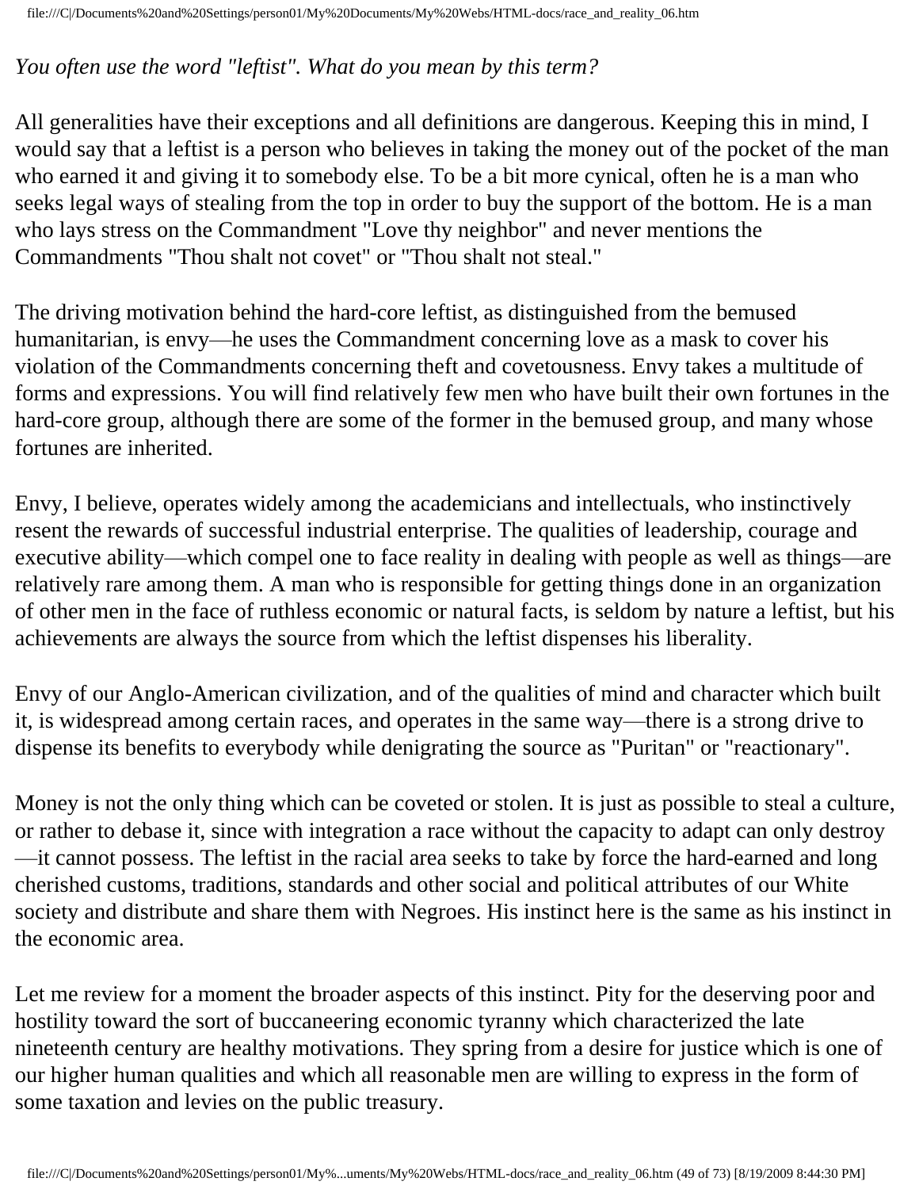*You often use the word "leftist". What do you mean by this term?*

All generalities have their exceptions and all definitions are dangerous. Keeping this in mind, I would say that a leftist is a person who believes in taking the money out of the pocket of the man who earned it and giving it to somebody else. To be a bit more cynical, often he is a man who seeks legal ways of stealing from the top in order to buy the support of the bottom. He is a man who lays stress on the Commandment "Love thy neighbor" and never mentions the Commandments "Thou shalt not covet" or "Thou shalt not steal."

The driving motivation behind the hard-core leftist, as distinguished from the bemused humanitarian, is envy—he uses the Commandment concerning love as a mask to cover his violation of the Commandments concerning theft and covetousness. Envy takes a multitude of forms and expressions. You will find relatively few men who have built their own fortunes in the hard-core group, although there are some of the former in the bemused group, and many whose fortunes are inherited.

Envy, I believe, operates widely among the academicians and intellectuals, who instinctively resent the rewards of successful industrial enterprise. The qualities of leadership, courage and executive ability—which compel one to face reality in dealing with people as well as things—are relatively rare among them. A man who is responsible for getting things done in an organization of other men in the face of ruthless economic or natural facts, is seldom by nature a leftist, but his achievements are always the source from which the leftist dispenses his liberality.

Envy of our Anglo-American civilization, and of the qualities of mind and character which built it, is widespread among certain races, and operates in the same way—there is a strong drive to dispense its benefits to everybody while denigrating the source as "Puritan" or "reactionary".

Money is not the only thing which can be coveted or stolen. It is just as possible to steal a culture, or rather to debase it, since with integration a race without the capacity to adapt can only destroy—it cannot possess. The leftist in the racial area seeks to take by force the hard-earned and long cherished customs, traditions, standards and other social and political attributes of our White society and distribute and share them with Negroes. His instinct here is the same as his instinct in the economic area.

Let me review for a moment the broader aspects of this instinct. Pity for the deserving poor and hostility toward the sort of buccaneering economic tyranny which characterized the late nineteenth century are healthy motivations. They spring from a desire for justice which is one of our higher human qualities and which all reasonable men are willing to express in the form of some taxation and levies on the public treasury.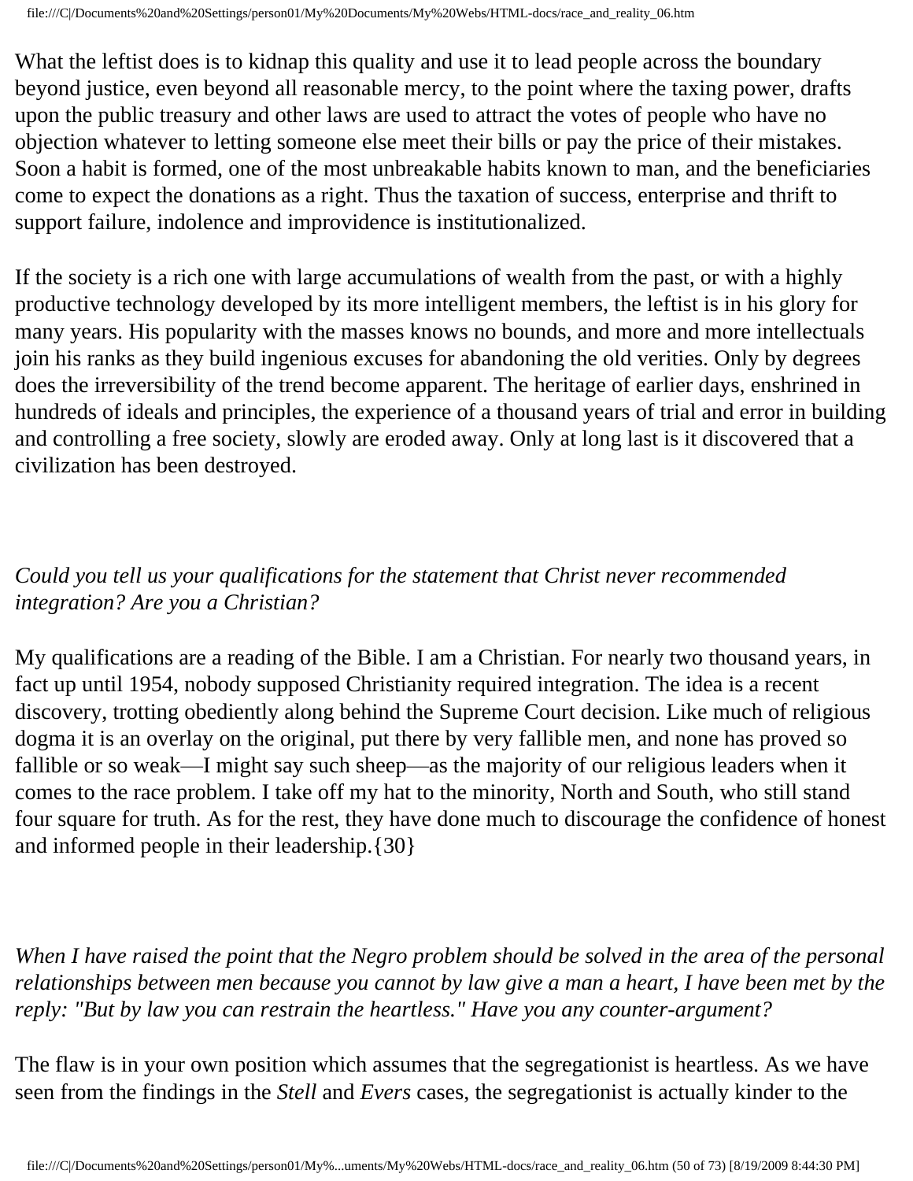What the leftist does is to kidnap this quality and use it to lead people across the boundary beyond justice, even beyond all reasonable mercy, to the point where the taxing power, drafts upon the public treasury and other laws are used to attract the votes of people who have no objection whatever to letting someone else meet their bills or pay the price of their mistakes. Soon a habit is formed, one of the most unbreakable habits known to man, and the beneficiaries come to expect the donations as a right. Thus the taxation of success, enterprise and thrift to support failure, indolence and improvidence is institutionalized.

If the society is a rich one with large accumulations of wealth from the past, or with a highly productive technology developed by its more intelligent members, the leftist is in his glory for many years. His popularity with the masses knows no bounds, and more and more intellectuals join his ranks as they build ingenious excuses for abandoning the old verities. Only by degrees does the irreversibility of the trend become apparent. The heritage of earlier days, enshrined in hundreds of ideals and principles, the experience of a thousand years of trial and error in building and controlling a free society, slowly are eroded away. Only at long last is it discovered that a civilization has been destroyed.

*Could you tell us your qualifications for the statement that Christ never recommended integration? Are you a Christian?*

My qualifications are a reading of the Bible. I am a Christian. For nearly two thousand years, in fact up until 1954, nobody supposed Christianity required integration. The idea is a recent discovery, trotting obediently along behind the Supreme Court decision. Like much of religious dogma it is an overlay on the original, put there by very fallible men, and none has proved so fallible or so weak—I might say such sheep—as the majority of our religious leaders when it comes to the race problem. I take off my hat to the minority, North and South, who still stand four square for truth. As for the rest, they have done much to discourage the confidence of honest and informed people in their leadership.{30}

*When I have raised the point that the Negro problem should be solved in the area of the personal relationships between men because you cannot by law give a man a heart, I have been met by the reply: "But by law you can restrain the heartless." Have you any counter-argument?*

The flaw is in your own position which assumes that the segregationist is heartless. As we have seen from the findings in the *Stell* and *Evers* cases, the segregationist is actually kinder to the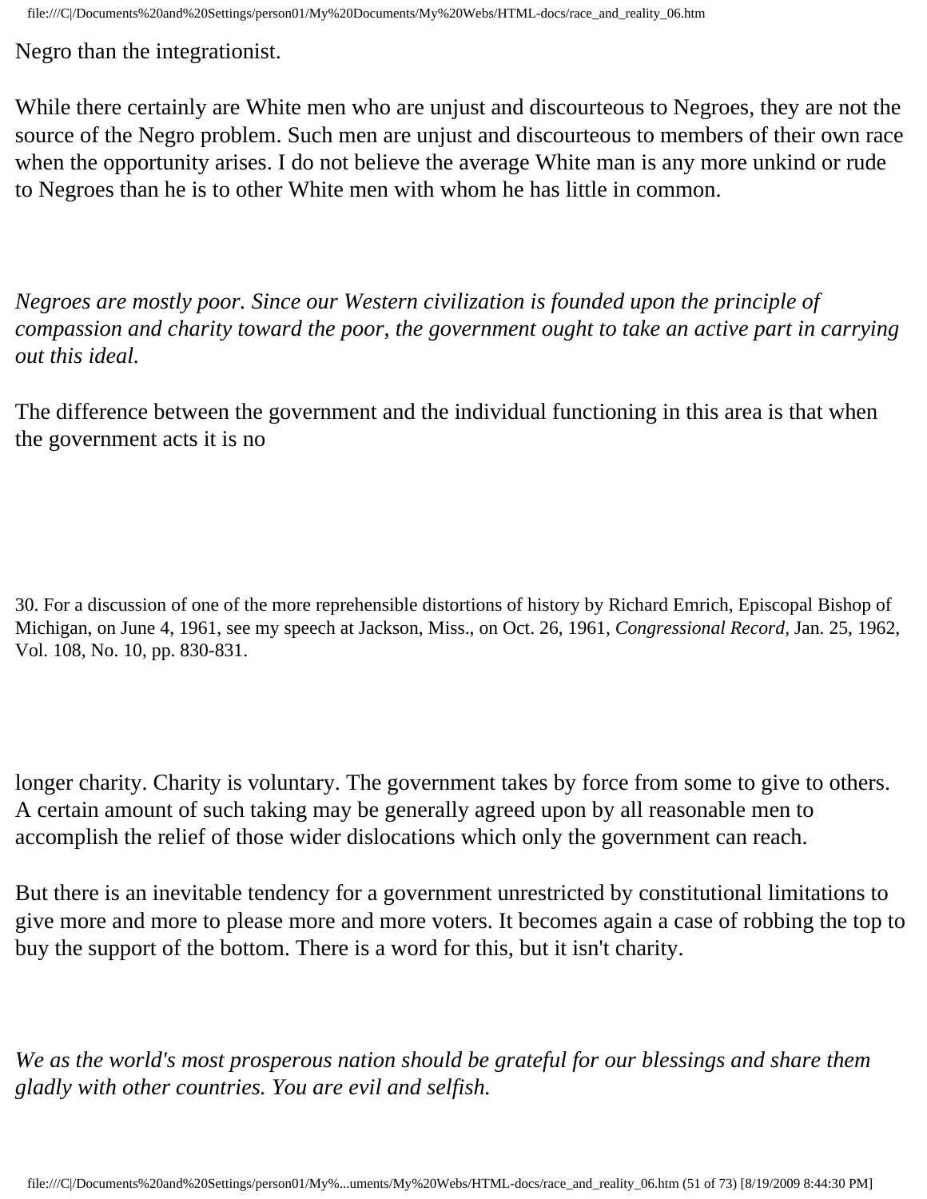Negro than the integrationist.

While there certainly are White men who are unjust and discourteous to Negroes, they are not the source of the Negro problem. Such men are unjust and discourteous to members of their own race when the opportunity arises. I do not believe the average White man is any more unkind or rude to Negroes than he is to other White men with whom he has little in common.

*Negroes are mostly poor. Since our Western civilization is founded upon the principle of compassion and charity toward the poor, the government ought to take an active part in carrying out this ideal.*

The difference between the government and the individual functioning in this area is that when the government acts it is no longer charity. Charity is voluntary. The government takes by force from some to give to others. A certain amount of such taking may be generally agreed upon by all reasonable men to accomplish the relief of those wider dislocations which only the government can reach.

But there is an inevitable tendency for a government unrestricted by constitutional limitations to give more and more to please more and more voters. It becomes again a case of robbing the top to buy the support of the bottom. There is a word for this, but it isn't charity.

*We as the world's most prosperous nation should be grateful for our blessings and share them gladly with other countries. You are evil and selfish.*

30. For a discussion of one of the more reprehensible distortions of history by Richard Emrich, Episcopal Bishop of Michigan, on June 4, 1961, see my speech at Jackson, Miss., on Oct. 26, 1961, *Congressional Record*, Jan. 25, 1962, Vol. 108, No. 10, pp. 830-831.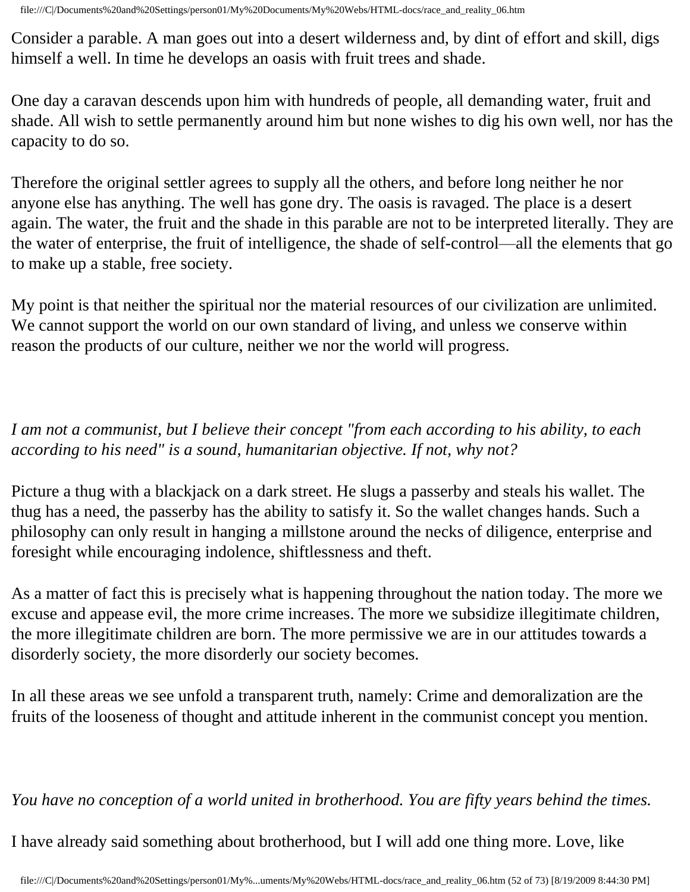Consider a parable. A man goes out into a desert wilderness and, by dint of effort and skill, digs himself a well. In time he develops an oasis with fruit trees and shade.

One day a caravan descends upon him with hundreds of people, all demanding water, fruit and shade. All wish to settle permanently around him but none wishes to dig his own well, nor has the capacity to do so.

Therefore the original settler agrees to supply all the others, and before long neither he nor anyone else has anything. The well has gone dry. The oasis is ravaged. The place is a desert again. The water, the fruit and the shade in this parable are not to be interpreted literally. They are the water of enterprise, the fruit of intelligence, the shade of self-control—all the elements that go to make up a stable, free society.

My point is that neither the spiritual nor the material resources of our civilization are unlimited. We cannot support the world on our own standard of living, and unless we conserve within reason the products of our culture, neither we nor the world will progress.

*I am not a communist, but I believe their concept "from each according to his ability, to each according to his need" is a sound, humanitarian objective. If not, why not?*

Picture a thug with a blackjack on a dark street. He slugs a passerby and steals his wallet. The thug has a need, the passerby has the ability to satisfy it. So the wallet changes hands. Such a philosophy can only result in hanging a millstone around the necks of diligence, enterprise and foresight while encouraging indolence, shiftlessness and theft.

As a matter of fact this is precisely what is happening throughout the nation today. The more we excuse and appease evil, the more crime increases. The more we subsidize illegitimate children, the more illegitimate children are born. The more permissive we are in our attitudes towards a disorderly society, the more disorderly our society becomes.

In all these areas we see unfold a transparent truth, namely: Crime and demoralization are the fruits of the looseness of thought and attitude inherent in the communist concept you mention.

*You have no conception of a world united in brotherhood. You are fifty years behind the times.*

I have already said something about brotherhood, but I will add one thing more. Love, like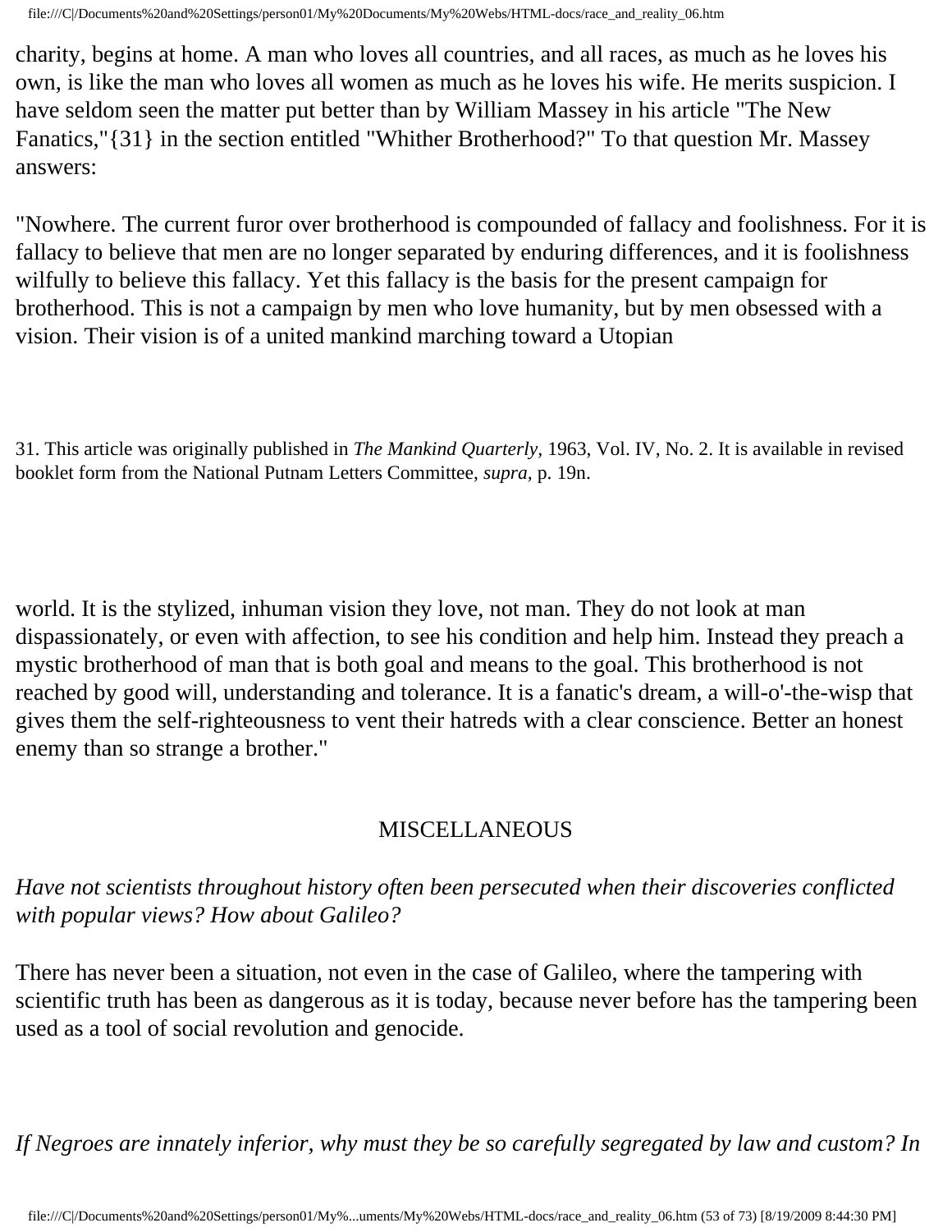charity, begins at home. A man who loves all countries, and all races, as much as he loves his own, is like the man who loves all women as much as he loves his wife. He merits suspicion. I have seldom seen the matter put better than by William Massey in his article "The New Fanatics,"{31} in the section entitled "Whither Brotherhood?" To that question Mr. Massey answers:

"Nowhere. The current furor over brotherhood is compounded of fallacy and foolishness. For it is fallacy to believe that men are no longer separated by enduring differences, and it is foolishness wilfully to believe this fallacy. Yet this fallacy is the basis for the present campaign for brotherhood. This is not a campaign by men who love humanity, but by men obsessed with a vision. Their vision is of a united mankind marching toward a Utopian world. It is the stylized, inhuman vision they love, not man. They do not look at man dispassionately, or even with affection, to see his condition and help him. Instead they preach a mystic brotherhood of man that is both goal and means to the goal. This brotherhood is not reached by good will, understanding and tolerance. It is a fanatic's dream, a will-o'-the-wisp that gives them the self-righteousness to vent their hatreds with a clear conscience. Better an honest enemy than so strange a brother."

31. This article was originally published in *The Mankind Quarterly*, 1963, Vol. IV, No. 2. It is available in revised booklet form from the National Putnam Letters Committee, *supra*, p. 19n.

## MISCELLANEOUS

*Have not scientists throughout history often been persecuted when their discoveries conflicted with popular views? How about Galileo?*

There has never been a situation, not even in the case of Galileo, where the tampering with scientific truth has been as dangerous as it is today, because never before has the tampering been used as a tool of social revolution and genocide.

*If Negroes are innately inferior, why must they be so carefully segregated by law and custom? In*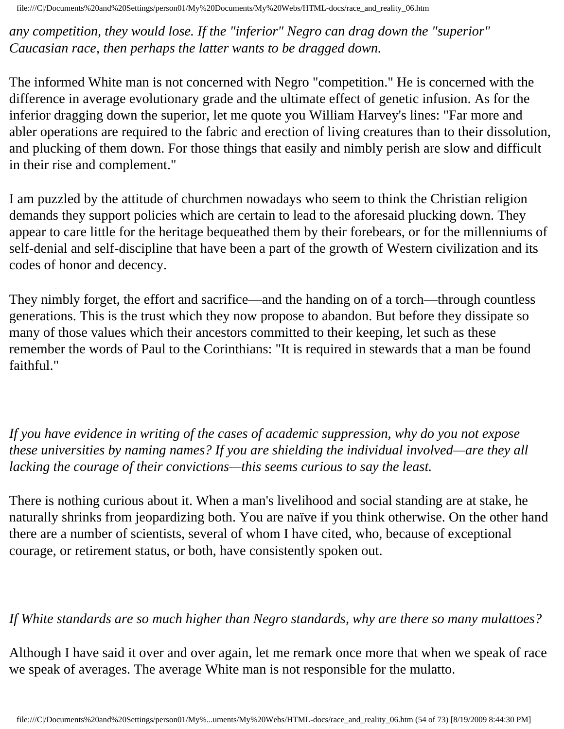*any competition, they would lose. If the "inferior" Negro can drag down the "superior" Caucasian race, then perhaps the latter wants to be dragged down.*

The informed White man is not concerned with Negro "competition." He is concerned with the difference in average evolutionary grade and the ultimate effect of genetic infusion. As for the inferior dragging down the superior, let me quote you William Harvey's lines: "Far more and abler operations are required to the fabric and erection of living creatures than to their dissolution, and plucking of them down. For those things that easily and nimbly perish are slow and difficult in their rise and complement."

I am puzzled by the attitude of churchmen nowadays who seem to think the Christian religion demands they support policies which are certain to lead to the aforesaid plucking down. They appear to care little for the heritage bequeathed them by their forebears, or for the millenniums of self-denial and self-discipline that have been a part of the growth of Western civilization and its codes of honor and decency.

They nimbly forget, the effort and sacrifice—and the handing on of a torch—through countless generations. This is the trust which they now propose to abandon. But before they dissipate so many of those values which their ancestors committed to their keeping, let such as these remember the words of Paul to the Corinthians: "It is required in stewards that a man be found faithful."

*If you have evidence in writing of the cases of academic suppression, why do you not expose these universities by naming names? If you are shielding the individual involved—are they all lacking the courage of their convictions—this seems curious to say the least.*

There is nothing curious about it. When a man's livelihood and social standing are at stake, he naturally shrinks from jeopardizing both. You are naïve if you think otherwise. On the other hand there are a number of scientists, several of whom I have cited, who, because of exceptional courage, or retirement status, or both, have consistently spoken out.

*If White standards are so much higher than Negro standards, why are there so many mulattoes?*

Although I have said it over and over again, let me remark once more that when we speak of race we speak of averages. The average White man is not responsible for the mulatto.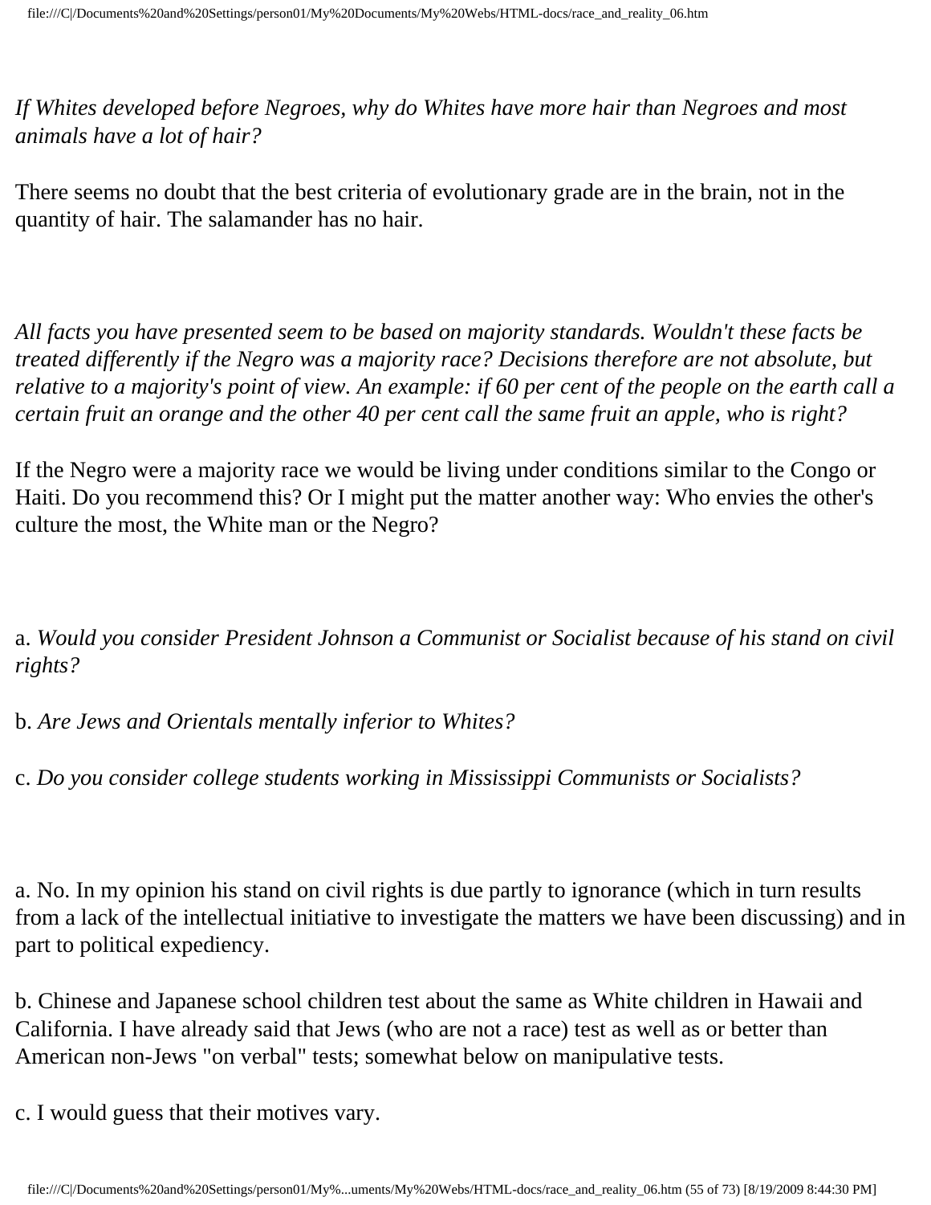*If Whites developed before Negroes, why do Whites have more hair than Negroes and most animals have a lot of hair?*

There seems no doubt that the best criteria of evolutionary grade are in the brain, not in the quantity of hair. The salamander has no hair.

*All facts you have presented seem to be based on majority standards. Wouldn't these facts be treated differently if the Negro was a majority race? Decisions therefore are not absolute, but relative to a majority's point of view. An example: if 60 per cent of the people on the earth call a certain fruit an orange and the other 40 per cent call the same fruit an apple, who is right?*

If the Negro were a majority race we would be living under conditions similar to the Congo or Haiti. Do you recommend this? Or I might put the matter another way: Who envies the other's culture the most, the White man or the Negro?

a. *Would you consider President Johnson a Communist or Socialist because of his stand on civil rights?*

b. *Are Jews and Orientals mentally inferior to Whites?*

c. *Do you consider college students working in Mississippi Communists or Socialists?*

a. No. In my opinion his stand on civil rights is due partly to ignorance (which in turn results from a lack of the intellectual initiative to investigate the matters we have been discussing) and in part to political expediency.

b. Chinese and Japanese school children test about the same as White children in Hawaii and California. I have already said that Jews (who are not a race) test as well as or better than American non-Jews "on verbal" tests; somewhat below on manipulative tests.

c. I would guess that their motives vary.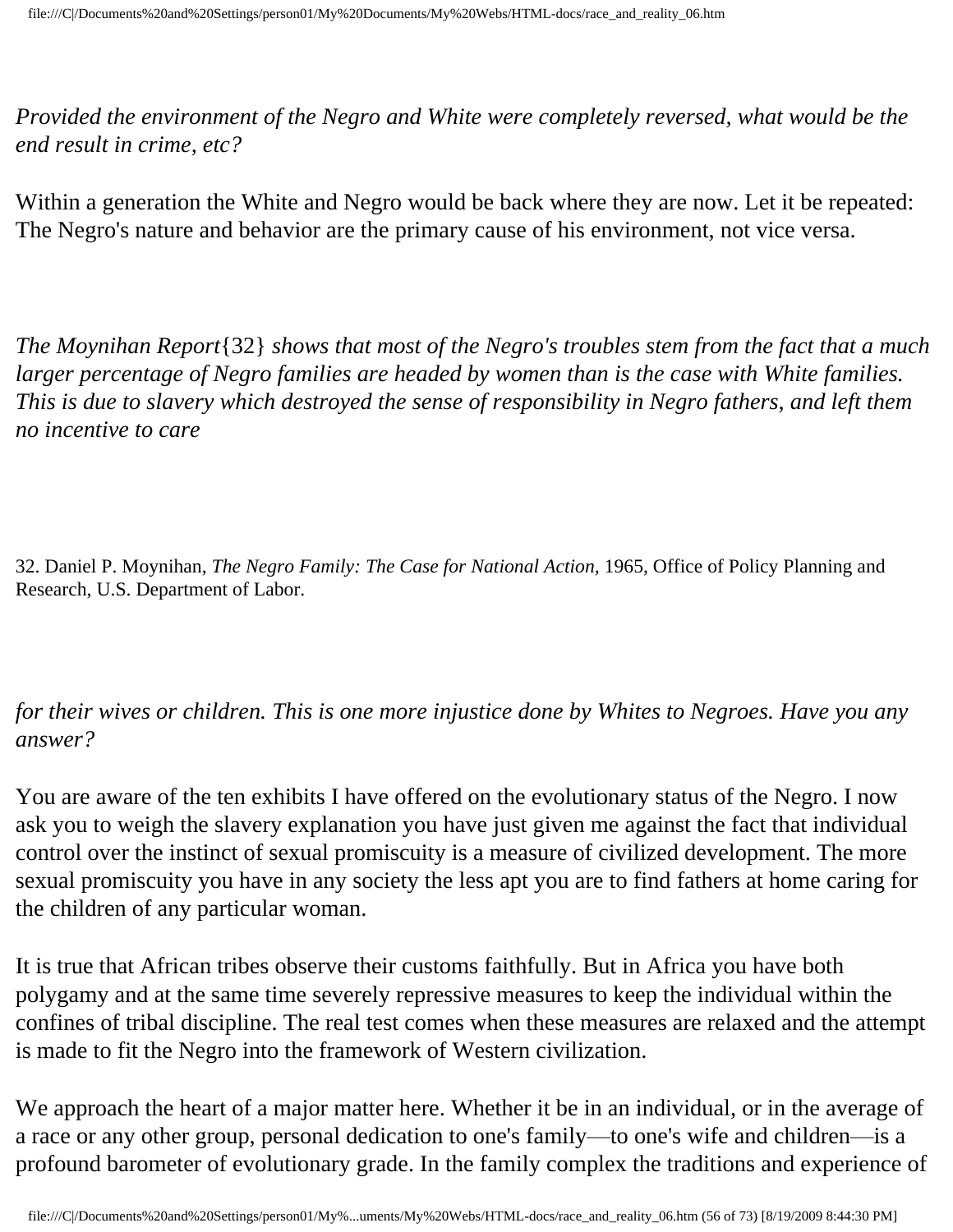*Provided the environment of the Negro and White were completely reversed, what would be the end result in crime, etc?*

Within a generation the White and Negro would be back where they are now. Let it be repeated: The Negro's nature and behavior are the primary cause of his environment, not vice versa.

*The Moynihan Report*{32} *shows that most of the Negro's troubles stem from the fact that a much larger percentage of Negro families are headed by women than is the case with White families. This is due to slavery which destroyed the sense of responsibility in Negro fathers, and left them no incentive to care for their wives or children. This is one more injustice done by Whites to Negroes. Have you any answer?*

You are aware of the ten exhibits I have offered on the evolutionary status of the Negro. I now ask you to weigh the slavery explanation you have just given me against the fact that individual control over the instinct of sexual promiscuity is a measure of civilized development. The more sexual promiscuity you have in any society the less apt you are to find fathers at home caring for the children of any particular woman.

It is true that African tribes observe their customs faithfully. But in Africa you have both polygamy and at the same time severely repressive measures to keep the individual within the confines of tribal discipline. The real test comes when these measures are relaxed and the attempt is made to fit the Negro into the framework of Western civilization.

We approach the heart of a major matter here. Whether it be in an individual, or in the average of a race or any other group, personal dedication to one's family—to one's wife and children—is a profound barometer of evolutionary grade. In the family complex the traditions and experience of

32. Daniel P. Moynihan, *The Negro Family: The Case for National Action,* 1965, Office of Policy Planning and Research, U.S. Department of Labor.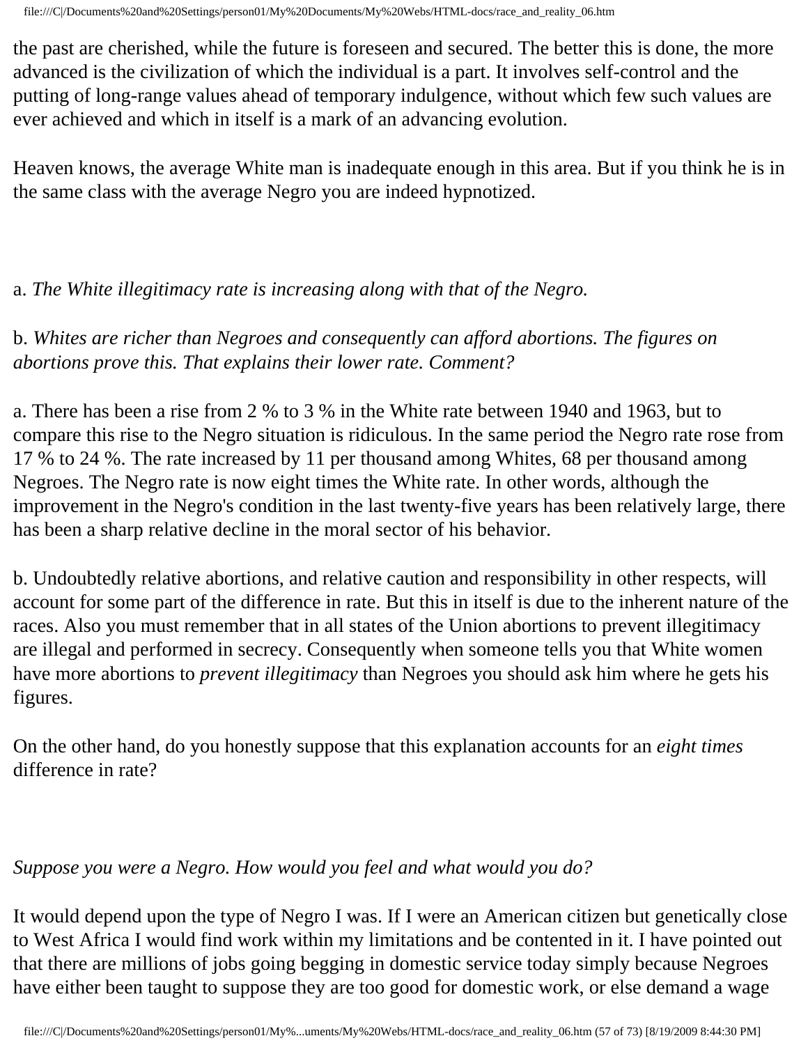the past are cherished, while the future is foreseen and secured. The better this is done, the more advanced is the civilization of which the individual is a part. It involves self-control and the putting of long-range values ahead of temporary indulgence, without which few such values are ever achieved and which in itself is a mark of an advancing evolution.

Heaven knows, the average White man is inadequate enough in this area. But if you think he is in the same class with the average Negro you are indeed hypnotized.

a. *The White illegitimacy rate is increasing along with that of the Negro.*

b. *Whites are richer than Negroes and consequently can afford abortions. The figures on abortions prove this. That explains their lower rate. Comment?*

a. There has been a rise from 2 % to 3 % in the White rate between 1940 and 1963, but to compare this rise to the Negro situation is ridiculous. In the same period the Negro rate rose from 17 % to 24 %. The rate increased by 11 per thousand among Whites, 68 per thousand among Negroes. The Negro rate is now eight times the White rate. In other words, although the improvement in the Negro's condition in the last twenty-five years has been relatively large, there has been a sharp relative decline in the moral sector of his behavior.

b. Undoubtedly relative abortions, and relative caution and responsibility in other respects, will account for some part of the difference in rate. But this in itself is due to the inherent nature of the races. Also you must remember that in all states of the Union abortions to prevent illegitimacy are illegal and performed in secrecy. Consequently when someone tells you that White women have more abortions to *prevent illegitimacy* than Negroes you should ask him where he gets his figures.

On the other hand, do you honestly suppose that this explanation accounts for an *eight times* difference in rate?

*Suppose you were a Negro. How would you feel and what would you do?*

It would depend upon the type of Negro I was. If I were an American citizen but genetically close to West Africa I would find work within my limitations and be contented in it. I have pointed out that there are millions of jobs going begging in domestic service today simply because Negroes have either been taught to suppose they are too good for domestic work, or else demand a wage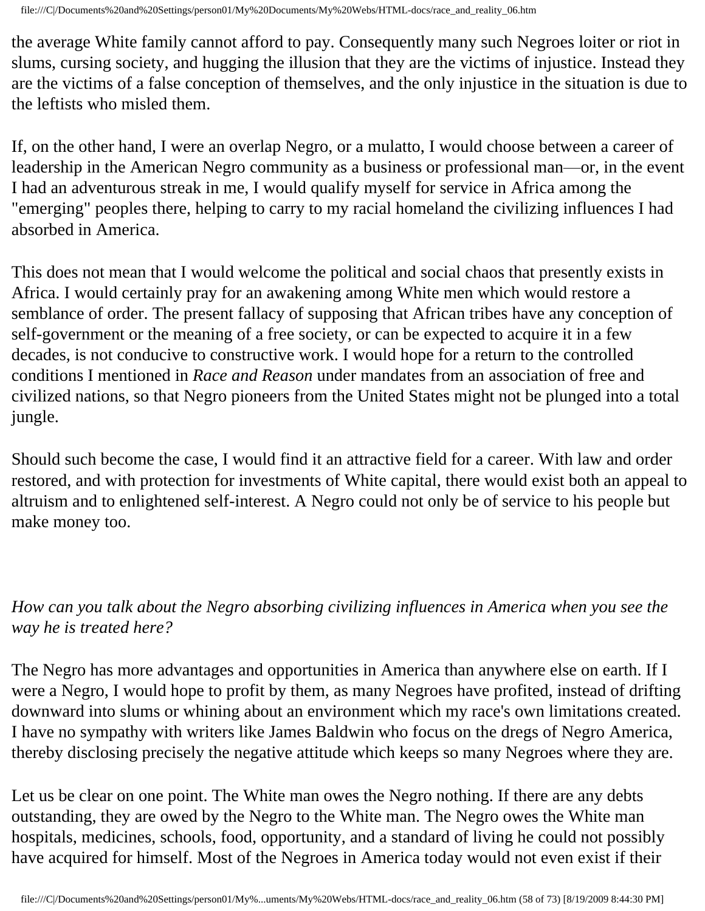the average White family cannot afford to pay. Consequently many such Negroes loiter or riot in slums, cursing society, and hugging the illusion that they are the victims of injustice. Instead they are the victims of a false conception of themselves, and the only injustice in the situation is due to the leftists who misled them.

If, on the other hand, I were an overlap Negro, or a mulatto, I would choose between a career of leadership in the American Negro community as a business or professional man—or, in the event I had an adventurous streak in me, I would qualify myself for service in Africa among the "emerging" peoples there, helping to carry to my racial homeland the civilizing influences I had absorbed in America.

This does not mean that I would welcome the political and social chaos that presently exists in Africa. I would certainly pray for an awakening among White men which would restore a semblance of order. The present fallacy of supposing that African tribes have any conception of self-government or the meaning of a free society, or can be expected to acquire it in a few decades, is not conducive to constructive work. I would hope for a return to the controlled conditions I mentioned in *Race and Reason* under mandates from an association of free and civilized nations, so that Negro pioneers from the United States might not be plunged into a total jungle.

Should such become the case, I would find it an attractive field for a career. With law and order restored, and with protection for investments of White capital, there would exist both an appeal to altruism and to enlightened self-interest. A Negro could not only be of service to his people but make money too.

*How can you talk about the Negro absorbing civilizing influences in America when you see the way he is treated here?*

The Negro has more advantages and opportunities in America than anywhere else on earth. If I were a Negro, I would hope to profit by them, as many Negroes have profited, instead of drifting downward into slums or whining about an environment which my race's own limitations created. I have no sympathy with writers like James Baldwin who focus on the dregs of Negro America, thereby disclosing precisely the negative attitude which keeps so many Negroes where they are.

Let us be clear on one point. The White man owes the Negro nothing. If there are any debts outstanding, they are owed by the Negro to the White man. The Negro owes the White man hospitals, medicines, schools, food, opportunity, and a standard of living he could not possibly have acquired for himself. Most of the Negroes in America today would not even exist if their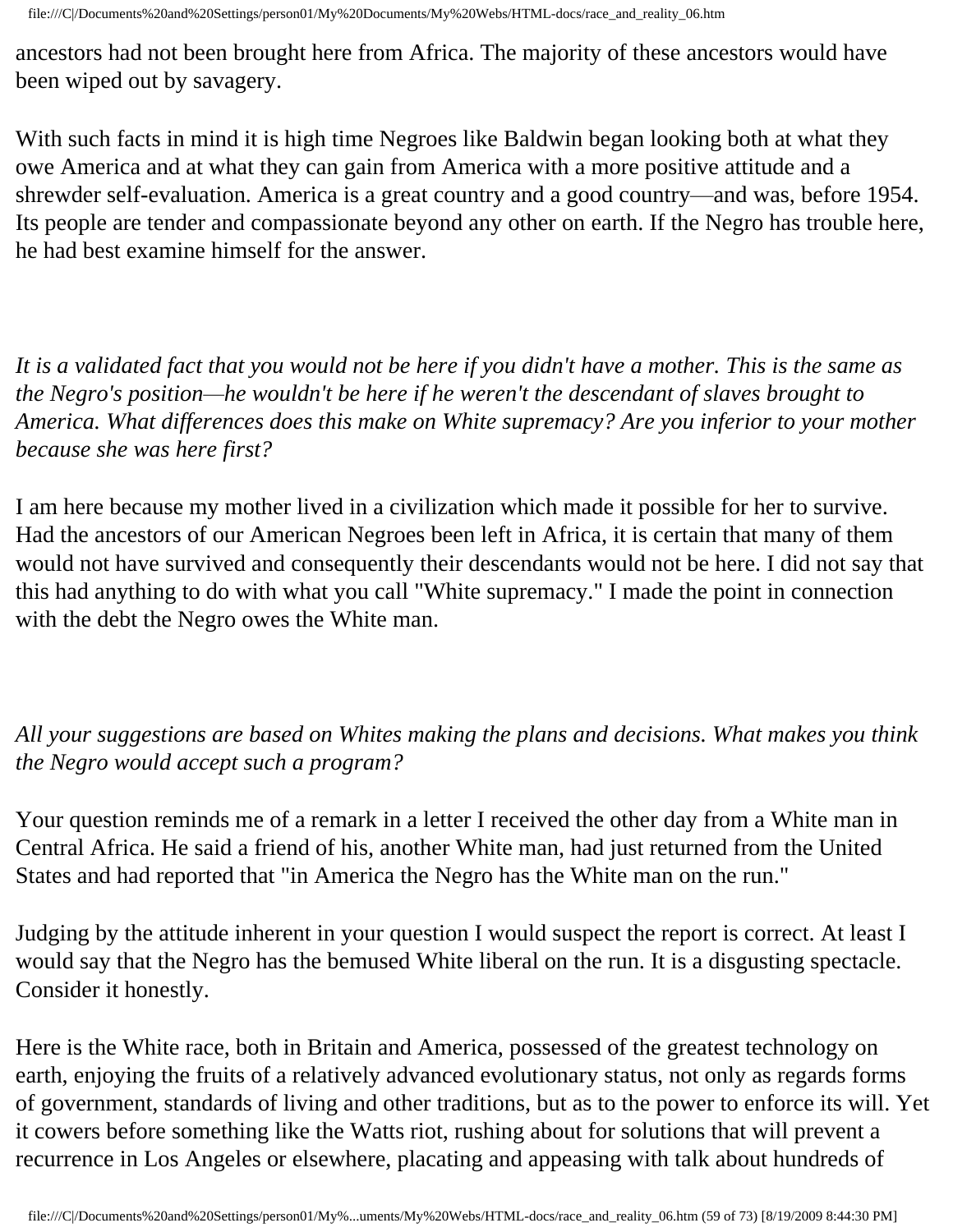ancestors had not been brought here from Africa. The majority of these ancestors would have been wiped out by savagery.

With such facts in mind it is high time Negroes like Baldwin began looking both at what they owe America and at what they can gain from America with a more positive attitude and a shrewder self-evaluation. America is a great country and a good country—and was, before 1954. Its people are tender and compassionate beyond any other on earth. If the Negro has trouble here, he had best examine himself for the answer.

*It is a validated fact that you would not be here if you didn't have a mother. This is the same as the Negro's position—he wouldn't be here if he weren't the descendant of slaves brought to America. What differences does this make on White supremacy? Are you inferior to your mother because she was here first?*

I am here because my mother lived in a civilization which made it possible for her to survive. Had the ancestors of our American Negroes been left in Africa, it is certain that many of them would not have survived and consequently their descendants would not be here. I did not say that this had anything to do with what you call "White supremacy." I made the point in connection with the debt the Negro owes the White man.

*All your suggestions are based on Whites making the plans and decisions. What makes you think the Negro would accept such a program?*

Your question reminds me of a remark in a letter I received the other day from a White man in Central Africa. He said a friend of his, another White man, had just returned from the United States and had reported that "in America the Negro has the White man on the run."

Judging by the attitude inherent in your question I would suspect the report is correct. At least I would say that the Negro has the bemused White liberal on the run. It is a disgusting spectacle. Consider it honestly.

Here is the White race, both in Britain and America, possessed of the greatest technology on earth, enjoying the fruits of a relatively advanced evolutionary status, not only as regards forms of government, standards of living and other traditions, but as to the power to enforce its will. Yet it cowers before something like the Watts riot, rushing about for solutions that will prevent a recurrence in Los Angeles or elsewhere, placating and appeasing with talk about hundreds of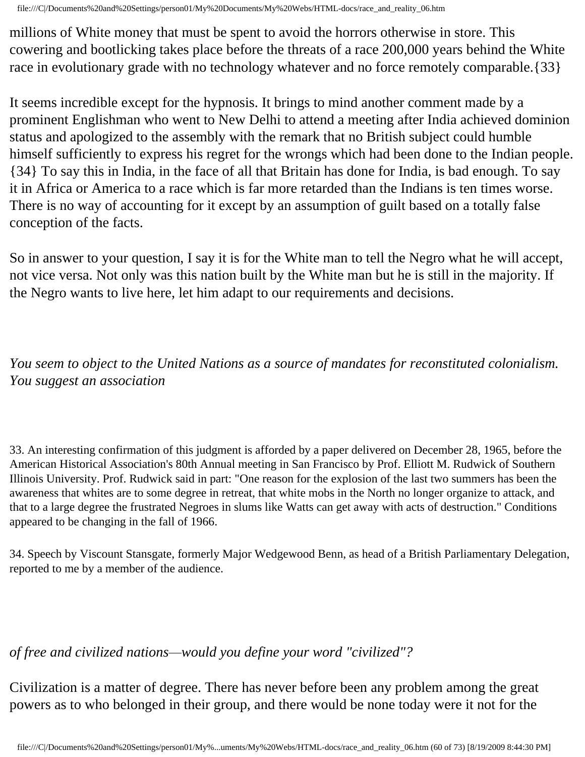millions of White money that must be spent to avoid the horrors otherwise in store. This cowering and bootlicking takes place before the threats of a race 200,000 years behind the White race in evolutionary grade with no technology whatever and no force remotely comparable.{33}

It seems incredible except for the hypnosis. It brings to mind another comment made by a prominent Englishman who went to New Delhi to attend a meeting after India achieved dominion status and apologized to the assembly with the remark that no British subject could humble himself sufficiently to express his regret for the wrongs which had been done to the Indian people.{34} To say this in India, in the face of all that Britain has done for India, is bad enough. To say it in Africa or America to a race which is far more retarded than the Indians is ten times worse. There is no way of accounting for it except by an assumption of guilt based on a totally false conception of the facts.

So in answer to your question, I say it is for the White man to tell the Negro what he will accept, not vice versa. Not only was this nation built by the White man but he is still in the majority. If the Negro wants to live here, let him adapt to our requirements and decisions.

*You seem to object to the United Nations as a source of mandates for reconstituted colonialism. You suggest an association of free and civilized nations—would you define your word "civilized"?*

Civilization is a matter of degree. There has never before been any problem among the great powers as to who belonged in their group, and there would be none today were it not for the

---

33. An interesting confirmation of this judgment is afforded by a paper delivered on December 28, 1965, before the American Historical Association's 80th Annual meeting in San Francisco by Prof. Elliott M. Rudwick of Southern Illinois University. Prof. Rudwick said in part: "One reason for the explosion of the last two summers has been the awareness that whites are to some degree in retreat, that white mobs in the North no longer organize to attack, and that to a large degree the frustrated Negroes in slums like Watts can get away with acts of destruction." Conditions appeared to be changing in the fall of 1966.

34. Speech by Viscount Stansgate, formerly Major Wedgewood Benn, as head of a British Parliamentary Delegation, reported to me by a member of the audience.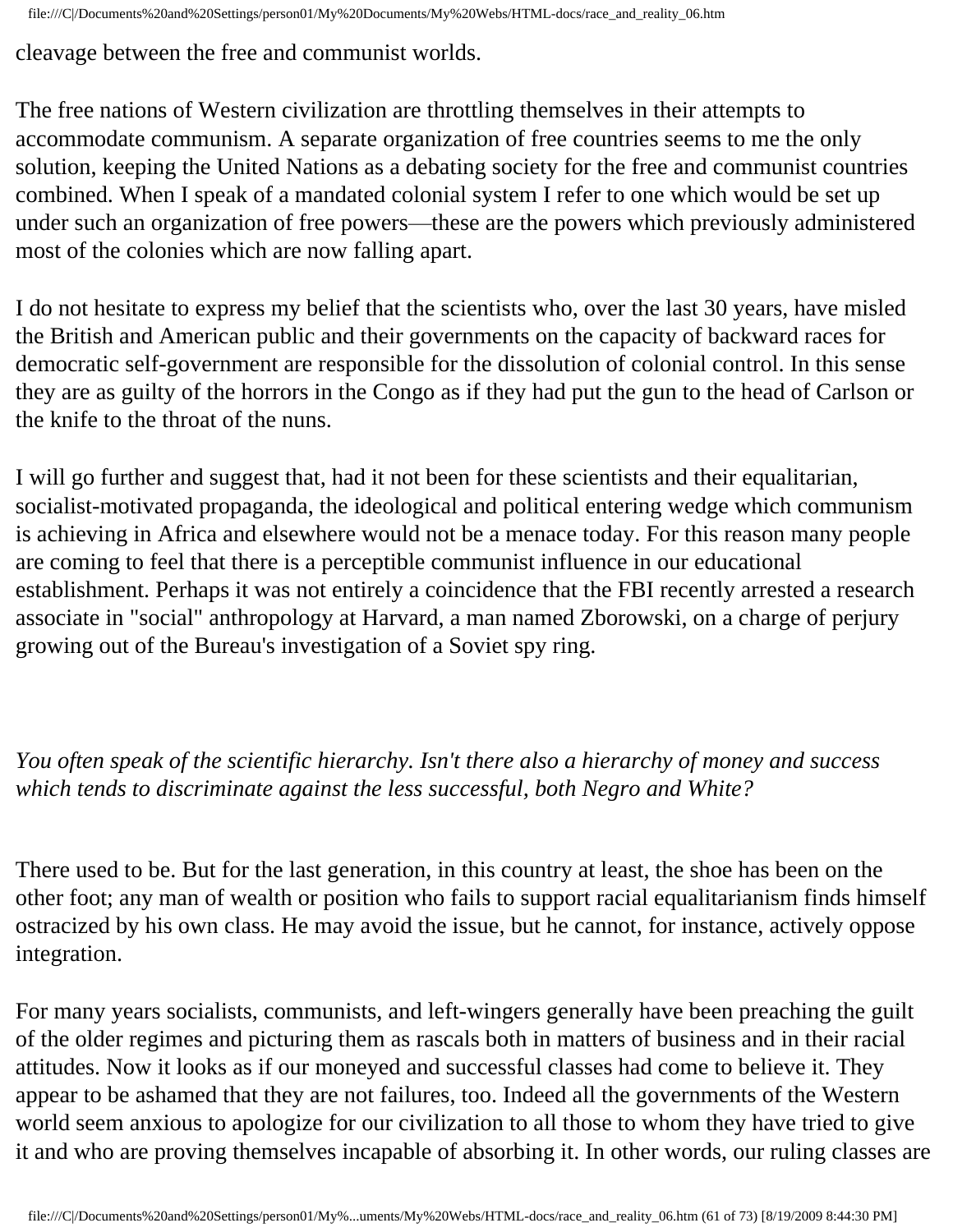cleavage between the free and communist worlds.

The free nations of Western civilization are throttling themselves in their attempts to accommodate communism. A separate organization of free countries seems to me the only solution, keeping the United Nations as a debating society for the free and communist countries combined. When I speak of a mandated colonial system I refer to one which would be set up under such an organization of free powers—these are the powers which previously administered most of the colonies which are now falling apart.

I do not hesitate to express my belief that the scientists who, over the last 30 years, have misled the British and American public and their governments on the capacity of backward races for democratic self-government are responsible for the dissolution of colonial control. In this sense they are as guilty of the horrors in the Congo as if they had put the gun to the head of Carlson or the knife to the throat of the nuns.

I will go further and suggest that, had it not been for these scientists and their equalitarian, socialist-motivated propaganda, the ideological and political entering wedge which communism is achieving in Africa and elsewhere would not be a menace today. For this reason many people are coming to feel that there is a perceptible communist influence in our educational establishment. Perhaps it was not entirely a coincidence that the FBI recently arrested a research associate in "social" anthropology at Harvard, a man named Zborowski, on a charge of perjury growing out of the Bureau's investigation of a Soviet spy ring.

*You often speak of the scientific hierarchy. Isn't there also a hierarchy of money and success which tends to discriminate against the less successful, both Negro and White?*

There used to be. But for the last generation, in this country at least, the shoe has been on the other foot; any man of wealth or position who fails to support racial equalitarianism finds himself ostracized by his own class. He may avoid the issue, but he cannot, for instance, actively oppose integration.

For many years socialists, communists, and left-wingers generally have been preaching the guilt of the older regimes and picturing them as rascals both in matters of business and in their racial attitudes. Now it looks as if our moneyed and successful classes had come to believe it. They appear to be ashamed that they are not failures, too. Indeed all the governments of the Western world seem anxious to apologize for our civilization to all those to whom they have tried to give it and who are proving themselves incapable of absorbing it. In other words, our ruling classes are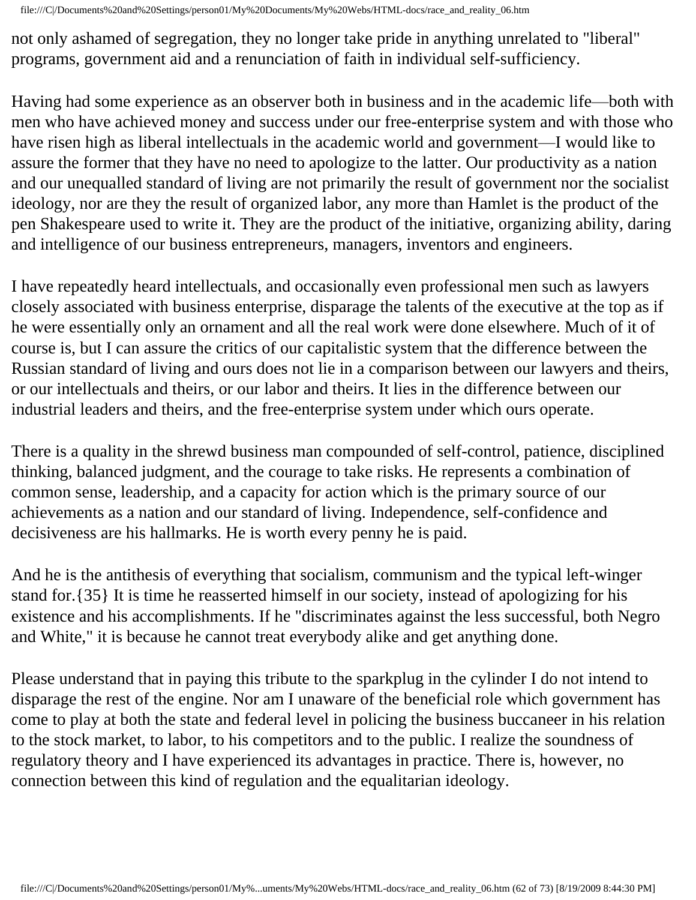not only ashamed of segregation, they no longer take pride in anything unrelated to "liberal" programs, government aid and a renunciation of faith in individual self-sufficiency.

Having had some experience as an observer both in business and in the academic life—both with men who have achieved money and success under our free-enterprise system and with those who have risen high as liberal intellectuals in the academic world and government—I would like to assure the former that they have no need to apologize to the latter. Our productivity as a nation and our unequalled standard of living are not primarily the result of government nor the socialist ideology, nor are they the result of organized labor, any more than Hamlet is the product of the pen Shakespeare used to write it. They are the product of the initiative, organizing ability, daring and intelligence of our business entrepreneurs, managers, inventors and engineers.

I have repeatedly heard intellectuals, and occasionally even professional men such as lawyers closely associated with business enterprise, disparage the talents of the executive at the top as if he were essentially only an ornament and all the real work were done elsewhere. Much of it of course is, but I can assure the critics of our capitalistic system that the difference between the Russian standard of living and ours does not lie in a comparison between our lawyers and theirs, or our intellectuals and theirs, or our labor and theirs. It lies in the difference between our industrial leaders and theirs, and the free-enterprise system under which ours operate.

There is a quality in the shrewd business man compounded of self-control, patience, disciplined thinking, balanced judgment, and the courage to take risks. He represents a combination of common sense, leadership, and a capacity for action which is the primary source of our achievements as a nation and our standard of living. Independence, self-confidence and decisiveness are his hallmarks. He is worth every penny he is paid.

And he is the antithesis of everything that socialism, communism and the typical left-winger stand for.{35} It is time he reasserted himself in our society, instead of apologizing for his existence and his accomplishments. If he "discriminates against the less successful, both Negro and White," it is because he cannot treat everybody alike and get anything done.

Please understand that in paying this tribute to the sparkplug in the cylinder I do not intend to disparage the rest of the engine. Nor am I unaware of the beneficial role which government has come to play at both the state and federal level in policing the business buccaneer in his relation to the stock market, to labor, to his competitors and to the public. I realize the soundness of regulatory theory and I have experienced its advantages in practice. There is, however, no connection between this kind of regulation and the equalitarian ideology.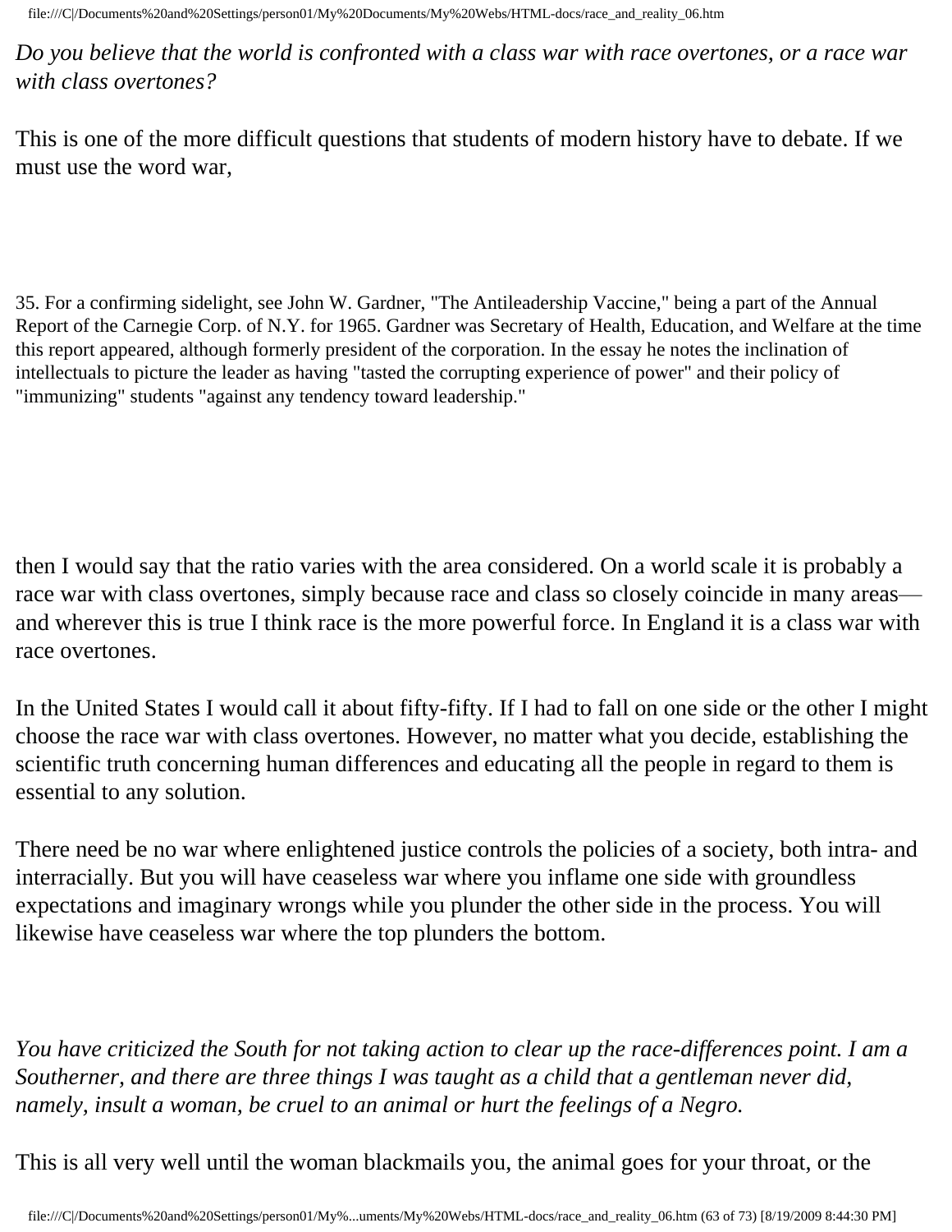*Do you believe that the world is confronted with a class war with race overtones, or a race war with class overtones?*

This is one of the more difficult questions that students of modern history have to debate. If we must use the word war,

35. For a confirming sidelight, see John W. Gardner, "The Antileadership Vaccine," being a part of the Annual Report of the Carnegie Corp. of N.Y. for 1965. Gardner was Secretary of Health, Education, and Welfare at the time this report appeared, although formerly president of the corporation. In the essay he notes the inclination of intellectuals to picture the leader as having "tasted the corrupting experience of power" and their policy of "immunizing" students "against any tendency toward leadership."

then I would say that the ratio varies with the area considered. On a world scale it is probably a race war with class overtones, simply because race and class so closely coincide in many areas—and wherever this is true I think race is the more powerful force. In England it is a class war with race overtones.

In the United States I would call it about fifty-fifty. If I had to fall on one side or the other I might choose the race war with class overtones. However, no matter what you decide, establishing the scientific truth concerning human differences and educating all the people in regard to them is essential to any solution.

There need be no war where enlightened justice controls the policies of a society, both intra- and interracially. But you will have ceaseless war where you inflame one side with groundless expectations and imaginary wrongs while you plunder the other side in the process. You will likewise have ceaseless war where the top plunders the bottom.

*You have criticized the South for not taking action to clear up the race-differences point. I am a Southerner, and there are three things I was taught as a child that a gentleman never did, namely, insult a woman, be cruel to an animal or hurt the feelings of a Negro.*

This is all very well until the woman blackmails you, the animal goes for your throat, or the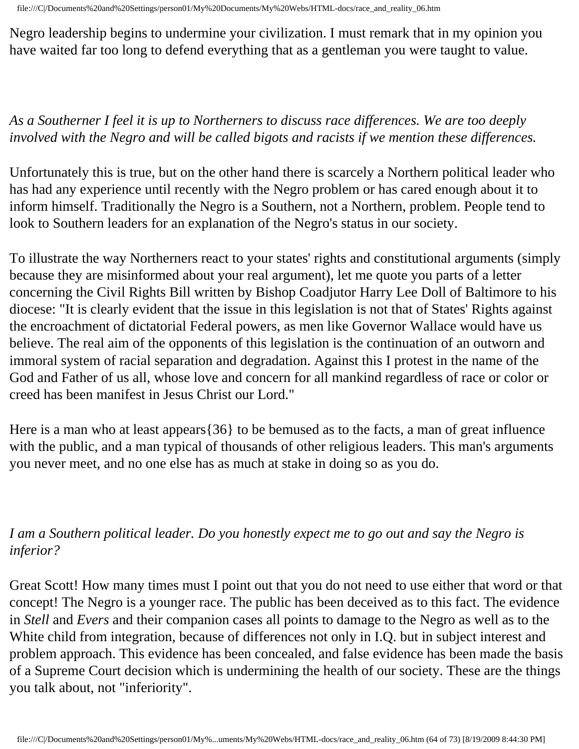Negro leadership begins to undermine your civilization. I must remark that in my opinion you have waited far too long to defend everything that as a gentleman you were taught to value.

*As a Southerner I feel it is up to Northerners to discuss race differences. We are too deeply involved with the Negro and will be called bigots and racists if we mention these differences.*

Unfortunately this is true, but on the other hand there is scarcely a Northern political leader who has had any experience until recently with the Negro problem or has cared enough about it to inform himself. Traditionally the Negro is a Southern, not a Northern, problem. People tend to look to Southern leaders for an explanation of the Negro's status in our society.

To illustrate the way Northerners react to your states' rights and constitutional arguments (simply because they are misinformed about your real argument), let me quote you parts of a letter concerning the Civil Rights Bill written by Bishop Coadjutor Harry Lee Doll of Baltimore to his diocese: "It is clearly evident that the issue in this legislation is not that of States' Rights against the encroachment of dictatorial Federal powers, as men like Governor Wallace would have us believe. The real aim of the opponents of this legislation is the continuation of an outworn and immoral system of racial separation and degradation. Against this I protest in the name of the God and Father of us all, whose love and concern for all mankind regardless of race or color or creed has been manifest in Jesus Christ our Lord."

Here is a man who at least appears{36} to be bemused as to the facts, a man of great influence with the public, and a man typical of thousands of other religious leaders. This man's arguments you never meet, and no one else has as much at stake in doing so as you do.

*I am a Southern political leader. Do you honestly expect me to go out and say the Negro is inferior?*

Great Scott! How many times must I point out that you do not need to use either that word or that concept! The Negro is a younger race. The public has been deceived as to this fact. The evidence in *Stell* and *Evers* and their companion cases all points to damage to the Negro as well as to the White child from integration, because of differences not only in I.Q. but in subject interest and problem approach. This evidence has been concealed, and false evidence has been made the basis of a Supreme Court decision which is undermining the health of our society. These are the things you talk about, not "inferiority".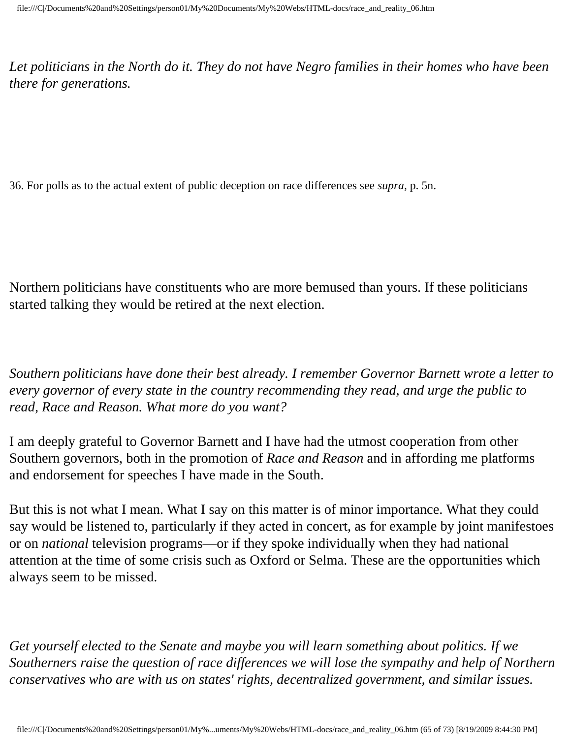*Let politicians in the North do it. They do not have Negro families in their homes who have been there for generations.*

36. For polls as to the actual extent of public deception on race differences see *supra,* p. 5n.

Northern politicians have constituents who are more bemused than yours. If these politicians started talking they would be retired at the next election.

*Southern politicians have done their best already. I remember Governor Barnett wrote a letter to every governor of every state in the country recommending they read, and urge the public to read, Race and Reason. What more do you want?*

I am deeply grateful to Governor Barnett and I have had the utmost cooperation from other Southern governors, both in the promotion of *Race and Reason* and in affording me platforms and endorsement for speeches I have made in the South.

But this is not what I mean. What I say on this matter is of minor importance. What they could say would be listened to, particularly if they acted in concert, as for example by joint manifestoes or on *national* television programs—or if they spoke individually when they had national attention at the time of some crisis such as Oxford or Selma. These are the opportunities which always seem to be missed.

*Get yourself elected to the Senate and maybe you will learn something about politics. If we Southerners raise the question of race differences we will lose the sympathy and help of Northern conservatives who are with us on states' rights, decentralized government, and similar issues.*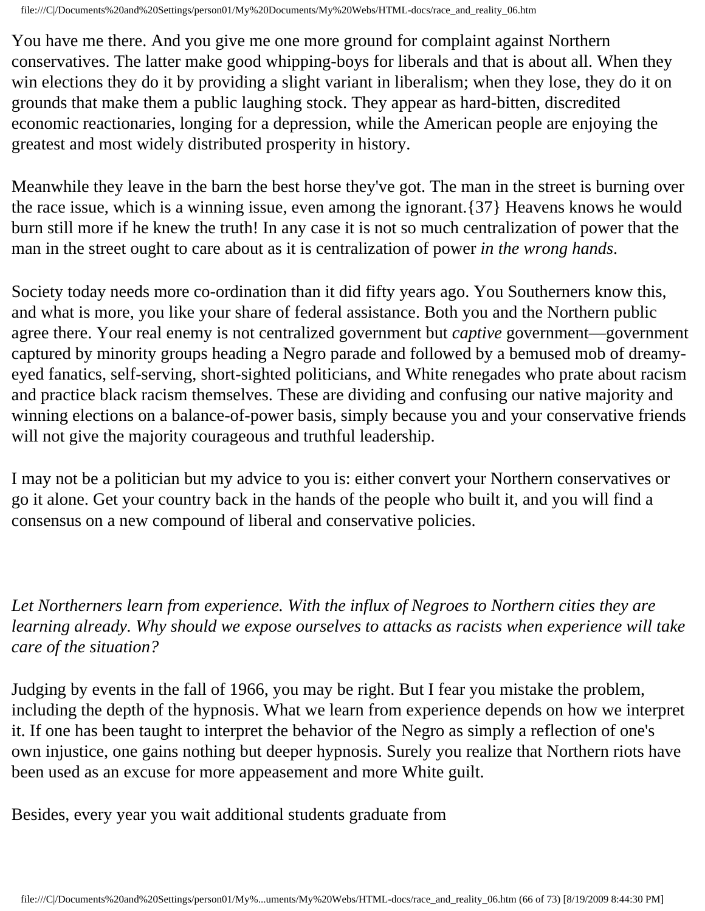You have me there. And you give me one more ground for complaint against Northern conservatives. The latter make good whipping-boys for liberals and that is about all. When they win elections they do it by providing a slight variant in liberalism; when they lose, they do it on grounds that make them a public laughing stock. They appear as hard-bitten, discredited economic reactionaries, longing for a depression, while the American people are enjoying the greatest and most widely distributed prosperity in history.

Meanwhile they leave in the barn the best horse they've got. The man in the street is burning over the race issue, which is a winning issue, even among the ignorant.{37} Heavens knows he would burn still more if he knew the truth! In any case it is not so much centralization of power that the man in the street ought to care about as it is centralization of power *in the wrong hands*.

Society today needs more co-ordination than it did fifty years ago. You Southerners know this, and what is more, you like your share of federal assistance. Both you and the Northern public agree there. Your real enemy is not centralized government but *captive* government—government captured by minority groups heading a Negro parade and followed by a bemused mob of dreamy-eyed fanatics, self-serving, short-sighted politicians, and White renegades who prate about racism and practice black racism themselves. These are dividing and confusing our native majority and winning elections on a balance-of-power basis, simply because you and your conservative friends will not give the majority courageous and truthful leadership.

I may not be a politician but my advice to you is: either convert your Northern conservatives or go it alone. Get your country back in the hands of the people who built it, and you will find a consensus on a new compound of liberal and conservative policies.

*Let Northerners learn from experience. With the influx of Negroes to Northern cities they are learning already. Why should we expose ourselves to attacks as racists when experience will take care of the situation?*

Judging by events in the fall of 1966, you may be right. But I fear you mistake the problem, including the depth of the hypnosis. What we learn from experience depends on how we interpret it. If one has been taught to interpret the behavior of the Negro as simply a reflection of one's own injustice, one gains nothing but deeper hypnosis. Surely you realize that Northern riots have been used as an excuse for more appeasement and more White guilt.

Besides, every year you wait additional students graduate from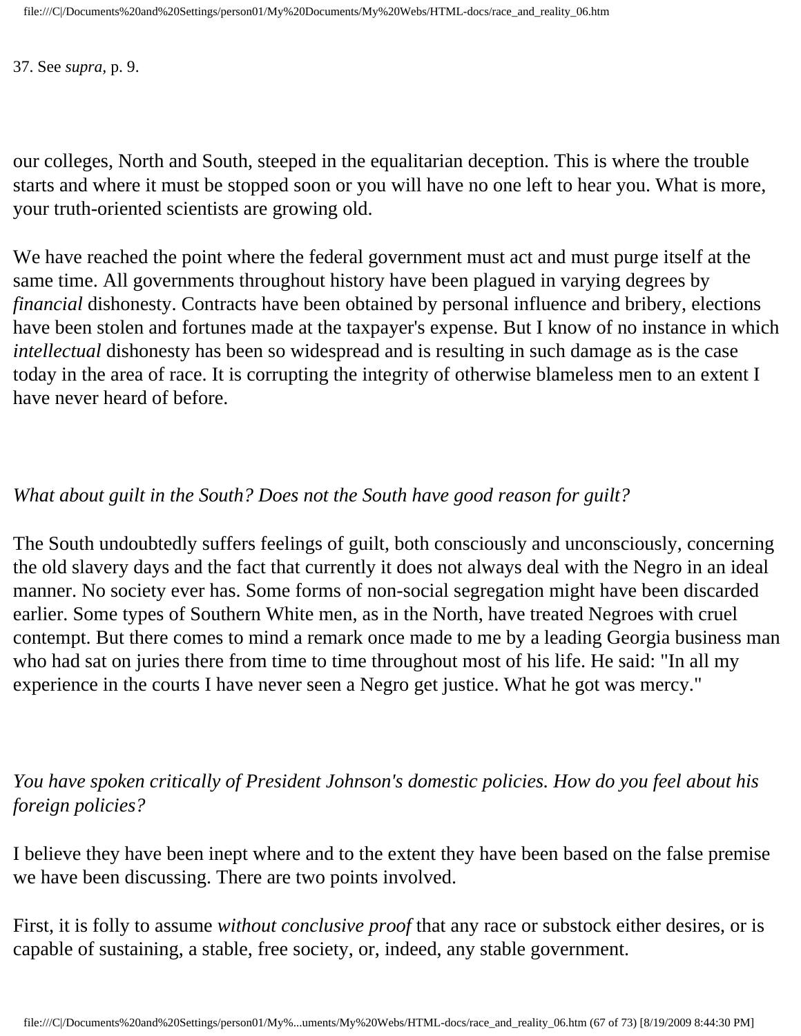37. See *supra,* p. 9.

our colleges, North and South, steeped in the equalitarian deception. This is where the trouble starts and where it must be stopped soon or you will have no one left to hear you. What is more, your truth-oriented scientists are growing old.

We have reached the point where the federal government must act and must purge itself at the same time. All governments throughout history have been plagued in varying degrees by *financial* dishonesty. Contracts have been obtained by personal influence and bribery, elections have been stolen and fortunes made at the taxpayer's expense. But I know of no instance in which *intellectual* dishonesty has been so widespread and is resulting in such damage as is the case today in the area of race. It is corrupting the integrity of otherwise blameless men to an extent I have never heard of before.

*What about guilt in the South? Does not the South have good reason for guilt?*

The South undoubtedly suffers feelings of guilt, both consciously and unconsciously, concerning the old slavery days and the fact that currently it does not always deal with the Negro in an ideal manner. No society ever has. Some forms of non-social segregation might have been discarded earlier. Some types of Southern White men, as in the North, have treated Negroes with cruel contempt. But there comes to mind a remark once made to me by a leading Georgia business man who had sat on juries there from time to time throughout most of his life. He said: "In all my experience in the courts I have never seen a Negro get justice. What he got was mercy."

*You have spoken critically of President Johnson's domestic policies. How do you feel about his foreign policies?*

I believe they have been inept where and to the extent they have been based on the false premise we have been discussing. There are two points involved.

First, it is folly to assume *without conclusive proof* that any race or substock either desires, or is capable of sustaining, a stable, free society, or, indeed, any stable government.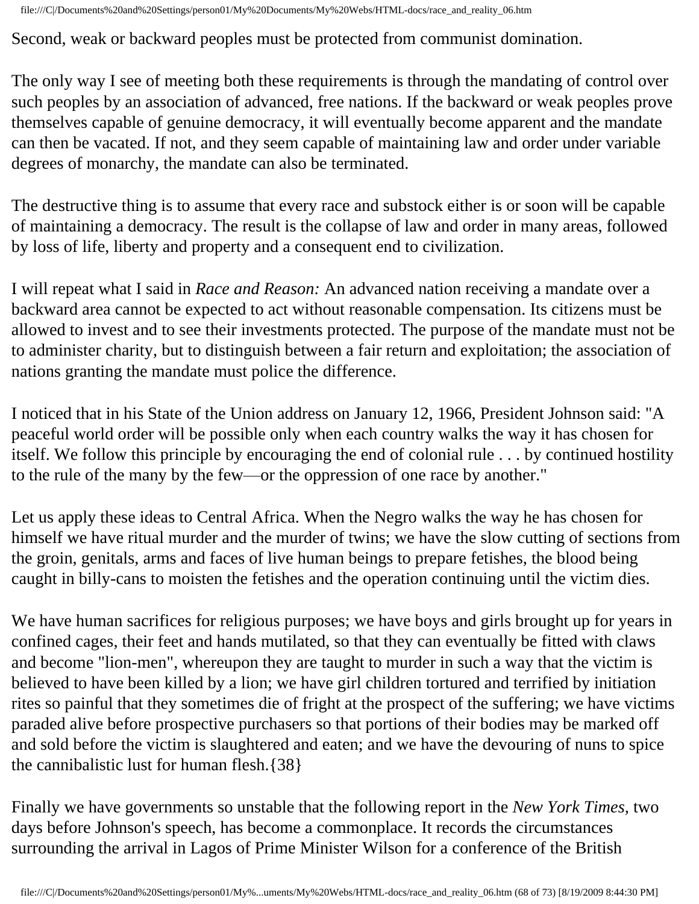Second, weak or backward peoples must be protected from communist domination.

The only way I see of meeting both these requirements is through the mandating of control over such peoples by an association of advanced, free nations. If the backward or weak peoples prove themselves capable of genuine democracy, it will eventually become apparent and the mandate can then be vacated. If not, and they seem capable of maintaining law and order under variable degrees of monarchy, the mandate can also be terminated.

The destructive thing is to assume that every race and substock either is or soon will be capable of maintaining a democracy. The result is the collapse of law and order in many areas, followed by loss of life, liberty and property and a consequent end to civilization.

I will repeat what I said in *Race and Reason:* An advanced nation receiving a mandate over a backward area cannot be expected to act without reasonable compensation. Its citizens must be allowed to invest and to see their investments protected. The purpose of the mandate must not be to administer charity, but to distinguish between a fair return and exploitation; the association of nations granting the mandate must police the difference.

I noticed that in his State of the Union address on January 12, 1966, President Johnson said: "A peaceful world order will be possible only when each country walks the way it has chosen for itself. We follow this principle by encouraging the end of colonial rule . . . by continued hostility to the rule of the many by the few—or the oppression of one race by another."

Let us apply these ideas to Central Africa. When the Negro walks the way he has chosen for himself we have ritual murder and the murder of twins; we have the slow cutting of sections from the groin, genitals, arms and faces of live human beings to prepare fetishes, the blood being caught in billy-cans to moisten the fetishes and the operation continuing until the victim dies.

We have human sacrifices for religious purposes; we have boys and girls brought up for years in confined cages, their feet and hands mutilated, so that they can eventually be fitted with claws and become "lion-men", whereupon they are taught to murder in such a way that the victim is believed to have been killed by a lion; we have girl children tortured and terrified by initiation rites so painful that they sometimes die of fright at the prospect of the suffering; we have victims paraded alive before prospective purchasers so that portions of their bodies may be marked off and sold before the victim is slaughtered and eaten; and we have the devouring of nuns to spice the cannibalistic lust for human flesh.{38}

Finally we have governments so unstable that the following report in the *New York Times*, two days before Johnson's speech, has become a commonplace. It records the circumstances surrounding the arrival in Lagos of Prime Minister Wilson for a conference of the British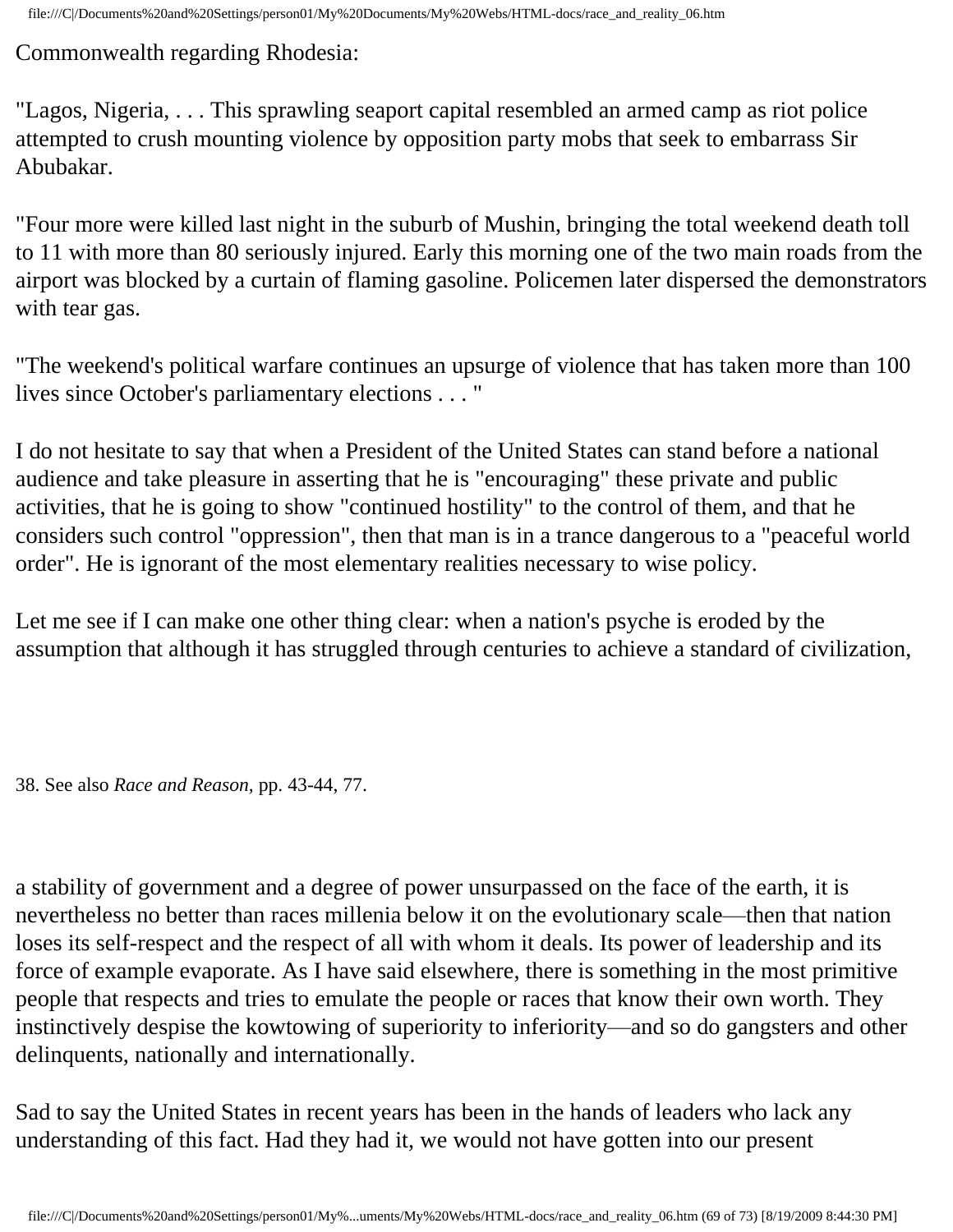Commonwealth regarding Rhodesia:

"Lagos, Nigeria, . . . This sprawling seaport capital resembled an armed camp as riot police attempted to crush mounting violence by opposition party mobs that seek to embarrass Sir Abubakar.

"Four more were killed last night in the suburb of Mushin, bringing the total weekend death toll to 11 with more than 80 seriously injured. Early this morning one of the two main roads from the airport was blocked by a curtain of flaming gasoline. Policemen later dispersed the demonstrators with tear gas.

"The weekend's political warfare continues an upsurge of violence that has taken more than 100 lives since October's parliamentary elections . . . "

I do not hesitate to say that when a President of the United States can stand before a national audience and take pleasure in asserting that he is "encouraging" these private and public activities, that he is going to show "continued hostility" to the control of them, and that he considers such control "oppression", then that man is in a trance dangerous to a "peaceful world order". He is ignorant of the most elementary realities necessary to wise policy.

Let me see if I can make one other thing clear: when a nation's psyche is eroded by the assumption that although it has struggled through centuries to achieve a standard of civilization, a stability of government and a degree of power unsurpassed on the face of the earth, it is nevertheless no better than races millenia below it on the evolutionary scale—then that nation loses its self-respect and the respect of all with whom it deals. Its power of leadership and its force of example evaporate. As I have said elsewhere, there is something in the most primitive people that respects and tries to emulate the people or races that know their own worth. They instinctively despise the kowtowing of superiority to inferiority—and so do gangsters and other delinquents, nationally and internationally.

Sad to say the United States in recent years has been in the hands of leaders who lack any understanding of this fact. Had they had it, we would not have gotten into our present

38. See also *Race and Reason,* pp. 43-44, 77.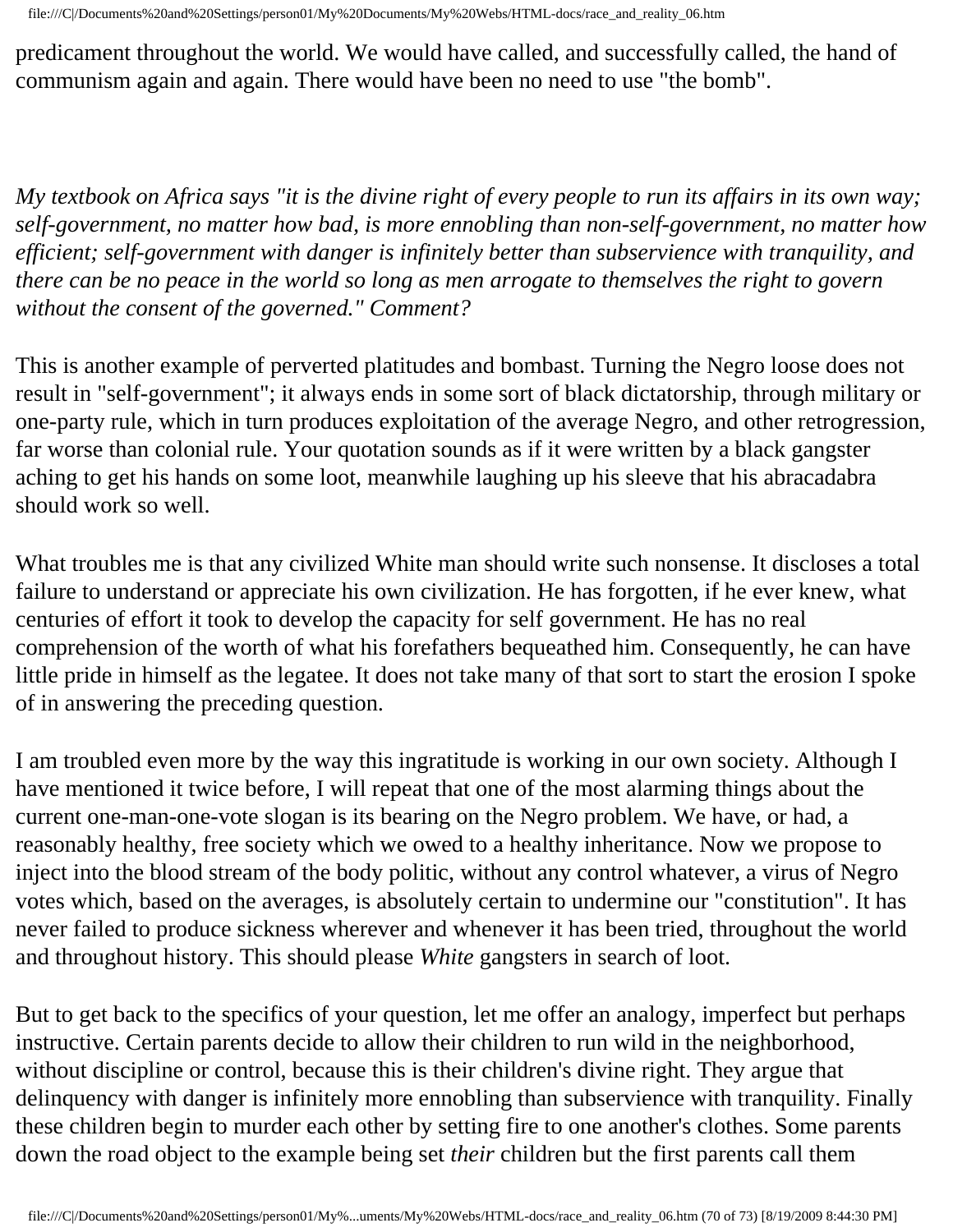predicament throughout the world. We would have called, and successfully called, the hand of communism again and again. There would have been no need to use "the bomb".

*My textbook on Africa says "it is the divine right of every people to run its affairs in its own way; self-government, no matter how bad, is more ennobling than non-self-government, no matter how efficient; self-government with danger is infinitely better than subservience with tranquility, and there can be no peace in the world so long as men arrogate to themselves the right to govern without the consent of the governed." Comment?*

This is another example of perverted platitudes and bombast. Turning the Negro loose does not result in "self-government"; it always ends in some sort of black dictatorship, through military or one-party rule, which in turn produces exploitation of the average Negro, and other retrogression, far worse than colonial rule. Your quotation sounds as if it were written by a black gangster aching to get his hands on some loot, meanwhile laughing up his sleeve that his abracadabra should work so well.

What troubles me is that any civilized White man should write such nonsense. It discloses a total failure to understand or appreciate his own civilization. He has forgotten, if he ever knew, what centuries of effort it took to develop the capacity for self government. He has no real comprehension of the worth of what his forefathers bequeathed him. Consequently, he can have little pride in himself as the legatee. It does not take many of that sort to start the erosion I spoke of in answering the preceding question.

I am troubled even more by the way this ingratitude is working in our own society. Although I have mentioned it twice before, I will repeat that one of the most alarming things about the current one-man-one-vote slogan is its bearing on the Negro problem. We have, or had, a reasonably healthy, free society which we owed to a healthy inheritance. Now we propose to inject into the blood stream of the body politic, without any control whatever, a virus of Negro votes which, based on the averages, is absolutely certain to undermine our "constitution". It has never failed to produce sickness wherever and whenever it has been tried, throughout the world and throughout history. This should please *White* gangsters in search of loot.

But to get back to the specifics of your question, let me offer an analogy, imperfect but perhaps instructive. Certain parents decide to allow their children to run wild in the neighborhood, without discipline or control, because this is their children's divine right. They argue that delinquency with danger is infinitely more ennobling than subservience with tranquility. Finally these children begin to murder each other by setting fire to one another's clothes. Some parents down the road object to the example being set *their* children but the first parents call them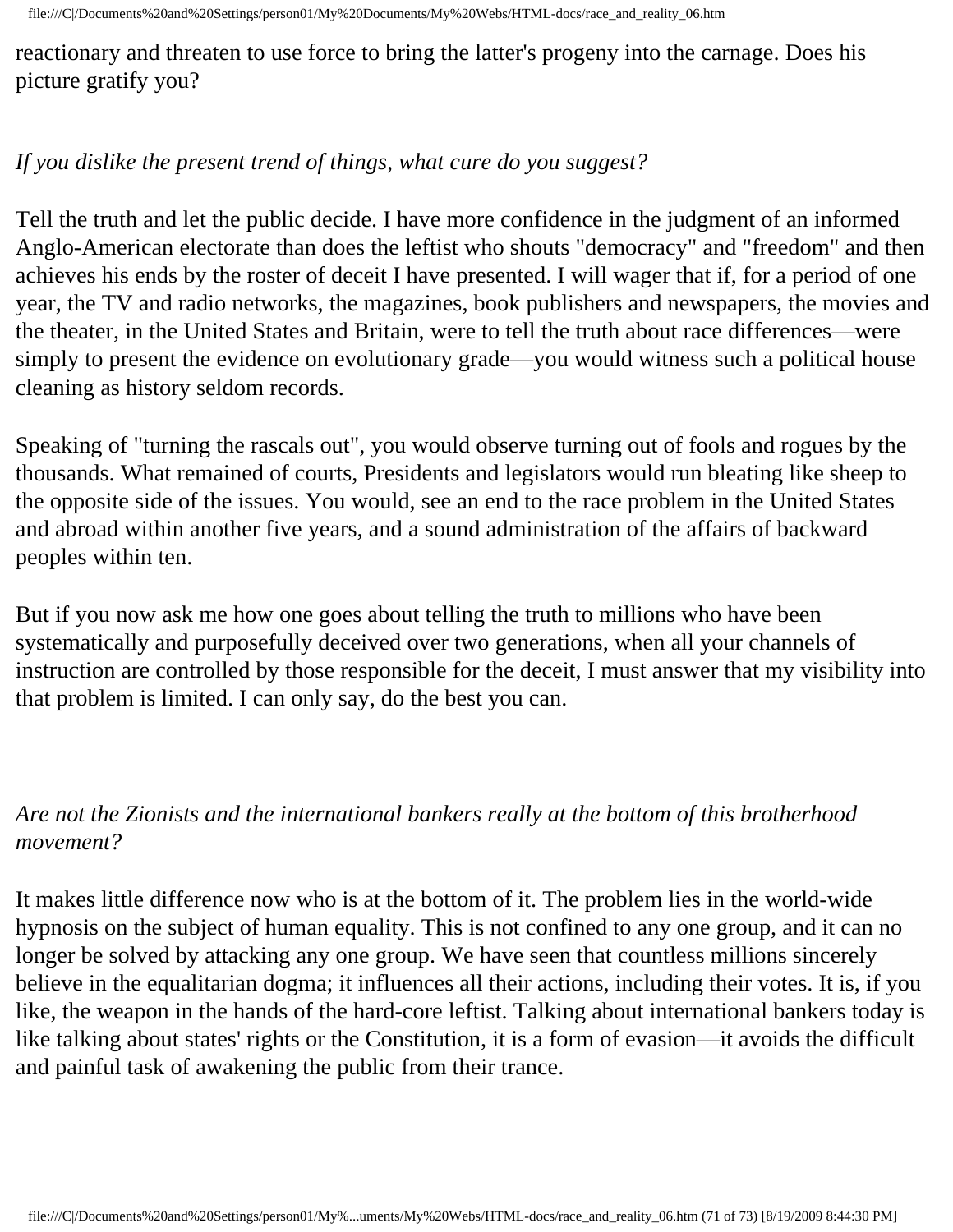reactionary and threaten to use force to bring the latter's progeny into the carnage. Does his picture gratify you?

*If you dislike the present trend of things, what cure do you suggest?*

Tell the truth and let the public decide. I have more confidence in the judgment of an informed Anglo-American electorate than does the leftist who shouts "democracy" and "freedom" and then achieves his ends by the roster of deceit I have presented. I will wager that if, for a period of one year, the TV and radio networks, the magazines, book publishers and newspapers, the movies and the theater, in the United States and Britain, were to tell the truth about race differences—were simply to present the evidence on evolutionary grade—you would witness such a political house cleaning as history seldom records.

Speaking of "turning the rascals out", you would observe turning out of fools and rogues by the thousands. What remained of courts, Presidents and legislators would run bleating like sheep to the opposite side of the issues. You would, see an end to the race problem in the United States and abroad within another five years, and a sound administration of the affairs of backward peoples within ten.

But if you now ask me how one goes about telling the truth to millions who have been systematically and purposefully deceived over two generations, when all your channels of instruction are controlled by those responsible for the deceit, I must answer that my visibility into that problem is limited. I can only say, do the best you can.

*Are not the Zionists and the international bankers really at the bottom of this brotherhood movement?*

It makes little difference now who is at the bottom of it. The problem lies in the world-wide hypnosis on the subject of human equality. This is not confined to any one group, and it can no longer be solved by attacking any one group. We have seen that countless millions sincerely believe in the equalitarian dogma; it influences all their actions, including their votes. It is, if you like, the weapon in the hands of the hard-core leftist. Talking about international bankers today is like talking about states' rights or the Constitution, it is a form of evasion—it avoids the difficult and painful task of awakening the public from their trance.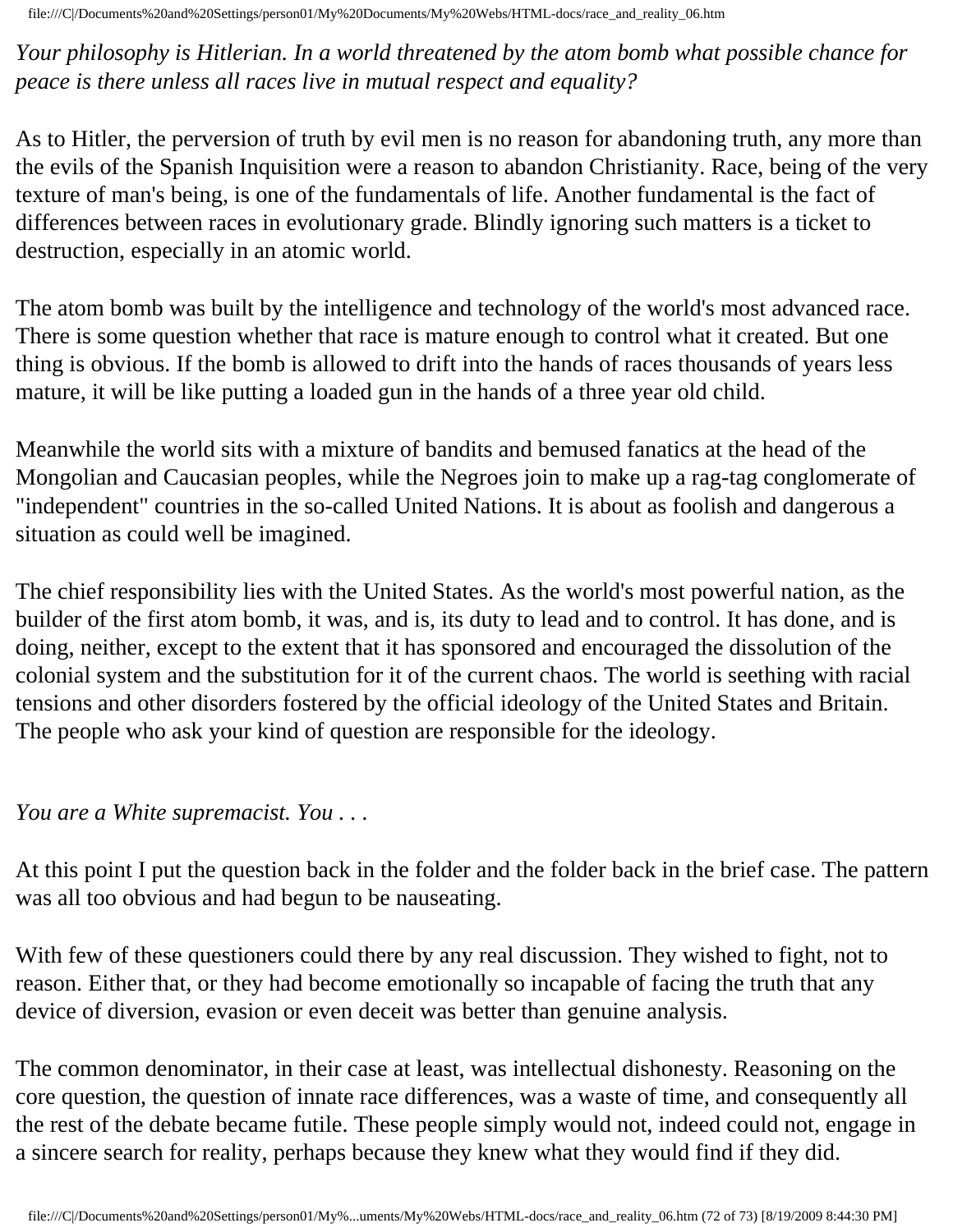*Your philosophy is Hitlerian. In a world threatened by the atom bomb what possible chance for peace is there unless all races live in mutual respect and equality?*

As to Hitler, the perversion of truth by evil men is no reason for abandoning truth, any more than the evils of the Spanish Inquisition were a reason to abandon Christianity. Race, being of the very texture of man's being, is one of the fundamentals of life. Another fundamental is the fact of differences between races in evolutionary grade. Blindly ignoring such matters is a ticket to destruction, especially in an atomic world.

The atom bomb was built by the intelligence and technology of the world's most advanced race. There is some question whether that race is mature enough to control what it created. But one thing is obvious. If the bomb is allowed to drift into the hands of races thousands of years less mature, it will be like putting a loaded gun in the hands of a three year old child.

Meanwhile the world sits with a mixture of bandits and bemused fanatics at the head of the Mongolian and Caucasian peoples, while the Negroes join to make up a rag-tag conglomerate of "independent" countries in the so-called United Nations. It is about as foolish and dangerous a situation as could well be imagined.

The chief responsibility lies with the United States. As the world's most powerful nation, as the builder of the first atom bomb, it was, and is, its duty to lead and to control. It has done, and is doing, neither, except to the extent that it has sponsored and encouraged the dissolution of the colonial system and the substitution for it of the current chaos. The world is seething with racial tensions and other disorders fostered by the official ideology of the United States and Britain. The people who ask your kind of question are responsible for the ideology.

*You are a White supremacist. You . . .*

At this point I put the question back in the folder and the folder back in the brief case. The pattern was all too obvious and had begun to be nauseating.

With few of these questioners could there by any real discussion. They wished to fight, not to reason. Either that, or they had become emotionally so incapable of facing the truth that any device of diversion, evasion or even deceit was better than genuine analysis.

The common denominator, in their case at least, was intellectual dishonesty. Reasoning on the core question, the question of innate race differences, was a waste of time, and consequently all the rest of the debate became futile. These people simply would not, indeed could not, engage in a sincere search for reality, perhaps because they knew what they would find if they did.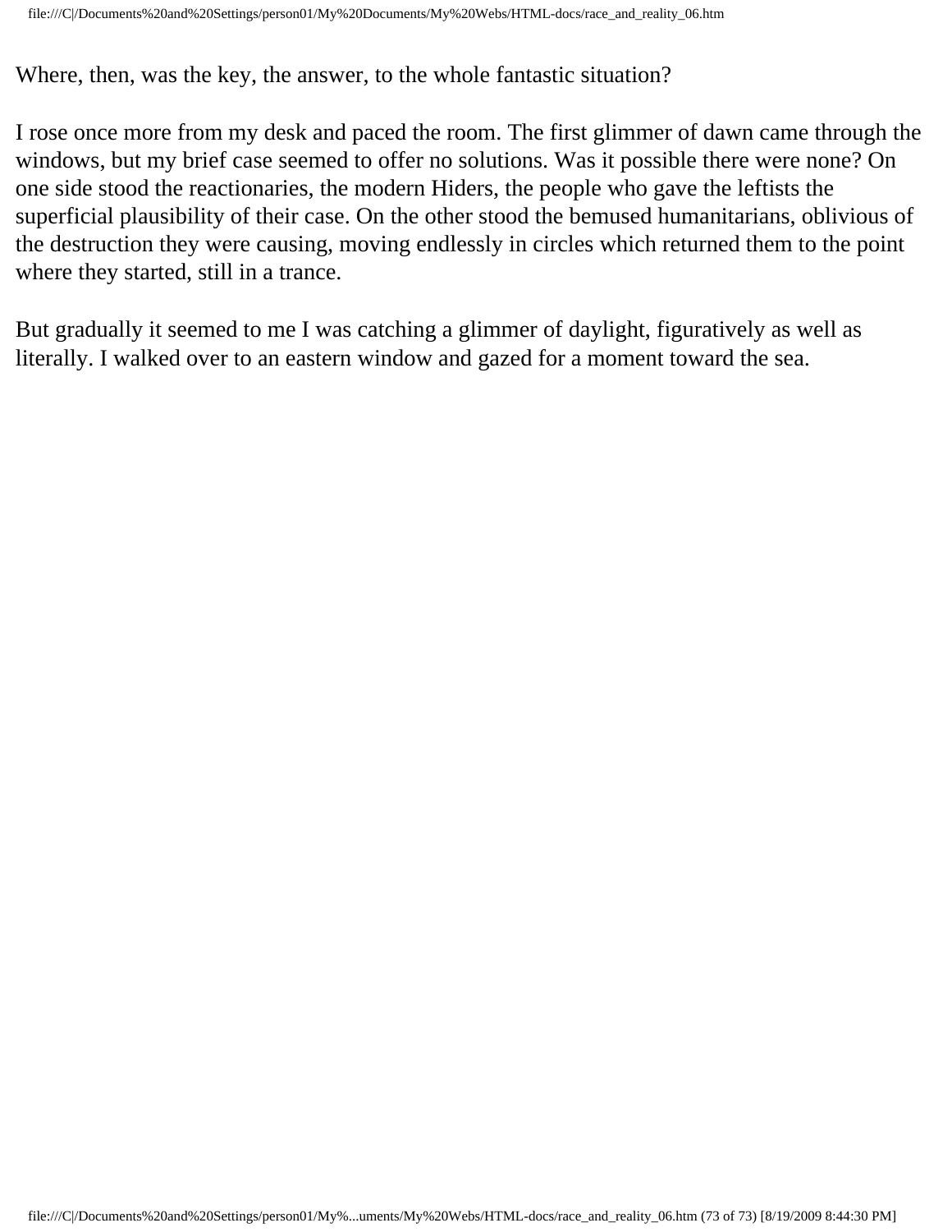Where, then, was the key, the answer, to the whole fantastic situation?

I rose once more from my desk and paced the room. The first glimmer of dawn came through the windows, but my brief case seemed to offer no solutions. Was it possible there were none? On one side stood the reactionaries, the modern Hiders, the people who gave the leftists the superficial plausibility of their case. On the other stood the bemused humanitarians, oblivious of the destruction they were causing, moving endlessly in circles which returned them to the point where they started, still in a trance.

But gradually it seemed to me I was catching a glimmer of daylight, figuratively as well as literally. I walked over to an eastern window and gazed for a moment toward the sea.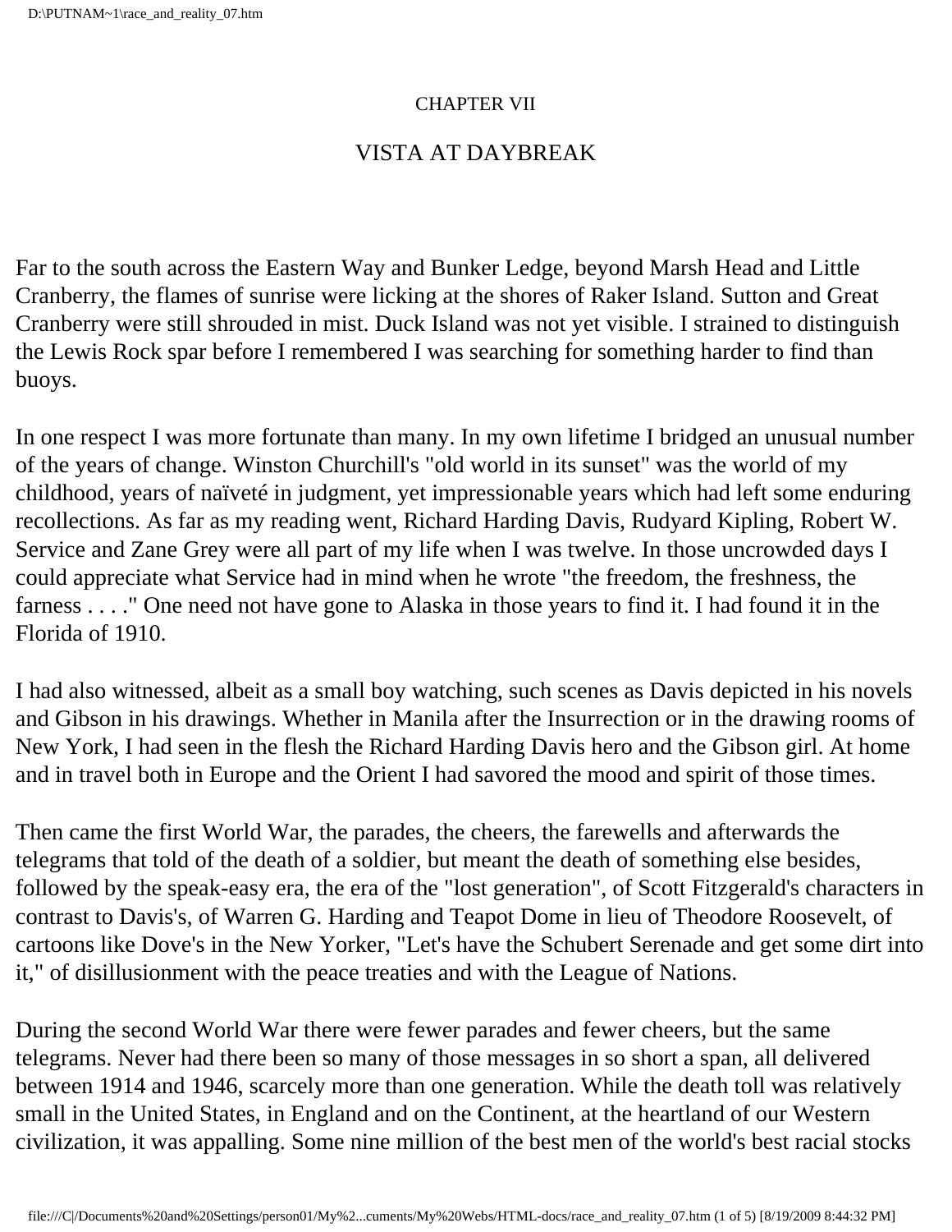CHAPTER VII

## VISTA AT DAYBREAK

Far to the south across the Eastern Way and Bunker Ledge, beyond Marsh Head and Little Cranberry, the flames of sunrise were licking at the shores of Raker Island. Sutton and Great Cranberry were still shrouded in mist. Duck Island was not yet visible. I strained to distinguish the Lewis Rock spar before I remembered I was searching for something harder to find than buoys.

In one respect I was more fortunate than many. In my own lifetime I bridged an unusual number of the years of change. Winston Churchill's "old world in its sunset" was the world of my childhood, years of naïveté in judgment, yet impressionable years which had left some enduring recollections. As far as my reading went, Richard Harding Davis, Rudyard Kipling, Robert W. Service and Zane Grey were all part of my life when I was twelve. In those uncrowded days I could appreciate what Service had in mind when he wrote "the freedom, the freshness, the farness . . . ." One need not have gone to Alaska in those years to find it. I had found it in the Florida of 1910.

I had also witnessed, albeit as a small boy watching, such scenes as Davis depicted in his novels and Gibson in his drawings. Whether in Manila after the Insurrection or in the drawing rooms of New York, I had seen in the flesh the Richard Harding Davis hero and the Gibson girl. At home and in travel both in Europe and the Orient I had savored the mood and spirit of those times.

Then came the first World War, the parades, the cheers, the farewells and afterwards the telegrams that told of the death of a soldier, but meant the death of something else besides, followed by the speak-easy era, the era of the "lost generation", of Scott Fitzgerald's characters in contrast to Davis's, of Warren G. Harding and Teapot Dome in lieu of Theodore Roosevelt, of cartoons like Dove's in the New Yorker, "Let's have the Schubert Serenade and get some dirt into it," of disillusionment with the peace treaties and with the League of Nations.

During the second World War there were fewer parades and fewer cheers, but the same telegrams. Never had there been so many of those messages in so short a span, all delivered between 1914 and 1946, scarcely more than one generation. While the death toll was relatively small in the United States, in England and on the Continent, at the heartland of our Western civilization, it was appalling. Some nine million of the best men of the world's best racial stocks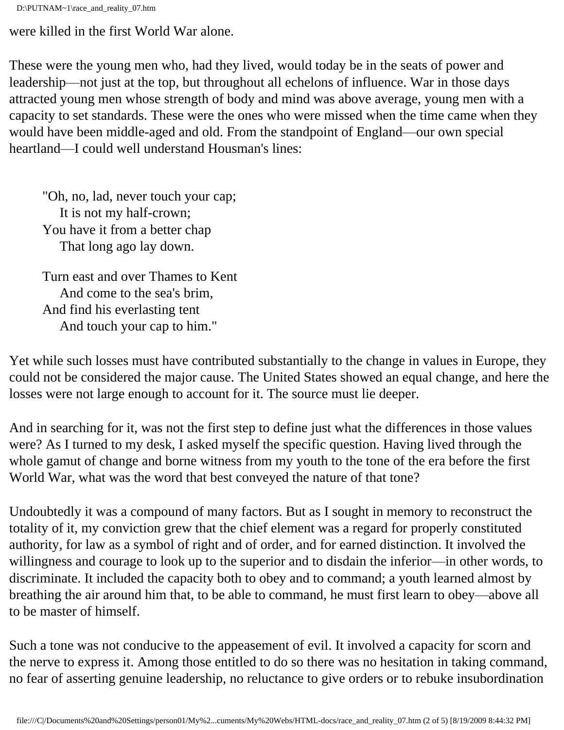were killed in the first World War alone.

These were the young men who, had they lived, would today be in the seats of power and leadership—not just at the top, but throughout all echelons of influence. War in those days attracted young men whose strength of body and mind was above average, young men with a capacity to set standards. These were the ones who were missed when the time came when they would have been middle-aged and old. From the standpoint of England—our own special heartland—I could well understand Housman's lines:

> "Oh, no, lad, never touch your cap;
>   It is not my half-crown;
> You have it from a better chap
>   That long ago lay down.
>
> Turn east and over Thames to Kent
>   And come to the sea's brim,
> And find his everlasting tent
>   And touch your cap to him."

Yet while such losses must have contributed substantially to the change in values in Europe, they could not be considered the major cause. The United States showed an equal change, and here the losses were not large enough to account for it. The source must lie deeper.

And in searching for it, was not the first step to define just what the differences in those values were? As I turned to my desk, I asked myself the specific question. Having lived through the whole gamut of change and borne witness from my youth to the tone of the era before the first World War, what was the word that best conveyed the nature of that tone?

Undoubtedly it was a compound of many factors. But as I sought in memory to reconstruct the totality of it, my conviction grew that the chief element was a regard for properly constituted authority, for law as a symbol of right and of order, and for earned distinction. It involved the willingness and courage to look up to the superior and to disdain the inferior—in other words, to discriminate. It included the capacity both to obey and to command; a youth learned almost by breathing the air around him that, to be able to command, he must first learn to obey—above all to be master of himself.

Such a tone was not conducive to the appeasement of evil. It involved a capacity for scorn and the nerve to express it. Among those entitled to do so there was no hesitation in taking command, no fear of asserting genuine leadership, no reluctance to give orders or to rebuke insubordination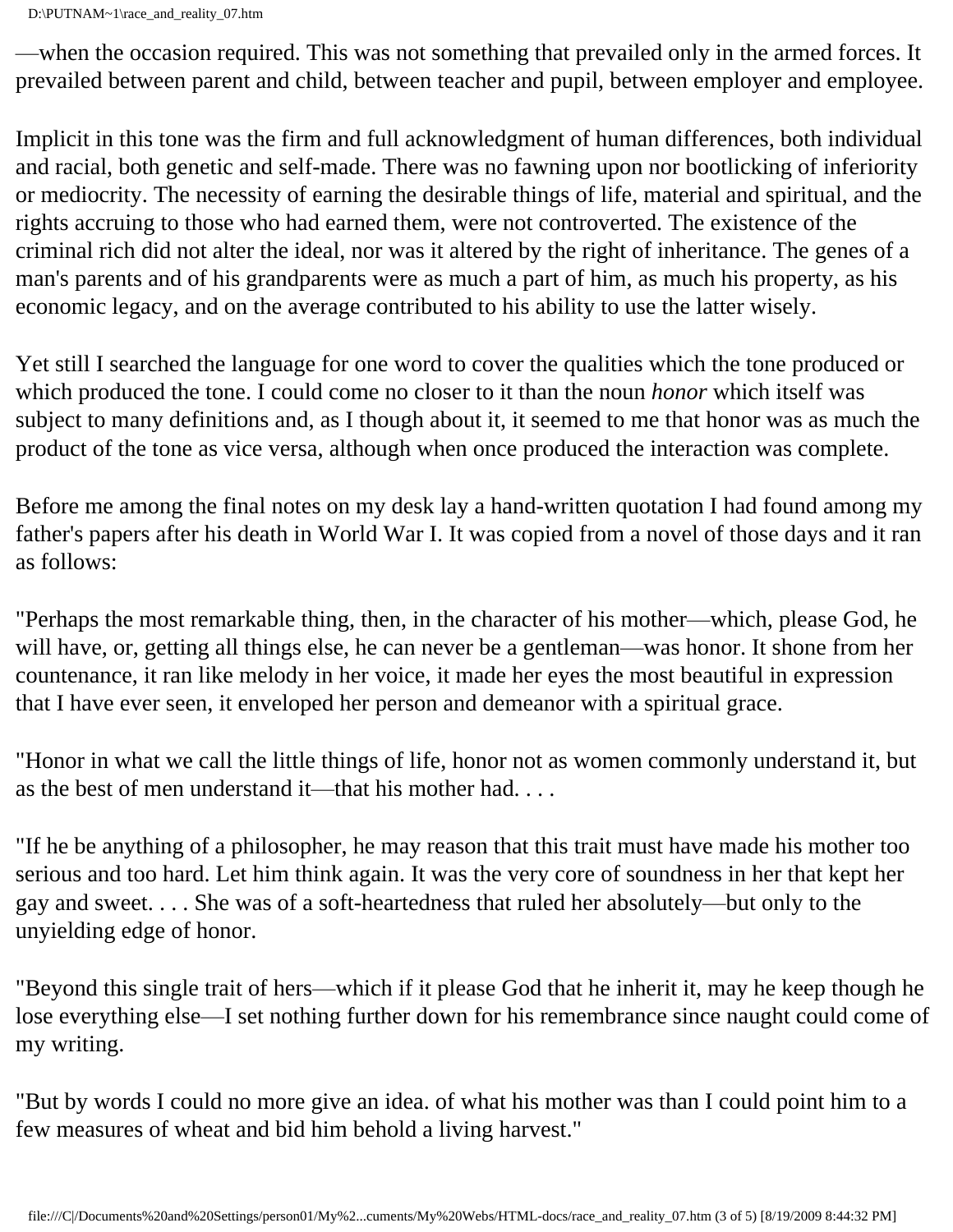—when the occasion required. This was not something that prevailed only in the armed forces. It prevailed between parent and child, between teacher and pupil, between employer and employee.

Implicit in this tone was the firm and full acknowledgment of human differences, both individual and racial, both genetic and self-made. There was no fawning upon nor bootlicking of inferiority or mediocrity. The necessity of earning the desirable things of life, material and spiritual, and the rights accruing to those who had earned them, were not controverted. The existence of the criminal rich did not alter the ideal, nor was it altered by the right of inheritance. The genes of a man's parents and of his grandparents were as much a part of him, as much his property, as his economic legacy, and on the average contributed to his ability to use the latter wisely.

Yet still I searched the language for one word to cover the qualities which the tone produced or which produced the tone. I could come no closer to it than the noun *honor* which itself was subject to many definitions and, as I though about it, it seemed to me that honor was as much the product of the tone as vice versa, although when once produced the interaction was complete.

Before me among the final notes on my desk lay a hand-written quotation I had found among my father's papers after his death in World War I. It was copied from a novel of those days and it ran as follows:

"Perhaps the most remarkable thing, then, in the character of his mother—which, please God, he will have, or, getting all things else, he can never be a gentleman—was honor. It shone from her countenance, it ran like melody in her voice, it made her eyes the most beautiful in expression that I have ever seen, it enveloped her person and demeanor with a spiritual grace.

"Honor in what we call the little things of life, honor not as women commonly understand it, but as the best of men understand it—that his mother had. . . .

"If he be anything of a philosopher, he may reason that this trait must have made his mother too serious and too hard. Let him think again. It was the very core of soundness in her that kept her gay and sweet. . . . She was of a soft-heartedness that ruled her absolutely—but only to the unyielding edge of honor.

"Beyond this single trait of hers—which if it please God that he inherit it, may he keep though he lose everything else—I set nothing further down for his remembrance since naught could come of my writing.

"But by words I could no more give an idea. of what his mother was than I could point him to a few measures of wheat and bid him behold a living harvest."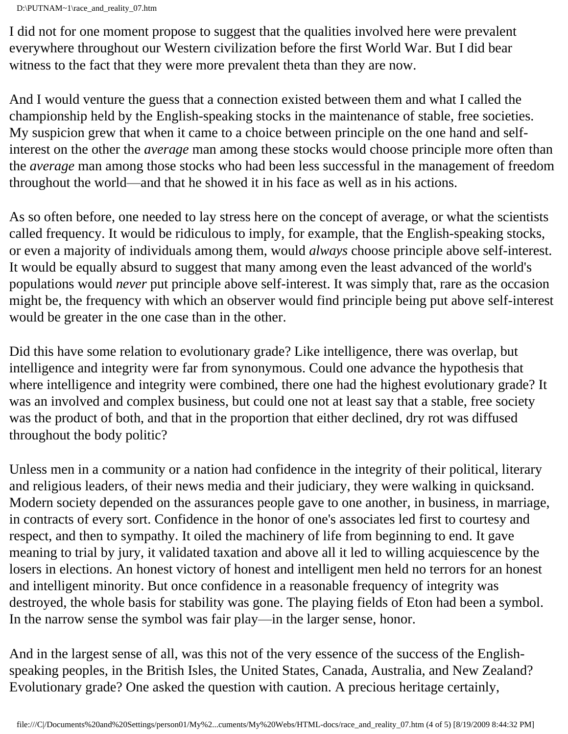I did not for one moment propose to suggest that the qualities involved here were prevalent everywhere throughout our Western civilization before the first World War. But I did bear witness to the fact that they were more prevalent theta than they are now.

And I would venture the guess that a connection existed between them and what I called the championship held by the English-speaking stocks in the maintenance of stable, free societies. My suspicion grew that when it came to a choice between principle on the one hand and self-interest on the other the *average* man among these stocks would choose principle more often than the *average* man among those stocks who had been less successful in the management of freedom throughout the world—and that he showed it in his face as well as in his actions.

As so often before, one needed to lay stress here on the concept of average, or what the scientists called frequency. It would be ridiculous to imply, for example, that the English-speaking stocks, or even a majority of individuals among them, would *always* choose principle above self-interest. It would be equally absurd to suggest that many among even the least advanced of the world's populations would *never* put principle above self-interest. It was simply that, rare as the occasion might be, the frequency with which an observer would find principle being put above self-interest would be greater in the one case than in the other.

Did this have some relation to evolutionary grade? Like intelligence, there was overlap, but intelligence and integrity were far from synonymous. Could one advance the hypothesis that where intelligence and integrity were combined, there one had the highest evolutionary grade? It was an involved and complex business, but could one not at least say that a stable, free society was the product of both, and that in the proportion that either declined, dry rot was diffused throughout the body politic?

Unless men in a community or a nation had confidence in the integrity of their political, literary and religious leaders, of their news media and their judiciary, they were walking in quicksand. Modern society depended on the assurances people gave to one another, in business, in marriage, in contracts of every sort. Confidence in the honor of one's associates led first to courtesy and respect, and then to sympathy. It oiled the machinery of life from beginning to end. It gave meaning to trial by jury, it validated taxation and above all it led to willing acquiescence by the losers in elections. An honest victory of honest and intelligent men held no terrors for an honest and intelligent minority. But once confidence in a reasonable frequency of integrity was destroyed, the whole basis for stability was gone. The playing fields of Eton had been a symbol. In the narrow sense the symbol was fair play—in the larger sense, honor.

And in the largest sense of all, was this not of the very essence of the success of the English-speaking peoples, in the British Isles, the United States, Canada, Australia, and New Zealand? Evolutionary grade? One asked the question with caution. A precious heritage certainly,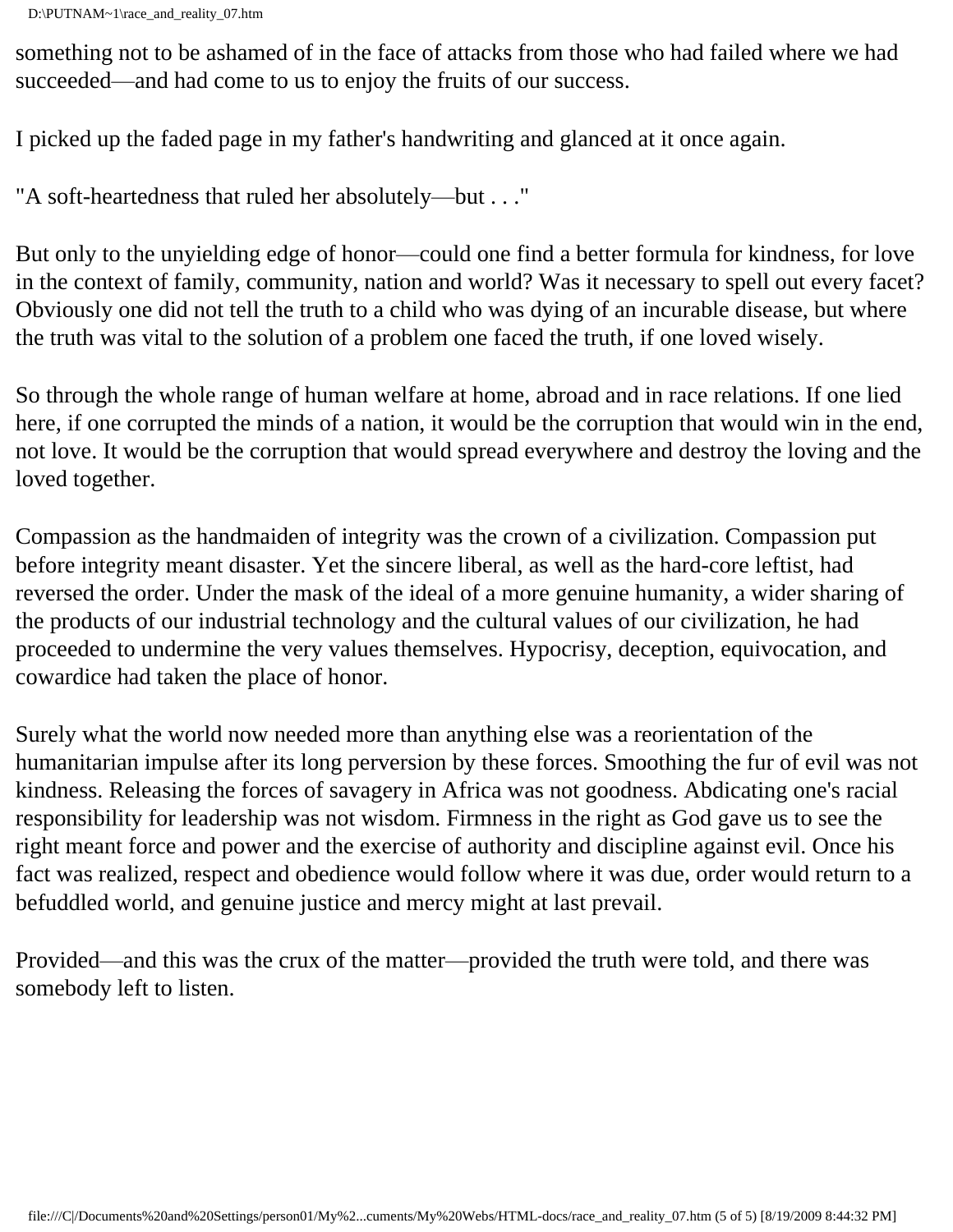something not to be ashamed of in the face of attacks from those who had failed where we had succeeded—and had come to us to enjoy the fruits of our success.

I picked up the faded page in my father's handwriting and glanced at it once again.

"A soft-heartedness that ruled her absolutely—but . . ."

But only to the unyielding edge of honor—could one find a better formula for kindness, for love in the context of family, community, nation and world? Was it necessary to spell out every facet? Obviously one did not tell the truth to a child who was dying of an incurable disease, but where the truth was vital to the solution of a problem one faced the truth, if one loved wisely.

So through the whole range of human welfare at home, abroad and in race relations. If one lied here, if one corrupted the minds of a nation, it would be the corruption that would win in the end, not love. It would be the corruption that would spread everywhere and destroy the loving and the loved together.

Compassion as the handmaiden of integrity was the crown of a civilization. Compassion put before integrity meant disaster. Yet the sincere liberal, as well as the hard-core leftist, had reversed the order. Under the mask of the ideal of a more genuine humanity, a wider sharing of the products of our industrial technology and the cultural values of our civilization, he had proceeded to undermine the very values themselves. Hypocrisy, deception, equivocation, and cowardice had taken the place of honor.

Surely what the world now needed more than anything else was a reorientation of the humanitarian impulse after its long perversion by these forces. Smoothing the fur of evil was not kindness. Releasing the forces of savagery in Africa was not goodness. Abdicating one's racial responsibility for leadership was not wisdom. Firmness in the right as God gave us to see the right meant force and power and the exercise of authority and discipline against evil. Once his fact was realized, respect and obedience would follow where it was due, order would return to a befuddled world, and genuine justice and mercy might at last prevail.

Provided—and this was the crux of the matter—provided the truth were told, and there was somebody left to listen.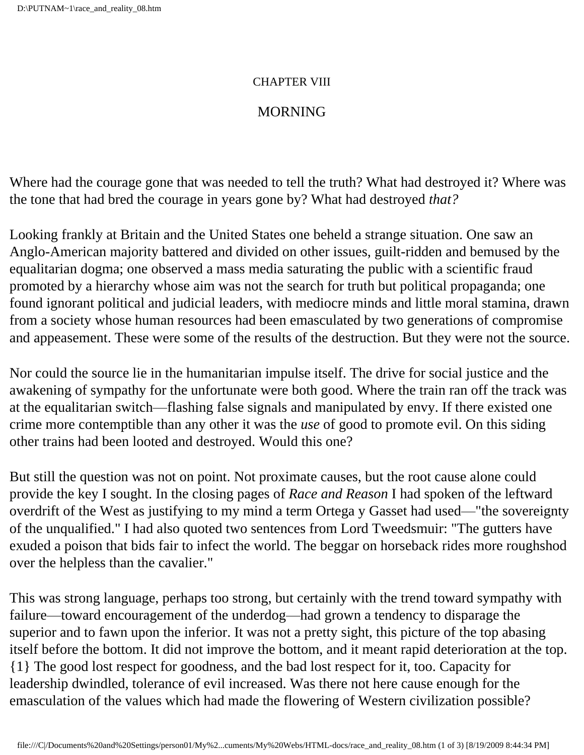CHAPTER VIII

# MORNING

Where had the courage gone that was needed to tell the truth? What had destroyed it? Where was the tone that had bred the courage in years gone by? What had destroyed *that?*

Looking frankly at Britain and the United States one beheld a strange situation. One saw an Anglo-American majority battered and divided on other issues, guilt-ridden and bemused by the equalitarian dogma; one observed a mass media saturating the public with a scientific fraud promoted by a hierarchy whose aim was not the search for truth but political propaganda; one found ignorant political and judicial leaders, with mediocre minds and little moral stamina, drawn from a society whose human resources had been emasculated by two generations of compromise and appeasement. These were some of the results of the destruction. But they were not the source.

Nor could the source lie in the humanitarian impulse itself. The drive for social justice and the awakening of sympathy for the unfortunate were both good. Where the train ran off the track was at the equalitarian switch—flashing false signals and manipulated by envy. If there existed one crime more contemptible than any other it was the *use* of good to promote evil. On this siding other trains had been looted and destroyed. Would this one?

But still the question was not on point. Not proximate causes, but the root cause alone could provide the key I sought. In the closing pages of *Race and Reason* I had spoken of the leftward overdrift of the West as justifying to my mind a term Ortega y Gasset had used—"the sovereignty of the unqualified." I had also quoted two sentences from Lord Tweedsmuir: "The gutters have exuded a poison that bids fair to infect the world. The beggar on horseback rides more roughshod over the helpless than the cavalier."

This was strong language, perhaps too strong, but certainly with the trend toward sympathy with failure—toward encouragement of the underdog—had grown a tendency to disparage the superior and to fawn upon the inferior. It was not a pretty sight, this picture of the top abasing itself before the bottom. It did not improve the bottom, and it meant rapid deterioration at the top. {1} The good lost respect for goodness, and the bad lost respect for it, too. Capacity for leadership dwindled, tolerance of evil increased. Was there not here cause enough for the emasculation of the values which had made the flowering of Western civilization possible?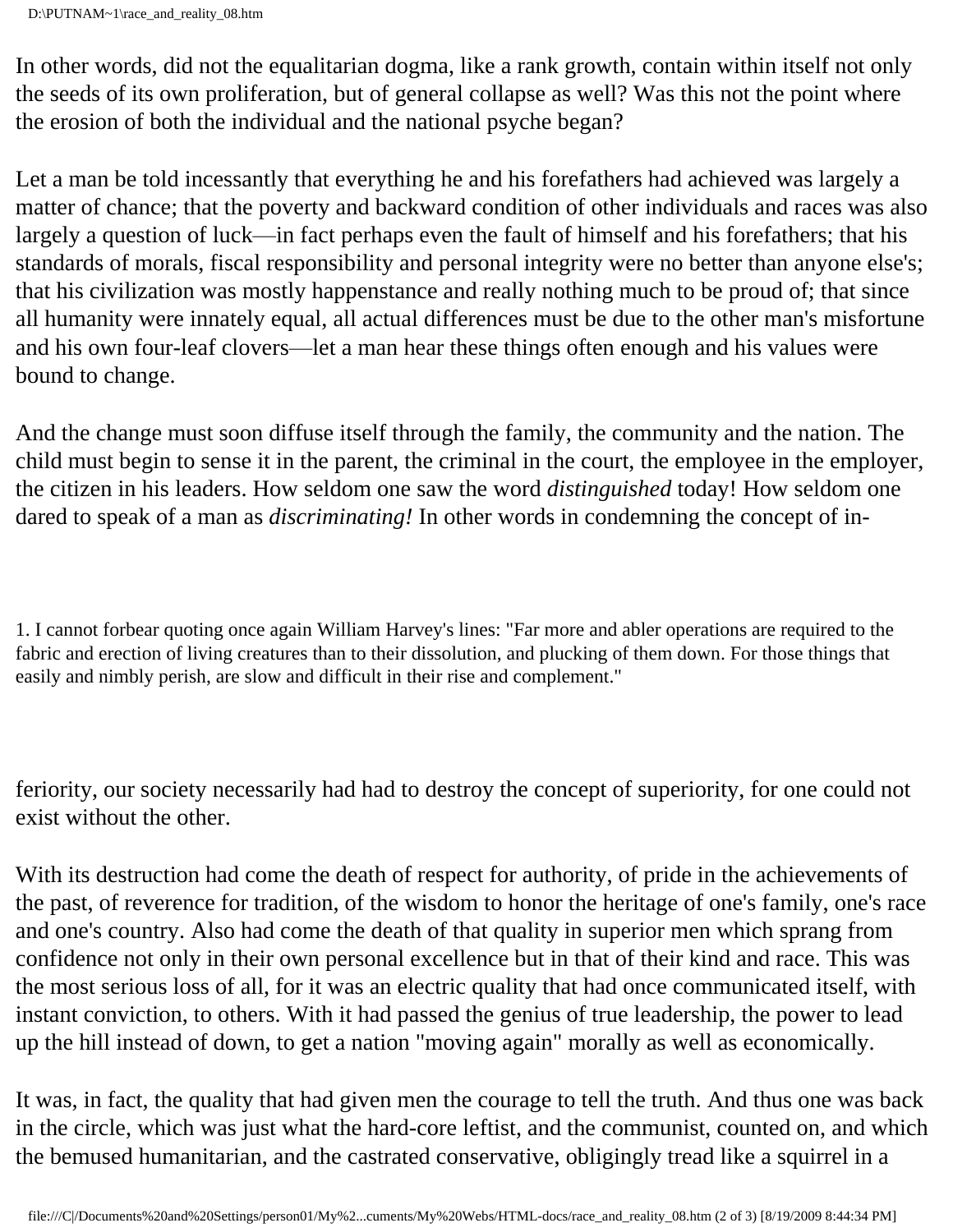In other words, did not the equalitarian dogma, like a rank growth, contain within itself not only the seeds of its own proliferation, but of general collapse as well? Was this not the point where the erosion of both the individual and the national psyche began?

Let a man be told incessantly that everything he and his forefathers had achieved was largely a matter of chance; that the poverty and backward condition of other individuals and races was also largely a question of luck—in fact perhaps even the fault of himself and his forefathers; that his standards of morals, fiscal responsibility and personal integrity were no better than anyone else's; that his civilization was mostly happenstance and really nothing much to be proud of; that since all humanity were innately equal, all actual differences must be due to the other man's misfortune and his own four-leaf clovers—let a man hear these things often enough and his values were bound to change.

And the change must soon diffuse itself through the family, the community and the nation. The child must begin to sense it in the parent, the criminal in the court, the employee in the employer, the citizen in his leaders. How seldom one saw the word *distinguished* today! How seldom one dared to speak of a man as *discriminating!* In other words in condemning the concept of inferiority, our society necessarily had had to destroy the concept of superiority, for one could not exist without the other.

With its destruction had come the death of respect for authority, of pride in the achievements of the past, of reverence for tradition, of the wisdom to honor the heritage of one's family, one's race and one's country. Also had come the death of that quality in superior men which sprang from confidence not only in their own personal excellence but in that of their kind and race. This was the most serious loss of all, for it was an electric quality that had once communicated itself, with instant conviction, to others. With it had passed the genius of true leadership, the power to lead up the hill instead of down, to get a nation "moving again" morally as well as economically.

It was, in fact, the quality that had given men the courage to tell the truth. And thus one was back in the circle, which was just what the hard-core leftist, and the communist, counted on, and which the bemused humanitarian, and the castrated conservative, obligingly tread like a squirrel in a

1. I cannot forbear quoting once again William Harvey's lines: "Far more and abler operations are required to the fabric and erection of living creatures than to their dissolution, and plucking of them down. For those things that easily and nimbly perish, are slow and difficult in their rise and complement."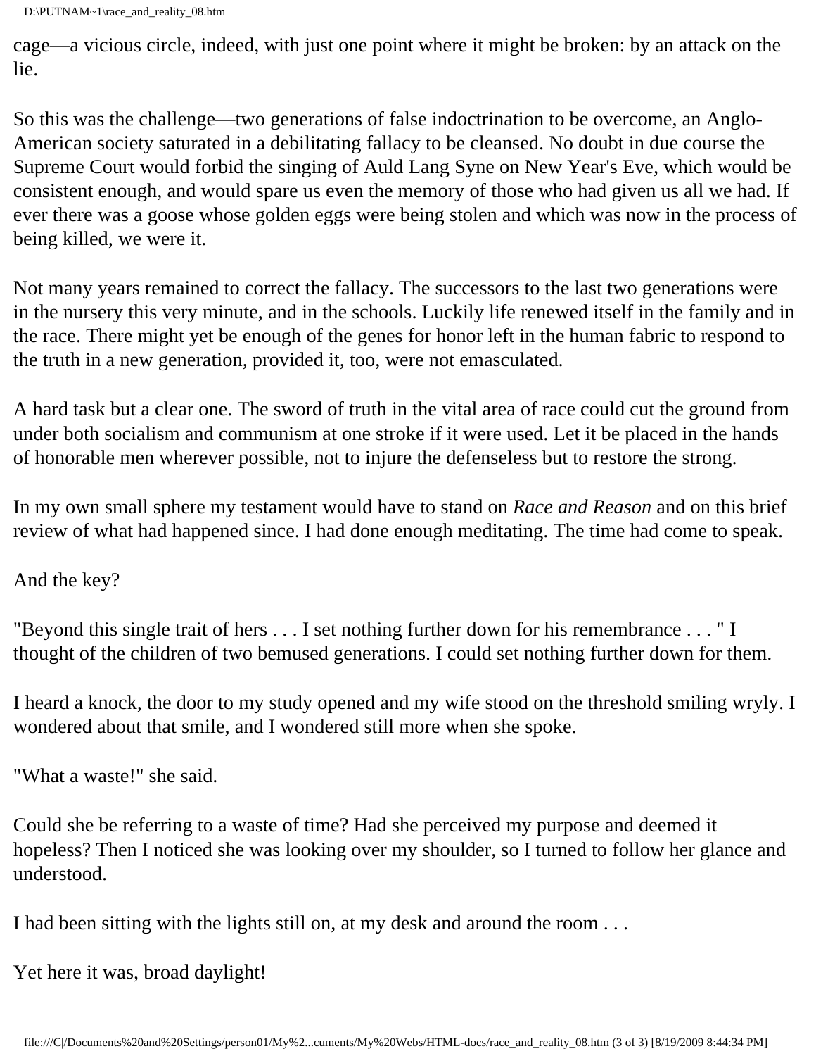cage—a vicious circle, indeed, with just one point where it might be broken: by an attack on the lie.

So this was the challenge—two generations of false indoctrination to be overcome, an Anglo-American society saturated in a debilitating fallacy to be cleansed. No doubt in due course the Supreme Court would forbid the singing of Auld Lang Syne on New Year's Eve, which would be consistent enough, and would spare us even the memory of those who had given us all we had. If ever there was a goose whose golden eggs were being stolen and which was now in the process of being killed, we were it.

Not many years remained to correct the fallacy. The successors to the last two generations were in the nursery this very minute, and in the schools. Luckily life renewed itself in the family and in the race. There might yet be enough of the genes for honor left in the human fabric to respond to the truth in a new generation, provided it, too, were not emasculated.

A hard task but a clear one. The sword of truth in the vital area of race could cut the ground from under both socialism and communism at one stroke if it were used. Let it be placed in the hands of honorable men wherever possible, not to injure the defenseless but to restore the strong.

In my own small sphere my testament would have to stand on *Race and Reason* and on this brief review of what had happened since. I had done enough meditating. The time had come to speak.

And the key?

"Beyond this single trait of hers . . . I set nothing further down for his remembrance . . . " I thought of the children of two bemused generations. I could set nothing further down for them.

I heard a knock, the door to my study opened and my wife stood on the threshold smiling wryly. I wondered about that smile, and I wondered still more when she spoke.

"What a waste!" she said.

Could she be referring to a waste of time? Had she perceived my purpose and deemed it hopeless? Then I noticed she was looking over my shoulder, so I turned to follow her glance and understood.

I had been sitting with the lights still on, at my desk and around the room . . .

Yet here it was, broad daylight!